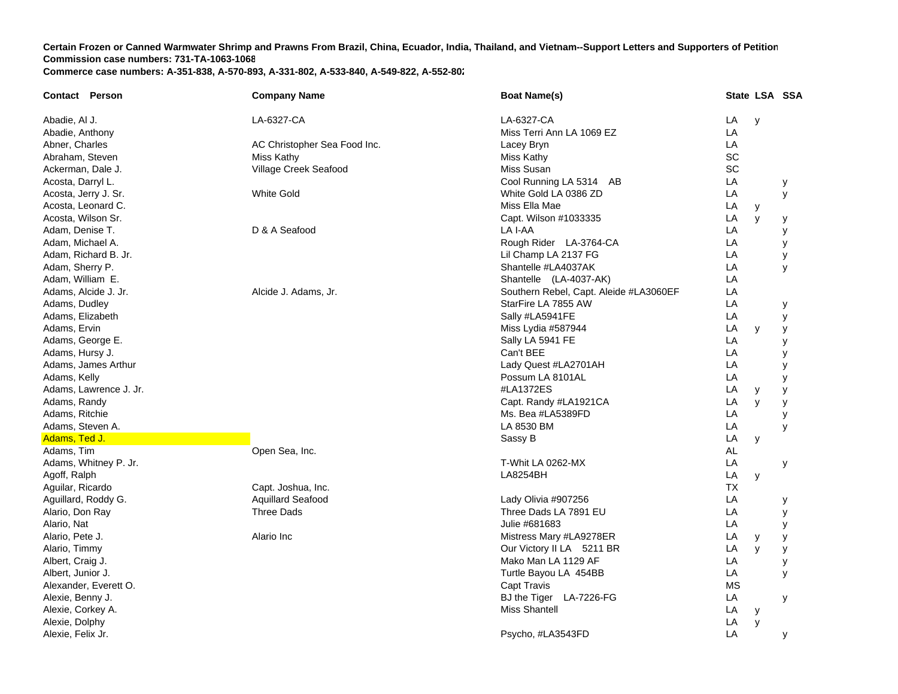**Certain Frozen or Canned Warmwater Shrimp and Prawns From Brazil, China, Ecuador, India, Thailand, and Vietnam--Support Letters and Supporters of Petition**
**Commission case numbers: 731-TA-1063-1068**
**Commerce case numbers: A-351-838, A-570-893, A-331-802, A-533-840, A-549-822, A-552-802**

| Contact Person | Company Name | Boat Name(s) | State | LSA | SSA |
|---|---|---|---|---|---|
| Abadie, Al J. | LA-6327-CA | LA-6327-CA | LA | y | |
| Abadie, Anthony | | Miss Terri Ann LA 1069 EZ | LA | | |
| Abner, Charles | AC Christopher Sea Food Inc. | Lacey Bryn | LA | | |
| Abraham, Steven | Miss Kathy | Miss Kathy | SC | | |
| Ackerman, Dale J. | Village Creek Seafood | Miss Susan | SC | | |
| Acosta, Darryl L. | | Cool Running LA 5314 AB | LA | | y |
| Acosta, Jerry J. Sr. | White Gold | White Gold LA 0386 ZD | LA | | y |
| Acosta, Leonard C. | | Miss Ella Mae | LA | y | |
| Acosta, Wilson Sr. | | Capt. Wilson #1033335 | LA | y | y |
| Adam, Denise T. | D & A Seafood | LA I-AA | LA | | y |
| Adam, Michael A. | | Rough Rider LA-3764-CA | LA | | y |
| Adam, Richard B. Jr. | | Lil Champ LA 2137 FG | LA | | y |
| Adam, Sherry P. | | Shantelle #LA4037AK | LA | | y |
| Adam, William E. | | Shantelle (LA-4037-AK) | LA | | |
| Adams, Alcide J. Jr. | Alcide J. Adams, Jr. | Southern Rebel, Capt. Aleide #LA3060EF | LA | | |
| Adams, Dudley | | StarFire LA 7855 AW | LA | | y |
| Adams, Elizabeth | | Sally #LA5941FE | LA | | y |
| Adams, Ervin | | Miss Lydia #587944 | LA | y | y |
| Adams, George E. | | Sally LA 5941 FE | LA | | y |
| Adams, Hursy J. | | Can't BEE | LA | | y |
| Adams, James Arthur | | Lady Quest #LA2701AH | LA | | y |
| Adams, Kelly | | Possum LA 8101AL | LA | | y |
| Adams, Lawrence J. Jr. | | #LA1372ES | LA | y | y |
| Adams, Randy | | Capt. Randy #LA1921CA | LA | y | y |
| Adams, Ritchie | | Ms. Bea #LA5389FD | LA | | y |
| Adams, Steven A. | | LA 8530 BM | LA | | y |
| Adams, Ted J. | | Sassy B | LA | y | |
| Adams, Tim | Open Sea, Inc. | | AL | | |
| Adams, Whitney P. Jr. | | T-Whit LA 0262-MX | LA | | y |
| Agoff, Ralph | | LA8254BH | LA | y | |
| Aguilar, Ricardo | Capt. Joshua, Inc. | | TX | | |
| Aguillard, Roddy G. | Aquillard Seafood | Lady Olivia #907256 | LA | | y |
| Alario, Don Ray | Three Dads | Three Dads LA 7891 EU | LA | | y |
| Alario, Nat | | Julie #681683 | LA | | y |
| Alario, Pete J. | Alario Inc | Mistress Mary #LA9278ER | LA | y | y |
| Alario, Timmy | | Our Victory II LA 5211 BR | LA | y | y |
| Albert, Craig J. | | Mako Man LA 1129 AF | LA | | y |
| Albert, Junior J. | | Turtle Bayou LA 454BB | LA | | y |
| Alexander, Everett O. | | Capt Travis | MS | | |
| Alexie, Benny J. | | BJ the Tiger LA-7226-FG | LA | | y |
| Alexie, Corkey A. | | Miss Shantell | LA | y | |
| Alexie, Dolphy | | | LA | y | |
| Alexie, Felix Jr. | | Psycho, #LA3543FD | LA | | y |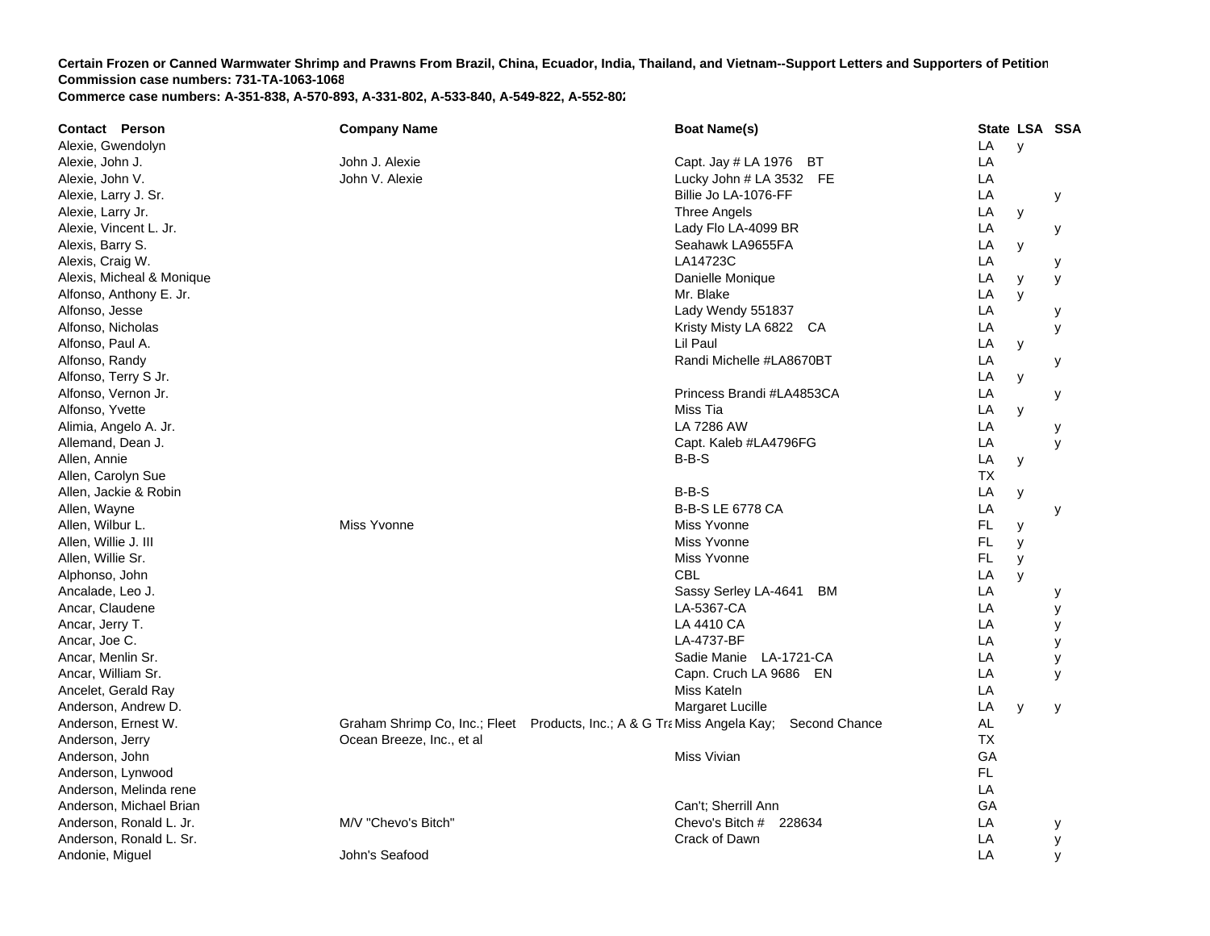**Certain Frozen or Canned Warmwater Shrimp and Prawns From Brazil, China, Ecuador, India, Thailand, and Vietnam--Support Letters and Supporters of Petition**
**Commission case numbers: 731-TA-1063-1068**
**Commerce case numbers: A-351-838, A-570-893, A-331-802, A-533-840, A-549-822, A-552-802**

| Contact Person | Company Name | Boat Name(s) | State | LSA | SSA |
|---|---|---|---|---|---|
| Alexie, Gwendolyn | | | LA | y | |
| Alexie, John J. | John J. Alexie | Capt. Jay # LA 1976 BT | LA | | |
| Alexie, John V. | John V. Alexie | Lucky John # LA 3532 FE | LA | | |
| Alexie, Larry J. Sr. | | Billie Jo LA-1076-FF | LA | | y |
| Alexie, Larry Jr. | | Three Angels | LA | y | |
| Alexie, Vincent L. Jr. | | Lady Flo LA-4099 BR | LA | | y |
| Alexis, Barry S. | | Seahawk LA9655FA | LA | y | |
| Alexis, Craig W. | | LA14723C | LA | | y |
| Alexis, Micheal & Monique | | Danielle Monique | LA | y | y |
| Alfonso, Anthony E. Jr. | | Mr. Blake | LA | y | |
| Alfonso, Jesse | | Lady Wendy 551837 | LA | | y |
| Alfonso, Nicholas | | Kristy Misty LA 6822 CA | LA | | y |
| Alfonso, Paul A. | | Lil Paul | LA | y | |
| Alfonso, Randy | | Randi Michelle #LA8670BT | LA | | y |
| Alfonso, Terry S Jr. | | | LA | y | |
| Alfonso, Vernon Jr. | | Princess Brandi #LA4853CA | LA | | y |
| Alfonso, Yvette | | Miss Tia | LA | y | |
| Alimia, Angelo A. Jr. | | LA 7286 AW | LA | | y |
| Allemand, Dean J. | | Capt. Kaleb #LA4796FG | LA | | y |
| Allen, Annie | | B-B-S | LA | y | |
| Allen, Carolyn Sue | | | TX | | |
| Allen, Jackie & Robin | | B-B-S | LA | y | |
| Allen, Wayne | | B-B-S LE 6778 CA | LA | | y |
| Allen, Wilbur L. | Miss Yvonne | Miss Yvonne | FL | y | |
| Allen, Willie J. III | | Miss Yvonne | FL | y | |
| Allen, Willie Sr. | | Miss Yvonne | FL | y | |
| Alphonso, John | | CBL | LA | y | |
| Ancalade, Leo J. | | Sassy Serley LA-4641 BM | LA | | y |
| Ancar, Claudene | | LA-5367-CA | LA | | y |
| Ancar, Jerry T. | | LA 4410 CA | LA | | y |
| Ancar, Joe C. | | LA-4737-BF | LA | | y |
| Ancar, Menlin Sr. | | Sadie Manie LA-1721-CA | LA | | y |
| Ancar, William Sr. | | Capn. Cruch LA 9686 EN | LA | | y |
| Ancelet, Gerald Ray | | Miss Kateln | LA | | |
| Anderson, Andrew D. | | Margaret Lucille | LA | y | y |
| Anderson, Ernest W. | Graham Shrimp Co, Inc.; Fleet Products, Inc.; A & G Tra | Miss Angela Kay; Second Chance | AL | | |
| Anderson, Jerry | Ocean Breeze, Inc., et al | | TX | | |
| Anderson, John | | Miss Vivian | GA | | |
| Anderson, Lynwood | | | FL | | |
| Anderson, Melinda rene | | | LA | | |
| Anderson, Michael Brian | | Can't; Sherrill Ann | GA | | |
| Anderson, Ronald L. Jr. | M/V "Chevo's Bitch" | Chevo's Bitch # 228634 | LA | | y |
| Anderson, Ronald L. Sr. | | Crack of Dawn | LA | | y |
| Andonie, Miguel | John's Seafood | | LA | | y |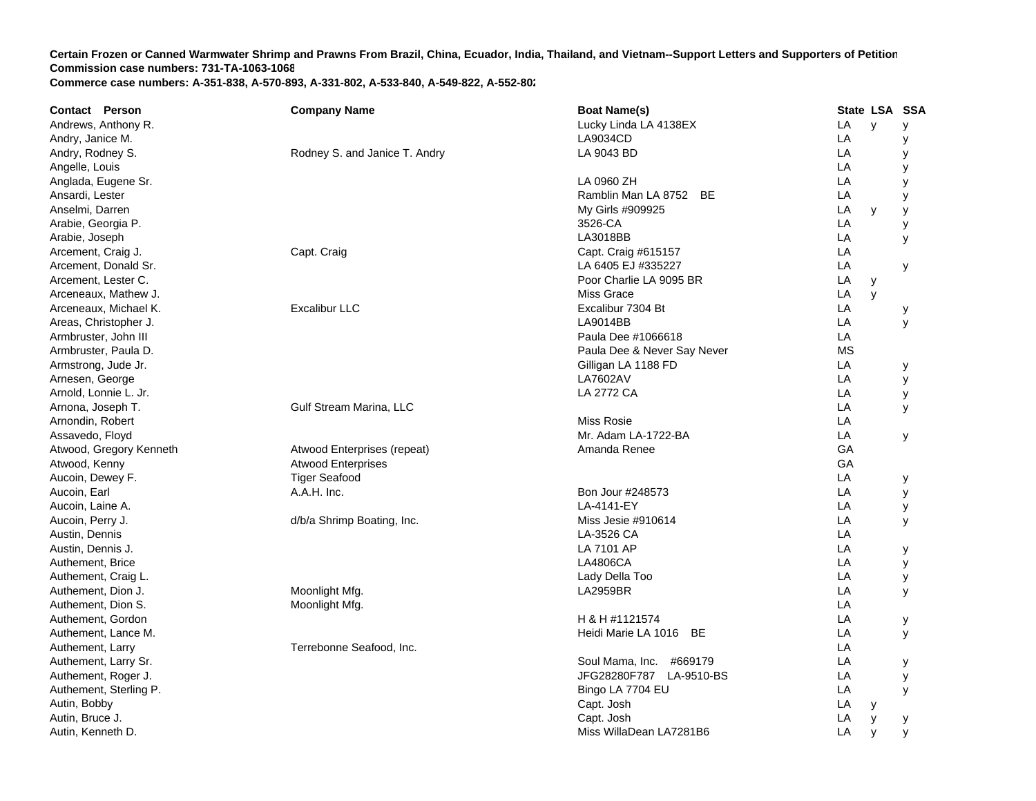**Certain Frozen or Canned Warmwater Shrimp and Prawns From Brazil, China, Ecuador, India, Thailand, and Vietnam--Support Letters and Supporters of Petition**
**Commission case numbers: 731-TA-1063-1068**
**Commerce case numbers: A-351-838, A-570-893, A-331-802, A-533-840, A-549-822, A-552-802**

| Contact Person | Company Name | Boat Name(s) | State | LSA | SSA |
|---|---|---|---|---|---|
| Andrews, Anthony R. | | Lucky Linda LA 4138EX | LA | y | y |
| Andry, Janice M. | | LA9034CD | LA | | y |
| Andry, Rodney S. | Rodney S. and Janice T. Andry | LA 9043 BD | LA | | y |
| Angelle, Louis | | | LA | | y |
| Anglada, Eugene Sr. | | LA 0960 ZH | LA | | y |
| Ansardi, Lester | | Ramblin Man LA 8752 BE | LA | | y |
| Anselmi, Darren | | My Girls #909925 | LA | y | y |
| Arabie, Georgia P. | | 3526-CA | LA | | y |
| Arabie, Joseph | | LA3018BB | LA | | y |
| Arcement, Craig J. | Capt. Craig | Capt. Craig #615157 | LA | | |
| Arcement, Donald Sr. | | LA 6405 EJ #335227 | LA | | y |
| Arcement, Lester C. | | Poor Charlie LA 9095 BR | LA | y | |
| Arceneaux, Mathew J. | | Miss Grace | LA | y | |
| Arceneaux, Michael K. | Excalibur LLC | Excalibur 7304 Bt | LA | | y |
| Areas, Christopher J. | | LA9014BB | LA | | y |
| Armbruster, John III | | Paula Dee #1066618 | LA | | |
| Armbruster, Paula D. | | Paula Dee & Never Say Never | MS | | |
| Armstrong, Jude Jr. | | Gilligan LA 1188 FD | LA | | y |
| Arnesen, George | | LA7602AV | LA | | y |
| Arnold, Lonnie L. Jr. | | LA 2772 CA | LA | | y |
| Arnona, Joseph T. | Gulf Stream Marina, LLC | | LA | | y |
| Arnondin, Robert | | Miss Rosie | LA | | |
| Assavedo, Floyd | | Mr. Adam LA-1722-BA | LA | | y |
| Atwood, Gregory Kenneth | Atwood Enterprises (repeat) | Amanda Renee | GA | | |
| Atwood, Kenny | Atwood Enterprises | | GA | | |
| Aucoin, Dewey F. | Tiger Seafood | | LA | | y |
| Aucoin, Earl | A.A.H. Inc. | Bon Jour #248573 | LA | | y |
| Aucoin, Laine A. | | LA-4141-EY | LA | | y |
| Aucoin, Perry J. | d/b/a Shrimp Boating, Inc. | Miss Jesie #910614 | LA | | y |
| Austin, Dennis | | LA-3526 CA | LA | | |
| Austin, Dennis J. | | LA 7101 AP | LA | | y |
| Authement, Brice | | LA4806CA | LA | | y |
| Authement, Craig L. | | Lady Della Too | LA | | y |
| Authement, Dion J. | Moonlight Mfg. | LA2959BR | LA | | y |
| Authement, Dion S. | Moonlight Mfg. | | LA | | |
| Authement, Gordon | | H & H #1121574 | LA | | y |
| Authement, Lance M. | | Heidi Marie LA 1016 BE | LA | | y |
| Authement, Larry | Terrebonne Seafood, Inc. | | LA | | |
| Authement, Larry Sr. | | Soul Mama, Inc. #669179 | LA | | y |
| Authement, Roger J. | | JFG28280F787 LA-9510-BS | LA | | y |
| Authement, Sterling P. | | Bingo LA 7704 EU | LA | | y |
| Autin, Bobby | | Capt. Josh | LA | y | |
| Autin, Bruce J. | | Capt. Josh | LA | y | y |
| Autin, Kenneth D. | | Miss WillaDean LA7281B6 | LA | y | y |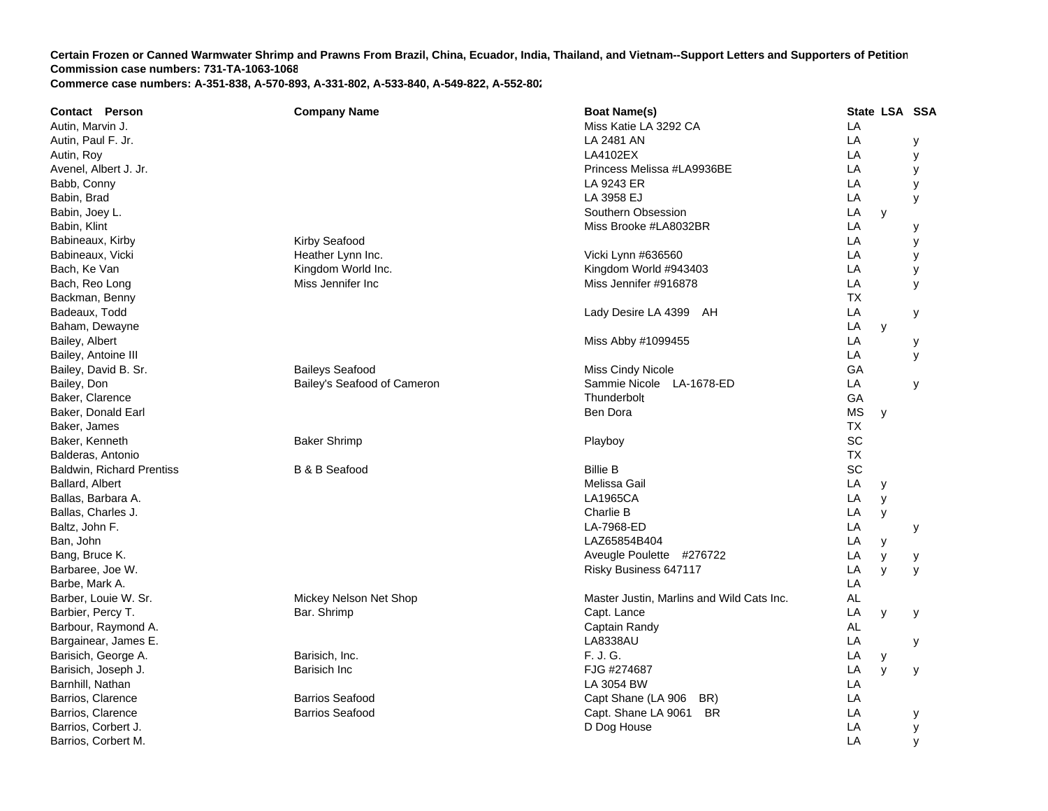**Certain Frozen or Canned Warmwater Shrimp and Prawns From Brazil, China, Ecuador, India, Thailand, and Vietnam--Support Letters and Supporters of Petition**
**Commission case numbers: 731-TA-1063-1068**
**Commerce case numbers: A-351-838, A-570-893, A-331-802, A-533-840, A-549-822, A-552-802**

| Contact Person | Company Name | Boat Name(s) | State | LSA | SSA |
|---|---|---|---|---|---|
| Autin, Marvin J. | | Miss Katie LA 3292 CA | LA | | |
| Autin, Paul F. Jr. | | LA 2481 AN | LA | | y |
| Autin, Roy | | LA4102EX | LA | | y |
| Avenel, Albert J. Jr. | | Princess Melissa #LA9936BE | LA | | y |
| Babb, Conny | | LA 9243 ER | LA | | y |
| Babin, Brad | | LA 3958 EJ | LA | | y |
| Babin, Joey L. | | Southern Obsession | LA | y | |
| Babin, Klint | | Miss Brooke #LA8032BR | LA | | y |
| Babineaux, Kirby | Kirby Seafood | | LA | | y |
| Babineaux, Vicki | Heather Lynn Inc. | Vicki Lynn #636560 | LA | | y |
| Bach, Ke Van | Kingdom World Inc. | Kingdom World #943403 | LA | | y |
| Bach, Reo Long | Miss Jennifer Inc | Miss Jennifer #916878 | LA | | y |
| Backman, Benny | | | TX | | |
| Badeaux, Todd | | Lady Desire LA 4399 AH | LA | | y |
| Baham, Dewayne | | | LA | y | |
| Bailey, Albert | | Miss Abby #1099455 | LA | | y |
| Bailey, Antoine III | | | LA | | y |
| Bailey, David B. Sr. | Baileys Seafood | Miss Cindy Nicole | GA | | |
| Bailey, Don | Bailey's Seafood of Cameron | Sammie Nicole LA-1678-ED | LA | | y |
| Baker, Clarence | | Thunderbolt | GA | | |
| Baker, Donald Earl | | Ben Dora | MS | y | |
| Baker, James | | | TX | | |
| Baker, Kenneth | Baker Shrimp | Playboy | SC | | |
| Balderas, Antonio | | | TX | | |
| Baldwin, Richard Prentiss | B & B Seafood | Billie B | SC | | |
| Ballard, Albert | | Melissa Gail | LA | y | |
| Ballas, Barbara A. | | LA1965CA | LA | y | |
| Ballas, Charles J. | | Charlie B | LA | y | |
| Baltz, John F. | | LA-7968-ED | LA | | y |
| Ban, John | | LAZ65854B404 | LA | y | |
| Bang, Bruce K. | | Aveugle Poulette #276722 | LA | y | y |
| Barbaree, Joe W. | | Risky Business 647117 | LA | y | y |
| Barbe, Mark A. | | | LA | | |
| Barber, Louie W. Sr. | Mickey Nelson Net Shop | Master Justin, Marlins and Wild Cats Inc. | AL | | |
| Barbier, Percy T. | Bar. Shrimp | Capt. Lance | LA | y | y |
| Barbour, Raymond A. | | Captain Randy | AL | | |
| Bargainear, James E. | | LA8338AU | LA | | y |
| Barisich, George A. | Barisich, Inc. | F. J. G. | LA | y | |
| Barisich, Joseph J. | Barisich Inc | FJG #274687 | LA | y | y |
| Barnhill, Nathan | | LA 3054 BW | LA | | |
| Barrios, Clarence | Barrios Seafood | Capt Shane (LA 906 BR) | LA | | |
| Barrios, Clarence | Barrios Seafood | Capt. Shane LA 9061 BR | LA | | y |
| Barrios, Corbert J. | | D Dog House | LA | | y |
| Barrios, Corbert M. | | | LA | | y |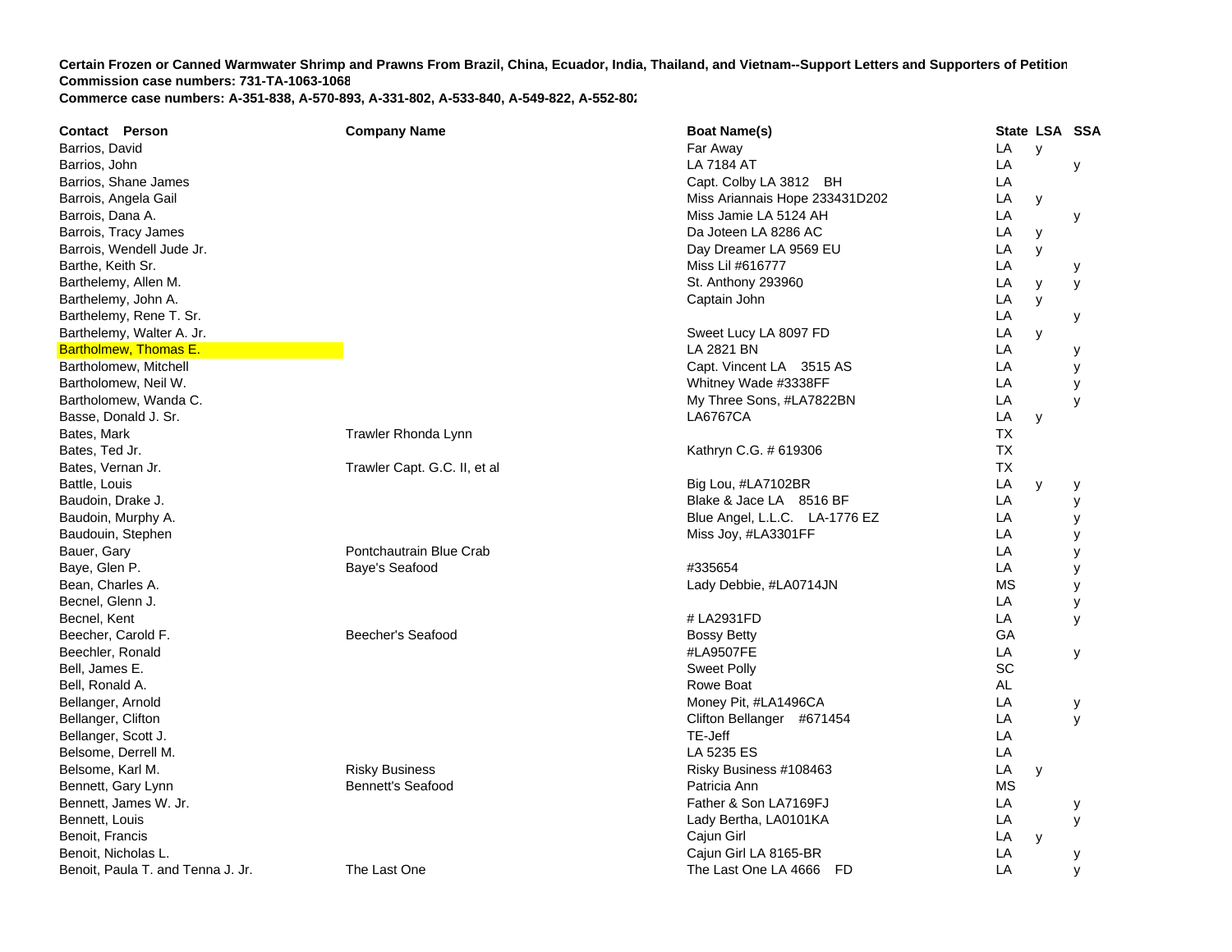**Certain Frozen or Canned Warmwater Shrimp and Prawns From Brazil, China, Ecuador, India, Thailand, and Vietnam--Support Letters and Supporters of Petition**
**Commission case numbers: 731-TA-1063-1068**
**Commerce case numbers: A-351-838, A-570-893, A-331-802, A-533-840, A-549-822, A-552-802**

| Contact Person | Company Name | Boat Name(s) | State | LSA | SSA |
|---|---|---|---|---|---|
| Barrios, David | | Far Away | LA | y | |
| Barrios, John | | LA 7184 AT | LA | | y |
| Barrios, Shane James | | Capt. Colby LA 3812 BH | LA | | |
| Barrois, Angela Gail | | Miss Ariannais Hope 233431D202 | LA | y | |
| Barrois, Dana A. | | Miss Jamie LA 5124 AH | LA | | y |
| Barrois, Tracy James | | Da Joteen LA 8286 AC | LA | y | |
| Barrois, Wendell Jude Jr. | | Day Dreamer LA 9569 EU | LA | y | |
| Barthe, Keith Sr. | | Miss Lil #616777 | LA | | y |
| Barthelemy, Allen M. | | St. Anthony 293960 | LA | y | y |
| Barthelemy, John A. | | Captain John | LA | y | |
| Barthelemy, Rene T. Sr. | | | LA | | y |
| Barthelemy, Walter A. Jr. | | Sweet Lucy LA 8097 FD | LA | y | |
| Bartholmew, Thomas E. | | LA 2821 BN | LA | | y |
| Bartholomew, Mitchell | | Capt. Vincent LA 3515 AS | LA | | y |
| Bartholomew, Neil W. | | Whitney Wade #3338FF | LA | | y |
| Bartholomew, Wanda C. | | My Three Sons, #LA7822BN | LA | | y |
| Basse, Donald J. Sr. | | LA6767CA | LA | y | |
| Bates, Mark | Trawler Rhonda Lynn | | TX | | |
| Bates, Ted Jr. | | Kathryn C.G. # 619306 | TX | | |
| Bates, Vernan Jr. | Trawler Capt. G.C. II, et al | | TX | | |
| Battle, Louis | | Big Lou, #LA7102BR | LA | y | y |
| Baudoin, Drake J. | | Blake & Jace LA 8516 BF | LA | | y |
| Baudoin, Murphy A. | | Blue Angel, L.L.C. LA-1776 EZ | LA | | y |
| Baudouin, Stephen | | Miss Joy, #LA3301FF | LA | | y |
| Bauer, Gary | Pontchautrain Blue Crab | | LA | | y |
| Baye, Glen P. | Baye's Seafood | #335654 | LA | | y |
| Bean, Charles A. | | Lady Debbie, #LA0714JN | MS | | y |
| Becnel, Glenn J. | | | LA | | y |
| Becnel, Kent | | # LA2931FD | LA | | y |
| Beecher, Carold F. | Beecher's Seafood | Bossy Betty | GA | | |
| Beechler, Ronald | | #LA9507FE | LA | | y |
| Bell, James E. | | Sweet Polly | SC | | |
| Bell, Ronald A. | | Rowe Boat | AL | | |
| Bellanger, Arnold | | Money Pit, #LA1496CA | LA | | y |
| Bellanger, Clifton | | Clifton Bellanger #671454 | LA | | y |
| Bellanger, Scott J. | | TE-Jeff | LA | | |
| Belsome, Derrell M. | | LA 5235 ES | LA | | |
| Belsome, Karl M. | Risky Business | Risky Business #108463 | LA | y | |
| Bennett, Gary Lynn | Bennett's Seafood | Patricia Ann | MS | | |
| Bennett, James W. Jr. | | Father & Son LA7169FJ | LA | | y |
| Bennett, Louis | | Lady Bertha, LA0101KA | LA | | y |
| Benoit, Francis | | Cajun Girl | LA | y | |
| Benoit, Nicholas L. | | Cajun Girl LA 8165-BR | LA | | y |
| Benoit, Paula T. and Tenna J. Jr. | The Last One | The Last One LA 4666 FD | LA | | y |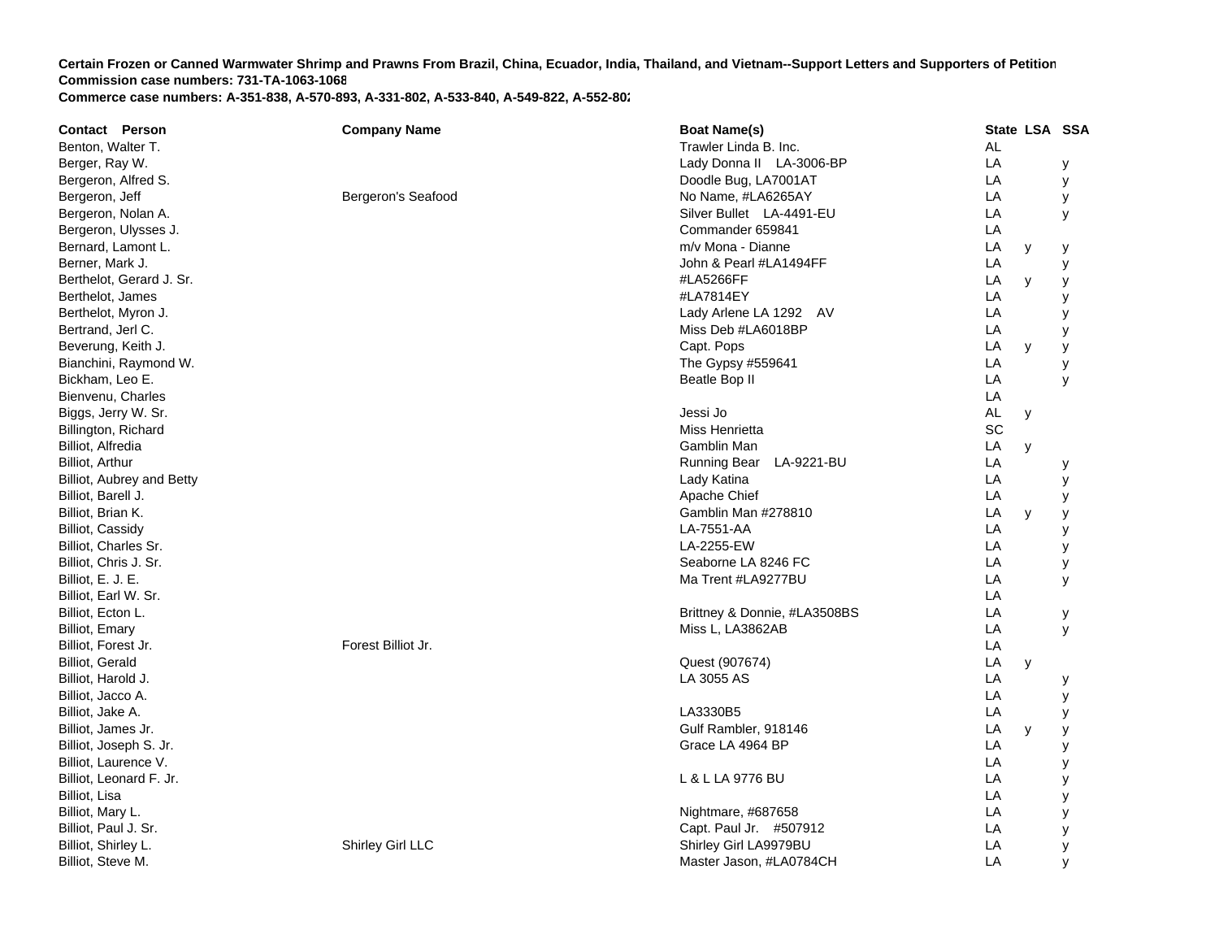**Certain Frozen or Canned Warmwater Shrimp and Prawns From Brazil, China, Ecuador, India, Thailand, and Vietnam--Support Letters and Supporters of Petition**
**Commission case numbers: 731-TA-1063-1068**
**Commerce case numbers: A-351-838, A-570-893, A-331-802, A-533-840, A-549-822, A-552-802**

| Contact Person | Company Name | Boat Name(s) | State | LSA | SSA |
|---|---|---|---|---|---|
| Benton, Walter T. | | Trawler Linda B. Inc. | AL | | |
| Berger, Ray W. | | Lady Donna II LA-3006-BP | LA | | y |
| Bergeron, Alfred S. | | Doodle Bug, LA7001AT | LA | | y |
| Bergeron, Jeff | Bergeron's Seafood | No Name, #LA6265AY | LA | | y |
| Bergeron, Nolan A. | | Silver Bullet LA-4491-EU | LA | | y |
| Bergeron, Ulysses J. | | Commander 659841 | LA | | |
| Bernard, Lamont L. | | m/v Mona - Dianne | LA | y | y |
| Berner, Mark J. | | John & Pearl #LA1494FF | LA | | y |
| Berthelot, Gerard J. Sr. | | #LA5266FF | LA | y | y |
| Berthelot, James | | #LA7814EY | LA | | y |
| Berthelot, Myron J. | | Lady Arlene LA 1292 AV | LA | | y |
| Bertrand, Jerl C. | | Miss Deb #LA6018BP | LA | | y |
| Beverung, Keith J. | | Capt. Pops | LA | y | y |
| Bianchini, Raymond W. | | The Gypsy #559641 | LA | | y |
| Bickham, Leo E. | | Beatle Bop II | LA | | y |
| Bienvenu, Charles | | | LA | | |
| Biggs, Jerry W. Sr. | | Jessi Jo | AL | y | |
| Billington, Richard | | Miss Henrietta | SC | | |
| Billiot, Alfredia | | Gamblin Man | LA | y | |
| Billiot, Arthur | | Running Bear LA-9221-BU | LA | | y |
| Billiot, Aubrey and Betty | | Lady Katina | LA | | y |
| Billiot, Barell J. | | Apache Chief | LA | | y |
| Billiot, Brian K. | | Gamblin Man #278810 | LA | y | y |
| Billiot, Cassidy | | LA-7551-AA | LA | | y |
| Billiot, Charles Sr. | | LA-2255-EW | LA | | y |
| Billiot, Chris J. Sr. | | Seaborne LA 8246 FC | LA | | y |
| Billiot, E. J. E. | | Ma Trent #LA9277BU | LA | | y |
| Billiot, Earl W. Sr. | | | LA | | |
| Billiot, Ecton L. | | Brittney & Donnie, #LA3508BS | LA | | y |
| Billiot, Emary | | Miss L, LA3862AB | LA | | y |
| Billiot, Forest Jr. | Forest Billiot Jr. | | LA | | |
| Billiot, Gerald | | Quest (907674) | LA | y | |
| Billiot, Harold J. | | LA 3055 AS | LA | | y |
| Billiot, Jacco A. | | | LA | | y |
| Billiot, Jake A. | | LA3330B5 | LA | | y |
| Billiot, James Jr. | | Gulf Rambler, 918146 | LA | y | y |
| Billiot, Joseph S. Jr. | | Grace LA 4964 BP | LA | | y |
| Billiot, Laurence V. | | | LA | | y |
| Billiot, Leonard F. Jr. | | L & L LA 9776 BU | LA | | y |
| Billiot, Lisa | | | LA | | y |
| Billiot, Mary L. | | Nightmare, #687658 | LA | | y |
| Billiot, Paul J. Sr. | | Capt. Paul Jr. #507912 | LA | | y |
| Billiot, Shirley L. | Shirley Girl LLC | Shirley Girl LA9979BU | LA | | y |
| Billiot, Steve M. | | Master Jason, #LA0784CH | LA | | y |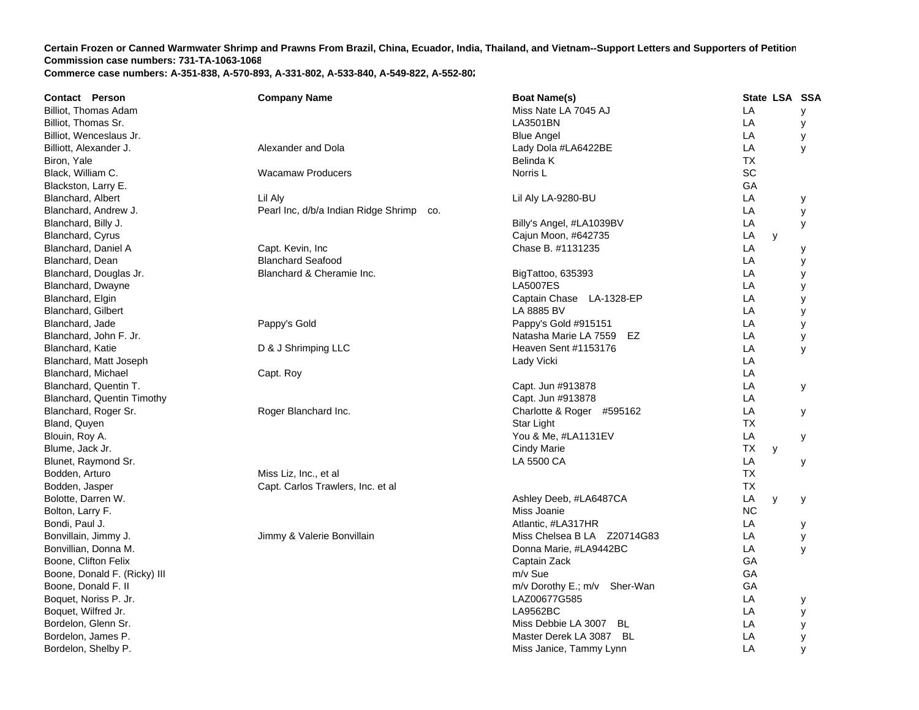**Certain Frozen or Canned Warmwater Shrimp and Prawns From Brazil, China, Ecuador, India, Thailand, and Vietnam--Support Letters and Supporters of Petition**
**Commission case numbers: 731-TA-1063-1068**
**Commerce case numbers: A-351-838, A-570-893, A-331-802, A-533-840, A-549-822, A-552-802**

| Contact Person | Company Name | Boat Name(s) | State | LSA | SSA |
|---|---|---|---|---|---|
| Billiot, Thomas Adam | | Miss Nate LA 7045 AJ | LA | | y |
| Billiot, Thomas Sr. | | LA3501BN | LA | | y |
| Billiot, Wenceslaus Jr. | | Blue Angel | LA | | y |
| Billiott, Alexander J. | Alexander and Dola | Lady Dola #LA6422BE | LA | | y |
| Biron, Yale | | Belinda K | TX | | |
| Black, William C. | Wacamaw Producers | Norris L | SC | | |
| Blackston, Larry E. | | | GA | | |
| Blanchard, Albert | Lil Aly | Lil Aly LA-9280-BU | LA | | y |
| Blanchard, Andrew J. | Pearl Inc, d/b/a Indian Ridge Shrimp co. | | LA | | y |
| Blanchard, Billy J. | | Billy's Angel, #LA1039BV | LA | | y |
| Blanchard, Cyrus | | Cajun Moon, #642735 | LA | y | |
| Blanchard, Daniel A | Capt. Kevin, Inc | Chase B. #1131235 | LA | | y |
| Blanchard, Dean | Blanchard Seafood | | LA | | y |
| Blanchard, Douglas Jr. | Blanchard & Cheramie Inc. | BigTattoo, 635393 | LA | | y |
| Blanchard, Dwayne | | LA5007ES | LA | | y |
| Blanchard, Elgin | | Captain Chase LA-1328-EP | LA | | y |
| Blanchard, Gilbert | | LA 8885 BV | LA | | y |
| Blanchard, Jade | Pappy's Gold | Pappy's Gold #915151 | LA | | y |
| Blanchard, John F. Jr. | | Natasha Marie LA 7559 EZ | LA | | y |
| Blanchard, Katie | D & J Shrimping LLC | Heaven Sent #1153176 | LA | | y |
| Blanchard, Matt Joseph | | Lady Vicki | LA | | |
| Blanchard, Michael | Capt. Roy | | LA | | |
| Blanchard, Quentin T. | | Capt. Jun #913878 | LA | | y |
| Blanchard, Quentin Timothy | | Capt. Jun #913878 | LA | | |
| Blanchard, Roger Sr. | Roger Blanchard Inc. | Charlotte & Roger #595162 | LA | | y |
| Bland, Quyen | | Star Light | TX | | |
| Blouin, Roy A. | | You & Me, #LA1131EV | LA | | y |
| Blume, Jack Jr. | | Cindy Marie | TX | y | |
| Blunet, Raymond Sr. | | LA 5500 CA | LA | | y |
| Bodden, Arturo | Miss Liz, Inc., et al | | TX | | |
| Bodden, Jasper | Capt. Carlos Trawlers, Inc. et al | | TX | | |
| Bolotte, Darren W. | | Ashley Deeb, #LA6487CA | LA | y | y |
| Bolton, Larry F. | | Miss Joanie | NC | | |
| Bondi, Paul J. | | Atlantic, #LA317HR | LA | | y |
| Bonvillain, Jimmy J. | Jimmy & Valerie Bonvillain | Miss Chelsea B LA Z20714G83 | LA | | y |
| Bonvillian, Donna M. | | Donna Marie, #LA9442BC | LA | | y |
| Boone, Clifton Felix | | Captain Zack | GA | | |
| Boone, Donald F. (Ricky) III | | m/v Sue | GA | | |
| Boone, Donald F. II | | m/v Dorothy E.; m/v Sher-Wan | GA | | |
| Boquet, Noriss P. Jr. | | LAZ00677G585 | LA | | y |
| Boquet, Wilfred Jr. | | LA9562BC | LA | | y |
| Bordelon, Glenn Sr. | | Miss Debbie LA 3007 BL | LA | | y |
| Bordelon, James P. | | Master Derek LA 3087 BL | LA | | y |
| Bordelon, Shelby P. | | Miss Janice, Tammy Lynn | LA | | y |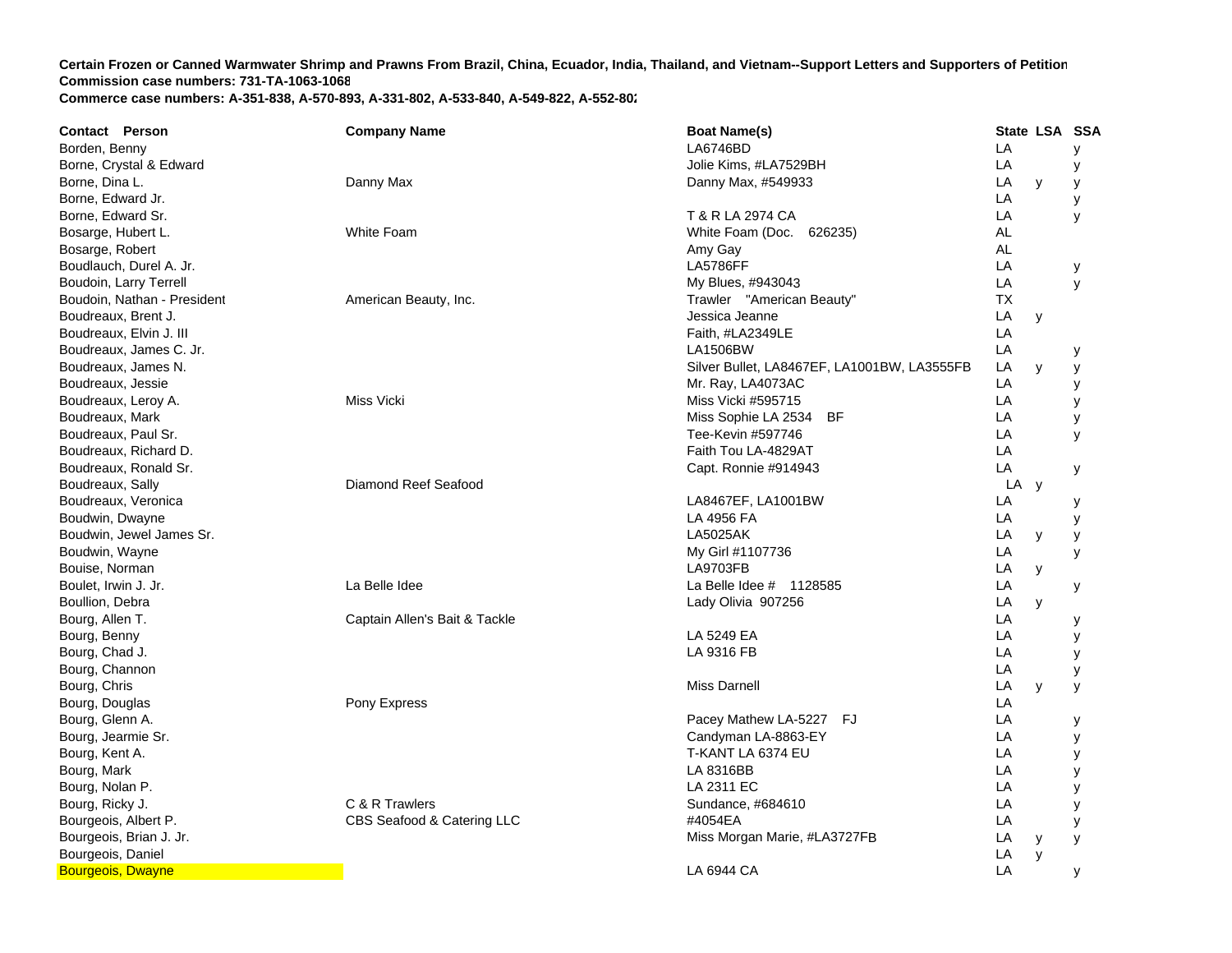**Certain Frozen or Canned Warmwater Shrimp and Prawns From Brazil, China, Ecuador, India, Thailand, and Vietnam--Support Letters and Supporters of Petition**
**Commission case numbers: 731-TA-1063-1068**
**Commerce case numbers: A-351-838, A-570-893, A-331-802, A-533-840, A-549-822, A-552-802**

| Contact Person | Company Name | Boat Name(s) | State | LSA | SSA |
|---|---|---|---|---|---|
| Borden, Benny | | LA6746BD | LA | | y |
| Borne, Crystal & Edward | | Jolie Kims, #LA7529BH | LA | | y |
| Borne, Dina L. | Danny Max | Danny Max, #549933 | LA | y | y |
| Borne, Edward Jr. | | | LA | | y |
| Borne, Edward Sr. | | T & R LA 2974 CA | LA | | y |
| Bosarge, Hubert L. | White Foam | White Foam (Doc. 626235) | AL | | |
| Bosarge, Robert | | Amy Gay | AL | | |
| Boudlauch, Durel A. Jr. | | LA5786FF | LA | | y |
| Boudoin, Larry Terrell | | My Blues, #943043 | LA | | y |
| Boudoin, Nathan - President | American Beauty, Inc. | Trawler "American Beauty" | TX | | |
| Boudreaux, Brent J. | | Jessica Jeanne | LA | y | |
| Boudreaux, Elvin J. III | | Faith, #LA2349LE | LA | | |
| Boudreaux, James C. Jr. | | LA1506BW | LA | | y |
| Boudreaux, James N. | | Silver Bullet, LA8467EF, LA1001BW, LA3555FB | LA | y | y |
| Boudreaux, Jessie | | Mr. Ray, LA4073AC | LA | | y |
| Boudreaux, Leroy A. | Miss Vicki | Miss Vicki #595715 | LA | | y |
| Boudreaux, Mark | | Miss Sophie LA 2534 BF | LA | | y |
| Boudreaux, Paul Sr. | | Tee-Kevin #597746 | LA | | y |
| Boudreaux, Richard D. | | Faith Tou LA-4829AT | LA | | |
| Boudreaux, Ronald Sr. | | Capt. Ronnie #914943 | LA | | y |
| Boudreaux, Sally | Diamond Reef Seafood | | LA | y | |
| Boudreaux, Veronica | | LA8467EF, LA1001BW | LA | | y |
| Boudwin, Dwayne | | LA 4956 FA | LA | | y |
| Boudwin, Jewel James Sr. | | LA5025AK | LA | y | y |
| Boudwin, Wayne | | My Girl #1107736 | LA | | y |
| Bouise, Norman | | LA9703FB | LA | y | |
| Boulet, Irwin J. Jr. | La Belle Idee | La Belle Idee # 1128585 | LA | | y |
| Boullion, Debra | | Lady Olivia 907256 | LA | y | |
| Bourg, Allen T. | Captain Allen's Bait & Tackle | | LA | | y |
| Bourg, Benny | | LA 5249 EA | LA | | y |
| Bourg, Chad J. | | LA 9316 FB | LA | | y |
| Bourg, Channon | | | LA | | y |
| Bourg, Chris | | Miss Darnell | LA | y | y |
| Bourg, Douglas | Pony Express | | LA | | |
| Bourg, Glenn A. | | Pacey Mathew LA-5227 FJ | LA | | y |
| Bourg, Jearmie Sr. | | Candyman LA-8863-EY | LA | | y |
| Bourg, Kent A. | | T-KANT LA 6374 EU | LA | | y |
| Bourg, Mark | | LA 8316BB | LA | | y |
| Bourg, Nolan P. | | LA 2311 EC | LA | | y |
| Bourg, Ricky J. | C & R Trawlers | Sundance, #684610 | LA | | y |
| Bourgeois, Albert P. | CBS Seafood & Catering LLC | #4054EA | LA | | y |
| Bourgeois, Brian J. Jr. | | Miss Morgan Marie, #LA3727FB | LA | y | y |
| Bourgeois, Daniel | | | LA | y | |
| Bourgeois, Dwayne | | LA 6944 CA | LA | | y |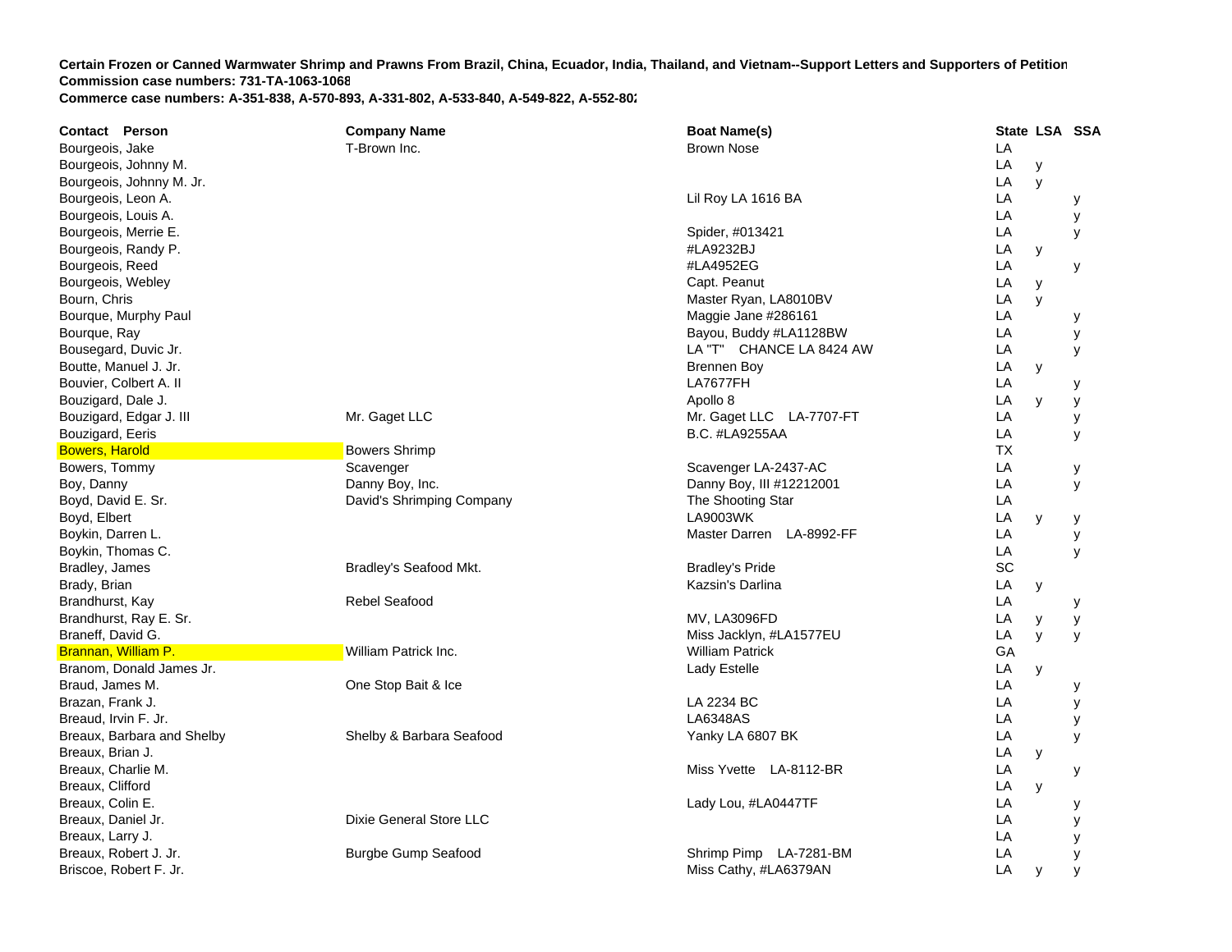**Certain Frozen or Canned Warmwater Shrimp and Prawns From Brazil, China, Ecuador, India, Thailand, and Vietnam--Support Letters and Supporters of Petition**
**Commission case numbers: 731-TA-1063-1068**
**Commerce case numbers: A-351-838, A-570-893, A-331-802, A-533-840, A-549-822, A-552-802**

| Contact Person | Company Name | Boat Name(s) | State | LSA | SSA |
|---|---|---|---|---|---|
| Bourgeois, Jake | T-Brown Inc. | Brown Nose | LA | | |
| Bourgeois, Johnny M. | | | LA | y | |
| Bourgeois, Johnny M. Jr. | | | LA | y | |
| Bourgeois, Leon A. | | Lil Roy LA 1616 BA | LA | | y |
| Bourgeois, Louis A. | | | LA | | y |
| Bourgeois, Merrie E. | | Spider, #013421 | LA | | y |
| Bourgeois, Randy P. | | #LA9232BJ | LA | y | |
| Bourgeois, Reed | | #LA4952EG | LA | | y |
| Bourgeois, Webley | | Capt. Peanut | LA | y | |
| Bourn, Chris | | Master Ryan, LA8010BV | LA | y | |
| Bourque, Murphy Paul | | Maggie Jane #286161 | LA | | y |
| Bourque, Ray | | Bayou, Buddy #LA1128BW | LA | | y |
| Bousegard, Duvic Jr. | | LA "T" CHANCE LA 8424 AW | LA | | y |
| Boutte, Manuel J. Jr. | | Brennen Boy | LA | y | |
| Bouvier, Colbert A. II | | LA7677FH | LA | | y |
| Bouzigard, Dale J. | | Apollo 8 | LA | y | y |
| Bouzigard, Edgar J. III | Mr. Gaget LLC | Mr. Gaget LLC LA-7707-FT | LA | | y |
| Bouzigard, Eeris | | B.C. #LA9255AA | LA | | y |
| Bowers, Harold | Bowers Shrimp | | TX | | |
| Bowers, Tommy | Scavenger | Scavenger LA-2437-AC | LA | | y |
| Boy, Danny | Danny Boy, Inc. | Danny Boy, III #12212001 | LA | | y |
| Boyd, David E. Sr. | David's Shrimping Company | The Shooting Star | LA | | |
| Boyd, Elbert | | LA9003WK | LA | y | y |
| Boykin, Darren L. | | Master Darren LA-8992-FF | LA | | y |
| Boykin, Thomas C. | | | LA | | y |
| Bradley, James | Bradley's Seafood Mkt. | Bradley's Pride | SC | | |
| Brady, Brian | | Kazsin's Darlina | LA | y | |
| Brandhurst, Kay | Rebel Seafood | | LA | | y |
| Brandhurst, Ray E. Sr. | | MV, LA3096FD | LA | y | y |
| Braneff, David G. | | Miss Jacklyn, #LA1577EU | LA | y | y |
| Brannan, William P. | William Patrick Inc. | William Patrick | GA | | |
| Branom, Donald James Jr. | | Lady Estelle | LA | y | |
| Braud, James M. | One Stop Bait & Ice | | LA | | y |
| Brazan, Frank J. | | LA 2234 BC | LA | | y |
| Breaud, Irvin F. Jr. | | LA6348AS | LA | | y |
| Breaux, Barbara and Shelby | Shelby & Barbara Seafood | Yanky LA 6807 BK | LA | | y |
| Breaux, Brian J. | | | LA | y | |
| Breaux, Charlie M. | | Miss Yvette LA-8112-BR | LA | | y |
| Breaux, Clifford | | | LA | y | |
| Breaux, Colin E. | | Lady Lou, #LA0447TF | LA | | y |
| Breaux, Daniel Jr. | Dixie General Store LLC | | LA | | y |
| Breaux, Larry J. | | | LA | | y |
| Breaux, Robert J. Jr. | Burgbe Gump Seafood | Shrimp Pimp LA-7281-BM | LA | | y |
| Briscoe, Robert F. Jr. | | Miss Cathy, #LA6379AN | LA | y | y |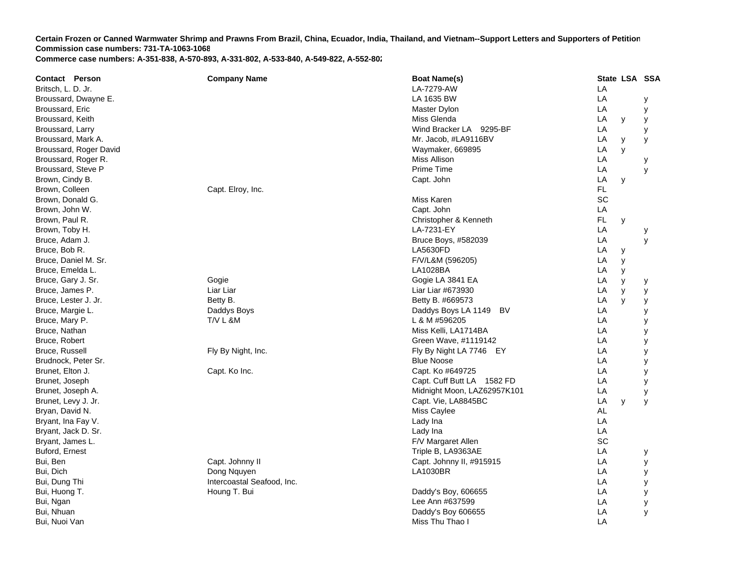**Certain Frozen or Canned Warmwater Shrimp and Prawns From Brazil, China, Ecuador, India, Thailand, and Vietnam--Support Letters and Supporters of Petition**
**Commission case numbers: 731-TA-1063-1068**
**Commerce case numbers: A-351-838, A-570-893, A-331-802, A-533-840, A-549-822, A-552-802**

| Contact Person | Company Name | Boat Name(s) | State | LSA | SSA |
|---|---|---|---|---|---|
| Britsch, L. D. Jr. | | LA-7279-AW | LA | | |
| Broussard, Dwayne E. | | LA 1635 BW | LA | | y |
| Broussard, Eric | | Master Dylon | LA | | y |
| Broussard, Keith | | Miss Glenda | LA | y | y |
| Broussard, Larry | | Wind Bracker LA 9295-BF | LA | | y |
| Broussard, Mark A. | | Mr. Jacob, #LA9116BV | LA | y | y |
| Broussard, Roger David | | Waymaker, 669895 | LA | y | |
| Broussard, Roger R. | | Miss Allison | LA | | y |
| Broussard, Steve P | | Prime Time | LA | | y |
| Brown, Cindy B. | | Capt. John | LA | y | |
| Brown, Colleen | Capt. Elroy, Inc. | | FL | | |
| Brown, Donald G. | | Miss Karen | SC | | |
| Brown, John W. | | Capt. John | LA | | |
| Brown, Paul R. | | Christopher & Kenneth | FL | y | |
| Brown, Toby H. | | LA-7231-EY | LA | | y |
| Bruce, Adam J. | | Bruce Boys, #582039 | LA | | y |
| Bruce, Bob R. | | LA5630FD | LA | y | |
| Bruce, Daniel M. Sr. | | F/V/L&M (596205) | LA | y | |
| Bruce, Emelda L. | | LA1028BA | LA | y | |
| Bruce, Gary J. Sr. | Gogie | Gogie LA 3841 EA | LA | y | y |
| Bruce, James P. | Liar Liar | Liar Liar #673930 | LA | y | y |
| Bruce, Lester J. Jr. | Betty B. | Betty B. #669573 | LA | y | y |
| Bruce, Margie L. | Daddys Boys | Daddys Boys LA 1149 BV | LA | | y |
| Bruce, Mary P. | T/V L &M | L & M #596205 | LA | | y |
| Bruce, Nathan | | Miss Kelli, LA1714BA | LA | | y |
| Bruce, Robert | | Green Wave, #1119142 | LA | | y |
| Bruce, Russell | Fly By Night, Inc. | Fly By Night LA 7746 EY | LA | | y |
| Brudnock, Peter Sr. | | Blue Noose | LA | | y |
| Brunet, Elton J. | Capt. Ko Inc. | Capt. Ko #649725 | LA | | y |
| Brunet, Joseph | | Capt. Cuff Butt LA 1582 FD | LA | | y |
| Brunet, Joseph A. | | Midnight Moon, LAZ62957K101 | LA | | y |
| Brunet, Levy J. Jr. | | Capt. Vie, LA8845BC | LA | y | y |
| Bryan, David N. | | Miss Caylee | AL | | |
| Bryant, Ina Fay V. | | Lady Ina | LA | | |
| Bryant, Jack D. Sr. | | Lady Ina | LA | | |
| Bryant, James L. | | F/V Margaret Allen | SC | | |
| Buford, Ernest | | Triple B, LA9363AE | LA | | y |
| Bui, Ben | Capt. Johnny II | Capt. Johnny II, #915915 | LA | | y |
| Bui, Dich | Dong Nquyen | LA1030BR | LA | | y |
| Bui, Dung Thi | Intercoastal Seafood, Inc. | | LA | | y |
| Bui, Huong T. | Houng T. Bui | Daddy's Boy, 606655 | LA | | y |
| Bui, Ngan | | Lee Ann #637599 | LA | | y |
| Bui, Nhuan | | Daddy's Boy 606655 | LA | | y |
| Bui, Nuoi Van | | Miss Thu Thao I | LA | | |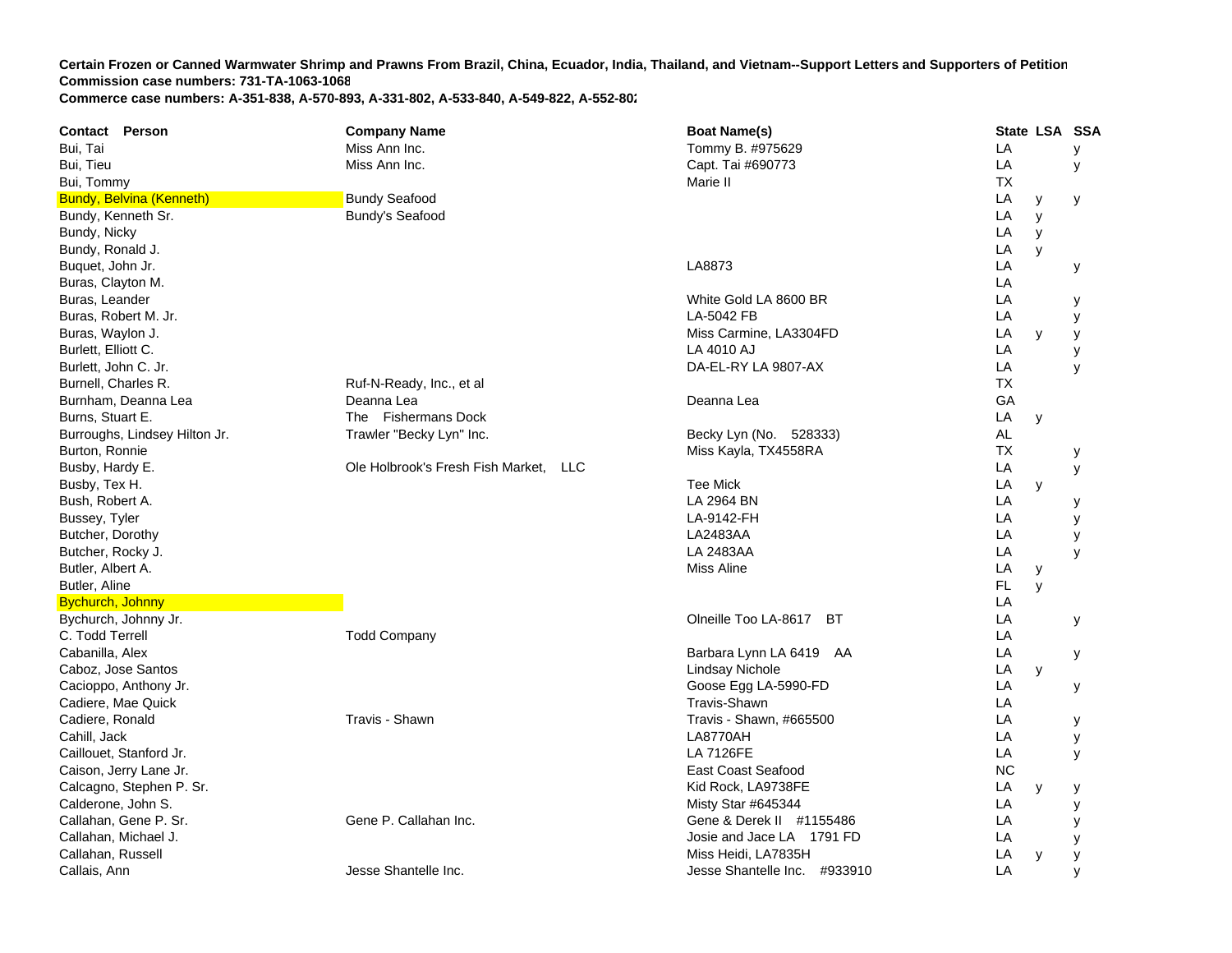**Certain Frozen or Canned Warmwater Shrimp and Prawns From Brazil, China, Ecuador, India, Thailand, and Vietnam--Support Letters and Supporters of Petition**
**Commission case numbers: 731-TA-1063-1068**
**Commerce case numbers: A-351-838, A-570-893, A-331-802, A-533-840, A-549-822, A-552-802**

| Contact Person | Company Name | Boat Name(s) | State | LSA | SSA |
|---|---|---|---|---|---|
| Bui, Tai | Miss Ann Inc. | Tommy B. #975629 | LA | | y |
| Bui, Tieu | Miss Ann Inc. | Capt. Tai #690773 | LA | | y |
| Bui, Tommy | | Marie II | TX | | |
| Bundy, Belvina (Kenneth) | Bundy Seafood | | LA | y | y |
| Bundy, Kenneth Sr. | Bundy's Seafood | | LA | y | |
| Bundy, Nicky | | | LA | y | |
| Bundy, Ronald J. | | | LA | y | |
| Buquet, John Jr. | | LA8873 | LA | | y |
| Buras, Clayton M. | | | LA | | |
| Buras, Leander | | White Gold LA 8600 BR | LA | | y |
| Buras, Robert M. Jr. | | LA-5042 FB | LA | | y |
| Buras, Waylon J. | | Miss Carmine, LA3304FD | LA | y | y |
| Burlett, Elliott C. | | LA 4010 AJ | LA | | y |
| Burlett, John C. Jr. | | DA-EL-RY LA 9807-AX | LA | | y |
| Burnell, Charles R. | Ruf-N-Ready, Inc., et al | | TX | | |
| Burnham, Deanna Lea | Deanna Lea | Deanna Lea | GA | | |
| Burns, Stuart E. | The Fishermans Dock | | LA | y | |
| Burroughs, Lindsey Hilton Jr. | Trawler "Becky Lyn" Inc. | Becky Lyn (No. 528333) | AL | | |
| Burton, Ronnie | | Miss Kayla, TX4558RA | TX | | y |
| Busby, Hardy E. | Ole Holbrook's Fresh Fish Market, LLC | | LA | | y |
| Busby, Tex H. | | Tee Mick | LA | y | |
| Bush, Robert A. | | LA 2964 BN | LA | | y |
| Bussey, Tyler | | LA-9142-FH | LA | | y |
| Butcher, Dorothy | | LA2483AA | LA | | y |
| Butcher, Rocky J. | | LA 2483AA | LA | | y |
| Butler, Albert A. | | Miss Aline | LA | y | |
| Butler, Aline | | | FL | y | |
| Bychurch, Johnny | | | LA | | |
| Bychurch, Johnny Jr. | | Olneille Too LA-8617 BT | LA | | y |
| C. Todd Terrell | Todd Company | | LA | | |
| Cabanilla, Alex | | Barbara Lynn LA 6419 AA | LA | | y |
| Caboz, Jose Santos | | Lindsay Nichole | LA | y | |
| Cacioppo, Anthony Jr. | | Goose Egg LA-5990-FD | LA | | y |
| Cadiere, Mae Quick | | Travis-Shawn | LA | | |
| Cadiere, Ronald | Travis - Shawn | Travis - Shawn, #665500 | LA | | y |
| Cahill, Jack | | LA8770AH | LA | | y |
| Caillouet, Stanford Jr. | | LA 7126FE | LA | | y |
| Caison, Jerry Lane Jr. | | East Coast Seafood | NC | | |
| Calcagno, Stephen P. Sr. | | Kid Rock, LA9738FE | LA | y | y |
| Calderone, John S. | | Misty Star #645344 | LA | | y |
| Callahan, Gene P. Sr. | Gene P. Callahan Inc. | Gene & Derek II #1155486 | LA | | y |
| Callahan, Michael J. | | Josie and Jace LA 1791 FD | LA | | y |
| Callahan, Russell | | Miss Heidi, LA7835H | LA | y | y |
| Callais, Ann | Jesse Shantelle Inc. | Jesse Shantelle Inc. #933910 | LA | | y |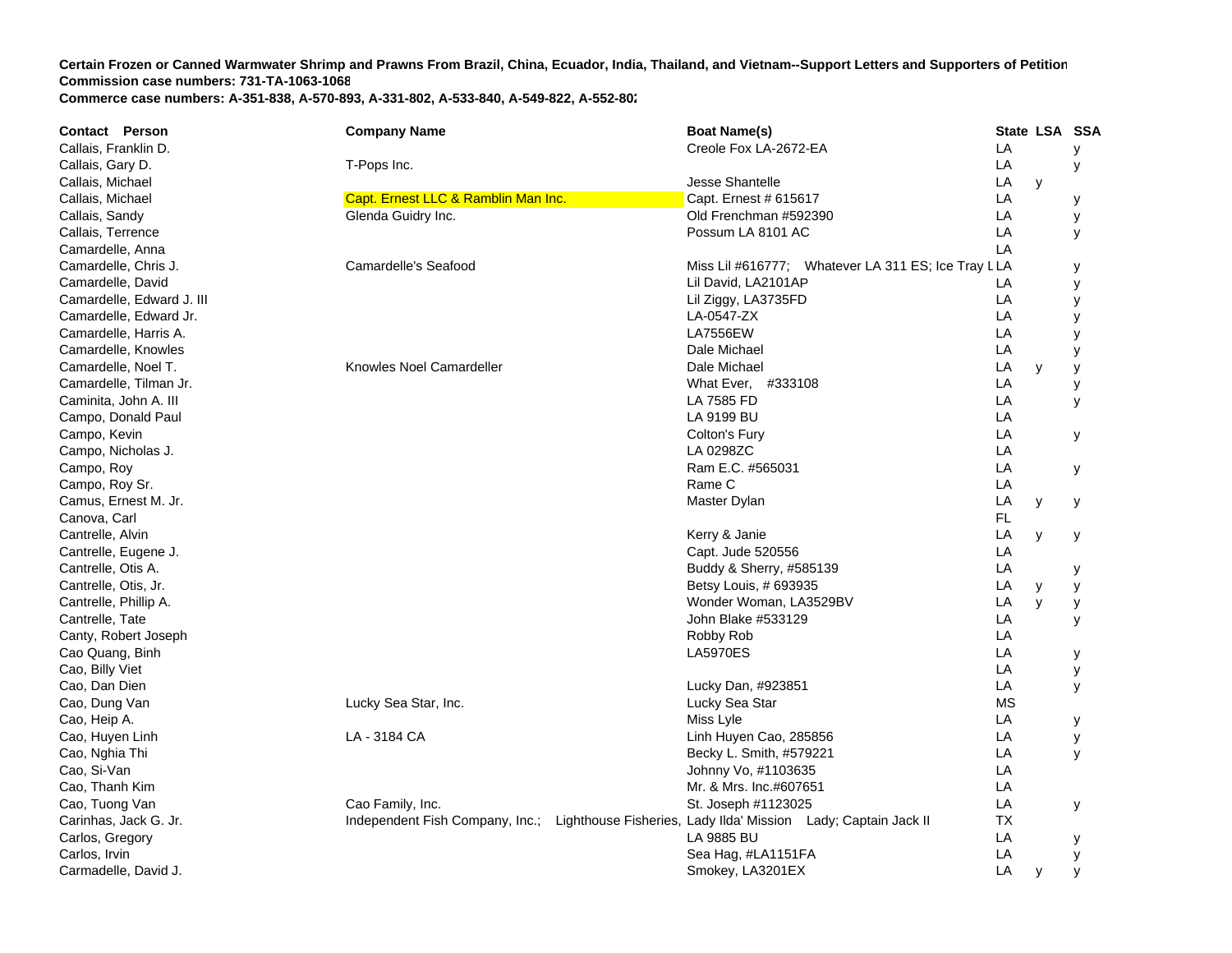**Certain Frozen or Canned Warmwater Shrimp and Prawns From Brazil, China, Ecuador, India, Thailand, and Vietnam--Support Letters and Supporters of Petition**
**Commission case numbers: 731-TA-1063-1068**
**Commerce case numbers: A-351-838, A-570-893, A-331-802, A-533-840, A-549-822, A-552-802**

| Contact Person | Company Name | Boat Name(s) | State | LSA | SSA |
|---|---|---|---|---|---|
| Callais, Franklin D. | | Creole Fox LA-2672-EA | LA | | y |
| Callais, Gary D. | T-Pops Inc. | | LA | | y |
| Callais, Michael | | Jesse Shantelle | LA | y | |
| Callais, Michael | Capt. Ernest LLC & Ramblin Man Inc. | Capt. Ernest # 615617 | LA | | y |
| Callais, Sandy | Glenda Guidry Inc. | Old Frenchman #592390 | LA | | y |
| Callais, Terrence | | Possum LA 8101 AC | LA | | y |
| Camardelle, Anna | | | LA | | |
| Camardelle, Chris J. | Camardelle's Seafood | Miss Lil #616777; Whatever LA 311 ES; Ice Tray L | LA | | y |
| Camardelle, David | | Lil David, LA2101AP | LA | | y |
| Camardelle, Edward J. III | | Lil Ziggy, LA3735FD | LA | | y |
| Camardelle, Edward Jr. | | LA-0547-ZX | LA | | y |
| Camardelle, Harris A. | | LA7556EW | LA | | y |
| Camardelle, Knowles | | Dale Michael | LA | | y |
| Camardelle, Noel T. | Knowles Noel Camardeller | Dale Michael | LA | y | y |
| Camardelle, Tilman Jr. | | What Ever, #333108 | LA | | y |
| Caminita, John A. III | | LA 7585 FD | LA | | y |
| Campo, Donald Paul | | LA 9199 BU | LA | | |
| Campo, Kevin | | Colton's Fury | LA | | y |
| Campo, Nicholas J. | | LA 0298ZC | LA | | |
| Campo, Roy | | Ram E.C. #565031 | LA | | y |
| Campo, Roy Sr. | | Rame C | LA | | |
| Camus, Ernest M. Jr. | | Master Dylan | LA | y | y |
| Canova, Carl | | | FL | | |
| Cantrelle, Alvin | | Kerry & Janie | LA | y | y |
| Cantrelle, Eugene J. | | Capt. Jude 520556 | LA | | |
| Cantrelle, Otis A. | | Buddy & Sherry, #585139 | LA | | y |
| Cantrelle, Otis, Jr. | | Betsy Louis, # 693935 | LA | y | y |
| Cantrelle, Phillip A. | | Wonder Woman, LA3529BV | LA | y | y |
| Cantrelle, Tate | | John Blake #533129 | LA | | y |
| Canty, Robert Joseph | | Robby Rob | LA | | |
| Cao Quang, Binh | | LA5970ES | LA | | y |
| Cao, Billy Viet | | | LA | | y |
| Cao, Dan Dien | | Lucky Dan, #923851 | LA | | y |
| Cao, Dung Van | Lucky Sea Star, Inc. | Lucky Sea Star | MS | | |
| Cao, Heip A. | | Miss Lyle | LA | | y |
| Cao, Huyen Linh | LA - 3184 CA | Linh Huyen Cao, 285856 | LA | | y |
| Cao, Nghia Thi | | Becky L. Smith, #579221 | LA | | y |
| Cao, Si-Van | | Johnny Vo, #1103635 | LA | | |
| Cao, Thanh Kim | | Mr. & Mrs. Inc.#607651 | LA | | |
| Cao, Tuong Van | Cao Family, Inc. | St. Joseph #1123025 | LA | | y |
| Carinhas, Jack G. Jr. | Independent Fish Company, Inc.; Lighthouse Fisheries, | Lady Ilda' Mission Lady; Captain Jack II | TX | | |
| Carlos, Gregory | | LA 9885 BU | LA | | y |
| Carlos, Irvin | | Sea Hag, #LA1151FA | LA | | y |
| Carmadelle, David J. | | Smokey, LA3201EX | LA | y | y |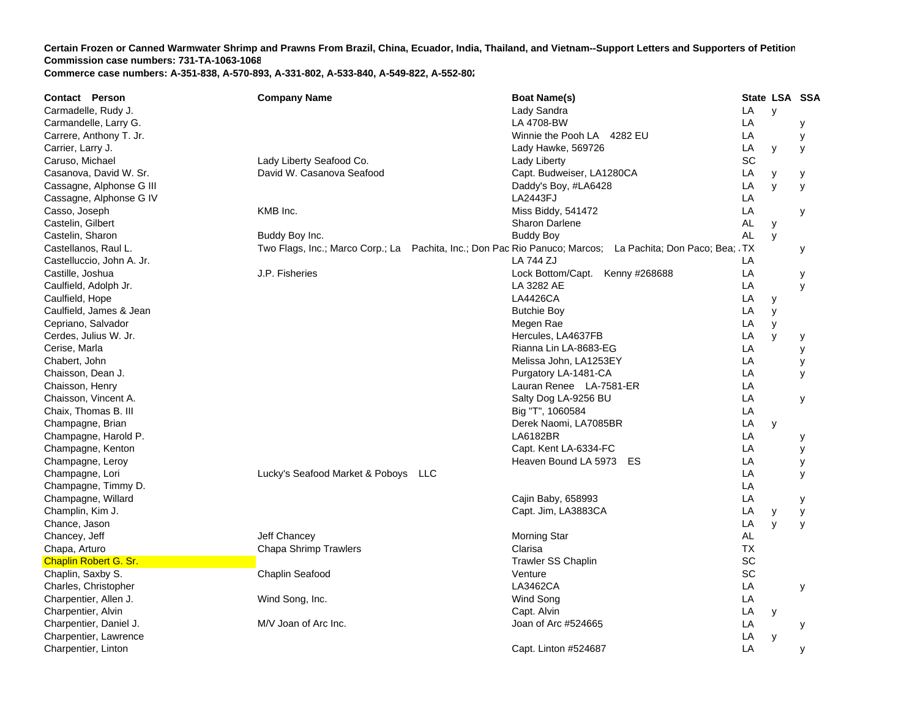**Certain Frozen or Canned Warmwater Shrimp and Prawns From Brazil, China, Ecuador, India, Thailand, and Vietnam--Support Letters and Supporters of Petition**
**Commission case numbers: 731-TA-1063-1068**
**Commerce case numbers: A-351-838, A-570-893, A-331-802, A-533-840, A-549-822, A-552-802**

| Contact Person | Company Name | Boat Name(s) | State | LSA | SSA |
|---|---|---|---|---|---|
| Carmadelle, Rudy J. | | Lady Sandra | LA | y | |
| Carmandelle, Larry G. | | LA 4708-BW | LA | | y |
| Carrere, Anthony T. Jr. | | Winnie the Pooh LA 4282 EU | LA | | y |
| Carrier, Larry J. | | Lady Hawke, 569726 | LA | y | y |
| Caruso, Michael | Lady Liberty Seafood Co. | Lady Liberty | SC | | |
| Casanova, David W. Sr. | David W. Casanova Seafood | Capt. Budweiser, LA1280CA | LA | y | y |
| Cassagne, Alphonse G III | | Daddy's Boy, #LA6428 | LA | y | y |
| Cassagne, Alphonse G IV | | LA2443FJ | LA | | |
| Casso, Joseph | KMB Inc. | Miss Biddy, 541472 | LA | | y |
| Castelin, Gilbert | | Sharon Darlene | AL | y | |
| Castelin, Sharon | Buddy Boy Inc. | Buddy Boy | AL | y | |
| Castellanos, Raul L. | Two Flags, Inc.; Marco Corp.; La Pachita, Inc.; Don Pac | Rio Panuco; Marcos; La Pachita; Don Paco; Bea; | TX | | y |
| Castelluccio, John A. Jr. | | LA 744 ZJ | LA | | |
| Castille, Joshua | J.P. Fisheries | Lock Bottom/Capt. Kenny #268688 | LA | | y |
| Caulfield, Adolph Jr. | | LA 3282 AE | LA | | y |
| Caulfield, Hope | | LA4426CA | LA | y | |
| Caulfield, James & Jean | | Butchie Boy | LA | y | |
| Cepriano, Salvador | | Megen Rae | LA | y | |
| Cerdes, Julius W. Jr. | | Hercules, LA4637FB | LA | y | y |
| Cerise, Marla | | Rianna Lin LA-8683-EG | LA | | y |
| Chabert, John | | Melissa John, LA1253EY | LA | | y |
| Chaisson, Dean J. | | Purgatory LA-1481-CA | LA | | y |
| Chaisson, Henry | | Lauran Renee LA-7581-ER | LA | | |
| Chaisson, Vincent A. | | Salty Dog LA-9256 BU | LA | | y |
| Chaix, Thomas B. III | | Big "T", 1060584 | LA | | |
| Champagne, Brian | | Derek Naomi, LA7085BR | LA | y | |
| Champagne, Harold P. | | LA6182BR | LA | | y |
| Champagne, Kenton | | Capt. Kent LA-6334-FC | LA | | y |
| Champagne, Leroy | | Heaven Bound LA 5973 ES | LA | | y |
| Champagne, Lori | Lucky's Seafood Market & Poboys LLC | | LA | | y |
| Champagne, Timmy D. | | | LA | | |
| Champagne, Willard | | Cajin Baby, 658993 | LA | | y |
| Champlin, Kim J. | | Capt. Jim, LA3883CA | LA | y | y |
| Chance, Jason | | | LA | y | y |
| Chancey, Jeff | Jeff Chancey | Morning Star | AL | | |
| Chapa, Arturo | Chapa Shrimp Trawlers | Clarisa | TX | | |
| Chaplin Robert G. Sr. | | Trawler SS Chaplin | SC | | |
| Chaplin, Saxby S. | Chaplin Seafood | Venture | SC | | |
| Charles, Christopher | | LA3462CA | LA | | y |
| Charpentier, Allen J. | Wind Song, Inc. | Wind Song | LA | | |
| Charpentier, Alvin | | Capt. Alvin | LA | y | |
| Charpentier, Daniel J. | M/V Joan of Arc Inc. | Joan of Arc #524665 | LA | | y |
| Charpentier, Lawrence | | | LA | y | |
| Charpentier, Linton | | Capt. Linton #524687 | LA | | y |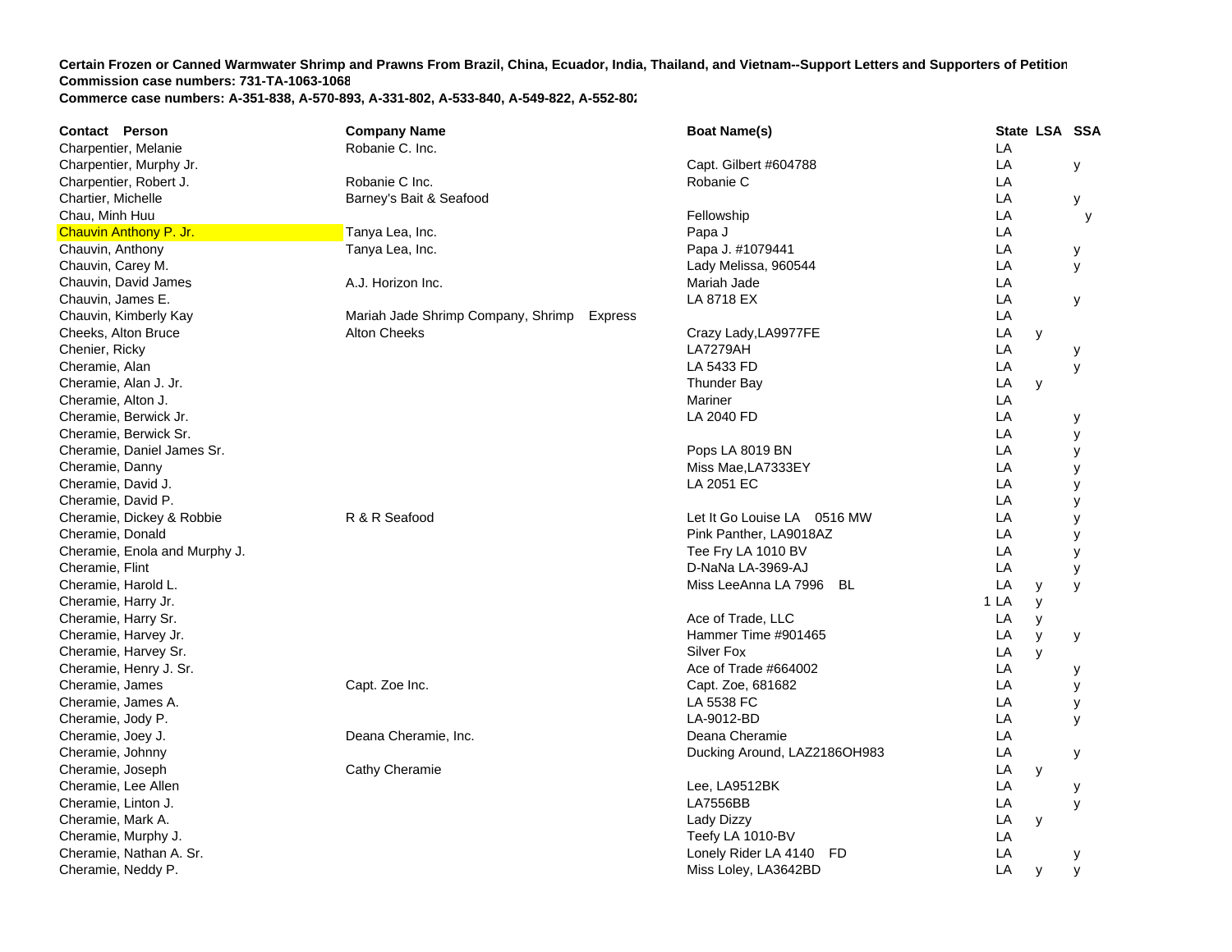**Certain Frozen or Canned Warmwater Shrimp and Prawns From Brazil, China, Ecuador, India, Thailand, and Vietnam--Support Letters and Supporters of Petition**
**Commission case numbers: 731-TA-1063-1068**
**Commerce case numbers: A-351-838, A-570-893, A-331-802, A-533-840, A-549-822, A-552-802**

| Contact Person | Company Name | Boat Name(s) | State | LSA | SSA |
|---|---|---|---|---|---|
| Charpentier, Melanie | Robanie C. Inc. | | LA | | |
| Charpentier, Murphy Jr. | | Capt. Gilbert #604788 | LA | | y |
| Charpentier, Robert J. | Robanie C Inc. | Robanie C | LA | | |
| Chartier, Michelle | Barney's Bait & Seafood | | LA | | y |
| Chau, Minh Huu | | Fellowship | LA | | y |
| Chauvin Anthony P. Jr. | Tanya Lea, Inc. | Papa J | LA | | |
| Chauvin, Anthony | Tanya Lea, Inc. | Papa J. #1079441 | LA | | y |
| Chauvin, Carey M. | | Lady Melissa, 960544 | LA | | y |
| Chauvin, David James | A.J. Horizon Inc. | Mariah Jade | LA | | |
| Chauvin, James E. | | LA 8718 EX | LA | | y |
| Chauvin, Kimberly Kay | Mariah Jade Shrimp Company, Shrimp Express | | LA | | |
| Cheeks, Alton Bruce | Alton Cheeks | Crazy Lady,LA9977FE | LA | y | |
| Chenier, Ricky | | LA7279AH | LA | | y |
| Cheramie, Alan | | LA 5433 FD | LA | | y |
| Cheramie, Alan J. Jr. | | Thunder Bay | LA | y | |
| Cheramie, Alton J. | | Mariner | LA | | |
| Cheramie, Berwick Jr. | | LA 2040 FD | LA | | y |
| Cheramie, Berwick Sr. | | | LA | | y |
| Cheramie, Daniel James Sr. | | Pops LA 8019 BN | LA | | y |
| Cheramie, Danny | | Miss Mae,LA7333EY | LA | | y |
| Cheramie, David J. | | LA 2051 EC | LA | | y |
| Cheramie, David P. | | | LA | | y |
| Cheramie, Dickey & Robbie | R & R Seafood | Let It Go Louise LA 0516 MW | LA | | y |
| Cheramie, Donald | | Pink Panther, LA9018AZ | LA | | y |
| Cheramie, Enola and Murphy J. | | Tee Fry LA 1010 BV | LA | | y |
| Cheramie, Flint | | D-NaNa LA-3969-AJ | LA | | y |
| Cheramie, Harold L. | | Miss LeeAnna LA 7996 BL | LA | y | y |
| Cheramie, Harry Jr. | | | 1 LA | y | |
| Cheramie, Harry Sr. | | Ace of Trade, LLC | LA | y | |
| Cheramie, Harvey Jr. | | Hammer Time #901465 | LA | y | y |
| Cheramie, Harvey Sr. | | Silver Fox | LA | y | |
| Cheramie, Henry J. Sr. | | Ace of Trade #664002 | LA | | y |
| Cheramie, James | Capt. Zoe Inc. | Capt. Zoe, 681682 | LA | | y |
| Cheramie, James A. | | LA 5538 FC | LA | | y |
| Cheramie, Jody P. | | LA-9012-BD | LA | | y |
| Cheramie, Joey J. | Deana Cheramie, Inc. | Deana Cheramie | LA | | |
| Cheramie, Johnny | | Ducking Around, LAZ2186OH983 | LA | | y |
| Cheramie, Joseph | Cathy Cheramie | | LA | y | |
| Cheramie, Lee Allen | | Lee, LA9512BK | LA | | y |
| Cheramie, Linton J. | | LA7556BB | LA | | y |
| Cheramie, Mark A. | | Lady Dizzy | LA | y | |
| Cheramie, Murphy J. | | Teefy LA 1010-BV | LA | | |
| Cheramie, Nathan A. Sr. | | Lonely Rider LA 4140 FD | LA | | y |
| Cheramie, Neddy P. | | Miss Loley, LA3642BD | LA | y | y |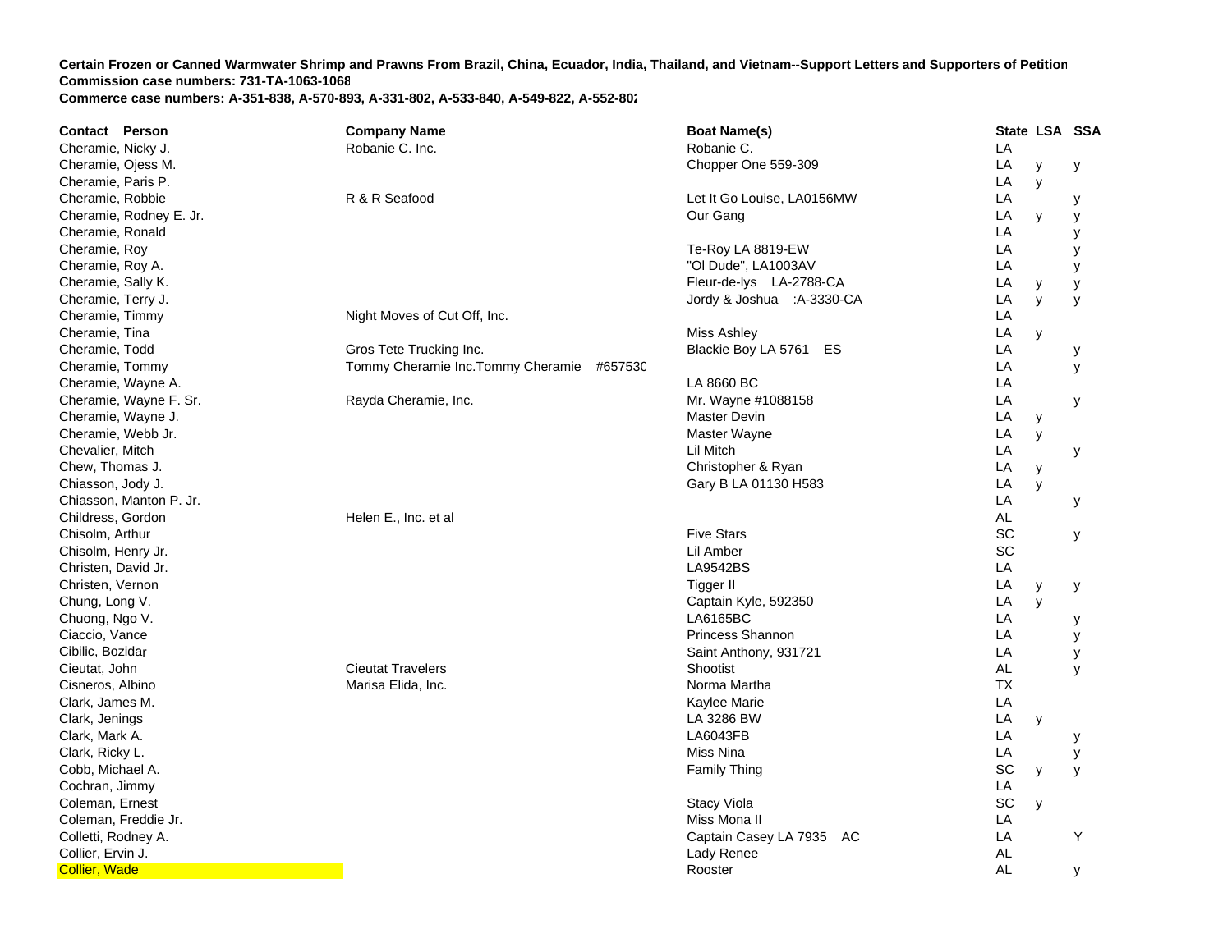**Certain Frozen or Canned Warmwater Shrimp and Prawns From Brazil, China, Ecuador, India, Thailand, and Vietnam--Support Letters and Supporters of Petition**
**Commission case numbers: 731-TA-1063-1068**
**Commerce case numbers: A-351-838, A-570-893, A-331-802, A-533-840, A-549-822, A-552-802**

| Contact Person | Company Name | Boat Name(s) | State | LSA | SSA |
|---|---|---|---|---|---|
| Cheramie, Nicky J. | Robanie C. Inc. | Robanie C. | LA | | |
| Cheramie, Ojess M. | | Chopper One 559-309 | LA | y | y |
| Cheramie, Paris P. | | | LA | y | |
| Cheramie, Robbie | R & R Seafood | Let It Go Louise, LA0156MW | LA | | y |
| Cheramie, Rodney E. Jr. | | Our Gang | LA | y | y |
| Cheramie, Ronald | | | LA | | y |
| Cheramie, Roy | | Te-Roy LA 8819-EW | LA | | y |
| Cheramie, Roy A. | | "Ol Dude", LA1003AV | LA | | y |
| Cheramie, Sally K. | | Fleur-de-lys LA-2788-CA | LA | y | y |
| Cheramie, Terry J. | | Jordy & Joshua :A-3330-CA | LA | y | y |
| Cheramie, Timmy | Night Moves of Cut Off, Inc. | | LA | | |
| Cheramie, Tina | | Miss Ashley | LA | y | |
| Cheramie, Todd | Gros Tete Trucking Inc. | Blackie Boy LA 5761 ES | LA | | y |
| Cheramie, Tommy | Tommy Cheramie Inc.Tommy Cheramie #657530 | | LA | | y |
| Cheramie, Wayne A. | | LA 8660 BC | LA | | |
| Cheramie, Wayne F. Sr. | Rayda Cheramie, Inc. | Mr. Wayne #1088158 | LA | | y |
| Cheramie, Wayne J. | | Master Devin | LA | y | |
| Cheramie, Webb Jr. | | Master Wayne | LA | y | |
| Chevalier, Mitch | | Lil Mitch | LA | | y |
| Chew, Thomas J. | | Christopher & Ryan | LA | y | |
| Chiasson, Jody J. | | Gary B LA 01130 H583 | LA | y | |
| Chiasson, Manton P. Jr. | | | LA | | y |
| Childress, Gordon | Helen E., Inc. et al | | AL | | |
| Chisolm, Arthur | | Five Stars | SC | | y |
| Chisolm, Henry Jr. | | Lil Amber | SC | | |
| Christen, David Jr. | | LA9542BS | LA | | |
| Christen, Vernon | | Tigger II | LA | y | y |
| Chung, Long V. | | Captain Kyle, 592350 | LA | y | |
| Chuong, Ngo V. | | LA6165BC | LA | | y |
| Ciaccio, Vance | | Princess Shannon | LA | | y |
| Cibilic, Bozidar | | Saint Anthony, 931721 | LA | | y |
| Cieutat, John | Cieutat Travelers | Shootist | AL | | y |
| Cisneros, Albino | Marisa Elida, Inc. | Norma Martha | TX | | |
| Clark, James M. | | Kaylee Marie | LA | | |
| Clark, Jenings | | LA 3286 BW | LA | y | |
| Clark, Mark A. | | LA6043FB | LA | | y |
| Clark, Ricky L. | | Miss Nina | LA | | y |
| Cobb, Michael A. | | Family Thing | SC | y | y |
| Cochran, Jimmy | | | LA | | |
| Coleman, Ernest | | Stacy Viola | SC | y | |
| Coleman, Freddie Jr. | | Miss Mona II | LA | | |
| Colletti, Rodney A. | | Captain Casey LA 7935 AC | LA | | Y |
| Collier, Ervin J. | | Lady Renee | AL | | |
| Collier, Wade | | Rooster | AL | | y |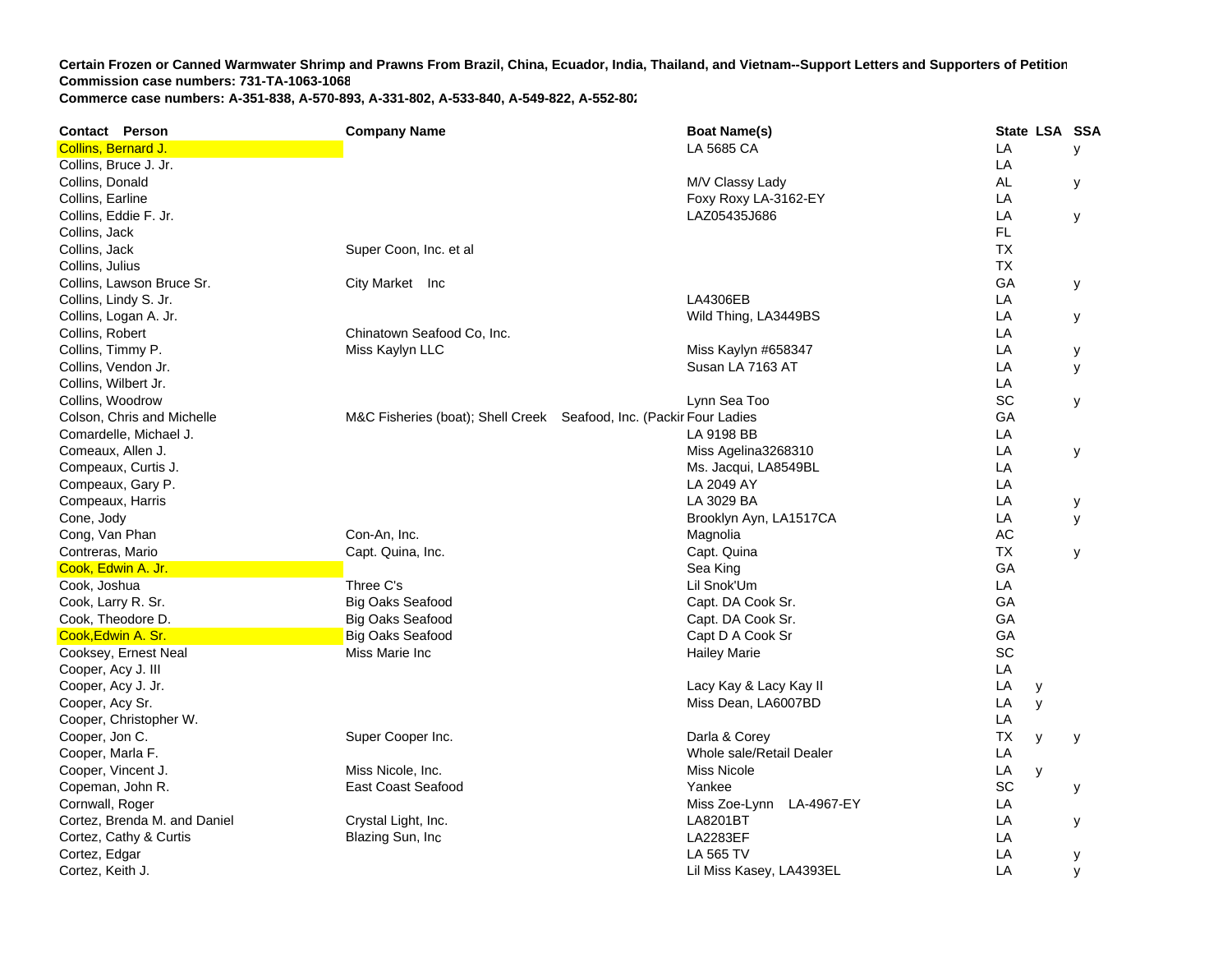**Certain Frozen or Canned Warmwater Shrimp and Prawns From Brazil, China, Ecuador, India, Thailand, and Vietnam--Support Letters and Supporters of Petition**
**Commission case numbers: 731-TA-1063-1068**
**Commerce case numbers: A-351-838, A-570-893, A-331-802, A-533-840, A-549-822, A-552-802**

| Contact Person | Company Name | Boat Name(s) | State | LSA | SSA |
|---|---|---|---|---|---|
| Collins, Bernard J. | | LA 5685 CA | LA | | y |
| Collins, Bruce J. Jr. | | | LA | | |
| Collins, Donald | | M/V Classy Lady | AL | | y |
| Collins, Earline | | Foxy Roxy LA-3162-EY | LA | | |
| Collins, Eddie F. Jr. | | LAZ05435J686 | LA | | y |
| Collins, Jack | | | FL | | |
| Collins, Jack | Super Coon, Inc. et al | | TX | | |
| Collins, Julius | | | TX | | |
| Collins, Lawson Bruce Sr. | City Market Inc | | GA | | y |
| Collins, Lindy S. Jr. | | LA4306EB | LA | | |
| Collins, Logan A. Jr. | | Wild Thing, LA3449BS | LA | | y |
| Collins, Robert | Chinatown Seafood Co, Inc. | | LA | | |
| Collins, Timmy P. | Miss Kaylyn LLC | Miss Kaylyn #658347 | LA | | y |
| Collins, Vendon Jr. | | Susan LA 7163 AT | LA | | y |
| Collins, Wilbert Jr. | | | LA | | |
| Collins, Woodrow | | Lynn Sea Too | SC | | y |
| Colson, Chris and Michelle | M&C Fisheries (boat); Shell Creek Seafood, Inc. (Packir | Four Ladies | GA | | |
| Comardelle, Michael J. | | LA 9198 BB | LA | | |
| Comeaux, Allen J. | | Miss Agelina3268310 | LA | | y |
| Compeaux, Curtis J. | | Ms. Jacqui, LA8549BL | LA | | |
| Compeaux, Gary P. | | LA 2049 AY | LA | | |
| Compeaux, Harris | | LA 3029 BA | LA | | y |
| Cone, Jody | | Brooklyn Ayn, LA1517CA | LA | | y |
| Cong, Van Phan | Con-An, Inc. | Magnolia | AC | | |
| Contreras, Mario | Capt. Quina, Inc. | Capt. Quina | TX | | y |
| Cook, Edwin A. Jr. | | Sea King | GA | | |
| Cook, Joshua | Three C's | Lil Snok'Um | LA | | |
| Cook, Larry R. Sr. | Big Oaks Seafood | Capt. DA Cook Sr. | GA | | |
| Cook, Theodore D. | Big Oaks Seafood | Capt. DA Cook Sr. | GA | | |
| Cook,Edwin A. Sr. | Big Oaks Seafood | Capt D A Cook Sr | GA | | |
| Cooksey, Ernest Neal | Miss Marie Inc | Hailey Marie | SC | | |
| Cooper, Acy J. III | | | LA | | |
| Cooper, Acy J. Jr. | | Lacy Kay & Lacy Kay II | LA | y | |
| Cooper, Acy Sr. | | Miss Dean, LA6007BD | LA | y | |
| Cooper, Christopher W. | | | LA | | |
| Cooper, Jon C. | Super Cooper Inc. | Darla & Corey | TX | y | y |
| Cooper, Marla F. | | Whole sale/Retail Dealer | LA | | |
| Cooper, Vincent J. | Miss Nicole, Inc. | Miss Nicole | LA | y | |
| Copeman, John R. | East Coast Seafood | Yankee | SC | | y |
| Cornwall, Roger | | Miss Zoe-Lynn LA-4967-EY | LA | | |
| Cortez, Brenda M. and Daniel | Crystal Light, Inc. | LA8201BT | LA | | y |
| Cortez, Cathy & Curtis | Blazing Sun, Inc | LA2283EF | LA | | |
| Cortez, Edgar | | LA 565 TV | LA | | y |
| Cortez, Keith J. | | Lil Miss Kasey, LA4393EL | LA | | y |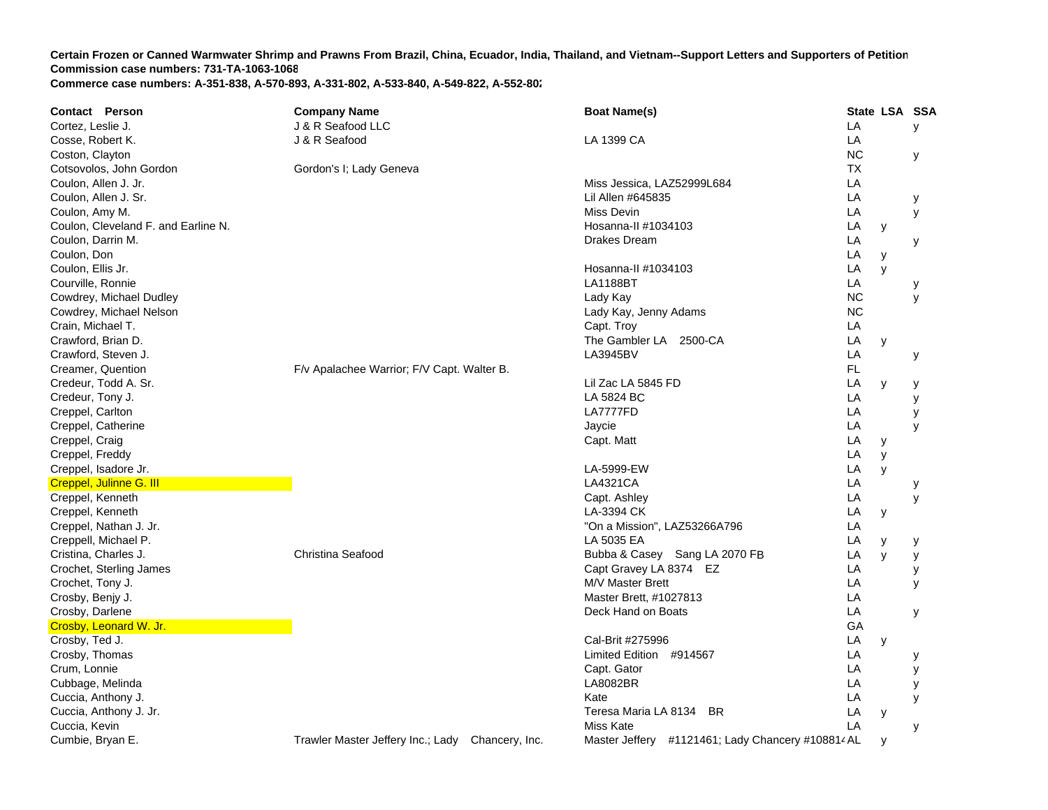**Certain Frozen or Canned Warmwater Shrimp and Prawns From Brazil, China, Ecuador, India, Thailand, and Vietnam--Support Letters and Supporters of Petition**
**Commission case numbers: 731-TA-1063-1068**
**Commerce case numbers: A-351-838, A-570-893, A-331-802, A-533-840, A-549-822, A-552-802**

| Contact Person | Company Name | Boat Name(s) | State | LSA | SSA |
|---|---|---|---|---|---|
| Cortez, Leslie J. | J & R Seafood LLC | | LA | | y |
| Cosse, Robert K. | J & R Seafood | LA 1399 CA | LA | | |
| Coston, Clayton | | | NC | | y |
| Cotsovolos, John Gordon | Gordon's I; Lady Geneva | | TX | | |
| Coulon, Allen J. Jr. | | Miss Jessica, LAZ52999L684 | LA | | |
| Coulon, Allen J. Sr. | | Lil Allen #645835 | LA | | y |
| Coulon, Amy M. | | Miss Devin | LA | | y |
| Coulon, Cleveland F. and Earline N. | | Hosanna-II #1034103 | LA | y | |
| Coulon, Darrin M. | | Drakes Dream | LA | | y |
| Coulon, Don | | | LA | y | |
| Coulon, Ellis Jr. | | Hosanna-II #1034103 | LA | y | |
| Courville, Ronnie | | LA1188BT | LA | | y |
| Cowdrey, Michael Dudley | | Lady Kay | NC | | y |
| Cowdrey, Michael Nelson | | Lady Kay, Jenny Adams | NC | | |
| Crain, Michael T. | | Capt. Troy | LA | | |
| Crawford, Brian D. | | The Gambler LA 2500-CA | LA | y | |
| Crawford, Steven J. | | LA3945BV | LA | | y |
| Creamer, Quention | F/v Apalachee Warrior; F/V Capt. Walter B. | | FL | | |
| Credeur, Todd A. Sr. | | Lil Zac LA 5845 FD | LA | y | y |
| Credeur, Tony J. | | LA 5824 BC | LA | | y |
| Creppel, Carlton | | LA7777FD | LA | | y |
| Creppel, Catherine | | Jaycie | LA | | y |
| Creppel, Craig | | Capt. Matt | LA | y | |
| Creppel, Freddy | | | LA | y | |
| Creppel, Isadore Jr. | | LA-5999-EW | LA | y | |
| Creppel, Julinne G. III | | LA4321CA | LA | | y |
| Creppel, Kenneth | | Capt. Ashley | LA | | y |
| Creppel, Kenneth | | LA-3394 CK | LA | y | |
| Creppel, Nathan J. Jr. | | "On a Mission", LAZ53266A796 | LA | | |
| Creppell, Michael P. | | LA 5035 EA | LA | y | y |
| Cristina, Charles J. | Christina Seafood | Bubba & Casey Sang LA 2070 FB | LA | y | y |
| Crochet, Sterling James | | Capt Gravey LA 8374 EZ | LA | | y |
| Crochet, Tony J. | | M/V Master Brett | LA | | y |
| Crosby, Benjy J. | | Master Brett, #1027813 | LA | | |
| Crosby, Darlene | | Deck Hand on Boats | LA | | y |
| Crosby, Leonard W. Jr. | | | GA | | |
| Crosby, Ted J. | | Cal-Brit #275996 | LA | y | |
| Crosby, Thomas | | Limited Edition #914567 | LA | | y |
| Crum, Lonnie | | Capt. Gator | LA | | y |
| Cubbage, Melinda | | LA8082BR | LA | | y |
| Cuccia, Anthony J. | | Kate | LA | | y |
| Cuccia, Anthony J. Jr. | | Teresa Maria LA 8134 BR | LA | y | |
| Cuccia, Kevin | | Miss Kate | LA | | y |
| Cumbie, Bryan E. | Trawler Master Jeffery Inc.; Lady Chancery, Inc. | Master Jeffery #1121461; Lady Chancery #10881 | AL | y | |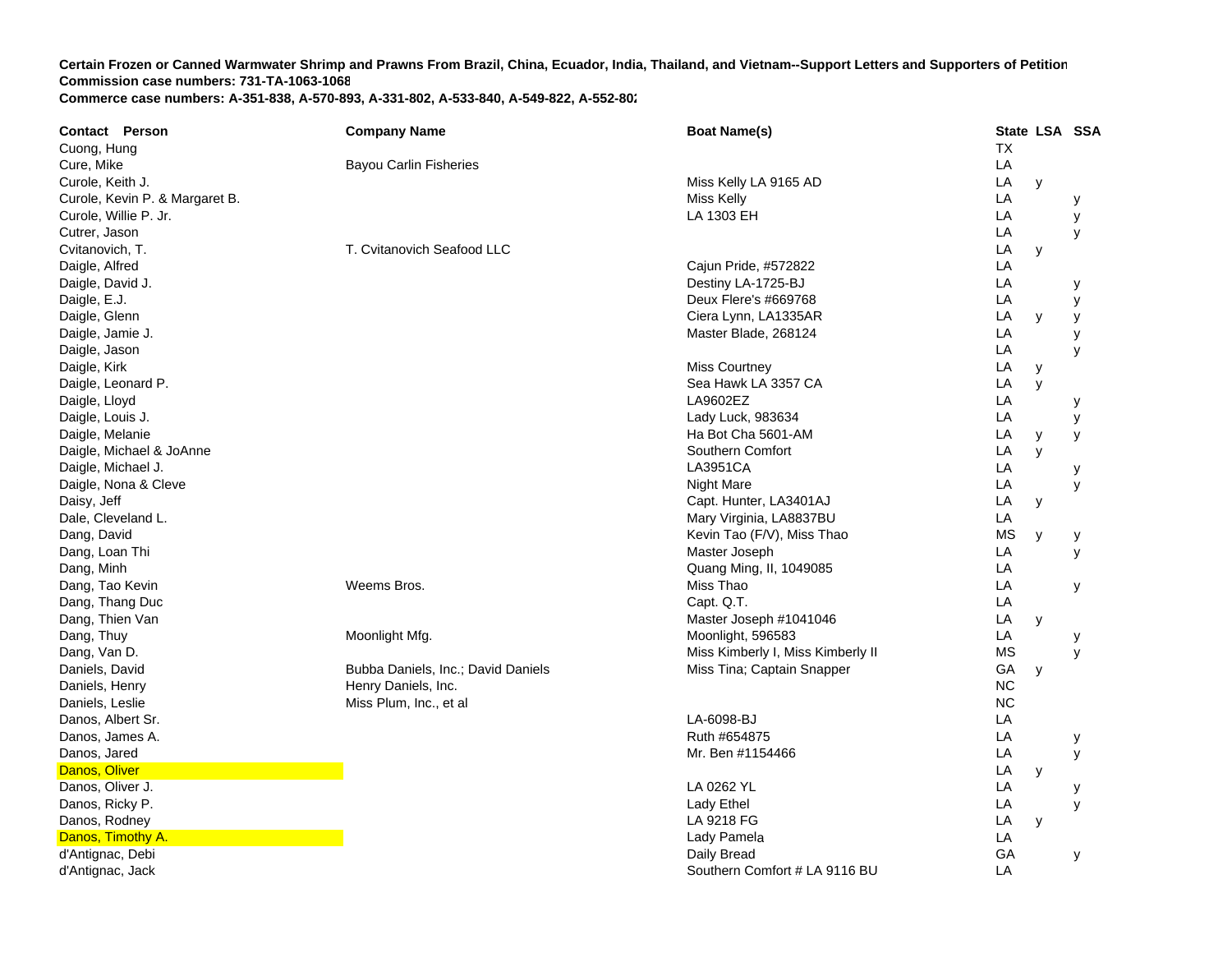**Certain Frozen or Canned Warmwater Shrimp and Prawns From Brazil, China, Ecuador, India, Thailand, and Vietnam--Support Letters and Supporters of Petition**
**Commission case numbers: 731-TA-1063-1068**
**Commerce case numbers: A-351-838, A-570-893, A-331-802, A-533-840, A-549-822, A-552-802**

| Contact Person | Company Name | Boat Name(s) | State | LSA | SSA |
|---|---|---|---|---|---|
| Cuong, Hung | | | TX | | |
| Cure, Mike | Bayou Carlin Fisheries | | LA | | |
| Curole, Keith J. | | Miss Kelly LA 9165 AD | LA | y | |
| Curole, Kevin P. & Margaret B. | | Miss Kelly | LA | | y |
| Curole, Willie P. Jr. | | LA 1303 EH | LA | | y |
| Cutrer, Jason | | | LA | | y |
| Cvitanovich, T. | T. Cvitanovich Seafood LLC | | LA | y | |
| Daigle, Alfred | | Cajun Pride, #572822 | LA | | |
| Daigle, David J. | | Destiny LA-1725-BJ | LA | | y |
| Daigle, E.J. | | Deux Flere's #669768 | LA | | y |
| Daigle, Glenn | | Ciera Lynn, LA1335AR | LA | y | y |
| Daigle, Jamie J. | | Master Blade, 268124 | LA | | y |
| Daigle, Jason | | | LA | | y |
| Daigle, Kirk | | Miss Courtney | LA | y | |
| Daigle, Leonard P. | | Sea Hawk LA 3357 CA | LA | y | |
| Daigle, Lloyd | | LA9602EZ | LA | | y |
| Daigle, Louis J. | | Lady Luck, 983634 | LA | | y |
| Daigle, Melanie | | Ha Bot Cha 5601-AM | LA | y | y |
| Daigle, Michael & JoAnne | | Southern Comfort | LA | y | |
| Daigle, Michael J. | | LA3951CA | LA | | y |
| Daigle, Nona & Cleve | | Night Mare | LA | | y |
| Daisy, Jeff | | Capt. Hunter, LA3401AJ | LA | y | |
| Dale, Cleveland L. | | Mary Virginia, LA8837BU | LA | | |
| Dang, David | | Kevin Tao (F/V), Miss Thao | MS | y | y |
| Dang, Loan Thi | | Master Joseph | LA | | y |
| Dang, Minh | | Quang Ming, II, 1049085 | LA | | |
| Dang, Tao Kevin | Weems Bros. | Miss Thao | LA | | y |
| Dang, Thang Duc | | Capt. Q.T. | LA | | |
| Dang, Thien Van | | Master Joseph #1041046 | LA | y | |
| Dang, Thuy | Moonlight Mfg. | Moonlight, 596583 | LA | | y |
| Dang, Van D. | | Miss Kimberly I, Miss Kimberly II | MS | | y |
| Daniels, David | Bubba Daniels, Inc.; David Daniels | Miss Tina; Captain Snapper | GA | y | |
| Daniels, Henry | Henry Daniels, Inc. | | NC | | |
| Daniels, Leslie | Miss Plum, Inc., et al | | NC | | |
| Danos, Albert Sr. | | LA-6098-BJ | LA | | |
| Danos, James A. | | Ruth #654875 | LA | | y |
| Danos, Jared | | Mr. Ben #1154466 | LA | | y |
| Danos, Oliver | | | LA | y | |
| Danos, Oliver J. | | LA 0262 YL | LA | | y |
| Danos, Ricky P. | | Lady Ethel | LA | | y |
| Danos, Rodney | | LA 9218 FG | LA | y | |
| Danos, Timothy A. | | Lady Pamela | LA | | |
| d'Antignac, Debi | | Daily Bread | GA | | y |
| d'Antignac, Jack | | Southern Comfort # LA 9116 BU | LA | | |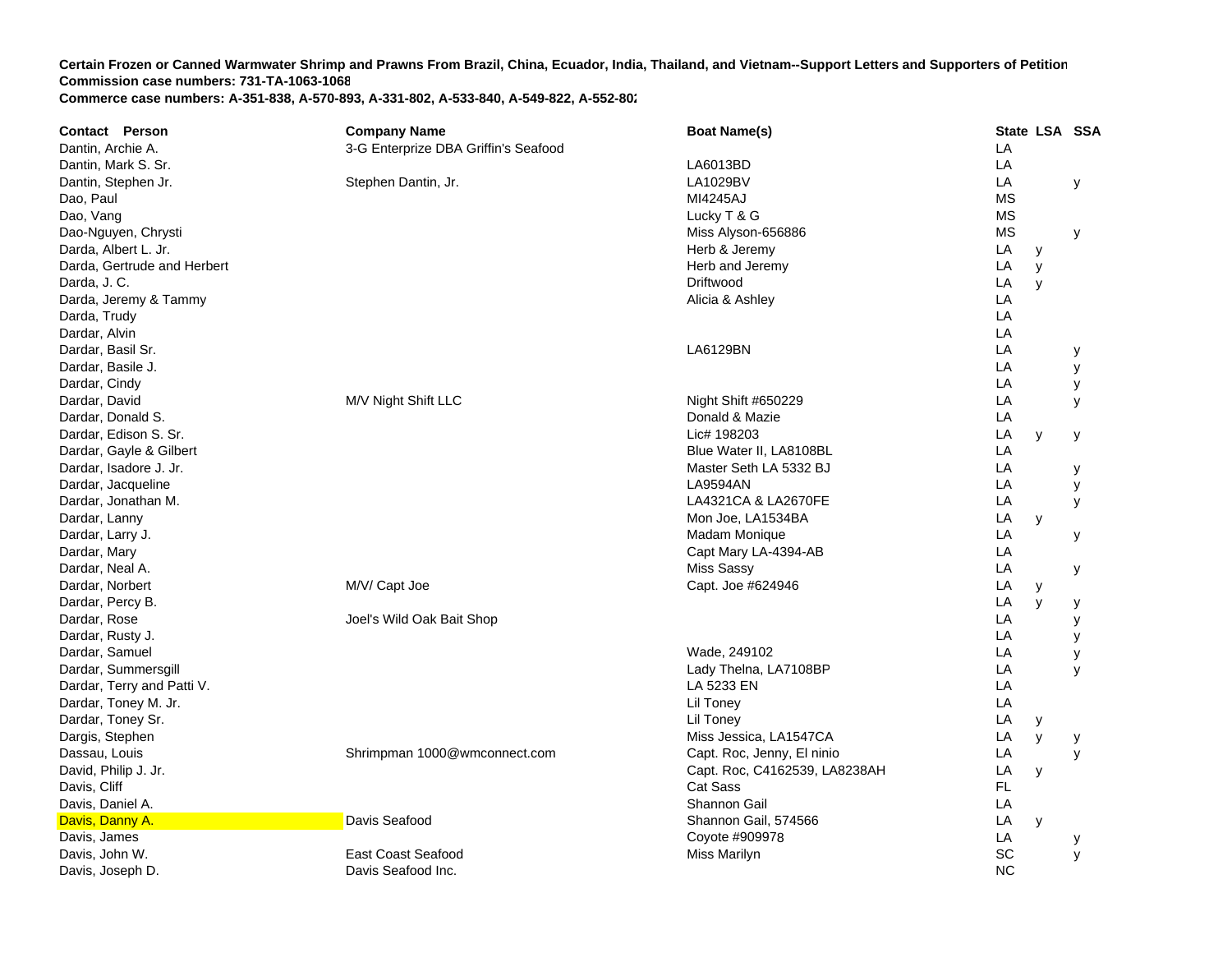**Certain Frozen or Canned Warmwater Shrimp and Prawns From Brazil, China, Ecuador, India, Thailand, and Vietnam--Support Letters and Supporters of Petition**
**Commission case numbers: 731-TA-1063-1068**
**Commerce case numbers: A-351-838, A-570-893, A-331-802, A-533-840, A-549-822, A-552-802**

| Contact Person | Company Name | Boat Name(s) | State | LSA | SSA |
|---|---|---|---|---|---|
| Dantin, Archie A. | 3-G Enterprize DBA Griffin's Seafood | | LA | | |
| Dantin, Mark S. Sr. | | LA6013BD | LA | | |
| Dantin, Stephen Jr. | Stephen Dantin, Jr. | LA1029BV | LA | | y |
| Dao, Paul | | MI4245AJ | MS | | |
| Dao, Vang | | Lucky T & G | MS | | |
| Dao-Nguyen, Chrysti | | Miss Alyson-656886 | MS | | y |
| Darda, Albert L. Jr. | | Herb & Jeremy | LA | y | |
| Darda, Gertrude and Herbert | | Herb and Jeremy | LA | y | |
| Darda, J. C. | | Driftwood | LA | y | |
| Darda, Jeremy & Tammy | | Alicia & Ashley | LA | | |
| Darda, Trudy | | | LA | | |
| Dardar, Alvin | | | LA | | |
| Dardar, Basil Sr. | | LA6129BN | LA | | y |
| Dardar, Basile J. | | | LA | | y |
| Dardar, Cindy | | | LA | | y |
| Dardar, David | M/V Night Shift LLC | Night Shift #650229 | LA | | y |
| Dardar, Donald S. | | Donald & Mazie | LA | | |
| Dardar, Edison S. Sr. | | Lic# 198203 | LA | y | y |
| Dardar, Gayle & Gilbert | | Blue Water II, LA8108BL | LA | | |
| Dardar, Isadore J. Jr. | | Master Seth LA 5332 BJ | LA | | y |
| Dardar, Jacqueline | | LA9594AN | LA | | y |
| Dardar, Jonathan M. | | LA4321CA & LA2670FE | LA | | y |
| Dardar, Lanny | | Mon Joe, LA1534BA | LA | y | |
| Dardar, Larry J. | | Madam Monique | LA | | y |
| Dardar, Mary | | Capt Mary LA-4394-AB | LA | | |
| Dardar, Neal A. | | Miss Sassy | LA | | y |
| Dardar, Norbert | M/V/ Capt Joe | Capt. Joe #624946 | LA | y | |
| Dardar, Percy B. | | | LA | y | y |
| Dardar, Rose | Joel's Wild Oak Bait Shop | | LA | | y |
| Dardar, Rusty J. | | | LA | | y |
| Dardar, Samuel | | Wade, 249102 | LA | | y |
| Dardar, Summersgill | | Lady Thelna, LA7108BP | LA | | y |
| Dardar, Terry and Patti V. | | LA 5233 EN | LA | | |
| Dardar, Toney M. Jr. | | Lil Toney | LA | | |
| Dardar, Toney Sr. | | Lil Toney | LA | y | |
| Dargis, Stephen | | Miss Jessica, LA1547CA | LA | y | y |
| Dassau, Louis | Shrimpman 1000@wmconnect.com | Capt. Roc, Jenny, El ninio | LA | | y |
| David, Philip J. Jr. | | Capt. Roc, C4162539, LA8238AH | LA | y | |
| Davis, Cliff | | Cat Sass | FL | | |
| Davis, Daniel A. | | Shannon Gail | LA | | |
| Davis, Danny A. | Davis Seafood | Shannon Gail, 574566 | LA | y | |
| Davis, James | | Coyote #909978 | LA | | y |
| Davis, John W. | East Coast Seafood | Miss Marilyn | SC | | y |
| Davis, Joseph D. | Davis Seafood Inc. | | NC | | |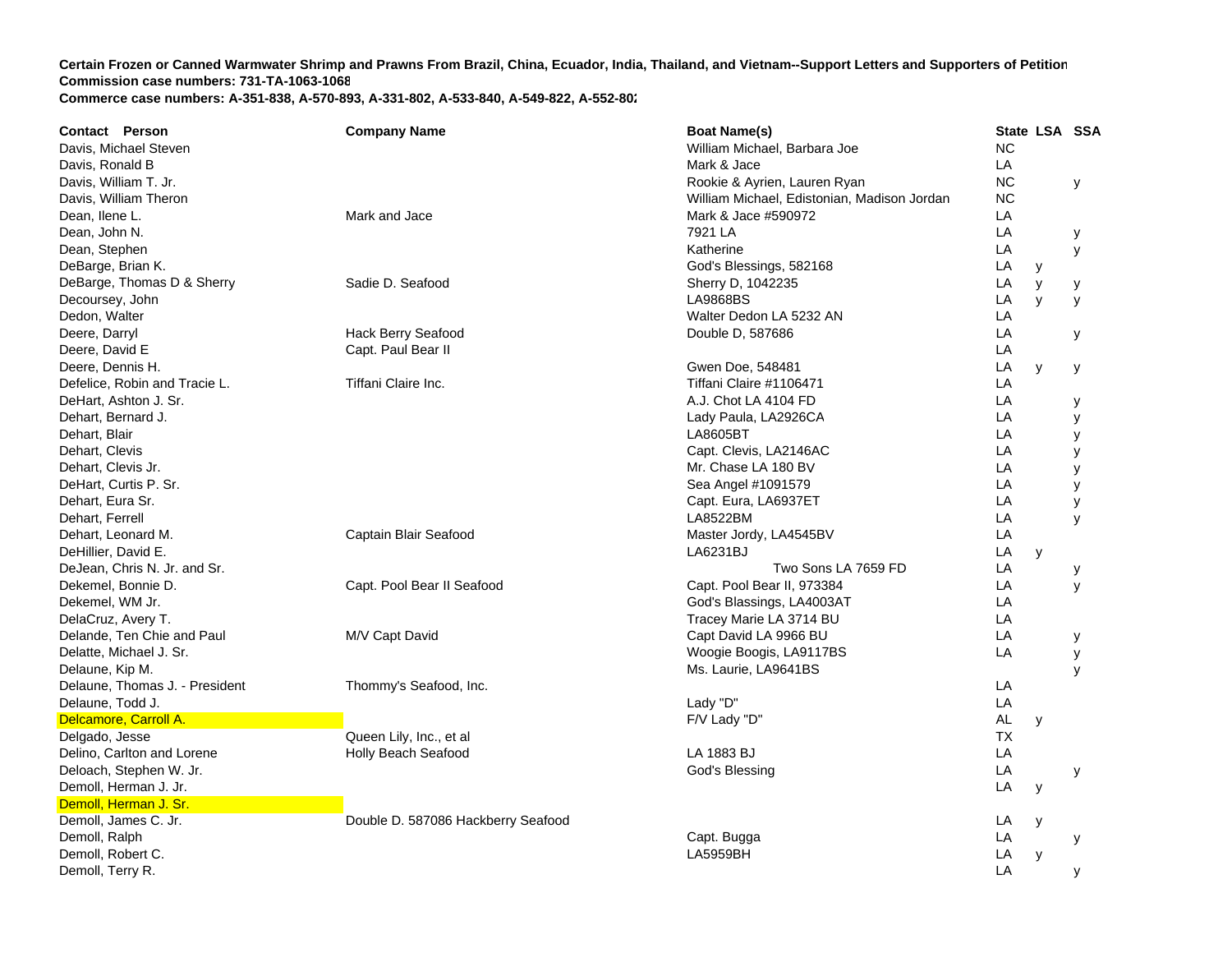**Certain Frozen or Canned Warmwater Shrimp and Prawns From Brazil, China, Ecuador, India, Thailand, and Vietnam--Support Letters and Supporters of Petition**
**Commission case numbers: 731-TA-1063-1068**
**Commerce case numbers: A-351-838, A-570-893, A-331-802, A-533-840, A-549-822, A-552-802**

| Contact Person | Company Name | Boat Name(s) | State | LSA | SSA |
|---|---|---|---|---|---|
| Davis, Michael Steven | | William Michael, Barbara Joe | NC | | |
| Davis, Ronald B | | Mark & Jace | LA | | |
| Davis, William T. Jr. | | Rookie & Ayrien, Lauren Ryan | NC | | y |
| Davis, William Theron | | William Michael, Edistonian, Madison Jordan | NC | | |
| Dean, Ilene L. | Mark and Jace | Mark & Jace #590972 | LA | | |
| Dean, John N. | | 7921 LA | LA | | y |
| Dean, Stephen | | Katherine | LA | | y |
| DeBarge, Brian K. | | God's Blessings, 582168 | LA | y | |
| DeBarge, Thomas D & Sherry | Sadie D. Seafood | Sherry D, 1042235 | LA | y | y |
| Decoursey, John | | LA9868BS | LA | y | y |
| Dedon, Walter | | Walter Dedon LA 5232 AN | LA | | |
| Deere, Darryl | Hack Berry Seafood | Double D, 587686 | LA | | y |
| Deere, David E | Capt. Paul Bear II | | LA | | |
| Deere, Dennis H. | | Gwen Doe, 548481 | LA | y | y |
| Defelice, Robin and Tracie L. | Tiffani Claire Inc. | Tiffani Claire #1106471 | LA | | |
| DeHart, Ashton J. Sr. | | A.J. Chot LA 4104 FD | LA | | y |
| Dehart, Bernard J. | | Lady Paula, LA2926CA | LA | | y |
| Dehart, Blair | | LA8605BT | LA | | y |
| Dehart, Clevis | | Capt. Clevis, LA2146AC | LA | | y |
| Dehart, Clevis Jr. | | Mr. Chase LA 180 BV | LA | | y |
| DeHart, Curtis P. Sr. | | Sea Angel #1091579 | LA | | y |
| Dehart, Eura Sr. | | Capt. Eura, LA6937ET | LA | | y |
| Dehart, Ferrell | | LA8522BM | LA | | y |
| Dehart, Leonard M. | Captain Blair Seafood | Master Jordy, LA4545BV | LA | | |
| DeHillier, David E. | | LA6231BJ | LA | y | |
| DeJean, Chris N. Jr. and Sr. | | Two Sons LA 7659 FD | LA | | y |
| Dekemel, Bonnie D. | Capt. Pool Bear II Seafood | Capt. Pool Bear II, 973384 | LA | | y |
| Dekemel, WM Jr. | | God's Blassings, LA4003AT | LA | | |
| DelaCruz, Avery T. | | Tracey Marie LA 3714 BU | LA | | |
| Delande, Ten Chie and Paul | M/V Capt David | Capt David LA 9966 BU | LA | | y |
| Delatte, Michael J. Sr. | | Woogie Boogis, LA9117BS | LA | | y |
| Delaune, Kip M. | | Ms. Laurie, LA9641BS | | | y |
| Delaune, Thomas J. - President | Thommy's Seafood, Inc. | | LA | | |
| Delaune, Todd J. | | Lady "D" | LA | | |
| Delcamore, Carroll A. | | F/V Lady "D" | AL | y | |
| Delgado, Jesse | Queen Lily, Inc., et al | | TX | | |
| Delino, Carlton and Lorene | Holly Beach Seafood | LA 1883 BJ | LA | | |
| Deloach, Stephen W. Jr. | | God's Blessing | LA | | y |
| Demoll, Herman J. Jr. | | | LA | y | |
| Demoll, Herman J. Sr. | | | | | |
| Demoll, James C. Jr. | Double D. 587086 Hackberry Seafood | | LA | y | |
| Demoll, Ralph | | Capt. Bugga | LA | | y |
| Demoll, Robert C. | | LA5959BH | LA | y | |
| Demoll, Terry R. | | | LA | | y |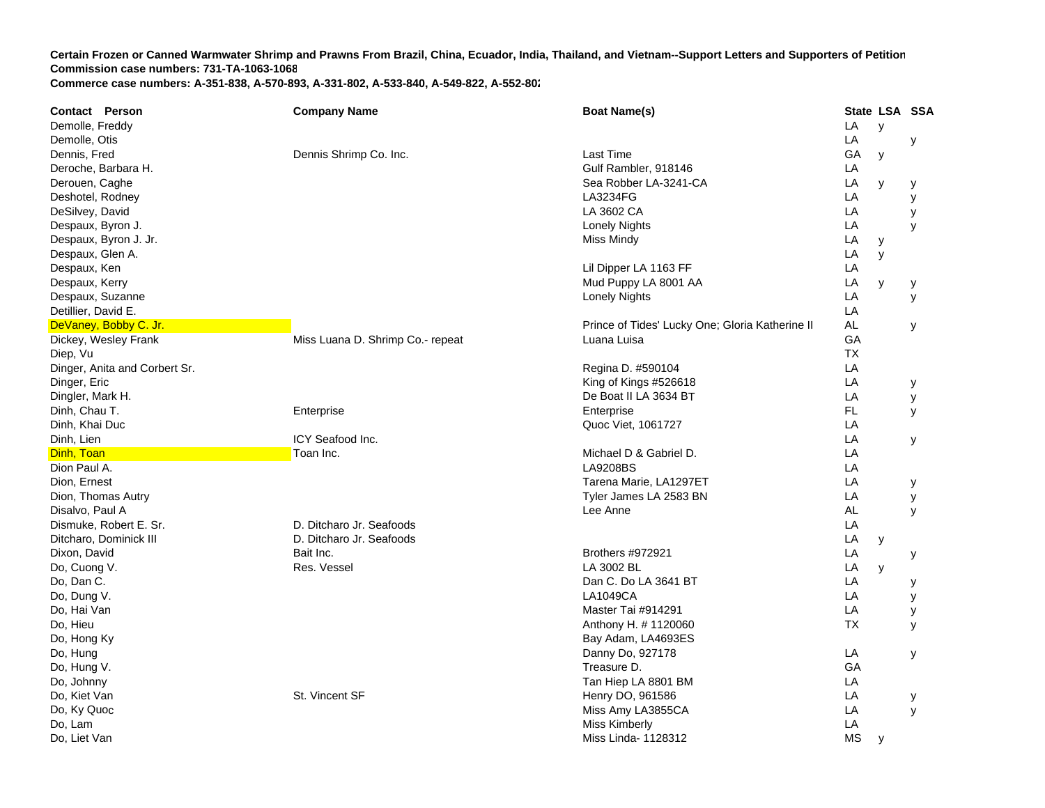**Certain Frozen or Canned Warmwater Shrimp and Prawns From Brazil, China, Ecuador, India, Thailand, and Vietnam--Support Letters and Supporters of Petition**
**Commission case numbers: 731-TA-1063-1068**
**Commerce case numbers: A-351-838, A-570-893, A-331-802, A-533-840, A-549-822, A-552-802**

| Contact Person | Company Name | Boat Name(s) | State | LSA | SSA |
|---|---|---|---|---|---|
| Demolle, Freddy | | | LA | y | |
| Demolle, Otis | | | LA | | y |
| Dennis, Fred | Dennis Shrimp Co. Inc. | Last Time | GA | y | |
| Deroche, Barbara H. | | Gulf Rambler, 918146 | LA | | |
| Derouen, Caghe | | Sea Robber LA-3241-CA | LA | y | y |
| Deshotel, Rodney | | LA3234FG | LA | | y |
| DeSilvey, David | | LA 3602 CA | LA | | y |
| Despaux, Byron J. | | Lonely Nights | LA | | y |
| Despaux, Byron J. Jr. | | Miss Mindy | LA | y | |
| Despaux, Glen A. | | | LA | y | |
| Despaux, Ken | | Lil Dipper LA 1163 FF | LA | | |
| Despaux, Kerry | | Mud Puppy LA 8001 AA | LA | y | y |
| Despaux, Suzanne | | Lonely Nights | LA | | y |
| Detillier, David E. | | | LA | | |
| DeVaney, Bobby C. Jr. | | Prince of Tides' Lucky One; Gloria Katherine II | AL | | y |
| Dickey, Wesley Frank | Miss Luana D. Shrimp Co.- repeat | Luana Luisa | GA | | |
| Diep, Vu | | | TX | | |
| Dinger, Anita and Corbert Sr. | | Regina D. #590104 | LA | | |
| Dinger, Eric | | King of Kings #526618 | LA | | y |
| Dingler, Mark H. | | De Boat II LA 3634 BT | LA | | y |
| Dinh, Chau T. | Enterprise | Enterprise | FL | | y |
| Dinh, Khai Duc | | Quoc Viet, 1061727 | LA | | |
| Dinh, Lien | ICY Seafood Inc. | | LA | | y |
| Dinh, Toan | Toan Inc. | Michael D & Gabriel D. | LA | | |
| Dion Paul A. | | LA9208BS | LA | | |
| Dion, Ernest | | Tarena Marie, LA1297ET | LA | | y |
| Dion, Thomas Autry | | Tyler James LA 2583 BN | LA | | y |
| Disalvo, Paul A | | Lee Anne | AL | | y |
| Dismuke, Robert E. Sr. | D. Ditcharo Jr. Seafoods | | LA | | |
| Ditcharo, Dominick III | D. Ditcharo Jr. Seafoods | | LA | y | |
| Dixon, David | Bait Inc. | Brothers #972921 | LA | | y |
| Do, Cuong V. | Res. Vessel | LA 3002 BL | LA | y | |
| Do, Dan C. | | Dan C. Do LA 3641 BT | LA | | y |
| Do, Dung V. | | LA1049CA | LA | | y |
| Do, Hai Van | | Master Tai #914291 | LA | | y |
| Do, Hieu | | Anthony H. # 1120060 | TX | | y |
| Do, Hong Ky | | Bay Adam, LA4693ES | | | |
| Do, Hung | | Danny Do, 927178 | LA | | y |
| Do, Hung V. | | Treasure D. | GA | | |
| Do, Johnny | | Tan Hiep LA 8801 BM | LA | | |
| Do, Kiet Van | St. Vincent SF | Henry DO, 961586 | LA | | y |
| Do, Ky Quoc | | Miss Amy LA3855CA | LA | | y |
| Do, Lam | | Miss Kimberly | LA | | |
| Do, Liet Van | | Miss Linda- 1128312 | MS | y | |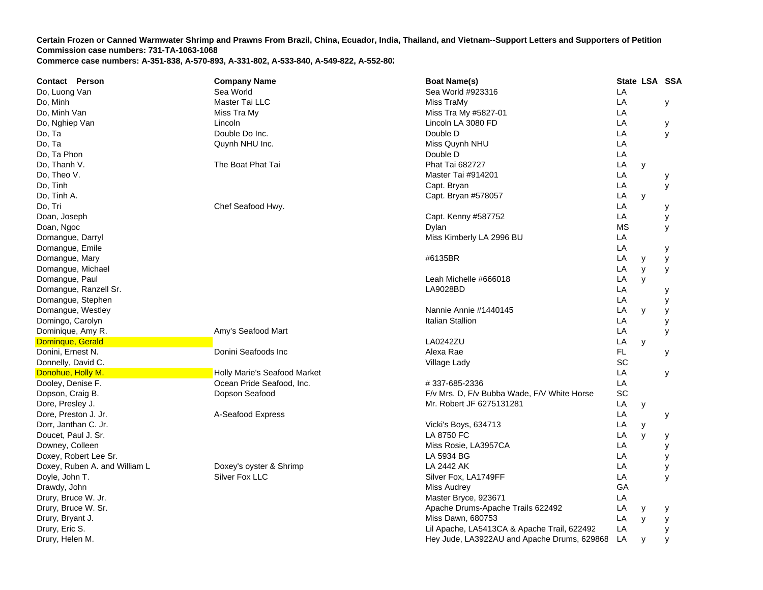**Certain Frozen or Canned Warmwater Shrimp and Prawns From Brazil, China, Ecuador, India, Thailand, and Vietnam--Support Letters and Supporters of Petition**
**Commission case numbers: 731-TA-1063-1068**
**Commerce case numbers: A-351-838, A-570-893, A-331-802, A-533-840, A-549-822, A-552-802**

| Contact Person | Company Name | Boat Name(s) | State | LSA | SSA |
|---|---|---|---|---|---|
| Do, Luong Van | Sea World | Sea World #923316 | LA | | |
| Do, Minh | Master Tai LLC | Miss TraMy | LA | | y |
| Do, Minh Van | Miss Tra My | Miss Tra My #5827-01 | LA | | |
| Do, Nghiep Van | Lincoln | Lincoln LA 3080 FD | LA | | y |
| Do, Ta | Double Do Inc. | Double D | LA | | y |
| Do, Ta | Quynh NHU Inc. | Miss Quynh NHU | LA | | |
| Do, Ta Phon | | Double D | LA | | |
| Do, Thanh V. | The Boat Phat Tai | Phat Tai 682727 | LA | y | |
| Do, Theo V. | | Master Tai #914201 | LA | | y |
| Do, Tinh | | Capt. Bryan | LA | | y |
| Do, Tinh A. | | Capt. Bryan #578057 | LA | y | |
| Do, Tri | Chef Seafood Hwy. | | LA | | y |
| Doan, Joseph | | Capt. Kenny #587752 | LA | | y |
| Doan, Ngoc | | Dylan | MS | | y |
| Domangue, Darryl | | Miss Kimberly LA 2996 BU | LA | | |
| Domangue, Emile | | | LA | | y |
| Domangue, Mary | | #6135BR | LA | y | y |
| Domangue, Michael | | | LA | y | y |
| Domangue, Paul | | Leah Michelle #666018 | LA | y | |
| Domangue, Ranzell Sr. | | LA9028BD | LA | | y |
| Domangue, Stephen | | | LA | | y |
| Domangue, Westley | | Nannie Annie #1440145 | LA | y | y |
| Domingo, Carolyn | | Italian Stallion | LA | | y |
| Dominique, Amy R. | Amy's Seafood Mart | | LA | | y |
| Dominque, Gerald | | LA0242ZU | LA | y | |
| Donini, Ernest N. | Donini Seafoods Inc | Alexa Rae | FL | | y |
| Donnelly, David C. | | Village Lady | SC | | |
| Donohue, Holly M. | Holly Marie's Seafood Market | | LA | | y |
| Dooley, Denise F. | Ocean Pride Seafood, Inc. | # 337-685-2336 | LA | | |
| Dopson, Craig B. | Dopson Seafood | F/v Mrs. D, F/v Bubba Wade, F/V White Horse | SC | | |
| Dore, Presley J. | | Mr. Robert JF 6275131281 | LA | y | |
| Dore, Preston J. Jr. | A-Seafood Express | | LA | | y |
| Dorr, Janthan C. Jr. | | Vicki's Boys, 634713 | LA | y | |
| Doucet, Paul J. Sr. | | LA 8750 FC | LA | y | y |
| Downey, Colleen | | Miss Rosie, LA3957CA | LA | | y |
| Doxey, Robert Lee Sr. | | LA 5934 BG | LA | | y |
| Doxey, Ruben A. and William L | Doxey's oyster & Shrimp | LA 2442 AK | LA | | y |
| Doyle, John T. | Silver Fox LLC | Silver Fox, LA1749FF | LA | | y |
| Drawdy, John | | Miss Audrey | GA | | |
| Drury, Bruce W. Jr. | | Master Bryce, 923671 | LA | | |
| Drury, Bruce W. Sr. | | Apache Drums-Apache Trails 622492 | LA | y | y |
| Drury, Bryant J. | | Miss Dawn, 680753 | LA | y | y |
| Drury, Eric S. | | Lil Apache, LA5413CA & Apache Trail, 622492 | LA | | y |
| Drury, Helen M. | | Hey Jude, LA3922AU and Apache Drums, 629868 | LA | y | y |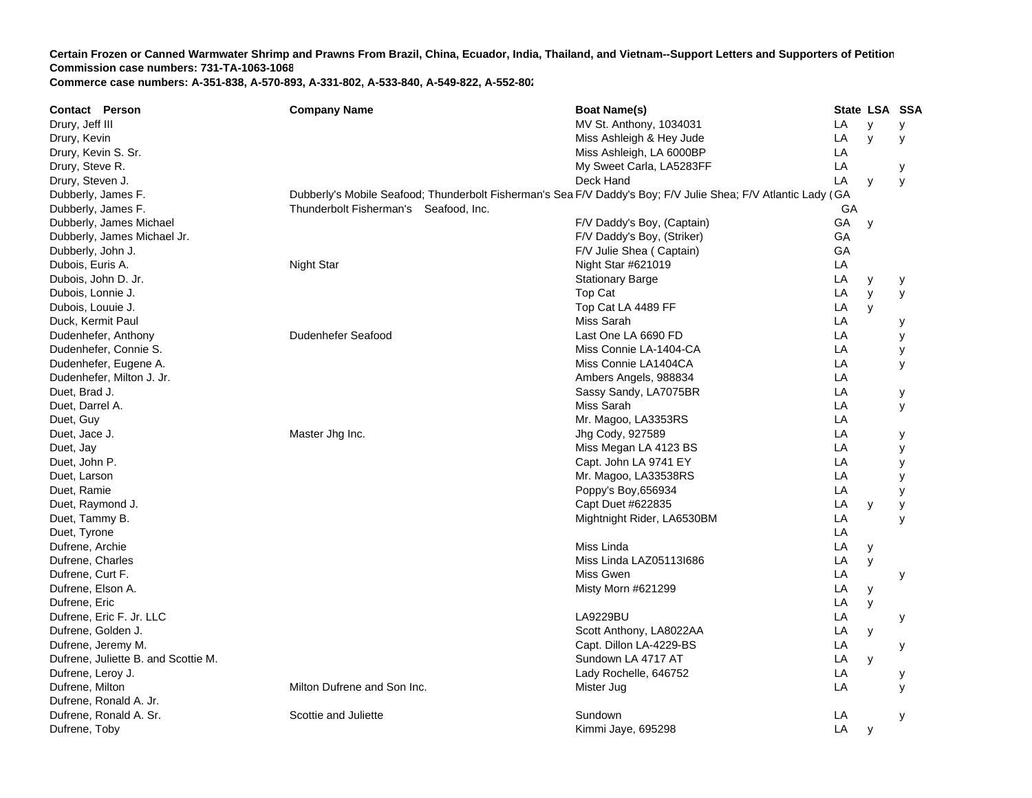**Certain Frozen or Canned Warmwater Shrimp and Prawns From Brazil, China, Ecuador, India, Thailand, and Vietnam--Support Letters and Supporters of Petition**
**Commission case numbers: 731-TA-1063-1068**
**Commerce case numbers: A-351-838, A-570-893, A-331-802, A-533-840, A-549-822, A-552-802**

| Contact Person | Company Name | Boat Name(s) | State | LSA | SSA |
|---|---|---|---|---|---|
| Drury, Jeff III | | MV St. Anthony, 1034031 | LA | y | y |
| Drury, Kevin | | Miss Ashleigh & Hey Jude | LA | y | y |
| Drury, Kevin S. Sr. | | Miss Ashleigh, LA 6000BP | LA | | |
| Drury, Steve R. | | My Sweet Carla, LA5283FF | LA | | y |
| Drury, Steven J. | | Deck Hand | LA | y | y |
| Dubberly, James F. | Dubberly's Mobile Seafood; Thunderbolt Fisherman's Sea | F/V Daddy's Boy; F/V Julie Shea; F/V Atlantic Lady ( | GA | | |
| Dubberly, James F. | Thunderbolt Fisherman's Seafood, Inc. | | GA | | |
| Dubberly, James Michael | | F/V Daddy's Boy, (Captain) | GA | y | |
| Dubberly, James Michael Jr. | | F/V Daddy's Boy, (Striker) | GA | | |
| Dubberly, John J. | | F/V Julie Shea ( Captain) | GA | | |
| Dubois, Euris A. | Night Star | Night Star #621019 | LA | | |
| Dubois, John D. Jr. | | Stationary Barge | LA | y | y |
| Dubois, Lonnie J. | | Top Cat | LA | y | y |
| Dubois, Louuie J. | | Top Cat LA 4489 FF | LA | y | |
| Duck, Kermit Paul | | Miss Sarah | LA | | y |
| Dudenhefer, Anthony | Dudenhefer Seafood | Last One LA 6690 FD | LA | | y |
| Dudenhefer, Connie S. | | Miss Connie LA-1404-CA | LA | | y |
| Dudenhefer, Eugene A. | | Miss Connie LA1404CA | LA | | y |
| Dudenhefer, Milton J. Jr. | | Ambers Angels, 988834 | LA | | |
| Duet, Brad J. | | Sassy Sandy, LA7075BR | LA | | y |
| Duet, Darrel A. | | Miss Sarah | LA | | y |
| Duet, Guy | | Mr. Magoo, LA3353RS | LA | | |
| Duet, Jace J. | Master Jhg Inc. | Jhg Cody, 927589 | LA | | y |
| Duet, Jay | | Miss Megan LA 4123 BS | LA | | y |
| Duet, John P. | | Capt. John LA 9741 EY | LA | | y |
| Duet, Larson | | Mr. Magoo, LA33538RS | LA | | y |
| Duet, Ramie | | Poppy's Boy,656934 | LA | | y |
| Duet, Raymond J. | | Capt Duet #622835 | LA | y | y |
| Duet, Tammy B. | | Mightnight Rider, LA6530BM | LA | | y |
| Duet, Tyrone | | | LA | | |
| Dufrene, Archie | | Miss Linda | LA | y | |
| Dufrene, Charles | | Miss Linda LAZ05113I686 | LA | y | |
| Dufrene, Curt F. | | Miss Gwen | LA | | y |
| Dufrene, Elson A. | | Misty Morn #621299 | LA | y | |
| Dufrene, Eric | | | LA | y | |
| Dufrene, Eric F. Jr. LLC | | LA9229BU | LA | | y |
| Dufrene, Golden J. | | Scott Anthony, LA8022AA | LA | y | |
| Dufrene, Jeremy M. | | Capt. Dillon LA-4229-BS | LA | | y |
| Dufrene, Juliette B. and Scottie M. | | Sundown LA 4717 AT | LA | y | |
| Dufrene, Leroy J. | | Lady Rochelle, 646752 | LA | | y |
| Dufrene, Milton | Milton Dufrene and Son Inc. | Mister Jug | LA | | y |
| Dufrene, Ronald A. Jr. | | | | | |
| Dufrene, Ronald A. Sr. | Scottie and Juliette | Sundown | LA | | y |
| Dufrene, Toby | | Kimmi Jaye, 695298 | LA | y | |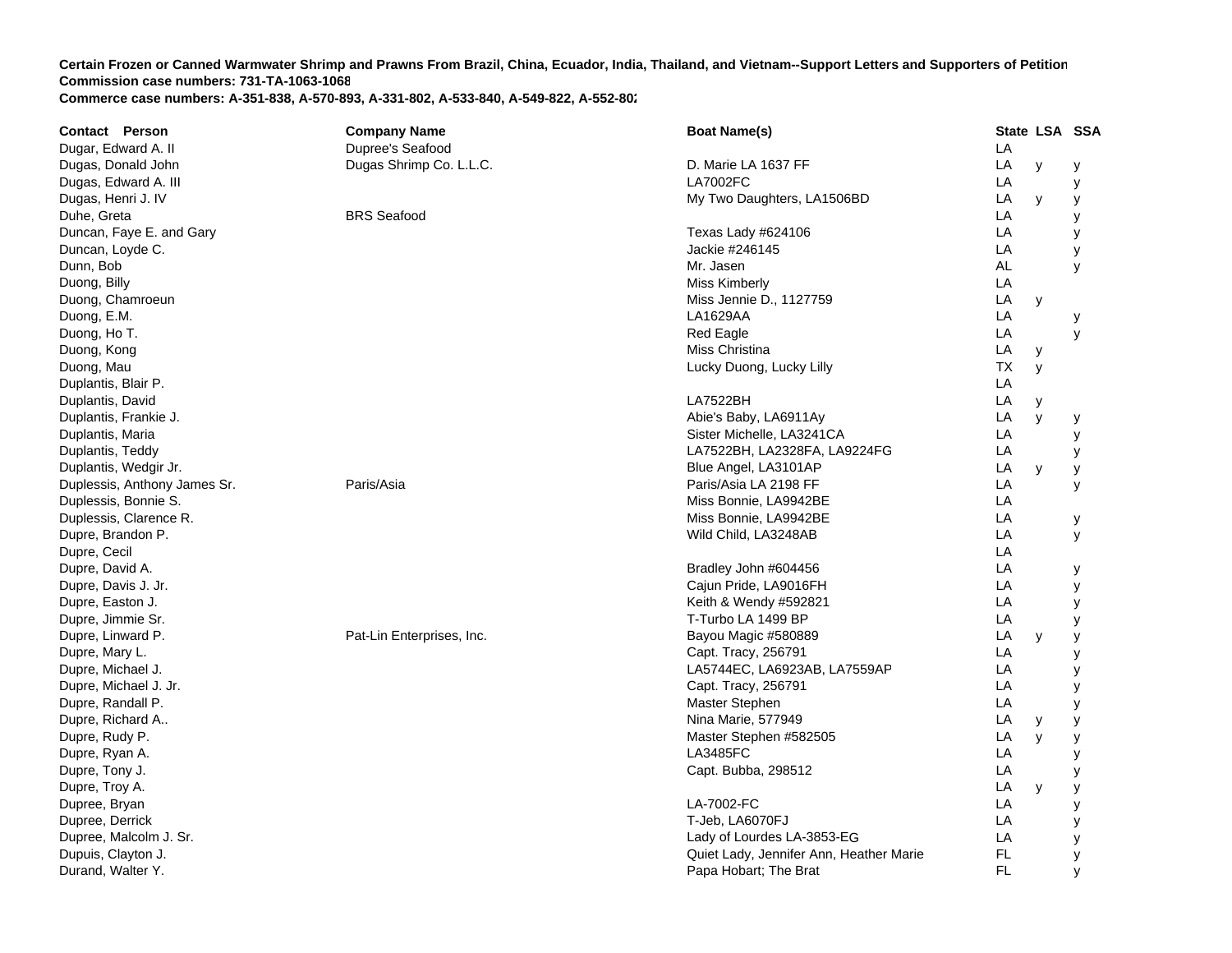**Certain Frozen or Canned Warmwater Shrimp and Prawns From Brazil, China, Ecuador, India, Thailand, and Vietnam--Support Letters and Supporters of Petition**
**Commission case numbers: 731-TA-1063-1068**
**Commerce case numbers: A-351-838, A-570-893, A-331-802, A-533-840, A-549-822, A-552-802**

| Contact Person | Company Name | Boat Name(s) | State | LSA | SSA |
|---|---|---|---|---|---|
| Dugar, Edward A. II | Dupree's Seafood | | LA | | |
| Dugas, Donald John | Dugas Shrimp Co. L.L.C. | D. Marie LA 1637 FF | LA | y | y |
| Dugas, Edward A. III | | LA7002FC | LA | | y |
| Dugas, Henri J. IV | | My Two Daughters, LA1506BD | LA | y | y |
| Duhe, Greta | BRS Seafood | | LA | | y |
| Duncan, Faye E. and Gary | | Texas Lady #624106 | LA | | y |
| Duncan, Loyde C. | | Jackie #246145 | LA | | y |
| Dunn, Bob | | Mr. Jasen | AL | | y |
| Duong, Billy | | Miss Kimberly | LA | | |
| Duong, Chamroeun | | Miss Jennie D., 1127759 | LA | y | |
| Duong, E.M. | | LA1629AA | LA | | y |
| Duong, Ho T. | | Red Eagle | LA | | y |
| Duong, Kong | | Miss Christina | LA | y | |
| Duong, Mau | | Lucky Duong, Lucky Lilly | TX | y | |
| Duplantis, Blair P. | | | LA | | |
| Duplantis, David | | LA7522BH | LA | y | |
| Duplantis, Frankie J. | | Abie's Baby, LA6911Ay | LA | y | y |
| Duplantis, Maria | | Sister Michelle, LA3241CA | LA | | y |
| Duplantis, Teddy | | LA7522BH, LA2328FA, LA9224FG | LA | | y |
| Duplantis, Wedgir Jr. | | Blue Angel, LA3101AP | LA | y | y |
| Duplessis, Anthony James Sr. | Paris/Asia | Paris/Asia LA 2198 FF | LA | | y |
| Duplessis, Bonnie S. | | Miss Bonnie, LA9942BE | LA | | |
| Duplessis, Clarence R. | | Miss Bonnie, LA9942BE | LA | | y |
| Dupre, Brandon P. | | Wild Child, LA3248AB | LA | | y |
| Dupre, Cecil | | | LA | | |
| Dupre, David A. | | Bradley John #604456 | LA | | y |
| Dupre, Davis J. Jr. | | Cajun Pride, LA9016FH | LA | | y |
| Dupre, Easton J. | | Keith & Wendy #592821 | LA | | y |
| Dupre, Jimmie Sr. | | T-Turbo LA 1499 BP | LA | | y |
| Dupre, Linward P. | Pat-Lin Enterprises, Inc. | Bayou Magic #580889 | LA | y | y |
| Dupre, Mary L. | | Capt. Tracy, 256791 | LA | | y |
| Dupre, Michael J. | | LA5744EC, LA6923AB, LA7559AP | LA | | y |
| Dupre, Michael J. Jr. | | Capt. Tracy, 256791 | LA | | y |
| Dupre, Randall P. | | Master Stephen | LA | | y |
| Dupre, Richard A.. | | Nina Marie, 577949 | LA | y | y |
| Dupre, Rudy P. | | Master Stephen #582505 | LA | y | y |
| Dupre, Ryan A. | | LA3485FC | LA | | y |
| Dupre, Tony J. | | Capt. Bubba, 298512 | LA | | y |
| Dupre, Troy A. | | | LA | y | y |
| Dupree, Bryan | | LA-7002-FC | LA | | y |
| Dupree, Derrick | | T-Jeb, LA6070FJ | LA | | y |
| Dupree, Malcolm J. Sr. | | Lady of Lourdes LA-3853-EG | LA | | y |
| Dupuis, Clayton J. | | Quiet Lady, Jennifer Ann, Heather Marie | FL | | y |
| Durand, Walter Y. | | Papa Hobart; The Brat | FL | | y |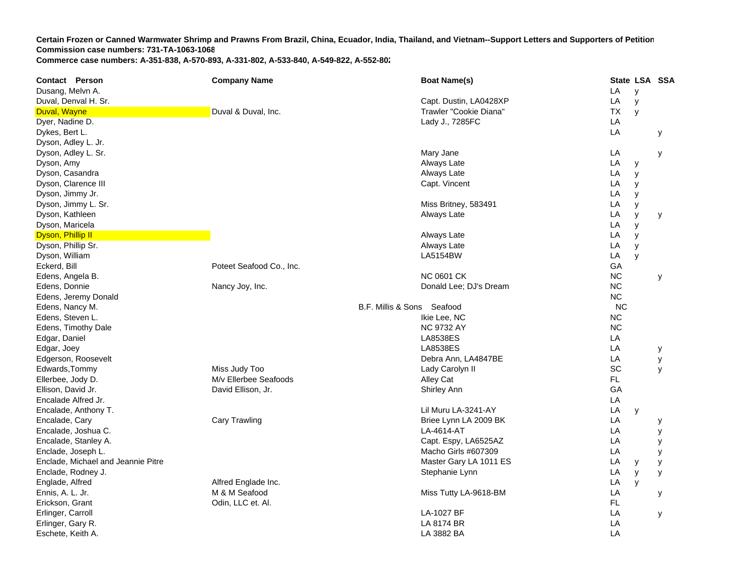**Certain Frozen or Canned Warmwater Shrimp and Prawns From Brazil, China, Ecuador, India, Thailand, and Vietnam--Support Letters and Supporters of Petition**
**Commission case numbers: 731-TA-1063-1068**
**Commerce case numbers: A-351-838, A-570-893, A-331-802, A-533-840, A-549-822, A-552-802**

| Contact Person | Company Name | Boat Name(s) | State | LSA | SSA |
|---|---|---|---|---|---|
| Dusang, Melvn A. | | | LA | y | |
| Duval, Denval H. Sr. | | Capt. Dustin, LA0428XP | LA | y | |
| Duval, Wayne | Duval & Duval, Inc. | Trawler "Cookie Diana" | TX | y | |
| Dyer, Nadine D. | | Lady J., 7285FC | LA | | |
| Dykes, Bert L. | | | LA | | y |
| Dyson, Adley L. Jr. | | | | | |
| Dyson, Adley L. Sr. | | Mary Jane | LA | | y |
| Dyson, Amy | | Always Late | LA | y | |
| Dyson, Casandra | | Always Late | LA | y | |
| Dyson, Clarence III | | Capt. Vincent | LA | y | |
| Dyson, Jimmy Jr. | | | LA | y | |
| Dyson, Jimmy L. Sr. | | Miss Britney, 583491 | LA | y | |
| Dyson, Kathleen | | Always Late | LA | y | y |
| Dyson, Maricela | | | LA | y | |
| Dyson, Phillip II | | Always Late | LA | y | |
| Dyson, Phillip Sr. | | Always Late | LA | y | |
| Dyson, William | | LA5154BW | LA | y | |
| Eckerd, Bill | Poteet Seafood Co., Inc. | | GA | | |
| Edens, Angela B. | | NC 0601 CK | NC | | y |
| Edens, Donnie | Nancy Joy, Inc. | Donald Lee; DJ's Dream | NC | | |
| Edens, Jeremy Donald | | | NC | | |
| Edens, Nancy M. | B.F. Millis & Sons | Seafood | NC | | |
| Edens, Steven L. | | Ikie Lee, NC | NC | | |
| Edens, Timothy Dale | | NC 9732 AY | NC | | |
| Edgar, Daniel | | LA8538ES | LA | | |
| Edgar, Joey | | LA8538ES | LA | | y |
| Edgerson, Roosevelt | | Debra Ann, LA4847BE | LA | | y |
| Edwards,Tommy | Miss Judy Too | Lady Carolyn II | SC | | y |
| Ellerbee, Jody D. | M/v Ellerbee Seafoods | Alley Cat | FL | | |
| Ellison, David Jr. | David Ellison, Jr. | Shirley Ann | GA | | |
| Encalade Alfred Jr. | | | LA | | |
| Encalade, Anthony T. | | Lil Muru LA-3241-AY | LA | y | |
| Encalade, Cary | Cary Trawling | Briee Lynn LA 2009 BK | LA | | y |
| Encalade, Joshua C. | | LA-4614-AT | LA | | y |
| Encalade, Stanley A. | | Capt. Espy, LA6525AZ | LA | | y |
| Enclade, Joseph L. | | Macho Girls #607309 | LA | | y |
| Enclade, Michael and Jeannie Pitre | | Master Gary LA 1011 ES | LA | y | y |
| Enclade, Rodney J. | | Stephanie Lynn | LA | y | y |
| Englade, Alfred | Alfred Englade Inc. | | LA | y | |
| Ennis, A. L. Jr. | M & M Seafood | Miss Tutty LA-9618-BM | LA | | y |
| Erickson, Grant | Odin, LLC et. Al. | | FL | | |
| Erlinger, Carroll | | LA-1027 BF | LA | | y |
| Erlinger, Gary R. | | LA 8174 BR | LA | | |
| Eschete, Keith A. | | LA 3882 BA | LA | | |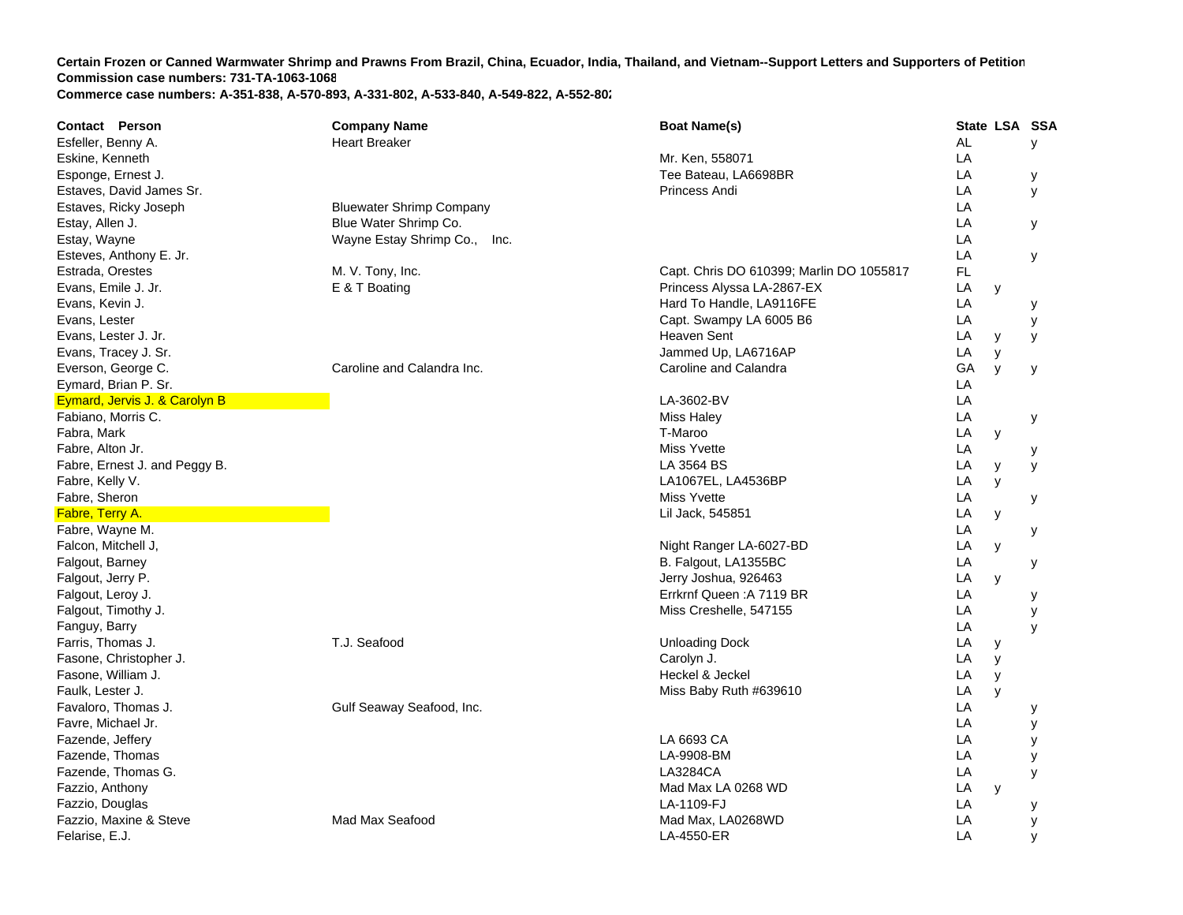**Certain Frozen or Canned Warmwater Shrimp and Prawns From Brazil, China, Ecuador, India, Thailand, and Vietnam--Support Letters and Supporters of Petition**
**Commission case numbers: 731-TA-1063-1068**
**Commerce case numbers: A-351-838, A-570-893, A-331-802, A-533-840, A-549-822, A-552-802**

| Contact Person | Company Name | Boat Name(s) | State | LSA | SSA |
|---|---|---|---|---|---|
| Esfeller, Benny A. | Heart Breaker | | AL | | y |
| Eskine, Kenneth | | Mr. Ken, 558071 | LA | | |
| Esponge, Ernest J. | | Tee Bateau, LA6698BR | LA | | y |
| Estaves, David James Sr. | | Princess Andi | LA | | y |
| Estaves, Ricky Joseph | Bluewater Shrimp Company | | LA | | |
| Estay, Allen J. | Blue Water Shrimp Co. | | LA | | y |
| Estay, Wayne | Wayne Estay Shrimp Co., Inc. | | LA | | |
| Esteves, Anthony E. Jr. | | | LA | | y |
| Estrada, Orestes | M. V. Tony, Inc. | Capt. Chris DO 610399; Marlin DO 1055817 | FL | | |
| Evans, Emile J. Jr. | E & T Boating | Princess Alyssa LA-2867-EX | LA | y | |
| Evans, Kevin J. | | Hard To Handle, LA9116FE | LA | | y |
| Evans, Lester | | Capt. Swampy LA 6005 B6 | LA | | y |
| Evans, Lester J. Jr. | | Heaven Sent | LA | y | y |
| Evans, Tracey J. Sr. | | Jammed Up, LA6716AP | LA | y | |
| Everson, George C. | Caroline and Calandra Inc. | Caroline and Calandra | GA | y | y |
| Eymard, Brian P. Sr. | | | LA | | |
| Eymard, Jervis J. & Carolyn B | | LA-3602-BV | LA | | |
| Fabiano, Morris C. | | Miss Haley | LA | | y |
| Fabra, Mark | | T-Maroo | LA | y | |
| Fabre, Alton Jr. | | Miss Yvette | LA | | y |
| Fabre, Ernest J. and Peggy B. | | LA 3564 BS | LA | y | y |
| Fabre, Kelly V. | | LA1067EL, LA4536BP | LA | y | |
| Fabre, Sheron | | Miss Yvette | LA | | y |
| Fabre, Terry A. | | Lil Jack, 545851 | LA | y | |
| Fabre, Wayne M. | | | LA | | y |
| Falcon, Mitchell J, | | Night Ranger LA-6027-BD | LA | y | |
| Falgout, Barney | | B. Falgout, LA1355BC | LA | | y |
| Falgout, Jerry P. | | Jerry Joshua, 926463 | LA | y | |
| Falgout, Leroy J. | | Errkrnf Queen :A 7119 BR | LA | | y |
| Falgout, Timothy J. | | Miss Creshelle, 547155 | LA | | y |
| Fanguy, Barry | | | LA | | y |
| Farris, Thomas J. | T.J. Seafood | Unloading Dock | LA | y | |
| Fasone, Christopher J. | | Carolyn J. | LA | y | |
| Fasone, William J. | | Heckel & Jeckel | LA | y | |
| Faulk, Lester J. | | Miss Baby Ruth #639610 | LA | y | |
| Favaloro, Thomas J. | Gulf Seaway Seafood, Inc. | | LA | | y |
| Favre, Michael Jr. | | | LA | | y |
| Fazende, Jeffery | | LA 6693 CA | LA | | y |
| Fazende, Thomas | | LA-9908-BM | LA | | y |
| Fazende, Thomas G. | | LA3284CA | LA | | y |
| Fazzio, Anthony | | Mad Max LA 0268 WD | LA | y | |
| Fazzio, Douglas | | LA-1109-FJ | LA | | y |
| Fazzio, Maxine & Steve | Mad Max Seafood | Mad Max, LA0268WD | LA | | y |
| Felarise, E.J. | | LA-4550-ER | LA | | y |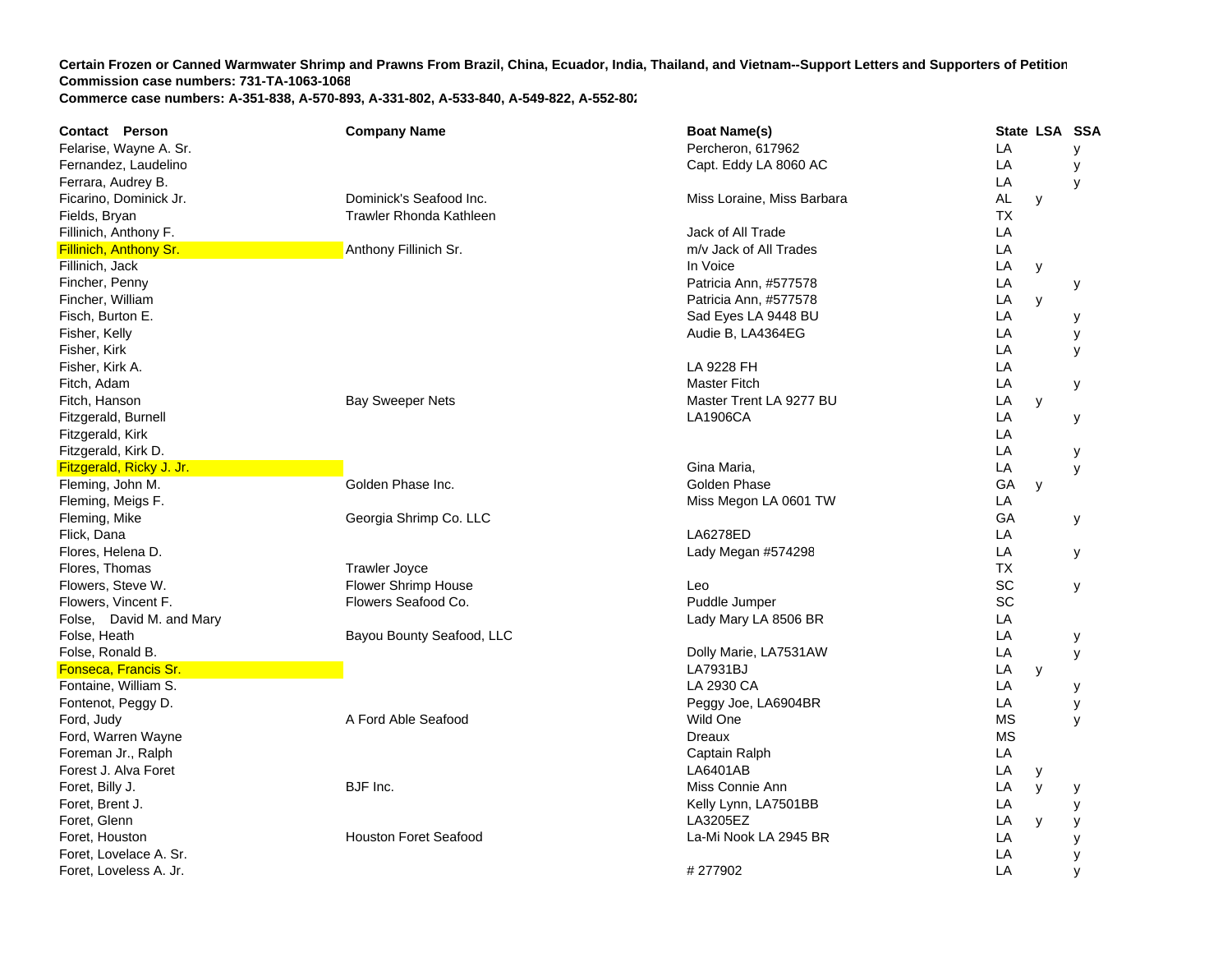**Certain Frozen or Canned Warmwater Shrimp and Prawns From Brazil, China, Ecuador, India, Thailand, and Vietnam--Support Letters and Supporters of Petition**
**Commission case numbers: 731-TA-1063-1068**
**Commerce case numbers: A-351-838, A-570-893, A-331-802, A-533-840, A-549-822, A-552-802**

| Contact Person | Company Name | Boat Name(s) | State | LSA | SSA |
|---|---|---|---|---|---|
| Felarise, Wayne A. Sr. | | Percheron, 617962 | LA | | y |
| Fernandez, Laudelino | | Capt. Eddy LA 8060 AC | LA | | y |
| Ferrara, Audrey B. | | | LA | | y |
| Ficarino, Dominick Jr. | Dominick's Seafood Inc. | Miss Loraine, Miss Barbara | AL | y | |
| Fields, Bryan | Trawler Rhonda Kathleen | | TX | | |
| Fillinich, Anthony F. | | Jack of All Trade | LA | | |
| Fillinich, Anthony Sr. | Anthony Fillinich Sr. | m/v Jack of All Trades | LA | | |
| Fillinich, Jack | | In Voice | LA | y | |
| Fincher, Penny | | Patricia Ann, #577578 | LA | | y |
| Fincher, William | | Patricia Ann, #577578 | LA | y | |
| Fisch, Burton E. | | Sad Eyes LA 9448 BU | LA | | y |
| Fisher, Kelly | | Audie B, LA4364EG | LA | | y |
| Fisher, Kirk | | | LA | | y |
| Fisher, Kirk A. | | LA 9228 FH | LA | | |
| Fitch, Adam | | Master Fitch | LA | | y |
| Fitch, Hanson | Bay Sweeper Nets | Master Trent LA 9277 BU | LA | y | |
| Fitzgerald, Burnell | | LA1906CA | LA | | y |
| Fitzgerald, Kirk | | | LA | | |
| Fitzgerald, Kirk D. | | | LA | | y |
| Fitzgerald, Ricky J. Jr. | | Gina Maria, | LA | | y |
| Fleming, John M. | Golden Phase Inc. | Golden Phase | GA | y | |
| Fleming, Meigs F. | | Miss Megon LA 0601 TW | LA | | |
| Fleming, Mike | Georgia Shrimp Co. LLC | | GA | | y |
| Flick, Dana | | LA6278ED | LA | | |
| Flores, Helena D. | | Lady Megan #574298 | LA | | y |
| Flores, Thomas | Trawler Joyce | | TX | | |
| Flowers, Steve W. | Flower Shrimp House | Leo | SC | | y |
| Flowers, Vincent F. | Flowers Seafood Co. | Puddle Jumper | SC | | |
| Folse, David M. and Mary | | Lady Mary LA 8506 BR | LA | | |
| Folse, Heath | Bayou Bounty Seafood, LLC | | LA | | y |
| Folse, Ronald B. | | Dolly Marie, LA7531AW | LA | | y |
| Fonseca, Francis Sr. | | LA7931BJ | LA | y | |
| Fontaine, William S. | | LA 2930 CA | LA | | y |
| Fontenot, Peggy D. | | Peggy Joe, LA6904BR | LA | | y |
| Ford, Judy | A Ford Able Seafood | Wild One | MS | | y |
| Ford, Warren Wayne | | Dreaux | MS | | |
| Foreman Jr., Ralph | | Captain Ralph | LA | | |
| Forest J. Alva Foret | | LA6401AB | LA | y | |
| Foret, Billy J. | BJF Inc. | Miss Connie Ann | LA | y | y |
| Foret, Brent J. | | Kelly Lynn, LA7501BB | LA | | y |
| Foret, Glenn | | LA3205EZ | LA | y | y |
| Foret, Houston | Houston Foret Seafood | La-Mi Nook LA 2945 BR | LA | | y |
| Foret, Lovelace A. Sr. | | | LA | | y |
| Foret, Loveless A. Jr. | | # 277902 | LA | | y |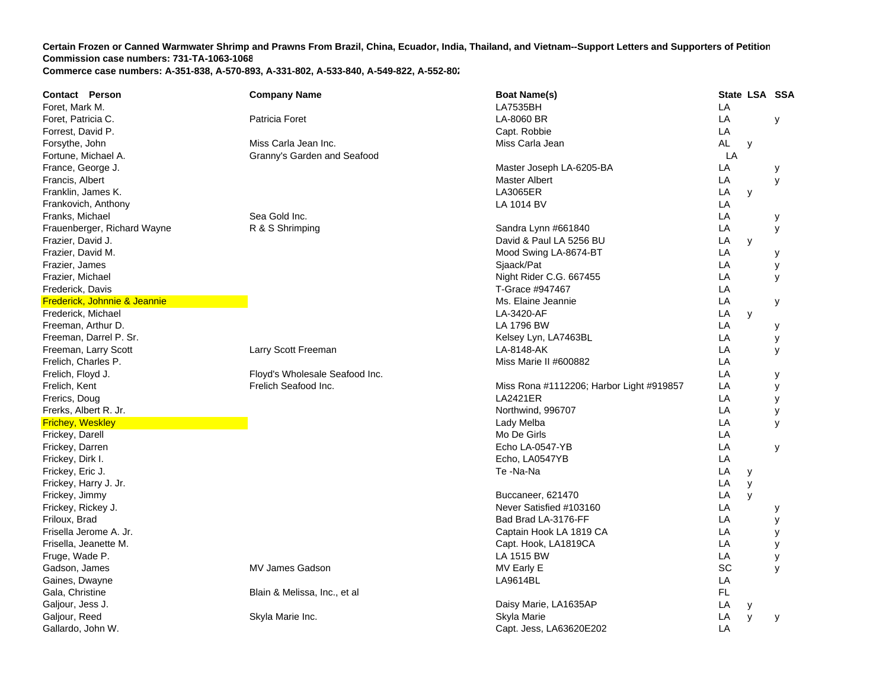**Certain Frozen or Canned Warmwater Shrimp and Prawns From Brazil, China, Ecuador, India, Thailand, and Vietnam--Support Letters and Supporters of Petition**
**Commission case numbers: 731-TA-1063-1068**
**Commerce case numbers: A-351-838, A-570-893, A-331-802, A-533-840, A-549-822, A-552-802**

| Contact Person | Company Name | Boat Name(s) | State | LSA | SSA |
|---|---|---|---|---|---|
| Foret, Mark M. | | LA7535BH | LA | | |
| Foret, Patricia C. | Patricia Foret | LA-8060 BR | LA | | y |
| Forrest, David P. | | Capt. Robbie | LA | | |
| Forsythe, John | Miss Carla Jean Inc. | Miss Carla Jean | AL | y | |
| Fortune, Michael A. | Granny's Garden and Seafood | | LA | | |
| France, George J. | | Master Joseph LA-6205-BA | LA | | y |
| Francis, Albert | | Master Albert | LA | | y |
| Franklin, James K. | | LA3065ER | LA | y | |
| Frankovich, Anthony | | LA 1014 BV | LA | | |
| Franks, Michael | Sea Gold Inc. | | LA | | y |
| Frauenberger, Richard Wayne | R & S Shrimping | Sandra Lynn #661840 | LA | | y |
| Frazier, David J. | | David & Paul LA 5256 BU | LA | y | |
| Frazier, David M. | | Mood Swing LA-8674-BT | LA | | y |
| Frazier, James | | Sjaack/Pat | LA | | y |
| Frazier, Michael | | Night Rider C.G. 667455 | LA | | y |
| Frederick, Davis | | T-Grace #947467 | LA | | |
| Frederick, Johnnie & Jeannie | | Ms. Elaine Jeannie | LA | | y |
| Frederick, Michael | | LA-3420-AF | LA | y | |
| Freeman, Arthur D. | | LA 1796 BW | LA | | y |
| Freeman, Darrel P. Sr. | | Kelsey Lyn, LA7463BL | LA | | y |
| Freeman, Larry Scott | Larry Scott Freeman | LA-8148-AK | LA | | y |
| Frelich, Charles P. | | Miss Marie II #600882 | LA | | |
| Frelich, Floyd J. | Floyd's Wholesale Seafood Inc. | | LA | | y |
| Frelich, Kent | Frelich Seafood Inc. | Miss Rona #1112206; Harbor Light #919857 | LA | | y |
| Frerics, Doug | | LA2421ER | LA | | y |
| Frerks, Albert R. Jr. | | Northwind, 996707 | LA | | y |
| Frichey, Weskley | | Lady Melba | LA | | y |
| Frickey, Darell | | Mo De Girls | LA | | |
| Frickey, Darren | | Echo LA-0547-YB | LA | | y |
| Frickey, Dirk I. | | Echo, LA0547YB | LA | | |
| Frickey, Eric J. | | Te -Na-Na | LA | y | |
| Frickey, Harry J. Jr. | | | LA | y | |
| Frickey, Jimmy | | Buccaneer, 621470 | LA | y | |
| Frickey, Rickey J. | | Never Satisfied #103160 | LA | | y |
| Friloux, Brad | | Bad Brad LA-3176-FF | LA | | y |
| Frisella Jerome A. Jr. | | Captain Hook LA 1819 CA | LA | | y |
| Frisella, Jeanette M. | | Capt. Hook, LA1819CA | LA | | y |
| Fruge, Wade P. | | LA 1515 BW | LA | | y |
| Gadson, James | MV James Gadson | MV Early E | SC | | y |
| Gaines, Dwayne | | LA9614BL | LA | | |
| Gala, Christine | Blain & Melissa, Inc., et al | | FL | | |
| Galjour, Jess J. | | Daisy Marie, LA1635AP | LA | y | |
| Galjour, Reed | Skyla Marie Inc. | Skyla Marie | LA | y | y |
| Gallardo, John W. | | Capt. Jess, LA63620E202 | LA | | |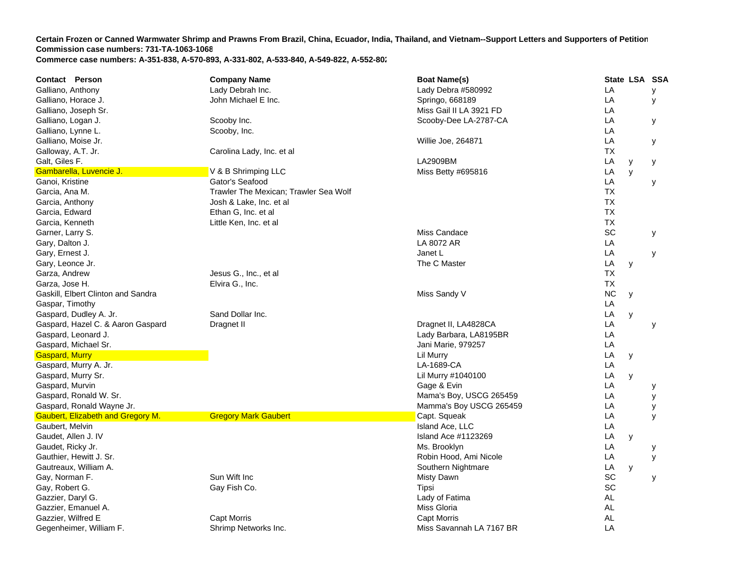**Certain Frozen or Canned Warmwater Shrimp and Prawns From Brazil, China, Ecuador, India, Thailand, and Vietnam--Support Letters and Supporters of Petition**
**Commission case numbers: 731-TA-1063-1068**
**Commerce case numbers: A-351-838, A-570-893, A-331-802, A-533-840, A-549-822, A-552-802**

| Contact Person | Company Name | Boat Name(s) | State | LSA | SSA |
|---|---|---|---|---|---|
| Galliano, Anthony | Lady Debrah Inc. | Lady Debra #580992 | LA | | y |
| Galliano, Horace J. | John Michael E Inc. | Springo, 668189 | LA | | y |
| Galliano, Joseph Sr. | | Miss Gail II LA 3921 FD | LA | | |
| Galliano, Logan J. | Scooby Inc. | Scooby-Dee LA-2787-CA | LA | | y |
| Galliano, Lynne L. | Scooby, Inc. | | LA | | |
| Galliano, Moise Jr. | | Willie Joe, 264871 | LA | | y |
| Galloway, A.T. Jr. | Carolina Lady, Inc. et al | | TX | | |
| Galt, Giles F. | | LA2909BM | LA | y | y |
| Gambarella, Luvencie J. | V & B Shrimping LLC | Miss Betty #695816 | LA | y | |
| Ganoi, Kristine | Gator's Seafood | | LA | | y |
| Garcia, Ana M. | Trawler The Mexican; Trawler Sea Wolf | | TX | | |
| Garcia, Anthony | Josh & Lake, Inc. et al | | TX | | |
| Garcia, Edward | Ethan G, Inc. et al | | TX | | |
| Garcia, Kenneth | Little Ken, Inc. et al | | TX | | |
| Garner, Larry S. | | Miss Candace | SC | | y |
| Gary, Dalton J. | | LA 8072 AR | LA | | |
| Gary, Ernest J. | | Janet L | LA | | y |
| Gary, Leonce Jr. | | The C Master | LA | y | |
| Garza, Andrew | Jesus G., Inc., et al | | TX | | |
| Garza, Jose H. | Elvira G., Inc. | | TX | | |
| Gaskill, Elbert Clinton and Sandra | | Miss Sandy V | NC | y | |
| Gaspar, Timothy | | | LA | | |
| Gaspard, Dudley A. Jr. | Sand Dollar Inc. | | LA | y | |
| Gaspard, Hazel C. & Aaron Gaspard | Dragnet II | Dragnet II, LA4828CA | LA | | y |
| Gaspard, Leonard J. | | Lady Barbara, LA8195BR | LA | | |
| Gaspard, Michael Sr. | | Jani Marie, 979257 | LA | | |
| Gaspard, Murry | | Lil Murry | LA | y | |
| Gaspard, Murry A. Jr. | | LA-1689-CA | LA | | |
| Gaspard, Murry Sr. | | Lil Murry #1040100 | LA | y | |
| Gaspard, Murvin | | Gage & Evin | LA | | y |
| Gaspard, Ronald W. Sr. | | Mama's Boy, USCG 265459 | LA | | y |
| Gaspard, Ronald Wayne Jr. | | Mamma's Boy USCG 265459 | LA | | y |
| Gaubert, Elizabeth and Gregory M. | Gregory Mark Gaubert | Capt. Squeak | LA | | y |
| Gaubert, Melvin | | Island Ace, LLC | LA | | |
| Gaudet, Allen J. IV | | Island Ace #1123269 | LA | y | |
| Gaudet, Ricky Jr. | | Ms. Brooklyn | LA | | y |
| Gauthier, Hewitt J. Sr. | | Robin Hood, Ami Nicole | LA | | y |
| Gautreaux, William A. | | Southern Nightmare | LA | y | |
| Gay, Norman F. | Sun Wift Inc | Misty Dawn | SC | | y |
| Gay, Robert G. | Gay Fish Co. | Tipsi | SC | | |
| Gazzier, Daryl G. | | Lady of Fatima | AL | | |
| Gazzier, Emanuel A. | | Miss Gloria | AL | | |
| Gazzier, Wilfred E | Capt Morris | Capt Morris | AL | | |
| Gegenheimer, William F. | Shrimp Networks Inc. | Miss Savannah LA 7167 BR | LA | | |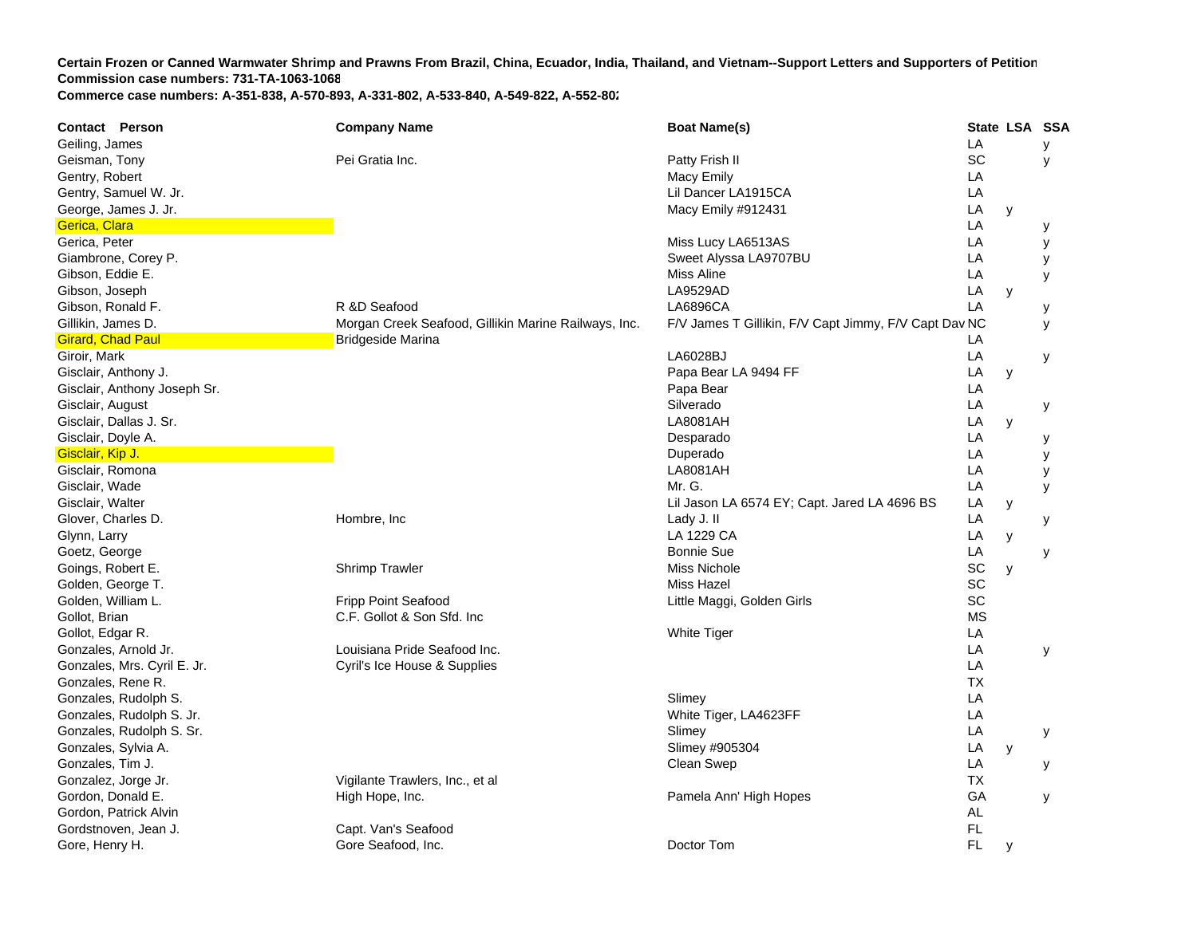**Certain Frozen or Canned Warmwater Shrimp and Prawns From Brazil, China, Ecuador, India, Thailand, and Vietnam--Support Letters and Supporters of Petition**
**Commission case numbers: 731-TA-1063-1068**
**Commerce case numbers: A-351-838, A-570-893, A-331-802, A-533-840, A-549-822, A-552-802**

| Contact Person | Company Name | Boat Name(s) | State | LSA | SSA |
|---|---|---|---|---|---|
| Geiling, James | | | LA | | y |
| Geisman, Tony | Pei Gratia Inc. | Patty Frish II | SC | | y |
| Gentry, Robert | | Macy Emily | LA | | |
| Gentry, Samuel W. Jr. | | Lil Dancer LA1915CA | LA | | |
| George, James J. Jr. | | Macy Emily #912431 | LA | y | |
| Gerica, Clara | | | LA | | y |
| Gerica, Peter | | Miss Lucy LA6513AS | LA | | y |
| Giambrone, Corey P. | | Sweet Alyssa LA9707BU | LA | | y |
| Gibson, Eddie E. | | Miss Aline | LA | | y |
| Gibson, Joseph | | LA9529AD | LA | y | |
| Gibson, Ronald F. | R &D Seafood | LA6896CA | LA | | y |
| Gillikin, James D. | Morgan Creek Seafood, Gillikin Marine Railways, Inc. | F/V James T Gillikin, F/V Capt Jimmy, F/V Capt Dav | NC | | y |
| Girard, Chad Paul | Bridgeside Marina | | LA | | |
| Giroir, Mark | | LA6028BJ | LA | | y |
| Gisclair, Anthony J. | | Papa Bear LA 9494 FF | LA | y | |
| Gisclair, Anthony Joseph Sr. | | Papa Bear | LA | | |
| Gisclair, August | | Silverado | LA | | y |
| Gisclair, Dallas J. Sr. | | LA8081AH | LA | y | |
| Gisclair, Doyle A. | | Desparado | LA | | y |
| Gisclair, Kip J. | | Duperado | LA | | y |
| Gisclair, Romona | | LA8081AH | LA | | y |
| Gisclair, Wade | | Mr. G. | LA | | y |
| Gisclair, Walter | | Lil Jason LA 6574 EY; Capt. Jared LA 4696 BS | LA | y | |
| Glover, Charles D. | Hombre, Inc | Lady J. II | LA | | y |
| Glynn, Larry | | LA 1229 CA | LA | y | |
| Goetz, George | | Bonnie Sue | LA | | y |
| Goings, Robert E. | Shrimp Trawler | Miss Nichole | SC | y | |
| Golden, George T. | | Miss Hazel | SC | | |
| Golden, William L. | Fripp Point Seafood | Little Maggi, Golden Girls | SC | | |
| Gollot, Brian | C.F. Gollot & Son Sfd. Inc | | MS | | |
| Gollot, Edgar R. | | White Tiger | LA | | |
| Gonzales, Arnold Jr. | Louisiana Pride Seafood Inc. | | LA | | y |
| Gonzales, Mrs. Cyril E. Jr. | Cyril's Ice House & Supplies | | LA | | |
| Gonzales, Rene R. | | | TX | | |
| Gonzales, Rudolph S. | | Slimey | LA | | |
| Gonzales, Rudolph S. Jr. | | White Tiger, LA4623FF | LA | | |
| Gonzales, Rudolph S. Sr. | | Slimey | LA | | y |
| Gonzales, Sylvia A. | | Slimey #905304 | LA | y | |
| Gonzales, Tim J. | | Clean Swep | LA | | y |
| Gonzalez, Jorge Jr. | Vigilante Trawlers, Inc., et al | | TX | | |
| Gordon, Donald E. | High Hope, Inc. | Pamela Ann' High Hopes | GA | | y |
| Gordon, Patrick Alvin | | | AL | | |
| Gordstnoven, Jean J. | Capt. Van's Seafood | | FL | | |
| Gore, Henry H. | Gore Seafood, Inc. | Doctor Tom | FL | y | |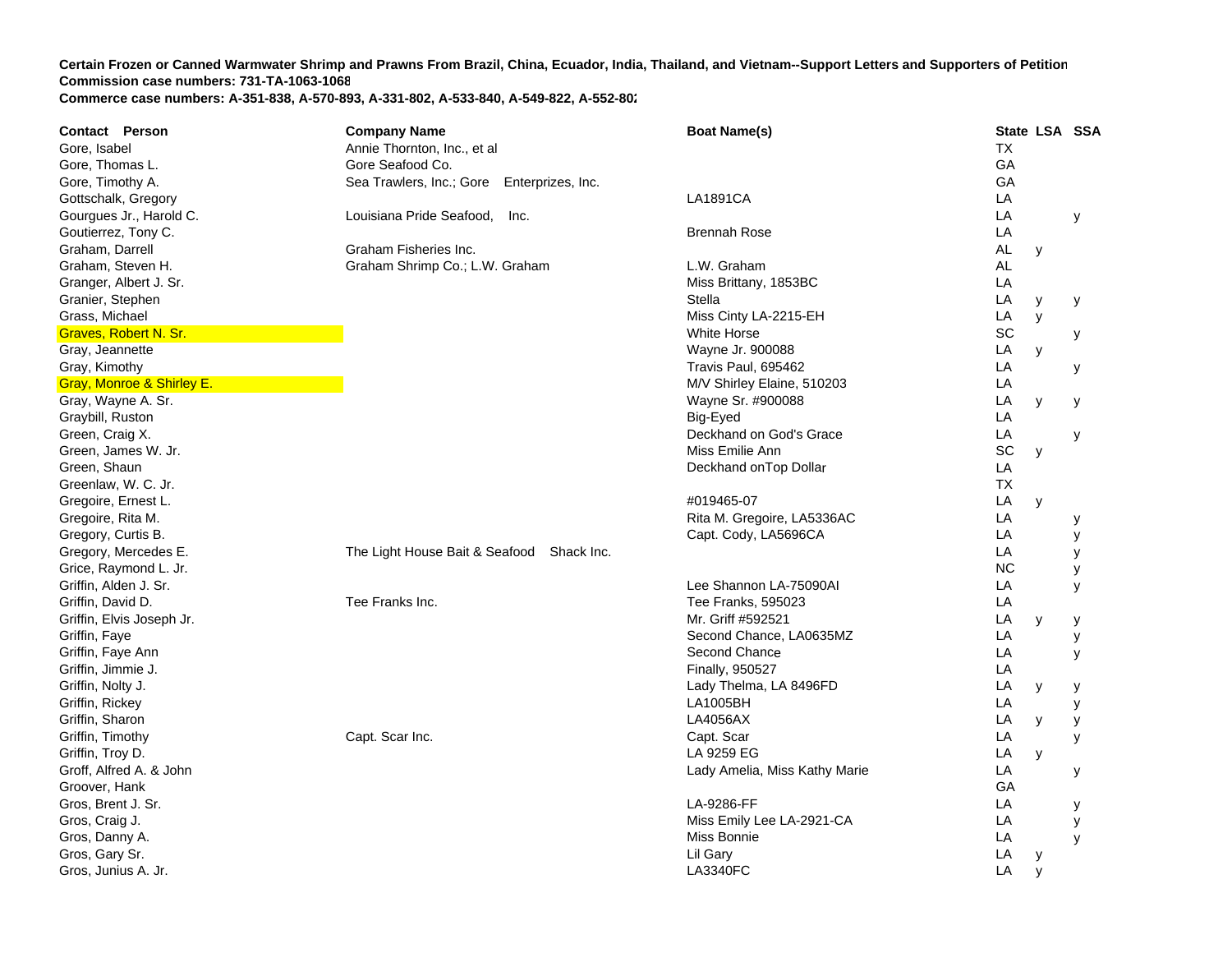**Certain Frozen or Canned Warmwater Shrimp and Prawns From Brazil, China, Ecuador, India, Thailand, and Vietnam--Support Letters and Supporters of Petition**
**Commission case numbers: 731-TA-1063-1068**
**Commerce case numbers: A-351-838, A-570-893, A-331-802, A-533-840, A-549-822, A-552-802**

| Contact Person | Company Name | Boat Name(s) | State | LSA | SSA |
|---|---|---|---|---|---|
| Gore, Isabel | Annie Thornton, Inc., et al | | TX | | |
| Gore, Thomas L. | Gore Seafood Co. | | GA | | |
| Gore, Timothy A. | Sea Trawlers, Inc.; Gore Enterprizes, Inc. | | GA | | |
| Gottschalk, Gregory | | LA1891CA | LA | | |
| Gourgues Jr., Harold C. | Louisiana Pride Seafood, Inc. | | LA | | y |
| Goutierrez, Tony C. | | Brennah Rose | LA | | |
| Graham, Darrell | Graham Fisheries Inc. | | AL | y | |
| Graham, Steven H. | Graham Shrimp Co.; L.W. Graham | L.W. Graham | AL | | |
| Granger, Albert J. Sr. | | Miss Brittany, 1853BC | LA | | |
| Granier, Stephen | | Stella | LA | y | y |
| Grass, Michael | | Miss Cinty LA-2215-EH | LA | y | |
| Graves, Robert N. Sr. | | White Horse | SC | | y |
| Gray, Jeannette | | Wayne Jr. 900088 | LA | y | |
| Gray, Kimothy | | Travis Paul, 695462 | LA | | y |
| Gray, Monroe & Shirley E. | | M/V Shirley Elaine, 510203 | LA | | |
| Gray, Wayne A. Sr. | | Wayne Sr. #900088 | LA | y | y |
| Graybill, Ruston | | Big-Eyed | LA | | |
| Green, Craig X. | | Deckhand on God's Grace | LA | | y |
| Green, James W. Jr. | | Miss Emilie Ann | SC | y | |
| Green, Shaun | | Deckhand onTop Dollar | LA | | |
| Greenlaw, W. C. Jr. | | | TX | | |
| Gregoire, Ernest L. | | #019465-07 | LA | y | |
| Gregoire, Rita M. | | Rita M. Gregoire, LA5336AC | LA | | y |
| Gregory, Curtis B. | | Capt. Cody, LA5696CA | LA | | y |
| Gregory, Mercedes E. | The Light House Bait & Seafood Shack Inc. | | LA | | y |
| Grice, Raymond L. Jr. | | | NC | | y |
| Griffin, Alden J. Sr. | | Lee Shannon LA-75090AI | LA | | y |
| Griffin, David D. | Tee Franks Inc. | Tee Franks, 595023 | LA | | |
| Griffin, Elvis Joseph Jr. | | Mr. Griff #592521 | LA | y | y |
| Griffin, Faye | | Second Chance, LA0635MZ | LA | | y |
| Griffin, Faye Ann | | Second Chance | LA | | y |
| Griffin, Jimmie J. | | Finally, 950527 | LA | | |
| Griffin, Nolty J. | | Lady Thelma, LA 8496FD | LA | y | y |
| Griffin, Rickey | | LA1005BH | LA | | y |
| Griffin, Sharon | | LA4056AX | LA | y | y |
| Griffin, Timothy | Capt. Scar Inc. | Capt. Scar | LA | | y |
| Griffin, Troy D. | | LA 9259 EG | LA | y | |
| Groff, Alfred A. & John | | Lady Amelia, Miss Kathy Marie | LA | | y |
| Groover, Hank | | | GA | | |
| Gros, Brent J. Sr. | | LA-9286-FF | LA | | y |
| Gros, Craig J. | | Miss Emily Lee LA-2921-CA | LA | | y |
| Gros, Danny A. | | Miss Bonnie | LA | | y |
| Gros, Gary Sr. | | Lil Gary | LA | y | |
| Gros, Junius A. Jr. | | LA3340FC | LA | y | |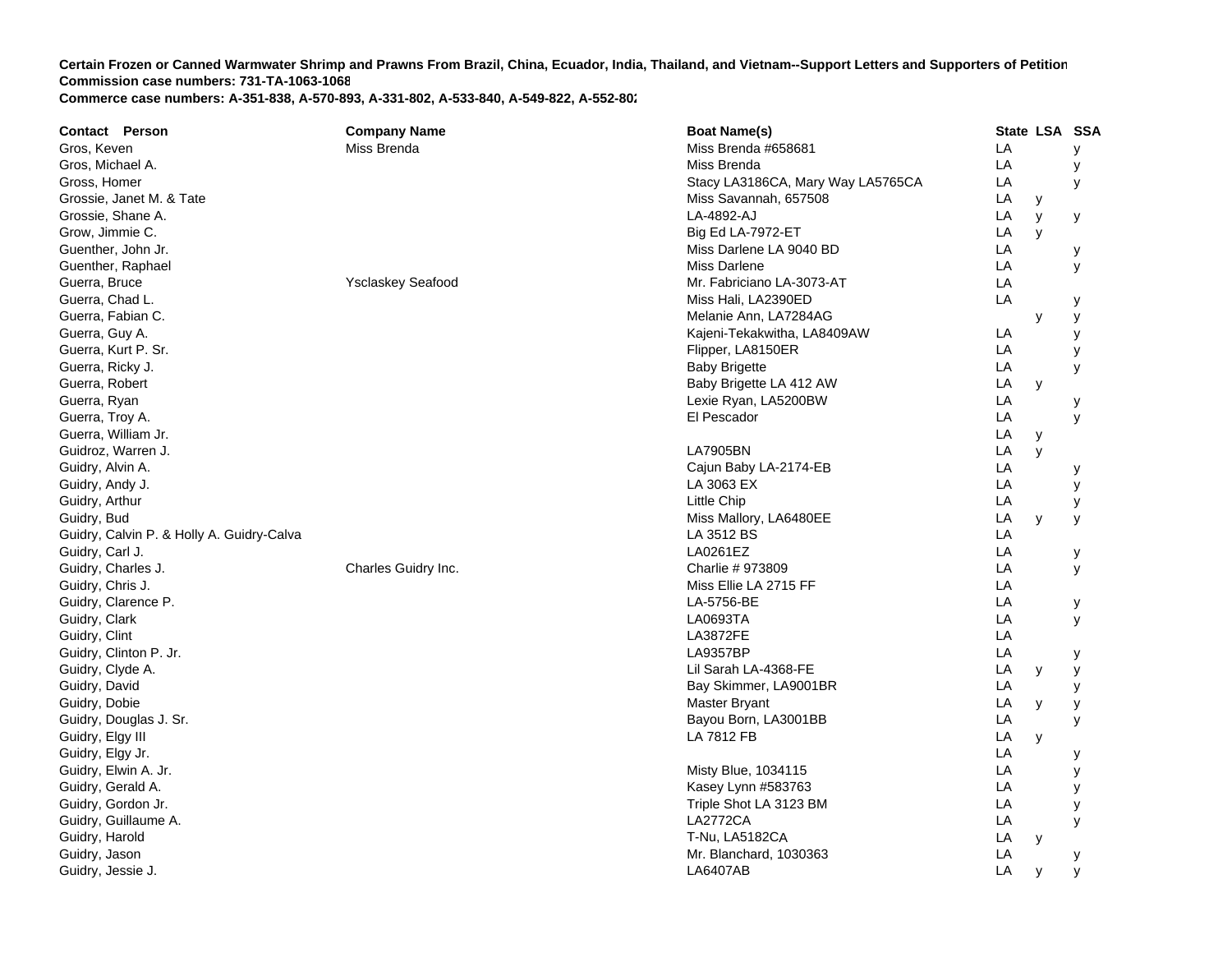**Certain Frozen or Canned Warmwater Shrimp and Prawns From Brazil, China, Ecuador, India, Thailand, and Vietnam--Support Letters and Supporters of Petition**
**Commission case numbers: 731-TA-1063-1068**
**Commerce case numbers: A-351-838, A-570-893, A-331-802, A-533-840, A-549-822, A-552-802**

| Contact Person | Company Name | Boat Name(s) | State | LSA | SSA |
|---|---|---|---|---|---|
| Gros, Keven | Miss Brenda | Miss Brenda #658681 | LA | | y |
| Gros, Michael A. | | Miss Brenda | LA | | y |
| Gross, Homer | | Stacy LA3186CA, Mary Way LA5765CA | LA | | y |
| Grossie, Janet M. & Tate | | Miss Savannah, 657508 | LA | y | |
| Grossie, Shane A. | | LA-4892-AJ | LA | y | y |
| Grow, Jimmie C. | | Big Ed LA-7972-ET | LA | y | |
| Guenther, John Jr. | | Miss Darlene LA 9040 BD | LA | | y |
| Guenther, Raphael | | Miss Darlene | LA | | y |
| Guerra, Bruce | Ysclaskey Seafood | Mr. Fabriciano LA-3073-AT | LA | | |
| Guerra, Chad L. | | Miss Hali, LA2390ED | LA | | y |
| Guerra, Fabian C. | | Melanie Ann, LA7284AG | | y | y |
| Guerra, Guy A. | | Kajeni-Tekakwitha, LA8409AW | LA | | y |
| Guerra, Kurt P. Sr. | | Flipper, LA8150ER | LA | | y |
| Guerra, Ricky J. | | Baby Brigette | LA | | y |
| Guerra, Robert | | Baby Brigette LA 412 AW | LA | y | |
| Guerra, Ryan | | Lexie Ryan, LA5200BW | LA | | y |
| Guerra, Troy A. | | El Pescador | LA | | y |
| Guerra, William Jr. | | | LA | y | |
| Guidroz, Warren J. | | LA7905BN | LA | y | |
| Guidry, Alvin A. | | Cajun Baby LA-2174-EB | LA | | y |
| Guidry, Andy J. | | LA 3063 EX | LA | | y |
| Guidry, Arthur | | Little Chip | LA | | y |
| Guidry, Bud | | Miss Mallory, LA6480EE | LA | y | y |
| Guidry, Calvin P. & Holly A. Guidry-Calva | | LA 3512 BS | LA | | |
| Guidry, Carl J. | | LA0261EZ | LA | | y |
| Guidry, Charles J. | Charles Guidry Inc. | Charlie # 973809 | LA | | y |
| Guidry, Chris J. | | Miss Ellie LA 2715 FF | LA | | |
| Guidry, Clarence P. | | LA-5756-BE | LA | | y |
| Guidry, Clark | | LA0693TA | LA | | y |
| Guidry, Clint | | LA3872FE | LA | | |
| Guidry, Clinton P. Jr. | | LA9357BP | LA | | y |
| Guidry, Clyde A. | | Lil Sarah LA-4368-FE | LA | y | y |
| Guidry, David | | Bay Skimmer, LA9001BR | LA | | y |
| Guidry, Dobie | | Master Bryant | LA | y | y |
| Guidry, Douglas J. Sr. | | Bayou Born, LA3001BB | LA | | y |
| Guidry, Elgy III | | LA 7812 FB | LA | y | |
| Guidry, Elgy Jr. | | | LA | | y |
| Guidry, Elwin A. Jr. | | Misty Blue, 1034115 | LA | | y |
| Guidry, Gerald A. | | Kasey Lynn #583763 | LA | | y |
| Guidry, Gordon Jr. | | Triple Shot LA 3123 BM | LA | | y |
| Guidry, Guillaume A. | | LA2772CA | LA | | y |
| Guidry, Harold | | T-Nu, LA5182CA | LA | y | |
| Guidry, Jason | | Mr. Blanchard, 1030363 | LA | | y |
| Guidry, Jessie J. | | LA6407AB | LA | y | y |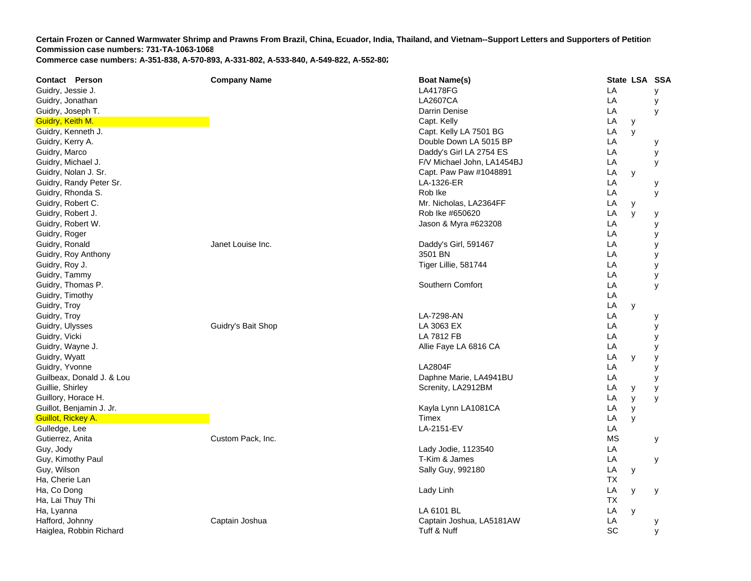**Certain Frozen or Canned Warmwater Shrimp and Prawns From Brazil, China, Ecuador, India, Thailand, and Vietnam--Support Letters and Supporters of Petition**
**Commission case numbers: 731-TA-1063-1068**
**Commerce case numbers: A-351-838, A-570-893, A-331-802, A-533-840, A-549-822, A-552-802**

| Contact Person | Company Name | Boat Name(s) | State | LSA | SSA |
|---|---|---|---|---|---|
| Guidry, Jessie J. | | LA4178FG | LA | | y |
| Guidry, Jonathan | | LA2607CA | LA | | y |
| Guidry, Joseph T. | | Darrin Denise | LA | | y |
| Guidry, Keith M. | | Capt. Kelly | LA | y | |
| Guidry, Kenneth J. | | Capt. Kelly LA 7501 BG | LA | y | |
| Guidry, Kerry A. | | Double Down LA 5015 BP | LA | | y |
| Guidry, Marco | | Daddy's Girl LA 2754 ES | LA | | y |
| Guidry, Michael J. | | F/V Michael John, LA1454BJ | LA | | y |
| Guidry, Nolan J. Sr. | | Capt. Paw Paw #1048891 | LA | y | |
| Guidry, Randy Peter Sr. | | LA-1326-ER | LA | | y |
| Guidry, Rhonda S. | | Rob Ike | LA | | y |
| Guidry, Robert C. | | Mr. Nicholas, LA2364FF | LA | y | |
| Guidry, Robert J. | | Rob Ike #650620 | LA | y | y |
| Guidry, Robert W. | | Jason & Myra #623208 | LA | | y |
| Guidry, Roger | | | LA | | y |
| Guidry, Ronald | Janet Louise Inc. | Daddy's Girl, 591467 | LA | | y |
| Guidry, Roy Anthony | | 3501 BN | LA | | y |
| Guidry, Roy J. | | Tiger Lillie, 581744 | LA | | y |
| Guidry, Tammy | | | LA | | y |
| Guidry, Thomas P. | | Southern Comfort | LA | | y |
| Guidry, Timothy | | | LA | | |
| Guidry, Troy | | | LA | y | |
| Guidry, Troy | | LA-7298-AN | LA | | y |
| Guidry, Ulysses | Guidry's Bait Shop | LA 3063 EX | LA | | y |
| Guidry, Vicki | | LA 7812 FB | LA | | y |
| Guidry, Wayne J. | | Allie Faye LA 6816 CA | LA | | y |
| Guidry, Wyatt | | | LA | y | y |
| Guidry, Yvonne | | LA2804F | LA | | y |
| Guilbeax, Donald J. & Lou | | Daphne Marie, LA4941BU | LA | | y |
| Guillie, Shirley | | Screnity, LA2912BM | LA | y | y |
| Guillory, Horace H. | | | LA | y | y |
| Guillot, Benjamin J. Jr. | | Kayla Lynn LA1081CA | LA | y | |
| Guillot, Rickey A. | | Timex | LA | y | |
| Gulledge, Lee | | LA-2151-EV | LA | | |
| Gutierrez, Anita | Custom Pack, Inc. | | MS | | y |
| Guy, Jody | | Lady Jodie, 1123540 | LA | | |
| Guy, Kimothy Paul | | T-Kim & James | LA | | y |
| Guy, Wilson | | Sally Guy, 992180 | LA | y | |
| Ha, Cherie Lan | | | TX | | |
| Ha, Co Dong | | Lady Linh | LA | y | y |
| Ha, Lai Thuy Thi | | | TX | | |
| Ha, Lyanna | | LA 6101 BL | LA | y | |
| Hafford, Johnny | Captain Joshua | Captain Joshua, LA5181AW | LA | | y |
| Haiglea, Robbin Richard | | Tuff & Nuff | SC | | y |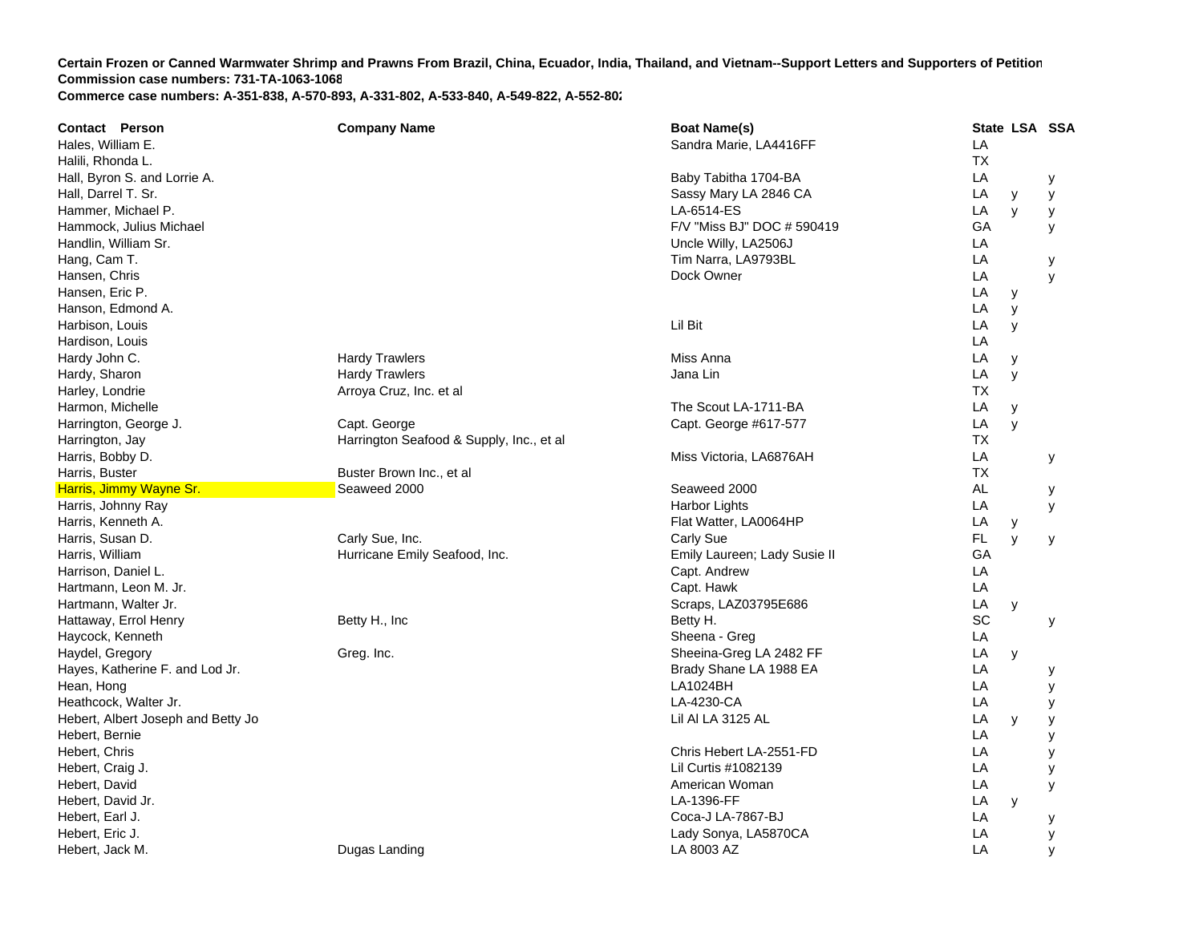**Certain Frozen or Canned Warmwater Shrimp and Prawns From Brazil, China, Ecuador, India, Thailand, and Vietnam--Support Letters and Supporters of Petition**
**Commission case numbers: 731-TA-1063-1068**
**Commerce case numbers: A-351-838, A-570-893, A-331-802, A-533-840, A-549-822, A-552-802**

| Contact Person | Company Name | Boat Name(s) | State | LSA | SSA |
|---|---|---|---|---|---|
| Hales, William E. | | Sandra Marie, LA4416FF | LA | | |
| Halili, Rhonda L. | | | TX | | |
| Hall, Byron S. and Lorrie A. | | Baby Tabitha 1704-BA | LA | | y |
| Hall, Darrel T. Sr. | | Sassy Mary LA 2846 CA | LA | y | y |
| Hammer, Michael P. | | LA-6514-ES | LA | y | y |
| Hammock, Julius Michael | | F/V "Miss BJ" DOC # 590419 | GA | | y |
| Handlin, William Sr. | | Uncle Willy, LA2506J | LA | | |
| Hang, Cam T. | | Tim Narra, LA9793BL | LA | | y |
| Hansen, Chris | | Dock Owner | LA | | y |
| Hansen, Eric P. | | | LA | y | |
| Hanson, Edmond A. | | | LA | y | |
| Harbison, Louis | | Lil Bit | LA | y | |
| Hardison, Louis | | | LA | | |
| Hardy John C. | Hardy Trawlers | Miss Anna | LA | y | |
| Hardy, Sharon | Hardy Trawlers | Jana Lin | LA | y | |
| Harley, Londrie | Arroya Cruz, Inc. et al | | TX | | |
| Harmon, Michelle | | The Scout LA-1711-BA | LA | y | |
| Harrington, George J. | Capt. George | Capt. George #617-577 | LA | y | |
| Harrington, Jay | Harrington Seafood & Supply, Inc., et al | | TX | | |
| Harris, Bobby D. | | Miss Victoria, LA6876AH | LA | | y |
| Harris, Buster | Buster Brown Inc., et al | | TX | | |
| Harris, Jimmy Wayne Sr. | Seaweed 2000 | Seaweed 2000 | AL | | y |
| Harris, Johnny Ray | | Harbor Lights | LA | | y |
| Harris, Kenneth A. | | Flat Watter, LA0064HP | LA | y | |
| Harris, Susan D. | Carly Sue, Inc. | Carly Sue | FL | y | y |
| Harris, William | Hurricane Emily Seafood, Inc. | Emily Laureen; Lady Susie II | GA | | |
| Harrison, Daniel L. | | Capt. Andrew | LA | | |
| Hartmann, Leon M. Jr. | | Capt. Hawk | LA | | |
| Hartmann, Walter Jr. | | Scraps, LAZ03795E686 | LA | y | |
| Hattaway, Errol Henry | Betty H., Inc | Betty H. | SC | | y |
| Haycock, Kenneth | | Sheena - Greg | LA | | |
| Haydel, Gregory | Greg. Inc. | Sheeina-Greg LA 2482 FF | LA | y | |
| Hayes, Katherine F. and Lod Jr. | | Brady Shane LA 1988 EA | LA | | y |
| Hean, Hong | | LA1024BH | LA | | y |
| Heathcock, Walter Jr. | | LA-4230-CA | LA | | y |
| Hebert, Albert Joseph and Betty Jo | | Lil Al LA 3125 AL | LA | y | y |
| Hebert, Bernie | | | LA | | y |
| Hebert, Chris | | Chris Hebert LA-2551-FD | LA | | y |
| Hebert, Craig J. | | Lil Curtis #1082139 | LA | | y |
| Hebert, David | | American Woman | LA | | y |
| Hebert, David Jr. | | LA-1396-FF | LA | y | |
| Hebert, Earl J. | | Coca-J LA-7867-BJ | LA | | y |
| Hebert, Eric J. | | Lady Sonya, LA5870CA | LA | | y |
| Hebert, Jack M. | Dugas Landing | LA 8003 AZ | LA | | y |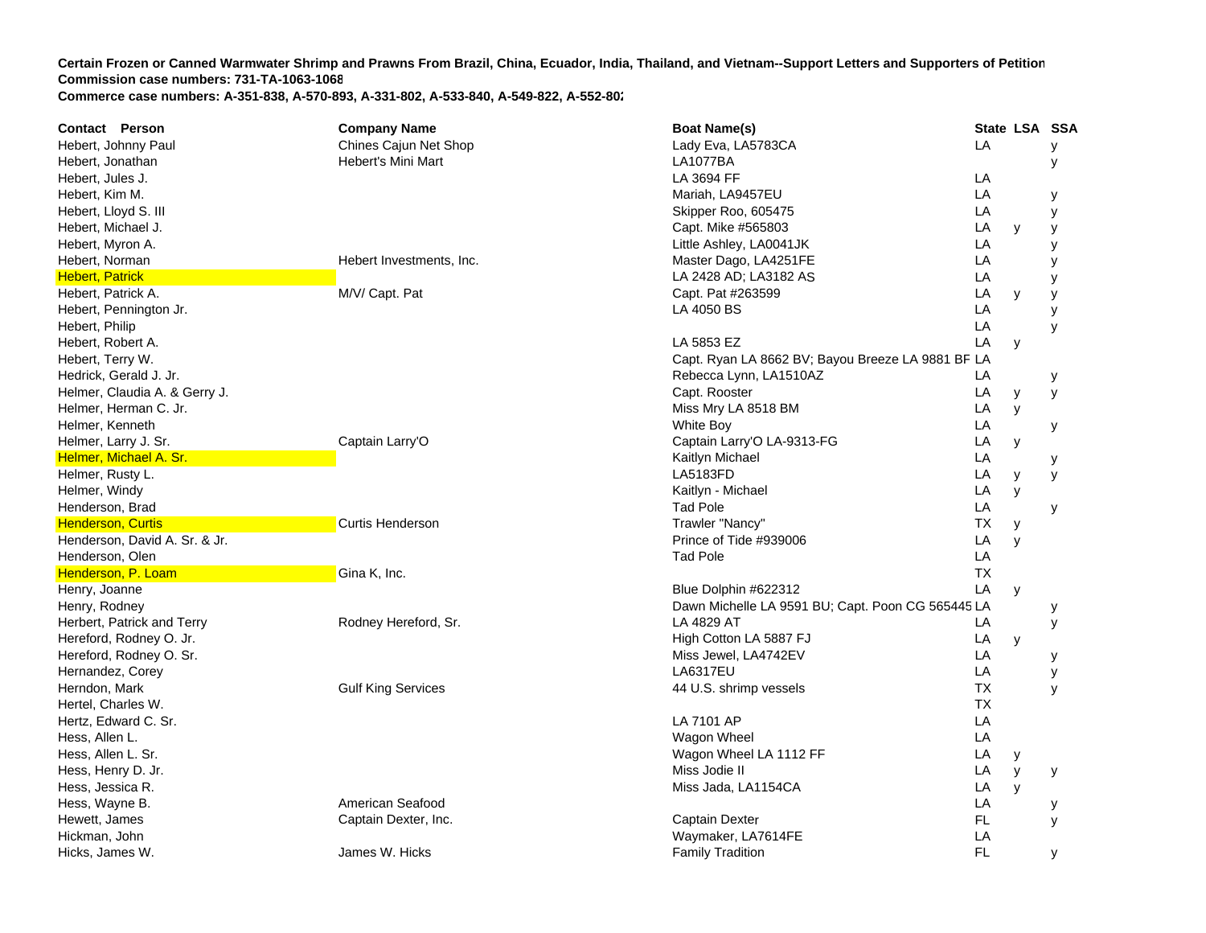**Certain Frozen or Canned Warmwater Shrimp and Prawns From Brazil, China, Ecuador, India, Thailand, and Vietnam--Support Letters and Supporters of Petition**
**Commission case numbers: 731-TA-1063-1068**
**Commerce case numbers: A-351-838, A-570-893, A-331-802, A-533-840, A-549-822, A-552-802**

| Contact Person | Company Name | Boat Name(s) | State | LSA | SSA |
|---|---|---|---|---|---|
| Hebert, Johnny Paul | Chines Cajun Net Shop | Lady Eva, LA5783CA | LA | | y |
| Hebert, Jonathan | Hebert's Mini Mart | LA1077BA | | | y |
| Hebert, Jules J. | | LA 3694 FF | LA | | |
| Hebert, Kim M. | | Mariah, LA9457EU | LA | | y |
| Hebert, Lloyd S. III | | Skipper Roo, 605475 | LA | | y |
| Hebert, Michael J. | | Capt. Mike #565803 | LA | y | y |
| Hebert, Myron A. | | Little Ashley, LA0041JK | LA | | y |
| Hebert, Norman | Hebert Investments, Inc. | Master Dago, LA4251FE | LA | | y |
| Hebert, Patrick | | LA 2428 AD; LA3182 AS | LA | | y |
| Hebert, Patrick A. | M/V/ Capt. Pat | Capt. Pat #263599 | LA | y | y |
| Hebert, Pennington Jr. | | LA 4050 BS | LA | | y |
| Hebert, Philip | | | LA | | y |
| Hebert, Robert A. | | LA 5853 EZ | LA | y | |
| Hebert, Terry W. | | Capt. Ryan LA 8662 BV; Bayou Breeze LA 9881 BF | LA | | |
| Hedrick, Gerald J. Jr. | | Rebecca Lynn, LA1510AZ | LA | | y |
| Helmer, Claudia A. & Gerry J. | | Capt. Rooster | LA | y | y |
| Helmer, Herman C. Jr. | | Miss Mry LA 8518 BM | LA | y | |
| Helmer, Kenneth | | White Boy | LA | | y |
| Helmer, Larry J. Sr. | Captain Larry'O | Captain Larry'O LA-9313-FG | LA | y | |
| Helmer, Michael A. Sr. | | Kaitlyn Michael | LA | | y |
| Helmer, Rusty L. | | LA5183FD | LA | y | y |
| Helmer, Windy | | Kaitlyn - Michael | LA | y | |
| Henderson, Brad | | Tad Pole | LA | | y |
| Henderson, Curtis | Curtis Henderson | Trawler "Nancy" | TX | y | |
| Henderson, David A. Sr. & Jr. | | Prince of Tide #939006 | LA | y | |
| Henderson, Olen | | Tad Pole | LA | | |
| Henderson, P. Loam | Gina K, Inc. | | TX | | |
| Henry, Joanne | | Blue Dolphin #622312 | LA | y | |
| Henry, Rodney | | Dawn Michelle LA 9591 BU; Capt. Poon CG 565445 | LA | | y |
| Herbert, Patrick and Terry | Rodney Hereford, Sr. | LA 4829 AT | LA | | y |
| Hereford, Rodney O. Jr. | | High Cotton LA 5887 FJ | LA | y | |
| Hereford, Rodney O. Sr. | | Miss Jewel, LA4742EV | LA | | y |
| Hernandez, Corey | | LA6317EU | LA | | y |
| Herndon, Mark | Gulf King Services | 44 U.S. shrimp vessels | TX | | y |
| Hertel, Charles W. | | | TX | | |
| Hertz, Edward C. Sr. | | LA 7101 AP | LA | | |
| Hess, Allen L. | | Wagon Wheel | LA | | |
| Hess, Allen L. Sr. | | Wagon Wheel LA 1112 FF | LA | y | |
| Hess, Henry D. Jr. | | Miss Jodie II | LA | y | y |
| Hess, Jessica R. | | Miss Jada, LA1154CA | LA | y | |
| Hess, Wayne B. | American Seafood | | LA | | y |
| Hewett, James | Captain Dexter, Inc. | Captain Dexter | FL | | y |
| Hickman, John | | Waymaker, LA7614FE | LA | | |
| Hicks, James W. | James W. Hicks | Family Tradition | FL | | y |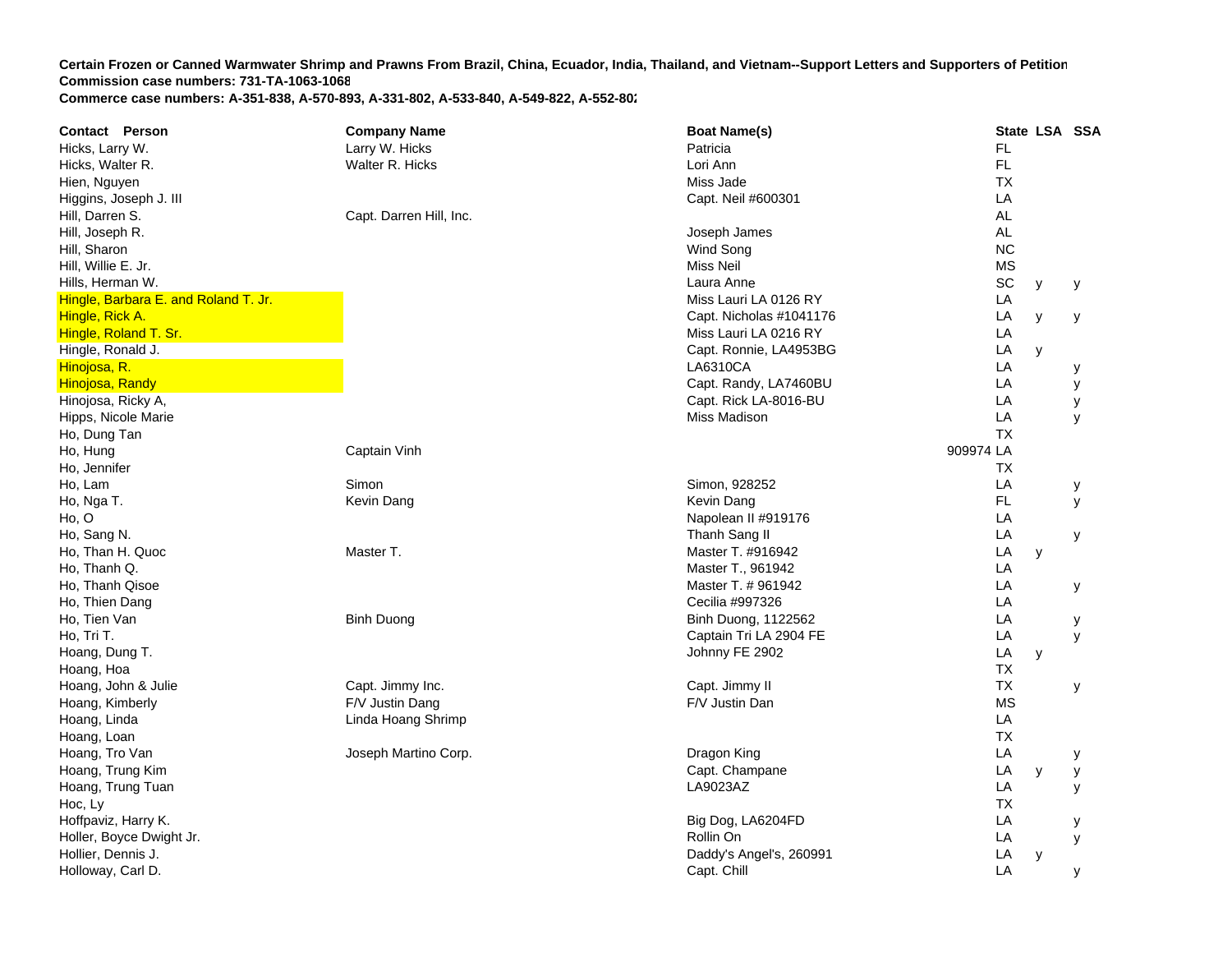**Certain Frozen or Canned Warmwater Shrimp and Prawns From Brazil, China, Ecuador, India, Thailand, and Vietnam--Support Letters and Supporters of Petition**
**Commission case numbers: 731-TA-1063-1068**
**Commerce case numbers: A-351-838, A-570-893, A-331-802, A-533-840, A-549-822, A-552-802**

| Contact Person | Company Name | Boat Name(s) | State | LSA | SSA |
|---|---|---|---|---|---|
| Hicks, Larry W. | Larry W. Hicks | Patricia | FL | | |
| Hicks, Walter R. | Walter R. Hicks | Lori Ann | FL | | |
| Hien, Nguyen | | Miss Jade | TX | | |
| Higgins, Joseph J. III | | Capt. Neil #600301 | LA | | |
| Hill, Darren S. | Capt. Darren Hill, Inc. | | AL | | |
| Hill, Joseph R. | | Joseph James | AL | | |
| Hill, Sharon | | Wind Song | NC | | |
| Hill, Willie E. Jr. | | Miss Neil | MS | | |
| Hills, Herman W. | | Laura Anne | SC | y | y |
| Hingle, Barbara E. and Roland T. Jr. | | Miss Lauri LA 0126 RY | LA | | |
| Hingle, Rick A. | | Capt. Nicholas #1041176 | LA | y | y |
| Hingle, Roland T. Sr. | | Miss Lauri LA 0216 RY | LA | | |
| Hingle, Ronald J. | | Capt. Ronnie, LA4953BG | LA | y | |
| Hinojosa, R. | | LA6310CA | LA | | y |
| Hinojosa, Randy | | Capt. Randy, LA7460BU | LA | | y |
| Hinojosa, Ricky A, | | Capt. Rick LA-8016-BU | LA | | y |
| Hipps, Nicole Marie | | Miss Madison | LA | | y |
| Ho, Dung Tan | | | TX | | |
| Ho, Hung | Captain Vinh | 909974 | LA | | |
| Ho, Jennifer | | | TX | | |
| Ho, Lam | Simon | Simon, 928252 | LA | | y |
| Ho, Nga T. | Kevin Dang | Kevin Dang | FL | | y |
| Ho, O | | Napolean II #919176 | LA | | |
| Ho, Sang N. | | Thanh Sang II | LA | | y |
| Ho, Than H. Quoc | Master T. | Master T. #916942 | LA | y | |
| Ho, Thanh Q. | | Master T., 961942 | LA | | |
| Ho, Thanh Qisoe | | Master T. # 961942 | LA | | y |
| Ho, Thien Dang | | Cecilia #997326 | LA | | |
| Ho, Tien Van | Binh Duong | Binh Duong, 1122562 | LA | | y |
| Ho, Tri T. | | Captain Tri LA 2904 FE | LA | | y |
| Hoang, Dung T. | | Johnny FE 2902 | LA | y | |
| Hoang, Hoa | | | TX | | |
| Hoang, John & Julie | Capt. Jimmy Inc. | Capt. Jimmy II | TX | | y |
| Hoang, Kimberly | F/V Justin Dang | F/V Justin Dan | MS | | |
| Hoang, Linda | Linda Hoang Shrimp | | LA | | |
| Hoang, Loan | | | TX | | |
| Hoang, Tro Van | Joseph Martino Corp. | Dragon King | LA | | y |
| Hoang, Trung Kim | | Capt. Champane | LA | y | y |
| Hoang, Trung Tuan | | LA9023AZ | LA | | y |
| Hoc, Ly | | | TX | | |
| Hoffpaviz, Harry K. | | Big Dog, LA6204FD | LA | | y |
| Holler, Boyce Dwight Jr. | | Rollin On | LA | | y |
| Hollier, Dennis J. | | Daddy's Angel's, 260991 | LA | y | |
| Holloway, Carl D. | | Capt. Chill | LA | | y |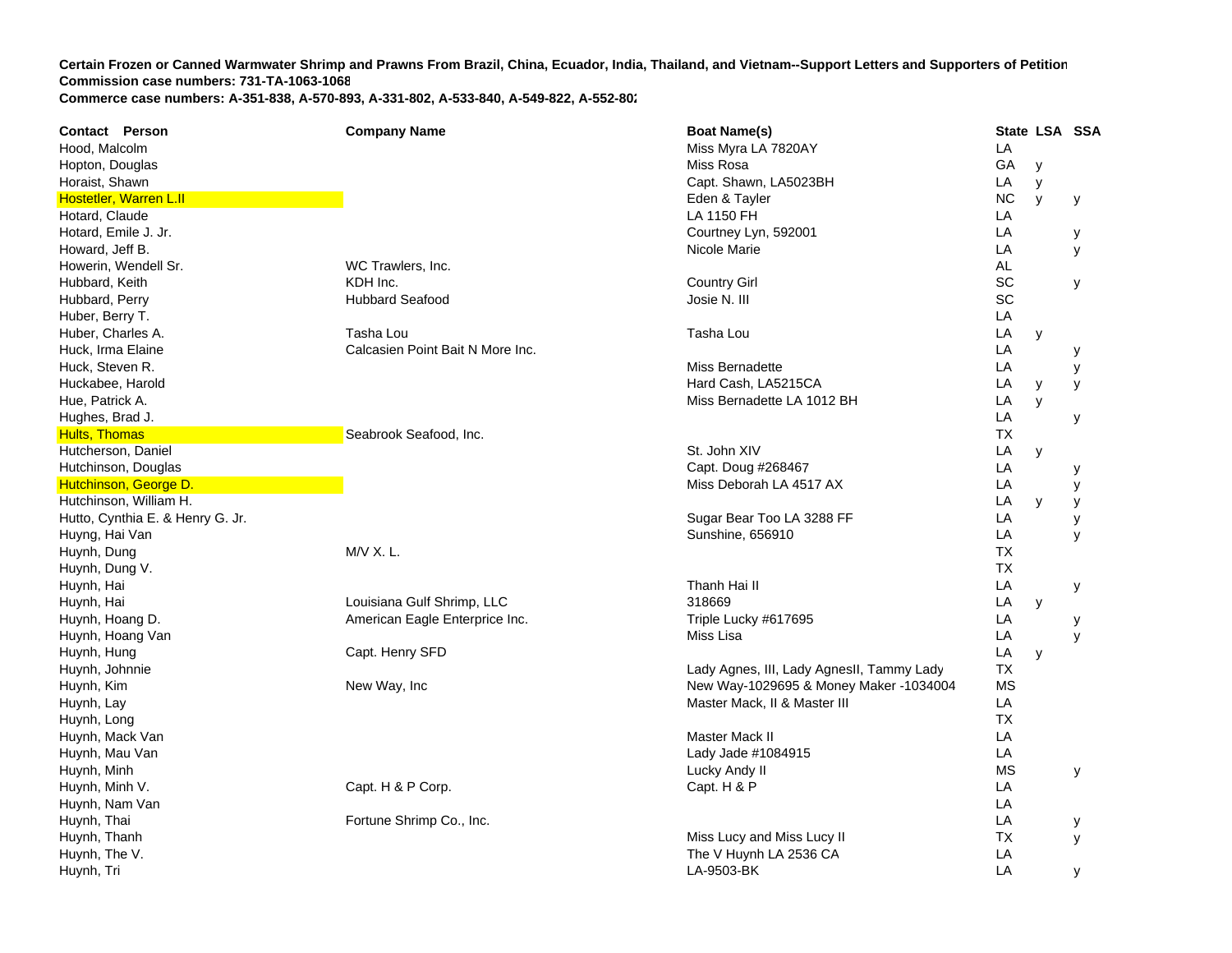**Certain Frozen or Canned Warmwater Shrimp and Prawns From Brazil, China, Ecuador, India, Thailand, and Vietnam--Support Letters and Supporters of Petition**
**Commission case numbers: 731-TA-1063-1068**
**Commerce case numbers: A-351-838, A-570-893, A-331-802, A-533-840, A-549-822, A-552-802**

| Contact Person | Company Name | Boat Name(s) | State | LSA | SSA |
|---|---|---|---|---|---|
| Hood, Malcolm | | Miss Myra LA 7820AY | LA | | |
| Hopton, Douglas | | Miss Rosa | GA | y | |
| Horaist, Shawn | | Capt. Shawn, LA5023BH | LA | y | |
| Hostetler, Warren L.II | | Eden & Tayler | NC | y | y |
| Hotard, Claude | | LA 1150 FH | LA | | |
| Hotard, Emile J. Jr. | | Courtney Lyn, 592001 | LA | | y |
| Howard, Jeff B. | | Nicole Marie | LA | | y |
| Howerin, Wendell Sr. | WC Trawlers, Inc. | | AL | | |
| Hubbard, Keith | KDH Inc. | Country Girl | SC | | y |
| Hubbard, Perry | Hubbard Seafood | Josie N. III | SC | | |
| Huber, Berry T. | | | LA | | |
| Huber, Charles A. | Tasha Lou | Tasha Lou | LA | y | |
| Huck, Irma Elaine | Calcasien Point Bait N More Inc. | | LA | | y |
| Huck, Steven R. | | Miss Bernadette | LA | | y |
| Huckabee, Harold | | Hard Cash, LA5215CA | LA | y | y |
| Hue, Patrick A. | | Miss Bernadette LA 1012 BH | LA | y | |
| Hughes, Brad J. | | | LA | | y |
| Hults, Thomas | Seabrook Seafood, Inc. | | TX | | |
| Hutcherson, Daniel | | St. John XIV | LA | y | |
| Hutchinson, Douglas | | Capt. Doug #268467 | LA | | y |
| Hutchinson, George D. | | Miss Deborah LA 4517 AX | LA | | y |
| Hutchinson, William H. | | | LA | y | y |
| Hutto, Cynthia E. & Henry G. Jr. | | Sugar Bear Too LA 3288 FF | LA | | y |
| Huyng, Hai Van | | Sunshine, 656910 | LA | | y |
| Huynh, Dung | M/V X. L. | | TX | | |
| Huynh, Dung V. | | | TX | | |
| Huynh, Hai | | Thanh Hai II | LA | | y |
| Huynh, Hai | Louisiana Gulf Shrimp, LLC | 318669 | LA | y | |
| Huynh, Hoang D. | American Eagle Enterprice Inc. | Triple Lucky #617695 | LA | | y |
| Huynh, Hoang Van | | Miss Lisa | LA | | y |
| Huynh, Hung | Capt. Henry SFD | | LA | y | |
| Huynh, Johnnie | | Lady Agnes, III, Lady AgnesII, Tammy Lady | TX | | |
| Huynh, Kim | New Way, Inc | New Way-1029695 & Money Maker -1034004 | MS | | |
| Huynh, Lay | | Master Mack, II & Master III | LA | | |
| Huynh, Long | | | TX | | |
| Huynh, Mack Van | | Master Mack II | LA | | |
| Huynh, Mau Van | | Lady Jade #1084915 | LA | | |
| Huynh, Minh | | Lucky Andy II | MS | | y |
| Huynh, Minh V. | Capt. H & P Corp. | Capt. H & P | LA | | |
| Huynh, Nam Van | | | LA | | |
| Huynh, Thai | Fortune Shrimp Co., Inc. | | LA | | y |
| Huynh, Thanh | | Miss Lucy and Miss Lucy II | TX | | y |
| Huynh, The V. | | The V Huynh LA 2536 CA | LA | | |
| Huynh, Tri | | LA-9503-BK | LA | | y |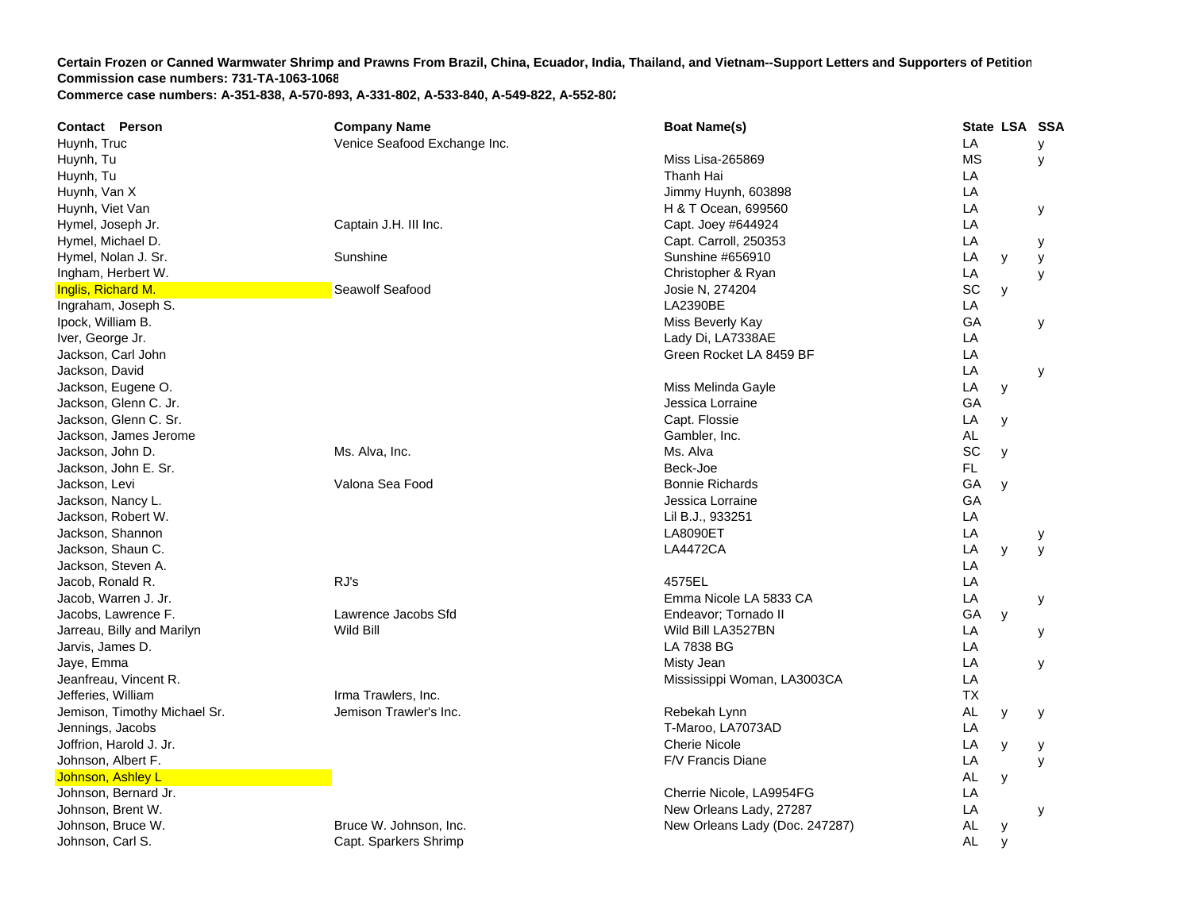**Certain Frozen or Canned Warmwater Shrimp and Prawns From Brazil, China, Ecuador, India, Thailand, and Vietnam--Support Letters and Supporters of Petition**
**Commission case numbers: 731-TA-1063-1068**
**Commerce case numbers: A-351-838, A-570-893, A-331-802, A-533-840, A-549-822, A-552-802**

| Contact Person | Company Name | Boat Name(s) | State | LSA | SSA |
|---|---|---|---|---|---|
| Huynh, Truc | Venice Seafood Exchange Inc. | | LA | | y |
| Huynh, Tu | | Miss Lisa-265869 | MS | | y |
| Huynh, Tu | | Thanh Hai | LA | | |
| Huynh, Van X | | Jimmy Huynh, 603898 | LA | | |
| Huynh, Viet Van | | H & T Ocean, 699560 | LA | | y |
| Hymel, Joseph Jr. | Captain J.H. III Inc. | Capt. Joey #644924 | LA | | |
| Hymel, Michael D. | | Capt. Carroll, 250353 | LA | | y |
| Hymel, Nolan J. Sr. | Sunshine | Sunshine #656910 | LA | y | y |
| Ingham, Herbert W. | | Christopher & Ryan | LA | | y |
| Inglis, Richard M. | Seawolf Seafood | Josie N, 274204 | SC | y | |
| Ingraham, Joseph S. | | LA2390BE | LA | | |
| Ipock, William B. | | Miss Beverly Kay | GA | | y |
| Iver, George Jr. | | Lady Di, LA7338AE | LA | | |
| Jackson, Carl John | | Green Rocket LA 8459 BF | LA | | |
| Jackson, David | | | LA | | y |
| Jackson, Eugene O. | | Miss Melinda Gayle | LA | y | |
| Jackson, Glenn C. Jr. | | Jessica Lorraine | GA | | |
| Jackson, Glenn C. Sr. | | Capt. Flossie | LA | y | |
| Jackson, James Jerome | | Gambler, Inc. | AL | | |
| Jackson, John D. | Ms. Alva, Inc. | Ms. Alva | SC | y | |
| Jackson, John E. Sr. | | Beck-Joe | FL | | |
| Jackson, Levi | Valona Sea Food | Bonnie Richards | GA | y | |
| Jackson, Nancy L. | | Jessica Lorraine | GA | | |
| Jackson, Robert W. | | Lil B.J., 933251 | LA | | |
| Jackson, Shannon | | LA8090ET | LA | | y |
| Jackson, Shaun C. | | LA4472CA | LA | y | y |
| Jackson, Steven A. | | | LA | | |
| Jacob, Ronald R. | RJ's | 4575EL | LA | | |
| Jacob, Warren J. Jr. | | Emma Nicole LA 5833 CA | LA | | y |
| Jacobs, Lawrence F. | Lawrence Jacobs Sfd | Endeavor; Tornado II | GA | y | |
| Jarreau, Billy and Marilyn | Wild Bill | Wild Bill LA3527BN | LA | | y |
| Jarvis, James D. | | LA 7838 BG | LA | | |
| Jaye, Emma | | Misty Jean | LA | | y |
| Jeanfreau, Vincent R. | | Mississippi Woman, LA3003CA | LA | | |
| Jefferies, William | Irma Trawlers, Inc. | | TX | | |
| Jemison, Timothy Michael Sr. | Jemison Trawler's Inc. | Rebekah Lynn | AL | y | y |
| Jennings, Jacobs | | T-Maroo, LA7073AD | LA | | |
| Joffrion, Harold J. Jr. | | Cherie Nicole | LA | y | y |
| Johnson, Albert F. | | F/V Francis Diane | LA | | y |
| Johnson, Ashley L | | | AL | y | |
| Johnson, Bernard Jr. | | Cherrie Nicole, LA9954FG | LA | | |
| Johnson, Brent W. | | New Orleans Lady, 27287 | LA | | y |
| Johnson, Bruce W. | Bruce W. Johnson, Inc. | New Orleans Lady (Doc. 247287) | AL | y | |
| Johnson, Carl S. | Capt. Sparkers Shrimp | | AL | y | |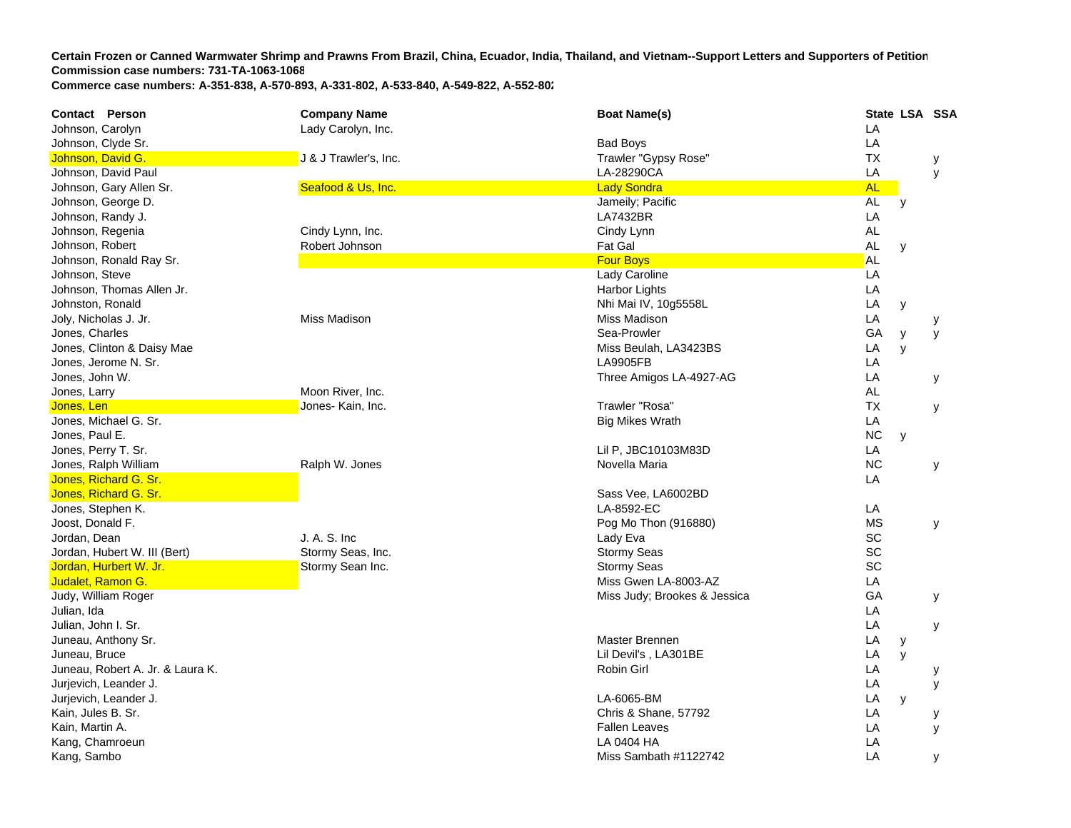**Certain Frozen or Canned Warmwater Shrimp and Prawns From Brazil, China, Ecuador, India, Thailand, and Vietnam--Support Letters and Supporters of Petition**
**Commission case numbers: 731-TA-1063-1068**
**Commerce case numbers: A-351-838, A-570-893, A-331-802, A-533-840, A-549-822, A-552-802**

| Contact Person | Company Name | Boat Name(s) | State | LSA | SSA |
|---|---|---|---|---|---|
| Johnson, Carolyn | Lady Carolyn, Inc. | | LA | | |
| Johnson, Clyde Sr. | | Bad Boys | LA | | |
| Johnson, David G. | J & J Trawler's, Inc. | Trawler "Gypsy Rose" | TX | | y |
| Johnson, David Paul | | LA-28290CA | LA | | y |
| Johnson, Gary Allen Sr. | Seafood & Us, Inc. | Lady Sondra | AL | | |
| Johnson, George D. | | Jameily; Pacific | AL | y | |
| Johnson, Randy J. | | LA7432BR | LA | | |
| Johnson, Regenia | Cindy Lynn, Inc. | Cindy Lynn | AL | | |
| Johnson, Robert | Robert Johnson | Fat Gal | AL | y | |
| Johnson, Ronald Ray Sr. | | Four Boys | AL | | |
| Johnson, Steve | | Lady Caroline | LA | | |
| Johnson, Thomas Allen Jr. | | Harbor Lights | LA | | |
| Johnston, Ronald | | Nhi Mai IV, 10g5558L | LA | y | |
| Joly, Nicholas J. Jr. | Miss Madison | Miss Madison | LA | | y |
| Jones, Charles | | Sea-Prowler | GA | y | y |
| Jones, Clinton & Daisy Mae | | Miss Beulah, LA3423BS | LA | y | |
| Jones, Jerome N. Sr. | | LA9905FB | LA | | |
| Jones, John W. | | Three Amigos LA-4927-AG | LA | | y |
| Jones, Larry | Moon River, Inc. | | AL | | |
| Jones, Len | Jones- Kain, Inc. | Trawler "Rosa" | TX | | y |
| Jones, Michael G. Sr. | | Big Mikes Wrath | LA | | |
| Jones, Paul E. | | | NC | y | |
| Jones, Perry T. Sr. | | Lil P, JBC10103M83D | LA | | |
| Jones, Ralph William | Ralph W. Jones | Novella Maria | NC | | y |
| Jones, Richard G. Sr. | | | LA | | |
| Jones, Richard G. Sr. | | Sass Vee, LA6002BD | | | |
| Jones, Stephen K. | | LA-8592-EC | LA | | |
| Joost, Donald F. | | Pog Mo Thon (916880) | MS | | y |
| Jordan, Dean | J. A. S. Inc | Lady Eva | SC | | |
| Jordan, Hubert W. III (Bert) | Stormy Seas, Inc. | Stormy Seas | SC | | |
| Jordan, Hurbert W. Jr. | Stormy Sean Inc. | Stormy Seas | SC | | |
| Judalet, Ramon G. | | Miss Gwen LA-8003-AZ | LA | | |
| Judy, William Roger | | Miss Judy; Brookes & Jessica | GA | | y |
| Julian, Ida | | | LA | | |
| Julian, John I. Sr. | | | LA | | y |
| Juneau, Anthony Sr. | | Master Brennen | LA | y | |
| Juneau, Bruce | | Lil Devil's , LA301BE | LA | y | |
| Juneau, Robert A. Jr. & Laura K. | | Robin Girl | LA | | y |
| Jurjevich, Leander J. | | | LA | | y |
| Jurjevich, Leander J. | | LA-6065-BM | LA | y | |
| Kain, Jules B. Sr. | | Chris & Shane, 57792 | LA | | y |
| Kain, Martin A. | | Fallen Leaves | LA | | y |
| Kang, Chamroeun | | LA 0404 HA | LA | | |
| Kang, Sambo | | Miss Sambath #1122742 | LA | | y |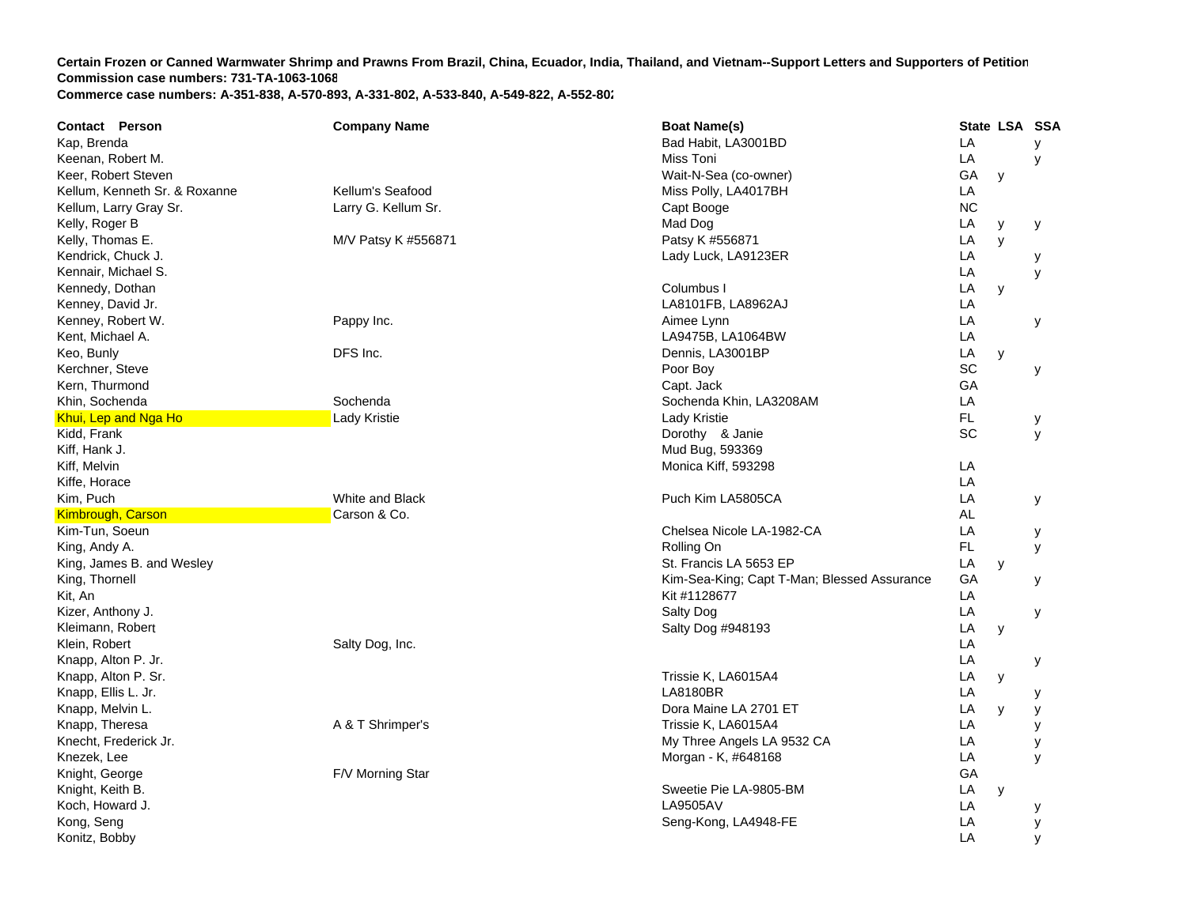**Certain Frozen or Canned Warmwater Shrimp and Prawns From Brazil, China, Ecuador, India, Thailand, and Vietnam--Support Letters and Supporters of Petition**
**Commission case numbers: 731-TA-1063-1068**
**Commerce case numbers: A-351-838, A-570-893, A-331-802, A-533-840, A-549-822, A-552-802**

| Contact Person | Company Name | Boat Name(s) | State | LSA | SSA |
|---|---|---|---|---|---|
| Kap, Brenda | | Bad Habit, LA3001BD | LA | | y |
| Keenan, Robert M. | | Miss Toni | LA | | y |
| Keer, Robert Steven | | Wait-N-Sea (co-owner) | GA | y | |
| Kellum, Kenneth Sr. & Roxanne | Kellum's Seafood | Miss Polly, LA4017BH | LA | | |
| Kellum, Larry Gray Sr. | Larry G. Kellum Sr. | Capt Booge | NC | | |
| Kelly, Roger B | | Mad Dog | LA | y | y |
| Kelly, Thomas E. | M/V Patsy K #556871 | Patsy K #556871 | LA | y | |
| Kendrick, Chuck J. | | Lady Luck, LA9123ER | LA | | y |
| Kennair, Michael S. | | | LA | | y |
| Kennedy, Dothan | | Columbus I | LA | y | |
| Kenney, David Jr. | | LA8101FB, LA8962AJ | LA | | |
| Kenney, Robert W. | Pappy Inc. | Aimee Lynn | LA | | y |
| Kent, Michael A. | | LA9475B, LA1064BW | LA | | |
| Keo, Bunly | DFS Inc. | Dennis, LA3001BP | LA | y | |
| Kerchner, Steve | | Poor Boy | SC | | y |
| Kern, Thurmond | | Capt. Jack | GA | | |
| Khin, Sochenda | Sochenda | Sochenda Khin, LA3208AM | LA | | |
| Khui, Lep and Nga Ho | Lady Kristie | Lady Kristie | FL | | y |
| Kidd, Frank | | Dorothy & Janie | SC | | y |
| Kiff, Hank J. | | Mud Bug, 593369 | | | |
| Kiff, Melvin | | Monica Kiff, 593298 | LA | | |
| Kiffe, Horace | | | LA | | |
| Kim, Puch | White and Black | Puch Kim LA5805CA | LA | | y |
| Kimbrough, Carson | Carson & Co. | | AL | | |
| Kim-Tun, Soeun | | Chelsea Nicole LA-1982-CA | LA | | y |
| King, Andy A. | | Rolling On | FL | | y |
| King, James B. and Wesley | | St. Francis LA 5653 EP | LA | y | |
| King, Thornell | | Kim-Sea-King; Capt T-Man; Blessed Assurance | GA | | y |
| Kit, An | | Kit #1128677 | LA | | |
| Kizer, Anthony J. | | Salty Dog | LA | | y |
| Kleimann, Robert | | Salty Dog #948193 | LA | y | |
| Klein, Robert | Salty Dog, Inc. | | LA | | |
| Knapp, Alton P. Jr. | | | LA | | y |
| Knapp, Alton P. Sr. | | Trissie K, LA6015A4 | LA | y | |
| Knapp, Ellis L. Jr. | | LA8180BR | LA | | y |
| Knapp, Melvin L. | | Dora Maine LA 2701 ET | LA | y | y |
| Knapp, Theresa | A & T Shrimper's | Trissie K, LA6015A4 | LA | | y |
| Knecht, Frederick Jr. | | My Three Angels LA 9532 CA | LA | | y |
| Knezek, Lee | | Morgan - K, #648168 | LA | | y |
| Knight, George | F/V Morning Star | | GA | | |
| Knight, Keith B. | | Sweetie Pie LA-9805-BM | LA | y | |
| Koch, Howard J. | | LA9505AV | LA | | y |
| Kong, Seng | | Seng-Kong, LA4948-FE | LA | | y |
| Konitz, Bobby | | | LA | | y |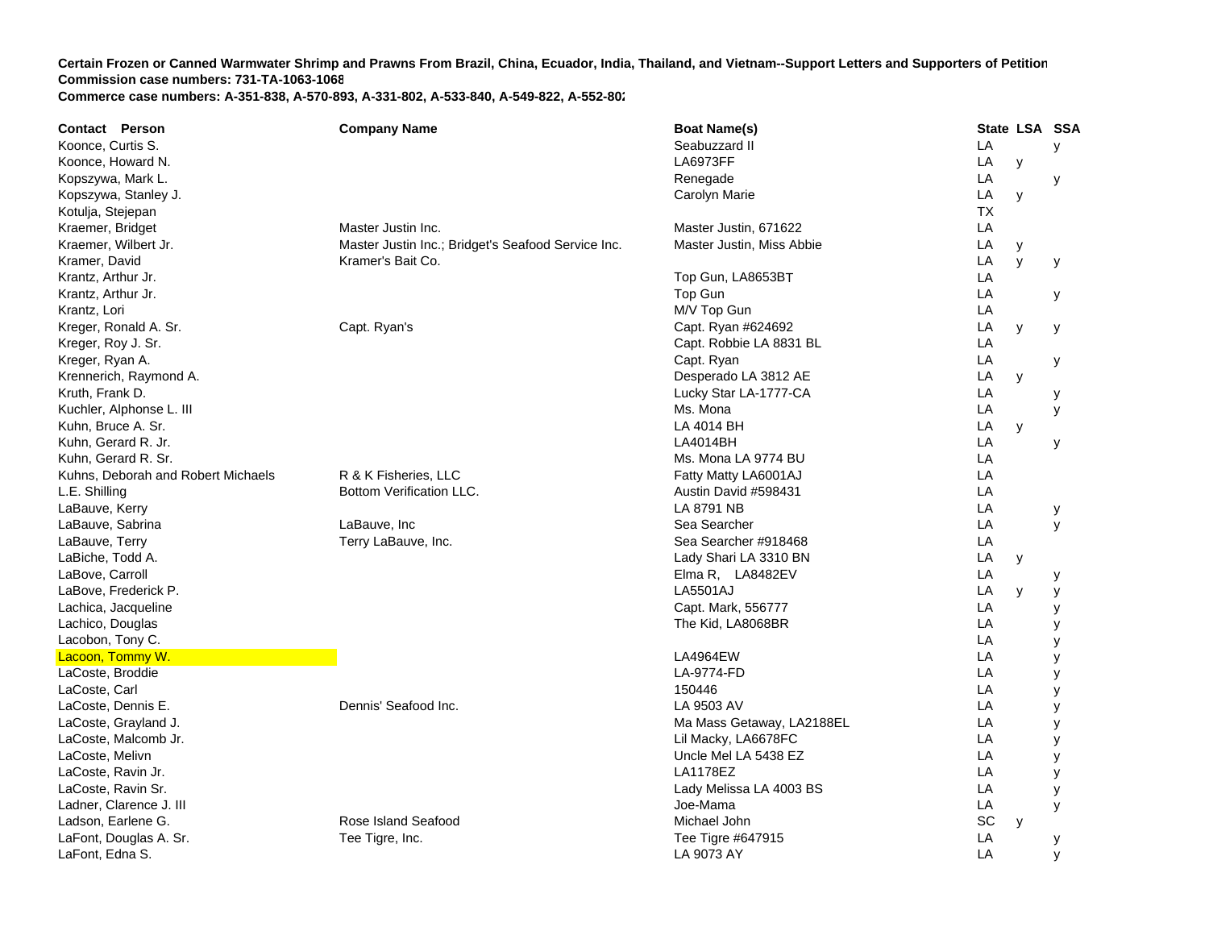**Certain Frozen or Canned Warmwater Shrimp and Prawns From Brazil, China, Ecuador, India, Thailand, and Vietnam--Support Letters and Supporters of Petition**
**Commission case numbers: 731-TA-1063-1068**
**Commerce case numbers: A-351-838, A-570-893, A-331-802, A-533-840, A-549-822, A-552-802**

| Contact Person | Company Name | Boat Name(s) | State | LSA | SSA |
|---|---|---|---|---|---|
| Koonce, Curtis S. | | Seabuzzard II | LA | | y |
| Koonce, Howard N. | | LA6973FF | LA | y | |
| Kopszywa, Mark L. | | Renegade | LA | | y |
| Kopszywa, Stanley J. | | Carolyn Marie | LA | y | |
| Kotulja, Stejepan | | | TX | | |
| Kraemer, Bridget | Master Justin Inc. | Master Justin, 671622 | LA | | |
| Kraemer, Wilbert Jr. | Master Justin Inc.; Bridget's Seafood Service Inc. | Master Justin, Miss Abbie | LA | y | |
| Kramer, David | Kramer's Bait Co. | | LA | y | y |
| Krantz, Arthur Jr. | | Top Gun, LA8653BT | LA | | |
| Krantz, Arthur Jr. | | Top Gun | LA | | y |
| Krantz, Lori | | M/V Top Gun | LA | | |
| Kreger, Ronald A. Sr. | Capt. Ryan's | Capt. Ryan #624692 | LA | y | y |
| Kreger, Roy J. Sr. | | Capt. Robbie LA 8831 BL | LA | | |
| Kreger, Ryan A. | | Capt. Ryan | LA | | y |
| Krennerich, Raymond A. | | Desperado LA 3812 AE | LA | y | |
| Kruth, Frank D. | | Lucky Star LA-1777-CA | LA | | y |
| Kuchler, Alphonse L. III | | Ms. Mona | LA | | y |
| Kuhn, Bruce A. Sr. | | LA 4014 BH | LA | y | |
| Kuhn, Gerard R. Jr. | | LA4014BH | LA | | y |
| Kuhn, Gerard R. Sr. | | Ms. Mona LA 9774 BU | LA | | |
| Kuhns, Deborah and Robert Michaels | R & K Fisheries, LLC | Fatty Matty LA6001AJ | LA | | |
| L.E. Shilling | Bottom Verification LLC. | Austin David #598431 | LA | | |
| LaBauve, Kerry | | LA 8791 NB | LA | | y |
| LaBauve, Sabrina | LaBauve, Inc | Sea Searcher | LA | | y |
| LaBauve, Terry | Terry LaBauve, Inc. | Sea Searcher #918468 | LA | | |
| LaBiche, Todd A. | | Lady Shari LA 3310 BN | LA | y | |
| LaBove, Carroll | | Elma R, LA8482EV | LA | | y |
| LaBove, Frederick P. | | LA5501AJ | LA | y | y |
| Lachica, Jacqueline | | Capt. Mark, 556777 | LA | | y |
| Lachico, Douglas | | The Kid, LA8068BR | LA | | y |
| Lacobon, Tony C. | | | LA | | y |
| Lacoon, Tommy W. | | LA4964EW | LA | | y |
| LaCoste, Broddie | | LA-9774-FD | LA | | y |
| LaCoste, Carl | | 150446 | LA | | y |
| LaCoste, Dennis E. | Dennis' Seafood Inc. | LA 9503 AV | LA | | y |
| LaCoste, Grayland J. | | Ma Mass Getaway, LA2188EL | LA | | y |
| LaCoste, Malcomb Jr. | | Lil Macky, LA6678FC | LA | | y |
| LaCoste, Melivn | | Uncle Mel LA 5438 EZ | LA | | y |
| LaCoste, Ravin Jr. | | LA1178EZ | LA | | y |
| LaCoste, Ravin Sr. | | Lady Melissa LA 4003 BS | LA | | y |
| Ladner, Clarence J. III | | Joe-Mama | LA | | y |
| Ladson, Earlene G. | Rose Island Seafood | Michael John | SC | y | |
| LaFont, Douglas A. Sr. | Tee Tigre, Inc. | Tee Tigre #647915 | LA | | y |
| LaFont, Edna S. | | LA 9073 AY | LA | | y |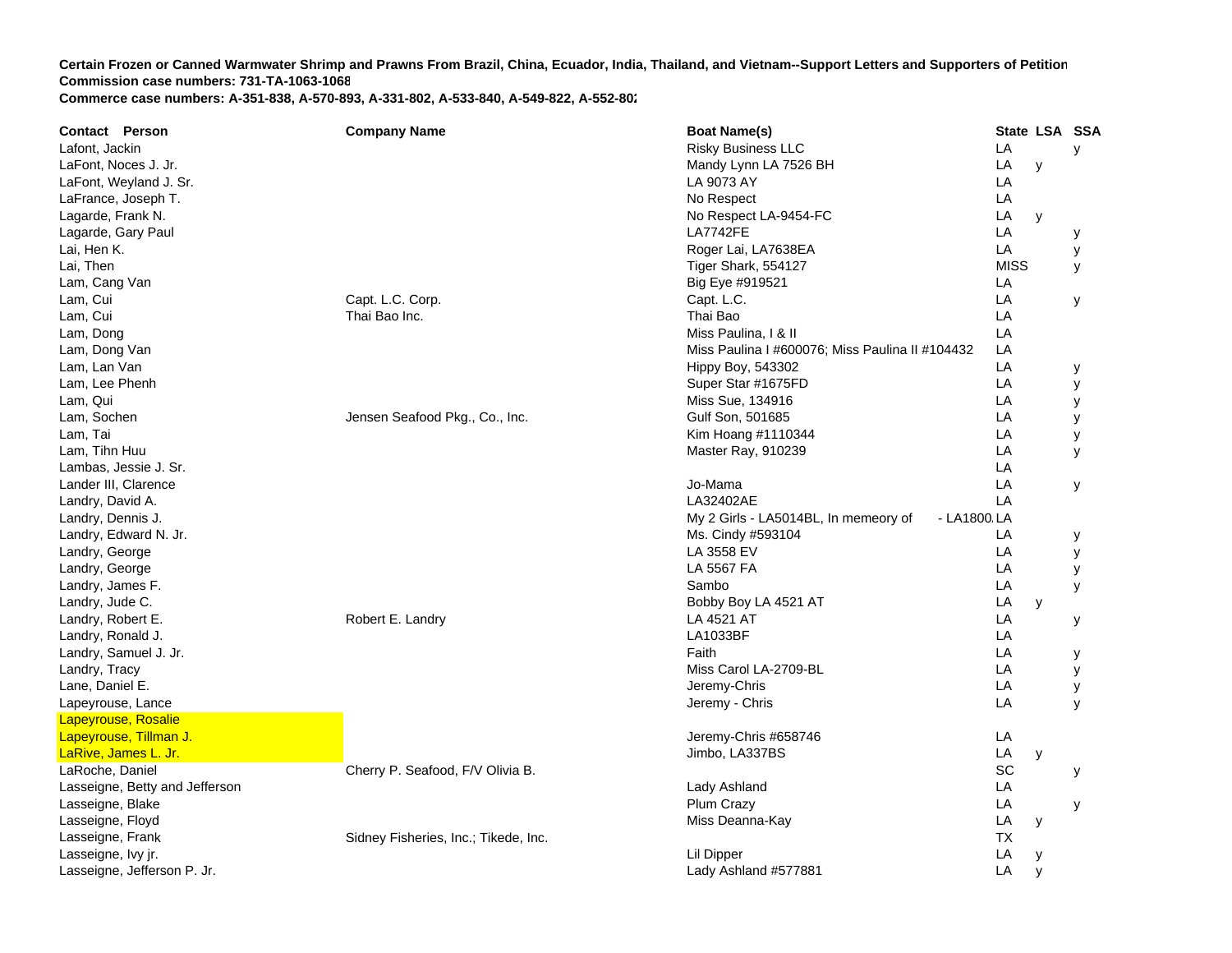**Certain Frozen or Canned Warmwater Shrimp and Prawns From Brazil, China, Ecuador, India, Thailand, and Vietnam--Support Letters and Supporters of Petition**
**Commission case numbers: 731-TA-1063-1068**
**Commerce case numbers: A-351-838, A-570-893, A-331-802, A-533-840, A-549-822, A-552-802**

| Contact Person | Company Name | Boat Name(s) | State | LSA | SSA |
|---|---|---|---|---|---|
| Lafont, Jackin | | Risky Business LLC | LA | | y |
| LaFont, Noces J. Jr. | | Mandy Lynn LA 7526 BH | LA | y | |
| LaFont, Weyland J. Sr. | | LA 9073 AY | LA | | |
| LaFrance, Joseph T. | | No Respect | LA | | |
| Lagarde, Frank N. | | No Respect LA-9454-FC | LA | y | |
| Lagarde, Gary Paul | | LA7742FE | LA | | y |
| Lai, Hen K. | | Roger Lai, LA7638EA | LA | | y |
| Lai, Then | | Tiger Shark, 554127 | MISS | | y |
| Lam, Cang Van | | Big Eye #919521 | LA | | |
| Lam, Cui | Capt. L.C. Corp. | Capt. L.C. | LA | | y |
| Lam, Cui | Thai Bao Inc. | Thai Bao | LA | | |
| Lam, Dong | | Miss Paulina, I & II | LA | | |
| Lam, Dong Van | | Miss Paulina I #600076; Miss Paulina II #104432 | LA | | |
| Lam, Lan Van | | Hippy Boy, 543302 | LA | | y |
| Lam, Lee Phenh | | Super Star #1675FD | LA | | y |
| Lam, Qui | | Miss Sue, 134916 | LA | | y |
| Lam, Sochen | Jensen Seafood Pkg., Co., Inc. | Gulf Son, 501685 | LA | | y |
| Lam, Tai | | Kim Hoang #1110344 | LA | | y |
| Lam, Tihn Huu | | Master Ray, 910239 | LA | | y |
| Lambas, Jessie J. Sr. | | | LA | | |
| Lander III, Clarence | | Jo-Mama | LA | | y |
| Landry, David A. | | LA32402AE | LA | | |
| Landry, Dennis J. | | My 2 Girls - LA5014BL, In memeory of - LA1800 | LA | | |
| Landry, Edward N. Jr. | | Ms. Cindy #593104 | LA | | y |
| Landry, George | | LA 3558 EV | LA | | y |
| Landry, George | | LA 5567 FA | LA | | y |
| Landry, James F. | | Sambo | LA | | y |
| Landry, Jude C. | | Bobby Boy LA 4521 AT | LA | y | |
| Landry, Robert E. | Robert E. Landry | LA 4521 AT | LA | | y |
| Landry, Ronald J. | | LA1033BF | LA | | |
| Landry, Samuel J. Jr. | | Faith | LA | | y |
| Landry, Tracy | | Miss Carol LA-2709-BL | LA | | y |
| Lane, Daniel E. | | Jeremy-Chris | LA | | y |
| Lapeyrouse, Lance | | Jeremy - Chris | LA | | y |
| Lapeyrouse, Rosalie | | | | | |
| Lapeyrouse, Tillman J. | | Jeremy-Chris #658746 | LA | | |
| LaRive, James L. Jr. | | Jimbo, LA337BS | LA | y | |
| LaRoche, Daniel | Cherry P. Seafood, F/V Olivia B. | | SC | | y |
| Lasseigne, Betty and Jefferson | | Lady Ashland | LA | | |
| Lasseigne, Blake | | Plum Crazy | LA | | y |
| Lasseigne, Floyd | | Miss Deanna-Kay | LA | y | |
| Lasseigne, Frank | Sidney Fisheries, Inc.; Tikede, Inc. | | TX | | |
| Lasseigne, Ivy jr. | | Lil Dipper | LA | y | |
| Lasseigne, Jefferson P. Jr. | | Lady Ashland #577881 | LA | y | |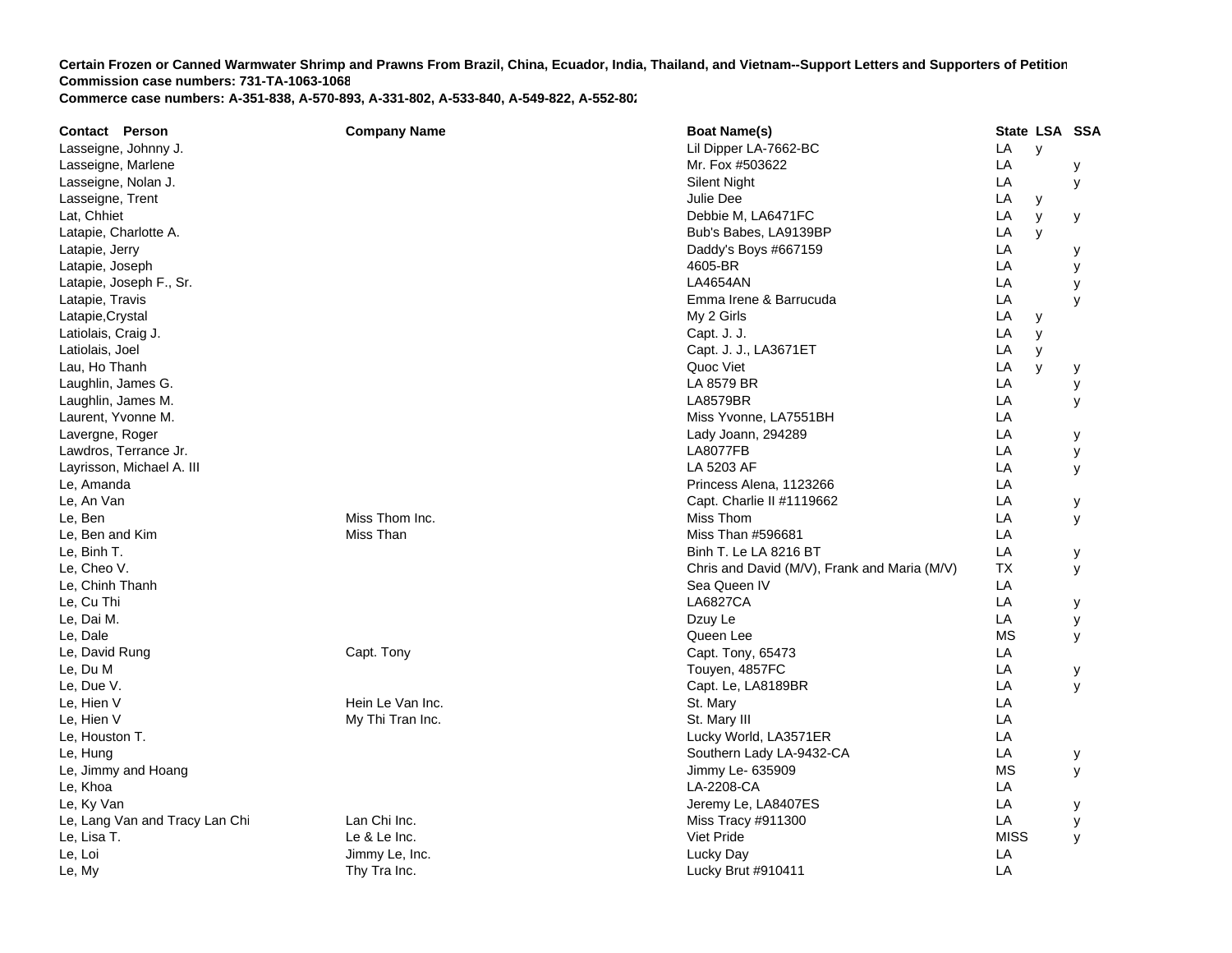**Certain Frozen or Canned Warmwater Shrimp and Prawns From Brazil, China, Ecuador, India, Thailand, and Vietnam--Support Letters and Supporters of Petition**
**Commission case numbers: 731-TA-1063-1068**
**Commerce case numbers: A-351-838, A-570-893, A-331-802, A-533-840, A-549-822, A-552-802**

| Contact Person | Company Name | Boat Name(s) | State | LSA | SSA |
|---|---|---|---|---|---|
| Lasseigne, Johnny J. | | Lil Dipper LA-7662-BC | LA | y | |
| Lasseigne, Marlene | | Mr. Fox #503622 | LA | | y |
| Lasseigne, Nolan J. | | Silent Night | LA | | y |
| Lasseigne, Trent | | Julie Dee | LA | y | |
| Lat, Chhiet | | Debbie M, LA6471FC | LA | y | y |
| Latapie, Charlotte A. | | Bub's Babes, LA9139BP | LA | y | |
| Latapie, Jerry | | Daddy's Boys #667159 | LA | | y |
| Latapie, Joseph | | 4605-BR | LA | | y |
| Latapie, Joseph F., Sr. | | LA4654AN | LA | | y |
| Latapie, Travis | | Emma Irene & Barrucuda | LA | | y |
| Latapie,Crystal | | My 2 Girls | LA | y | |
| Latiolais, Craig J. | | Capt. J. J. | LA | y | |
| Latiolais, Joel | | Capt. J. J., LA3671ET | LA | y | |
| Lau, Ho Thanh | | Quoc Viet | LA | y | y |
| Laughlin, James G. | | LA 8579 BR | LA | | y |
| Laughlin, James M. | | LA8579BR | LA | | y |
| Laurent, Yvonne M. | | Miss Yvonne, LA7551BH | LA | | |
| Lavergne, Roger | | Lady Joann, 294289 | LA | | y |
| Lawdros, Terrance Jr. | | LA8077FB | LA | | y |
| Layrisson, Michael A. III | | LA 5203 AF | LA | | y |
| Le, Amanda | | Princess Alena, 1123266 | LA | | |
| Le, An Van | | Capt. Charlie II #1119662 | LA | | y |
| Le, Ben | Miss Thom Inc. | Miss Thom | LA | | y |
| Le, Ben and Kim | Miss Than | Miss Than #596681 | LA | | |
| Le, Binh T. | | Binh T. Le LA 8216 BT | LA | | y |
| Le, Cheo V. | | Chris and David (M/V), Frank and Maria (M/V) | TX | | y |
| Le, Chinh Thanh | | Sea Queen IV | LA | | |
| Le, Cu Thi | | LA6827CA | LA | | y |
| Le, Dai M. | | Dzuy Le | LA | | y |
| Le, Dale | | Queen Lee | MS | | y |
| Le, David Rung | Capt. Tony | Capt. Tony, 65473 | LA | | |
| Le, Du M | | Touyen, 4857FC | LA | | y |
| Le, Due V. | | Capt. Le, LA8189BR | LA | | y |
| Le, Hien V | Hein Le Van Inc. | St. Mary | LA | | |
| Le, Hien V | My Thi Tran Inc. | St. Mary III | LA | | |
| Le, Houston T. | | Lucky World, LA3571ER | LA | | |
| Le, Hung | | Southern Lady LA-9432-CA | LA | | y |
| Le, Jimmy and Hoang | | Jimmy Le- 635909 | MS | | y |
| Le, Khoa | | LA-2208-CA | LA | | |
| Le, Ky Van | | Jeremy Le, LA8407ES | LA | | y |
| Le, Lang Van and Tracy Lan Chi | Lan Chi Inc. | Miss Tracy #911300 | LA | | y |
| Le, Lisa T. | Le & Le Inc. | Viet Pride | MISS | | y |
| Le, Loi | Jimmy Le, Inc. | Lucky Day | LA | | |
| Le, My | Thy Tra Inc. | Lucky Brut #910411 | LA | | |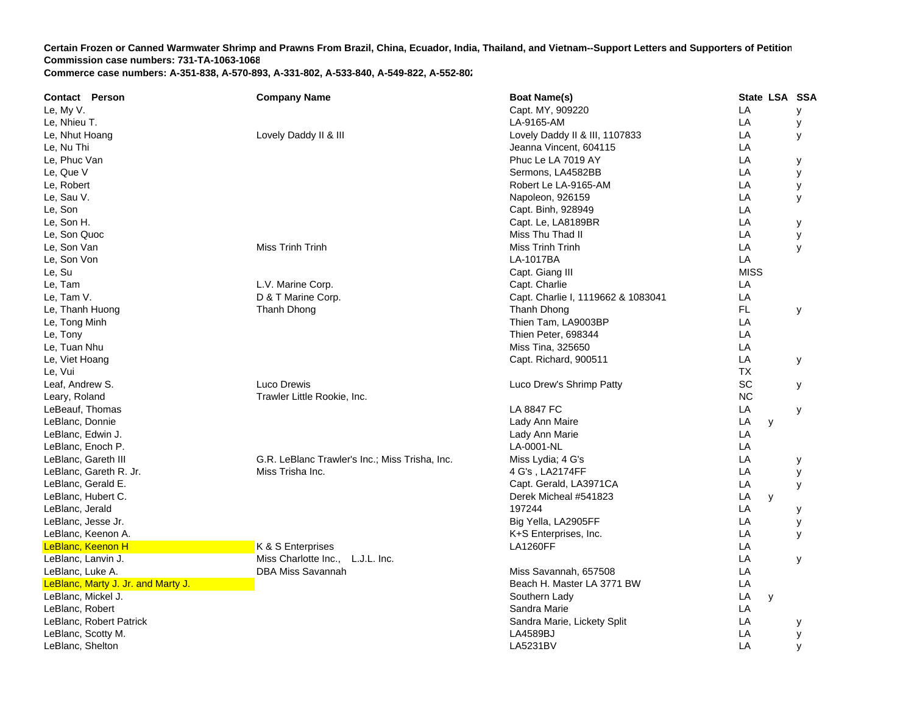**Certain Frozen or Canned Warmwater Shrimp and Prawns From Brazil, China, Ecuador, India, Thailand, and Vietnam--Support Letters and Supporters of Petition**
**Commission case numbers: 731-TA-1063-1068**
**Commerce case numbers: A-351-838, A-570-893, A-331-802, A-533-840, A-549-822, A-552-802**

| Contact Person | Company Name | Boat Name(s) | State | LSA | SSA |
|---|---|---|---|---|---|
| Le, My V. | | Capt. MY, 909220 | LA | | y |
| Le, Nhieu T. | | LA-9165-AM | LA | | y |
| Le, Nhut Hoang | Lovely Daddy II & III | Lovely Daddy II & III, 1107833 | LA | | y |
| Le, Nu Thi | | Jeanna Vincent, 604115 | LA | | |
| Le, Phuc Van | | Phuc Le LA 7019 AY | LA | | y |
| Le, Que V | | Sermons, LA4582BB | LA | | y |
| Le, Robert | | Robert Le LA-9165-AM | LA | | y |
| Le, Sau V. | | Napoleon, 926159 | LA | | y |
| Le, Son | | Capt. Binh, 928949 | LA | | |
| Le, Son H. | | Capt. Le, LA8189BR | LA | | y |
| Le, Son Quoc | | Miss Thu Thad II | LA | | y |
| Le, Son Van | Miss Trinh Trinh | Miss Trinh Trinh | LA | | y |
| Le, Son Von | | LA-1017BA | LA | | |
| Le, Su | | Capt. Giang III | MISS | | |
| Le, Tam | L.V. Marine Corp. | Capt. Charlie | LA | | |
| Le, Tam V. | D & T Marine Corp. | Capt. Charlie I, 1119662 & 1083041 | LA | | |
| Le, Thanh Huong | Thanh Dhong | Thanh Dhong | FL | | y |
| Le, Tong Minh | | Thien Tam, LA9003BP | LA | | |
| Le, Tony | | Thien Peter, 698344 | LA | | |
| Le, Tuan Nhu | | Miss Tina, 325650 | LA | | |
| Le, Viet Hoang | | Capt. Richard, 900511 | LA | | y |
| Le, Vui | | | TX | | |
| Leaf, Andrew S. | Luco Drewis | Luco Drew's Shrimp Patty | SC | | y |
| Leary, Roland | Trawler Little Rookie, Inc. | | NC | | |
| LeBeauf, Thomas | | LA 8847 FC | LA | | y |
| LeBlanc, Donnie | | Lady Ann Maire | LA | y | |
| LeBlanc, Edwin J. | | Lady Ann Marie | LA | | |
| LeBlanc, Enoch P. | | LA-0001-NL | LA | | |
| LeBlanc, Gareth III | G.R. LeBlanc Trawler's Inc.; Miss Trisha, Inc. | Miss Lydia; 4 G's | LA | | y |
| LeBlanc, Gareth R. Jr. | Miss Trisha Inc. | 4 G's , LA2174FF | LA | | y |
| LeBlanc, Gerald E. | | Capt. Gerald, LA3971CA | LA | | y |
| LeBlanc, Hubert C. | | Derek Micheal #541823 | LA | y | |
| LeBlanc, Jerald | | 197244 | LA | | y |
| LeBlanc, Jesse Jr. | | Big Yella, LA2905FF | LA | | y |
| LeBlanc, Keenon A. | | K+S Enterprises, Inc. | LA | | y |
| LeBlanc, Keenon H | K & S Enterprises | LA1260FF | LA | | |
| LeBlanc, Lanvin J. | Miss Charlotte Inc., L.J.L. Inc. | | LA | | y |
| LeBlanc, Luke A. | DBA Miss Savannah | Miss Savannah, 657508 | LA | | |
| LeBlanc, Marty J. Jr. and Marty J. | | Beach H. Master LA 3771 BW | LA | | |
| LeBlanc, Mickel J. | | Southern Lady | LA | y | |
| LeBlanc, Robert | | Sandra Marie | LA | | |
| LeBlanc, Robert Patrick | | Sandra Marie, Lickety Split | LA | | y |
| LeBlanc, Scotty M. | | LA4589BJ | LA | | y |
| LeBlanc, Shelton | | LA5231BV | LA | | y |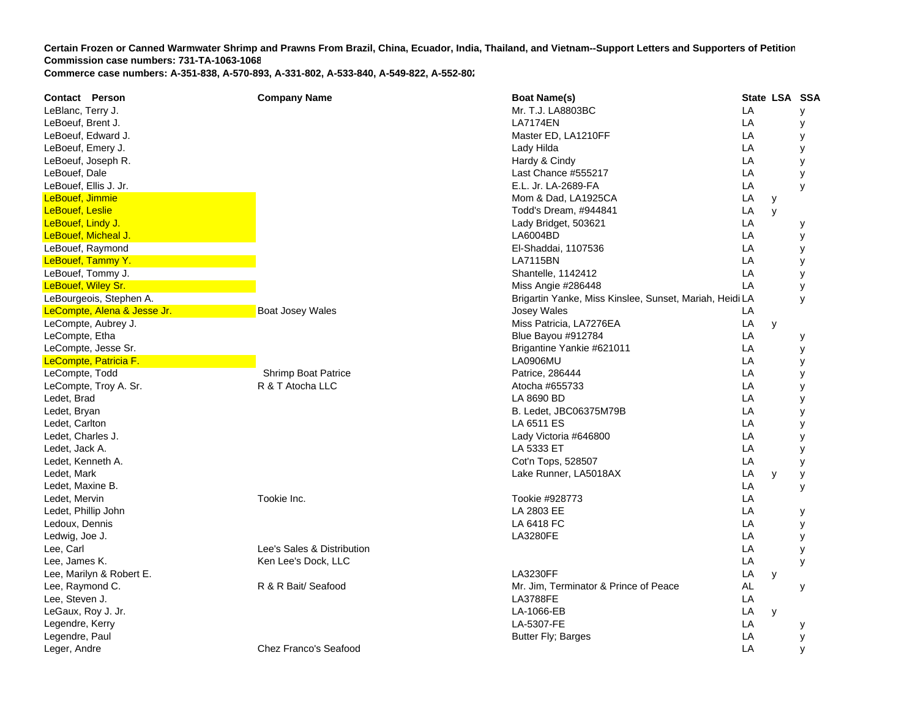**Certain Frozen or Canned Warmwater Shrimp and Prawns From Brazil, China, Ecuador, India, Thailand, and Vietnam--Support Letters and Supporters of Petition**
**Commission case numbers: 731-TA-1063-1068**
**Commerce case numbers: A-351-838, A-570-893, A-331-802, A-533-840, A-549-822, A-552-802**

| Contact Person | Company Name | Boat Name(s) | State | LSA | SSA |
|---|---|---|---|---|---|
| LeBlanc, Terry J. | | Mr. T.J. LA8803BC | LA | | y |
| LeBoeuf, Brent J. | | LA7174EN | LA | | y |
| LeBoeuf, Edward J. | | Master ED, LA1210FF | LA | | y |
| LeBoeuf, Emery J. | | Lady Hilda | LA | | y |
| LeBoeuf, Joseph R. | | Hardy & Cindy | LA | | y |
| LeBouef, Dale | | Last Chance #555217 | LA | | y |
| LeBouef, Ellis J. Jr. | | E.L. Jr. LA-2689-FA | LA | | y |
| LeBouef, Jimmie | | Mom & Dad, LA1925CA | LA | y | |
| LeBouef, Leslie | | Todd's Dream, #944841 | LA | y | |
| LeBouef, Lindy J. | | Lady Bridget, 503621 | LA | | y |
| LeBouef, Micheal J. | | LA6004BD | LA | | y |
| LeBouef, Raymond | | El-Shaddai, 1107536 | LA | | y |
| LeBouef, Tammy Y. | | LA7115BN | LA | | y |
| LeBouef, Tommy J. | | Shantelle, 1142412 | LA | | y |
| LeBouef, Wiley Sr. | | Miss Angie #286448 | LA | | y |
| LeBourgeois, Stephen A. | | Brigartin Yanke, Miss Kinslee, Sunset, Mariah, Heidi | LA | | y |
| LeCompte, Alena & Jesse Jr. | Boat Josey Wales | Josey Wales | LA | | |
| LeCompte, Aubrey J. | | Miss Patricia, LA7276EA | LA | y | |
| LeCompte, Etha | | Blue Bayou #912784 | LA | | y |
| LeCompte, Jesse Sr. | | Brigantine Yankie #621011 | LA | | y |
| LeCompte, Patricia F. | | LA0906MU | LA | | y |
| LeCompte, Todd | Shrimp Boat Patrice | Patrice, 286444 | LA | | y |
| LeCompte, Troy A. Sr. | R & T Atocha LLC | Atocha #655733 | LA | | y |
| Ledet, Brad | | LA 8690 BD | LA | | y |
| Ledet, Bryan | | B. Ledet, JBC06375M79B | LA | | y |
| Ledet, Carlton | | LA 6511 ES | LA | | y |
| Ledet, Charles J. | | Lady Victoria #646800 | LA | | y |
| Ledet, Jack A. | | LA 5333 ET | LA | | y |
| Ledet, Kenneth A. | | Cot'n Tops, 528507 | LA | | y |
| Ledet, Mark | | Lake Runner, LA5018AX | LA | y | y |
| Ledet, Maxine B. | | | LA | | y |
| Ledet, Mervin | Tookie Inc. | Tookie #928773 | LA | | |
| Ledet, Phillip John | | LA 2803 EE | LA | | y |
| Ledoux, Dennis | | LA 6418 FC | LA | | y |
| Ledwig, Joe J. | | LA3280FE | LA | | y |
| Lee, Carl | Lee's Sales & Distribution | | LA | | y |
| Lee, James K. | Ken Lee's Dock, LLC | | LA | | y |
| Lee, Marilyn & Robert E. | | LA3230FF | LA | y | |
| Lee, Raymond C. | R & R Bait/ Seafood | Mr. Jim, Terminator & Prince of Peace | AL | | y |
| Lee, Steven J. | | LA3788FE | LA | | |
| LeGaux, Roy J. Jr. | | LA-1066-EB | LA | y | |
| Legendre, Kerry | | LA-5307-FE | LA | | y |
| Legendre, Paul | | Butter Fly; Barges | LA | | y |
| Leger, Andre | Chez Franco's Seafood | | LA | | y |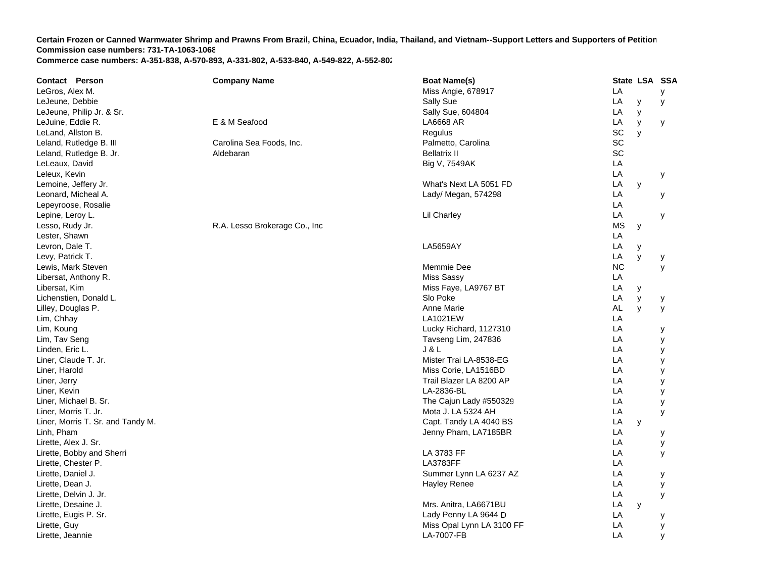**Certain Frozen or Canned Warmwater Shrimp and Prawns From Brazil, China, Ecuador, India, Thailand, and Vietnam--Support Letters and Supporters of Petition**
**Commission case numbers: 731-TA-1063-1068**
**Commerce case numbers: A-351-838, A-570-893, A-331-802, A-533-840, A-549-822, A-552-802**

| Contact Person | Company Name | Boat Name(s) | State | LSA | SSA |
|---|---|---|---|---|---|
| LeGros, Alex M. | | Miss Angie, 678917 | LA | | y |
| LeJeune, Debbie | | Sally Sue | LA | y | y |
| LeJeune, Philip Jr. & Sr. | | Sally Sue, 604804 | LA | y | |
| LeJuine, Eddie R. | E & M Seafood | LA6668 AR | LA | y | y |
| LeLand, Allston B. | | Regulus | SC | y | |
| Leland, Rutledge B. III | Carolina Sea Foods, Inc. | Palmetto, Carolina | SC | | |
| Leland, Rutledge B. Jr. | Aldebaran | Bellatrix II | SC | | |
| LeLeaux, David | | Big V, 7549AK | LA | | |
| Leleux, Kevin | | | LA | | y |
| Lemoine, Jeffery Jr. | | What's Next LA 5051 FD | LA | y | |
| Leonard, Micheal A. | | Lady/ Megan, 574298 | LA | | y |
| Lepeyroose, Rosalie | | | LA | | |
| Lepine, Leroy L. | | Lil Charley | LA | | y |
| Lesso, Rudy Jr. | R.A. Lesso Brokerage Co., Inc | | MS | y | |
| Lester, Shawn | | | LA | | |
| Levron, Dale T. | | LA5659AY | LA | y | |
| Levy, Patrick T. | | | LA | y | y |
| Lewis, Mark Steven | | Memmie Dee | NC | | y |
| Libersat, Anthony R. | | Miss Sassy | LA | | |
| Libersat, Kim | | Miss Faye, LA9767 BT | LA | y | |
| Lichenstien, Donald L. | | Slo Poke | LA | y | y |
| Lilley, Douglas P. | | Anne Marie | AL | y | y |
| Lim, Chhay | | LA1021EW | LA | | |
| Lim, Koung | | Lucky Richard, 1127310 | LA | | y |
| Lim, Tav Seng | | Tavseng Lim, 247836 | LA | | y |
| Linden, Eric L. | | J & L | LA | | y |
| Liner, Claude T. Jr. | | Mister Trai LA-8538-EG | LA | | y |
| Liner, Harold | | Miss Corie, LA1516BD | LA | | y |
| Liner, Jerry | | Trail Blazer LA 8200 AP | LA | | y |
| Liner, Kevin | | LA-2836-BL | LA | | y |
| Liner, Michael B. Sr. | | The Cajun Lady #550329 | LA | | y |
| Liner, Morris T. Jr. | | Mota J. LA 5324 AH | LA | | y |
| Liner, Morris T. Sr. and Tandy M. | | Capt. Tandy LA 4040 BS | LA | y | |
| Linh, Pham | | Jenny Pham, LA7185BR | LA | | y |
| Lirette, Alex J. Sr. | | | LA | | y |
| Lirette, Bobby and Sherri | | LA 3783 FF | LA | | y |
| Lirette, Chester P. | | LA3783FF | LA | | |
| Lirette, Daniel J. | | Summer Lynn LA 6237 AZ | LA | | y |
| Lirette, Dean J. | | Hayley Renee | LA | | y |
| Lirette, Delvin J. Jr. | | | LA | | y |
| Lirette, Desaine J. | | Mrs. Anitra, LA6671BU | LA | y | |
| Lirette, Eugis P. Sr. | | Lady Penny LA 9644 D | LA | | y |
| Lirette, Guy | | Miss Opal Lynn LA 3100 FF | LA | | y |
| Lirette, Jeannie | | LA-7007-FB | LA | | y |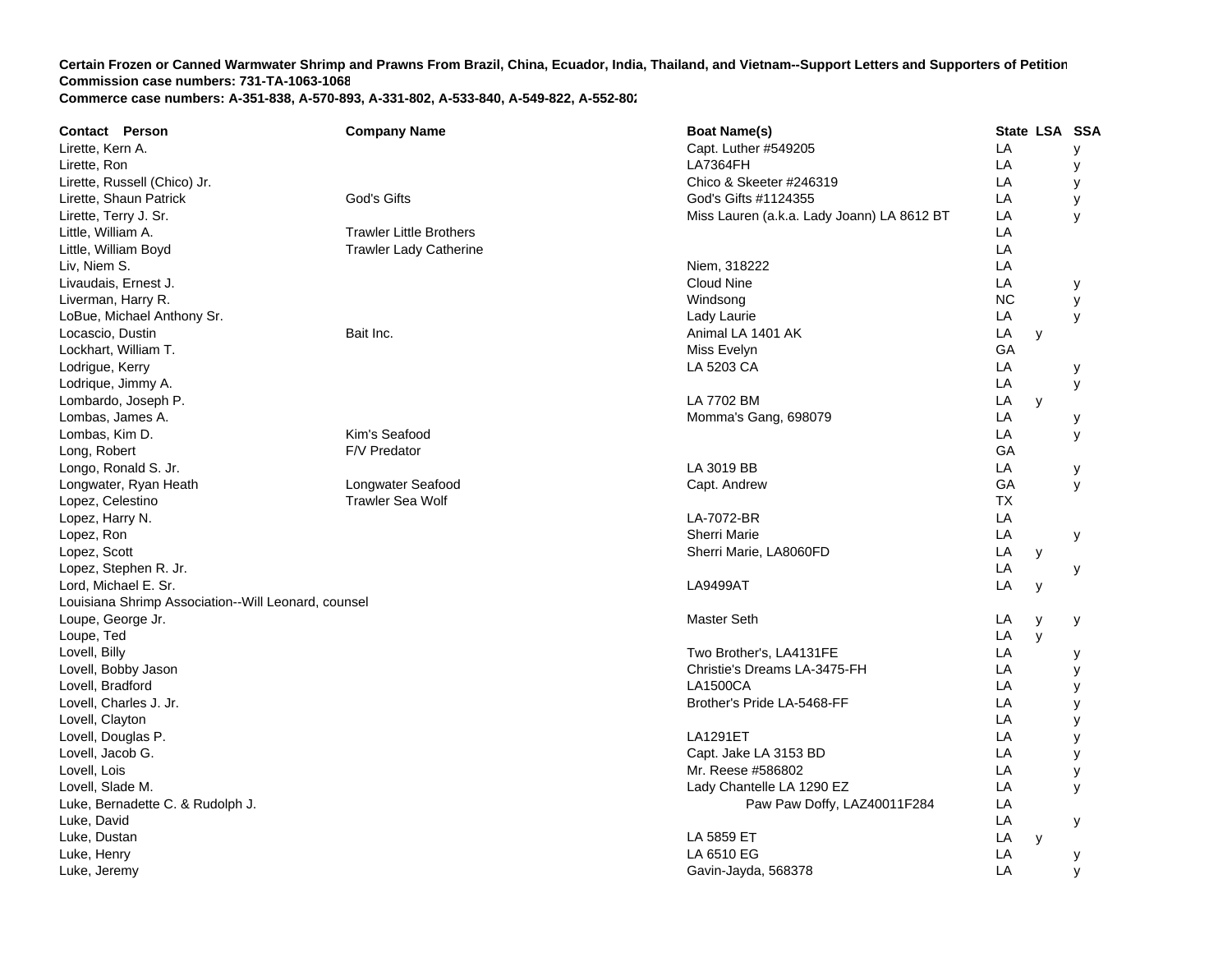**Certain Frozen or Canned Warmwater Shrimp and Prawns From Brazil, China, Ecuador, India, Thailand, and Vietnam--Support Letters and Supporters of Petition**
**Commission case numbers: 731-TA-1063-1068**
**Commerce case numbers: A-351-838, A-570-893, A-331-802, A-533-840, A-549-822, A-552-802**

| Contact Person | Company Name | Boat Name(s) | State | LSA | SSA |
|---|---|---|---|---|---|
| Lirette, Kern A. | | Capt. Luther #549205 | LA | | y |
| Lirette, Ron | | LA7364FH | LA | | y |
| Lirette, Russell (Chico) Jr. | | Chico & Skeeter #246319 | LA | | y |
| Lirette, Shaun Patrick | God's Gifts | God's Gifts #1124355 | LA | | y |
| Lirette, Terry J. Sr. | | Miss Lauren (a.k.a. Lady Joann) LA 8612 BT | LA | | y |
| Little, William A. | Trawler Little Brothers | | LA | | |
| Little, William Boyd | Trawler Lady Catherine | | LA | | |
| Liv, Niem S. | | Niem, 318222 | LA | | |
| Livaudais, Ernest J. | | Cloud Nine | LA | | y |
| Liverman, Harry R. | | Windsong | NC | | y |
| LoBue, Michael Anthony Sr. | | Lady Laurie | LA | | y |
| Locascio, Dustin | Bait Inc. | Animal LA 1401 AK | LA | y | |
| Lockhart, William T. | | Miss Evelyn | GA | | |
| Lodrigue, Kerry | | LA 5203 CA | LA | | y |
| Lodrique, Jimmy A. | | | LA | | y |
| Lombardo, Joseph P. | | LA 7702 BM | LA | y | |
| Lombas, James A. | | Momma's Gang, 698079 | LA | | y |
| Lombas, Kim D. | Kim's Seafood | | LA | | y |
| Long, Robert | F/V Predator | | GA | | |
| Longo, Ronald S. Jr. | | LA 3019 BB | LA | | y |
| Longwater, Ryan Heath | Longwater Seafood | Capt. Andrew | GA | | y |
| Lopez, Celestino | Trawler Sea Wolf | | TX | | |
| Lopez, Harry N. | | LA-7072-BR | LA | | |
| Lopez, Ron | | Sherri Marie | LA | | y |
| Lopez, Scott | | Sherri Marie, LA8060FD | LA | y | |
| Lopez, Stephen R. Jr. | | | LA | | y |
| Lord, Michael E. Sr. | | LA9499AT | LA | y | |
| Louisiana Shrimp Association--Will Leonard, counsel | | | | | |
| Loupe, George Jr. | | Master Seth | LA | y | y |
| Loupe, Ted | | | LA | y | |
| Lovell, Billy | | Two Brother's, LA4131FE | LA | | y |
| Lovell, Bobby Jason | | Christie's Dreams LA-3475-FH | LA | | y |
| Lovell, Bradford | | LA1500CA | LA | | y |
| Lovell, Charles J. Jr. | | Brother's Pride LA-5468-FF | LA | | y |
| Lovell, Clayton | | | LA | | y |
| Lovell, Douglas P. | | LA1291ET | LA | | y |
| Lovell, Jacob G. | | Capt. Jake LA 3153 BD | LA | | y |
| Lovell, Lois | | Mr. Reese #586802 | LA | | y |
| Lovell, Slade M. | | Lady Chantelle LA 1290 EZ | LA | | y |
| Luke, Bernadette C. & Rudolph J. | | Paw Paw Doffy, LAZ40011F284 | LA | | |
| Luke, David | | | LA | | y |
| Luke, Dustan | | LA 5859 ET | LA | y | |
| Luke, Henry | | LA 6510 EG | LA | | y |
| Luke, Jeremy | | Gavin-Jayda, 568378 | LA | | y |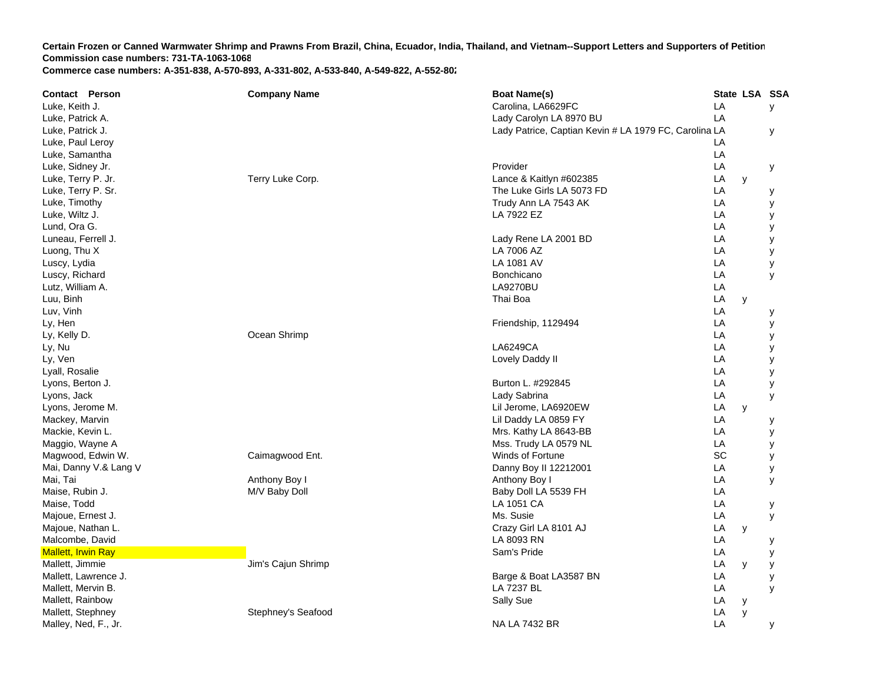**Certain Frozen or Canned Warmwater Shrimp and Prawns From Brazil, China, Ecuador, India, Thailand, and Vietnam--Support Letters and Supporters of Petition**
**Commission case numbers: 731-TA-1063-1068**
**Commerce case numbers: A-351-838, A-570-893, A-331-802, A-533-840, A-549-822, A-552-802**

| Contact Person | Company Name | Boat Name(s) | State | LSA | SSA |
|---|---|---|---|---|---|
| Luke, Keith J. | | Carolina, LA6629FC | LA | | y |
| Luke, Patrick A. | | Lady Carolyn LA 8970 BU | LA | | |
| Luke, Patrick J. | | Lady Patrice, Captian Kevin # LA 1979 FC, Carolina | LA | | y |
| Luke, Paul Leroy | | | LA | | |
| Luke, Samantha | | | LA | | |
| Luke, Sidney Jr. | | Provider | LA | | y |
| Luke, Terry P. Jr. | Terry Luke Corp. | Lance & Kaitlyn #602385 | LA | y | |
| Luke, Terry P. Sr. | | The Luke Girls LA 5073 FD | LA | | y |
| Luke, Timothy | | Trudy Ann LA 7543 AK | LA | | y |
| Luke, Wiltz J. | | LA 7922 EZ | LA | | y |
| Lund, Ora G. | | | LA | | y |
| Luneau, Ferrell J. | | Lady Rene LA 2001 BD | LA | | y |
| Luong, Thu X | | LA 7006 AZ | LA | | y |
| Luscy, Lydia | | LA 1081 AV | LA | | y |
| Luscy, Richard | | Bonchicano | LA | | y |
| Lutz, William A. | | LA9270BU | LA | | |
| Luu, Binh | | Thai Boa | LA | y | |
| Luv, Vinh | | | LA | | y |
| Ly, Hen | | Friendship, 1129494 | LA | | y |
| Ly, Kelly D. | Ocean Shrimp | | LA | | y |
| Ly, Nu | | LA6249CA | LA | | y |
| Ly, Ven | | Lovely Daddy II | LA | | y |
| Lyall, Rosalie | | | LA | | y |
| Lyons, Berton J. | | Burton L. #292845 | LA | | y |
| Lyons, Jack | | Lady Sabrina | LA | | y |
| Lyons, Jerome M. | | Lil Jerome, LA6920EW | LA | y | |
| Mackey, Marvin | | Lil Daddy LA 0859 FY | LA | | y |
| Mackie, Kevin L. | | Mrs. Kathy LA 8643-BB | LA | | y |
| Maggio, Wayne A | | Mss. Trudy LA 0579 NL | LA | | y |
| Magwood, Edwin W. | Caimagwood Ent. | Winds of Fortune | SC | | y |
| Mai, Danny V.& Lang V | | Danny Boy II 12212001 | LA | | y |
| Mai, Tai | Anthony Boy I | Anthony Boy I | LA | | y |
| Maise, Rubin J. | M/V Baby Doll | Baby Doll LA 5539 FH | LA | | |
| Maise, Todd | | LA 1051 CA | LA | | y |
| Majoue, Ernest J. | | Ms. Susie | LA | | y |
| Majoue, Nathan L. | | Crazy Girl LA 8101 AJ | LA | y | |
| Malcombe, David | | LA 8093 RN | LA | | y |
| Mallett, Irwin Ray | | Sam's Pride | LA | | y |
| Mallett, Jimmie | Jim's Cajun Shrimp | | LA | y | y |
| Mallett, Lawrence J. | | Barge & Boat LA3587 BN | LA | | y |
| Mallett, Mervin B. | | LA 7237 BL | LA | | y |
| Mallett, Rainbow | | Sally Sue | LA | y | |
| Mallett, Stephney | Stephney's Seafood | | LA | y | |
| Malley, Ned, F., Jr. | | NA LA 7432 BR | LA | | y |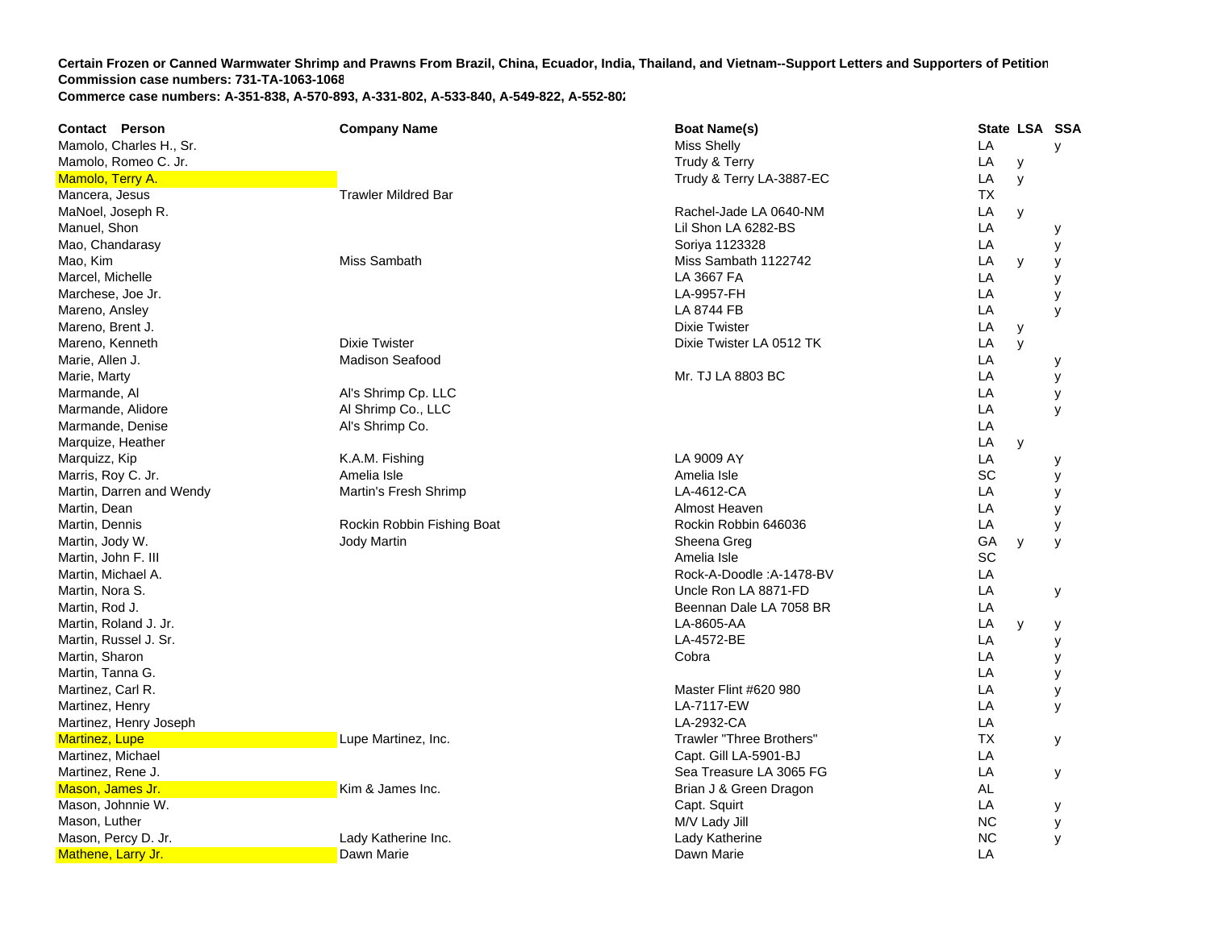**Certain Frozen or Canned Warmwater Shrimp and Prawns From Brazil, China, Ecuador, India, Thailand, and Vietnam--Support Letters and Supporters of Petition**
**Commission case numbers: 731-TA-1063-1068**
**Commerce case numbers: A-351-838, A-570-893, A-331-802, A-533-840, A-549-822, A-552-802**

| Contact Person | Company Name | Boat Name(s) | State | LSA | SSA |
|---|---|---|---|---|---|
| Mamolo, Charles H., Sr. | | Miss Shelly | LA | | y |
| Mamolo, Romeo C. Jr. | | Trudy & Terry | LA | y | |
| Mamolo, Terry A. | | Trudy & Terry LA-3887-EC | LA | y | |
| Mancera, Jesus | Trawler Mildred Bar | | TX | | |
| MaNoel, Joseph R. | | Rachel-Jade LA 0640-NM | LA | y | |
| Manuel, Shon | | Lil Shon LA 6282-BS | LA | | y |
| Mao, Chandarasy | | Soriya 1123328 | LA | | y |
| Mao, Kim | Miss Sambath | Miss Sambath 1122742 | LA | y | y |
| Marcel, Michelle | | LA 3667 FA | LA | | y |
| Marchese, Joe Jr. | | LA-9957-FH | LA | | y |
| Mareno, Ansley | | LA 8744 FB | LA | | y |
| Mareno, Brent J. | | Dixie Twister | LA | y | |
| Mareno, Kenneth | Dixie Twister | Dixie Twister LA 0512 TK | LA | y | |
| Marie, Allen J. | Madison Seafood | | LA | | y |
| Marie, Marty | | Mr. TJ LA 8803 BC | LA | | y |
| Marmande, Al | Al's Shrimp Cp. LLC | | LA | | y |
| Marmande, Alidore | Al Shrimp Co., LLC | | LA | | y |
| Marmande, Denise | Al's Shrimp Co. | | LA | | |
| Marquize, Heather | | | LA | y | |
| Marquizz, Kip | K.A.M. Fishing | LA 9009 AY | LA | | y |
| Marris, Roy C. Jr. | Amelia Isle | Amelia Isle | SC | | y |
| Martin, Darren and Wendy | Martin's Fresh Shrimp | LA-4612-CA | LA | | y |
| Martin, Dean | | Almost Heaven | LA | | y |
| Martin, Dennis | Rockin Robbin Fishing Boat | Rockin Robbin 646036 | LA | | y |
| Martin, Jody W. | Jody Martin | Sheena Greg | GA | y | y |
| Martin, John F. III | | Amelia Isle | SC | | |
| Martin, Michael A. | | Rock-A-Doodle :A-1478-BV | LA | | |
| Martin, Nora S. | | Uncle Ron LA 8871-FD | LA | | y |
| Martin, Rod J. | | Beennan Dale LA 7058 BR | LA | | |
| Martin, Roland J. Jr. | | LA-8605-AA | LA | y | y |
| Martin, Russel J. Sr. | | LA-4572-BE | LA | | y |
| Martin, Sharon | | Cobra | LA | | y |
| Martin, Tanna G. | | | LA | | y |
| Martinez, Carl R. | | Master Flint #620 980 | LA | | y |
| Martinez, Henry | | LA-7117-EW | LA | | y |
| Martinez, Henry Joseph | | LA-2932-CA | LA | | |
| Martinez, Lupe | Lupe Martinez, Inc. | Trawler "Three Brothers" | TX | | y |
| Martinez, Michael | | Capt. Gill LA-5901-BJ | LA | | |
| Martinez, Rene J. | | Sea Treasure LA 3065 FG | LA | | y |
| Mason, James Jr. | Kim & James Inc. | Brian J & Green Dragon | AL | | |
| Mason, Johnnie W. | | Capt. Squirt | LA | | y |
| Mason, Luther | | M/V Lady Jill | NC | | y |
| Mason, Percy D. Jr. | Lady Katherine Inc. | Lady Katherine | NC | | y |
| Mathene, Larry Jr. | Dawn Marie | Dawn Marie | LA | | |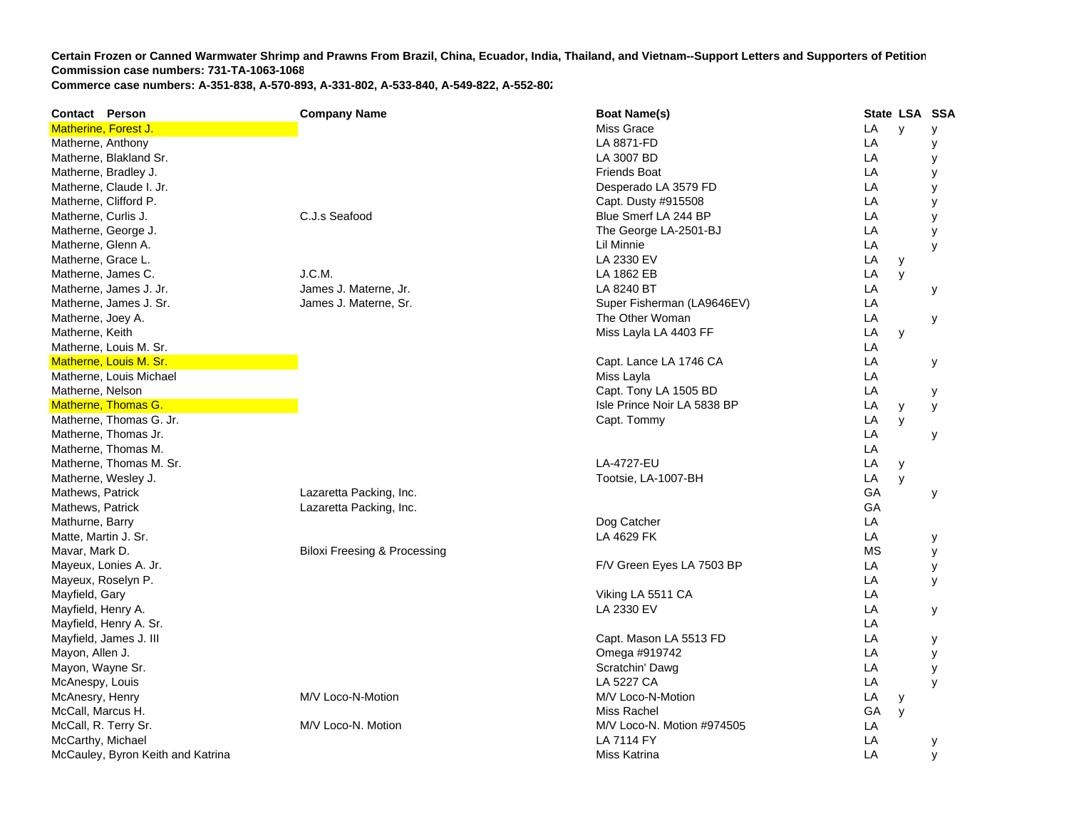**Certain Frozen or Canned Warmwater Shrimp and Prawns From Brazil, China, Ecuador, India, Thailand, and Vietnam--Support Letters and Supporters of Petition**
**Commission case numbers: 731-TA-1063-1068**
**Commerce case numbers: A-351-838, A-570-893, A-331-802, A-533-840, A-549-822, A-552-802**

| Contact Person | Company Name | Boat Name(s) | State | LSA | SSA |
|---|---|---|---|---|---|
| Matherine, Forest J. | | Miss Grace | LA | y | y |
| Matherne, Anthony | | LA 8871-FD | LA | | y |
| Matherne, Blakland Sr. | | LA 3007 BD | LA | | y |
| Matherne, Bradley J. | | Friends Boat | LA | | y |
| Matherne, Claude I. Jr. | | Desperado LA 3579 FD | LA | | y |
| Matherne, Clifford P. | | Capt. Dusty #915508 | LA | | y |
| Matherne, Curlis J. | C.J.s Seafood | Blue Smerf LA 244 BP | LA | | y |
| Matherne, George J. | | The George LA-2501-BJ | LA | | y |
| Matherne, Glenn A. | | Lil Minnie | LA | | y |
| Matherne, Grace L. | | LA 2330 EV | LA | y | |
| Matherne, James C. | J.C.M. | LA 1862 EB | LA | y | |
| Matherne, James J. Jr. | James J. Materne, Jr. | LA 8240 BT | LA | | y |
| Matherne, James J. Sr. | James J. Materne, Sr. | Super Fisherman (LA9646EV) | LA | | |
| Matherne, Joey A. | | The Other Woman | LA | | y |
| Matherne, Keith | | Miss Layla LA 4403 FF | LA | y | |
| Matherne, Louis M. Sr. | | | LA | | |
| Matherne, Louis M. Sr. | | Capt. Lance LA 1746 CA | LA | | y |
| Matherne, Louis Michael | | Miss Layla | LA | | |
| Matherne, Nelson | | Capt. Tony LA 1505 BD | LA | | y |
| Matherne, Thomas G. | | Isle Prince Noir LA 5838 BP | LA | y | y |
| Matherne, Thomas G. Jr. | | Capt. Tommy | LA | y | |
| Matherne, Thomas Jr. | | | LA | | y |
| Matherne, Thomas M. | | | LA | | |
| Matherne, Thomas M. Sr. | | LA-4727-EU | LA | y | |
| Matherne, Wesley J. | | Tootsie, LA-1007-BH | LA | y | |
| Mathews, Patrick | Lazaretta Packing, Inc. | | GA | | y |
| Mathews, Patrick | Lazaretta Packing, Inc. | | GA | | |
| Mathurne, Barry | | Dog Catcher | LA | | |
| Matte, Martin J. Sr. | | LA 4629 FK | LA | | y |
| Mavar, Mark D. | Biloxi Freesing & Processing | | MS | | y |
| Mayeux, Lonies A. Jr. | | F/V Green Eyes LA 7503 BP | LA | | y |
| Mayeux, Roselyn P. | | | LA | | y |
| Mayfield, Gary | | Viking LA 5511 CA | LA | | |
| Mayfield, Henry A. | | LA 2330 EV | LA | | y |
| Mayfield, Henry A. Sr. | | | LA | | |
| Mayfield, James J. III | | Capt. Mason LA 5513 FD | LA | | y |
| Mayon, Allen J. | | Omega #919742 | LA | | y |
| Mayon, Wayne Sr. | | Scratchin' Dawg | LA | | y |
| McAnespy, Louis | | LA 5227 CA | LA | | y |
| McAnesry, Henry | M/V Loco-N-Motion | M/V Loco-N-Motion | LA | y | |
| McCall, Marcus H. | | Miss Rachel | GA | y | |
| McCall, R. Terry Sr. | M/V Loco-N. Motion | M/V Loco-N. Motion #974505 | LA | | |
| McCarthy, Michael | | LA 7114 FY | LA | | y |
| McCauley, Byron Keith and Katrina | | Miss Katrina | LA | | y |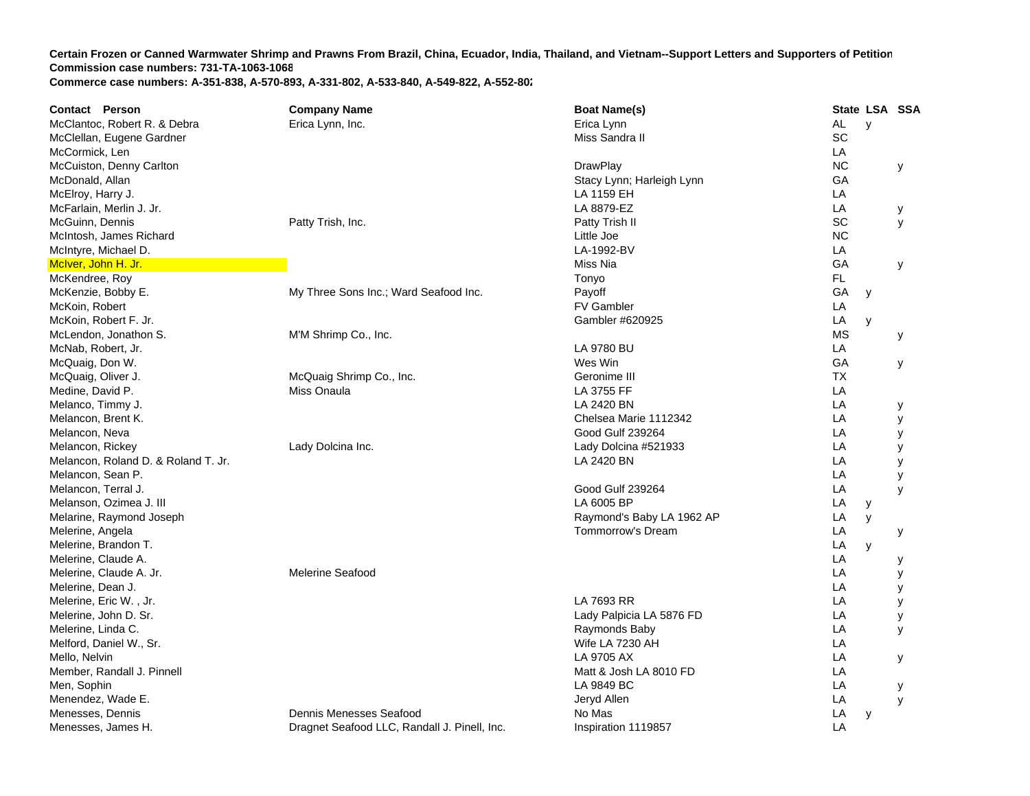**Certain Frozen or Canned Warmwater Shrimp and Prawns From Brazil, China, Ecuador, India, Thailand, and Vietnam--Support Letters and Supporters of Petition**
**Commission case numbers: 731-TA-1063-1068**
**Commerce case numbers: A-351-838, A-570-893, A-331-802, A-533-840, A-549-822, A-552-802**

| Contact Person | Company Name | Boat Name(s) | State | LSA | SSA |
|---|---|---|---|---|---|
| McClantoc, Robert R. & Debra | Erica Lynn, Inc. | Erica Lynn | AL | y | |
| McClellan, Eugene Gardner | | Miss Sandra II | SC | | |
| McCormick, Len | | | LA | | |
| McCuiston, Denny Carlton | | DrawPlay | NC | | y |
| McDonald, Allan | | Stacy Lynn; Harleigh Lynn | GA | | |
| McElroy, Harry J. | | LA 1159 EH | LA | | |
| McFarlain, Merlin J. Jr. | | LA 8879-EZ | LA | | y |
| McGuinn, Dennis | Patty Trish, Inc. | Patty Trish II | SC | | y |
| McIntosh, James Richard | | Little Joe | NC | | |
| McIntyre, Michael D. | | LA-1992-BV | LA | | |
| McIver, John H. Jr. | | Miss Nia | GA | | y |
| McKendree, Roy | | Tonyo | FL | | |
| McKenzie, Bobby E. | My Three Sons Inc.; Ward Seafood Inc. | Payoff | GA | y | |
| McKoin, Robert | | FV Gambler | LA | | |
| McKoin, Robert F. Jr. | | Gambler #620925 | LA | y | |
| McLendon, Jonathon S. | M'M Shrimp Co., Inc. | | MS | | y |
| McNab, Robert, Jr. | | LA 9780 BU | LA | | |
| McQuaig, Don W. | | Wes Win | GA | | y |
| McQuaig, Oliver J. | McQuaig Shrimp Co., Inc. | Geronime III | TX | | |
| Medine, David P. | Miss Onaula | LA 3755 FF | LA | | |
| Melanco, Timmy J. | | LA 2420 BN | LA | | y |
| Melancon, Brent K. | | Chelsea Marie 1112342 | LA | | y |
| Melancon, Neva | | Good Gulf 239264 | LA | | y |
| Melancon, Rickey | Lady Dolcina Inc. | Lady Dolcina #521933 | LA | | y |
| Melancon, Roland D. & Roland T. Jr. | | LA 2420 BN | LA | | y |
| Melancon, Sean P. | | | LA | | y |
| Melancon, Terral J. | | Good Gulf 239264 | LA | | y |
| Melanson, Ozimea J. III | | LA 6005 BP | LA | y | |
| Melarine, Raymond Joseph | | Raymond's Baby LA 1962 AP | LA | y | |
| Melerine, Angela | | Tommorrow's Dream | LA | | y |
| Melerine, Brandon T. | | | LA | y | |
| Melerine, Claude A. | | | LA | | y |
| Melerine, Claude A. Jr. | Melerine Seafood | | LA | | y |
| Melerine, Dean J. | | | LA | | y |
| Melerine, Eric W. , Jr. | | LA 7693 RR | LA | | y |
| Melerine, John D. Sr. | | Lady Palpicia LA 5876 FD | LA | | y |
| Melerine, Linda C. | | Raymonds Baby | LA | | y |
| Melford, Daniel W., Sr. | | Wife LA 7230 AH | LA | | |
| Mello, Nelvin | | LA 9705 AX | LA | | y |
| Member, Randall J. Pinnell | | Matt & Josh LA 8010 FD | LA | | |
| Men, Sophin | | LA 9849 BC | LA | | y |
| Menendez, Wade E. | | Jeryd Allen | LA | | y |
| Menesses, Dennis | Dennis Menesses Seafood | No Mas | LA | y | |
| Menesses, James H. | Dragnet Seafood LLC, Randall J. Pinell, Inc. | Inspiration 1119857 | LA | | |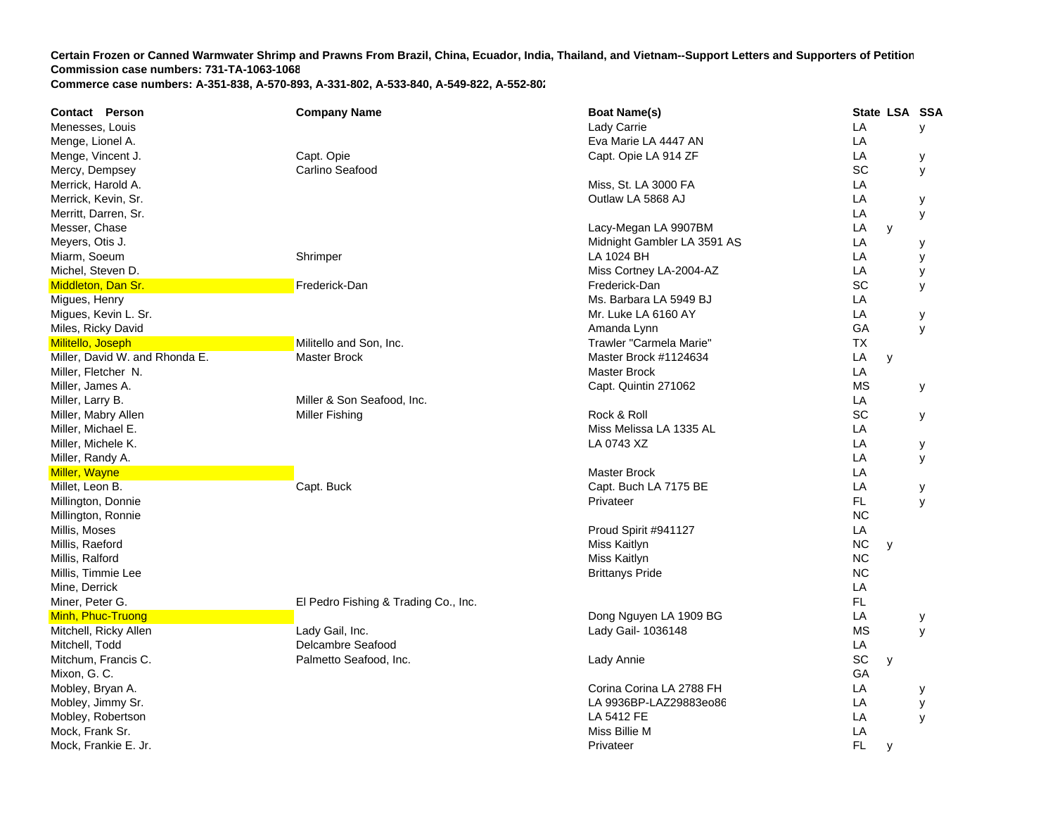**Certain Frozen or Canned Warmwater Shrimp and Prawns From Brazil, China, Ecuador, India, Thailand, and Vietnam--Support Letters and Supporters of Petition**
**Commission case numbers: 731-TA-1063-1068**
**Commerce case numbers: A-351-838, A-570-893, A-331-802, A-533-840, A-549-822, A-552-802**

| Contact Person | Company Name | Boat Name(s) | State | LSA | SSA |
|---|---|---|---|---|---|
| Menesses, Louis | | Lady Carrie | LA | | y |
| Menge, Lionel A. | | Eva Marie LA 4447 AN | LA | | |
| Menge, Vincent J. | Capt. Opie | Capt. Opie LA 914 ZF | LA | | y |
| Mercy, Dempsey | Carlino Seafood | | SC | | y |
| Merrick, Harold A. | | Miss, St. LA 3000 FA | LA | | |
| Merrick, Kevin, Sr. | | Outlaw LA 5868 AJ | LA | | y |
| Merritt, Darren, Sr. | | | LA | | y |
| Messer, Chase | | Lacy-Megan LA 9907BM | LA | y | |
| Meyers, Otis J. | | Midnight Gambler LA 3591 AS | LA | | y |
| Miarm, Soeum | Shrimper | LA 1024 BH | LA | | y |
| Michel, Steven D. | | Miss Cortney LA-2004-AZ | LA | | y |
| Middleton, Dan Sr. | Frederick-Dan | Frederick-Dan | SC | | y |
| Migues, Henry | | Ms. Barbara LA 5949 BJ | LA | | |
| Migues, Kevin L. Sr. | | Mr. Luke LA 6160 AY | LA | | y |
| Miles, Ricky David | | Amanda Lynn | GA | | y |
| Militello, Joseph | Militello and Son, Inc. | Trawler "Carmela Marie" | TX | | |
| Miller, David W. and Rhonda E. | Master Brock | Master Brock #1124634 | LA | y | |
| Miller, Fletcher N. | | Master Brock | LA | | |
| Miller, James A. | | Capt. Quintin 271062 | MS | | y |
| Miller, Larry B. | Miller & Son Seafood, Inc. | | LA | | |
| Miller, Mabry Allen | Miller Fishing | Rock & Roll | SC | | y |
| Miller, Michael E. | | Miss Melissa LA 1335 AL | LA | | |
| Miller, Michele K. | | LA 0743 XZ | LA | | y |
| Miller, Randy A. | | | LA | | y |
| Miller, Wayne | | Master Brock | LA | | |
| Millet, Leon B. | Capt. Buck | Capt. Buch LA 7175 BE | LA | | y |
| Millington, Donnie | | Privateer | FL | | y |
| Millington, Ronnie | | | NC | | |
| Millis, Moses | | Proud Spirit #941127 | LA | | |
| Millis, Raeford | | Miss Kaitlyn | NC | y | |
| Millis, Ralford | | Miss Kaitlyn | NC | | |
| Millis, Timmie Lee | | Brittanys Pride | NC | | |
| Mine, Derrick | | | LA | | |
| Miner, Peter G. | El Pedro Fishing & Trading Co., Inc. | | FL | | |
| Minh, Phuc-Truong | | Dong Nguyen LA 1909 BG | LA | | y |
| Mitchell, Ricky Allen | Lady Gail, Inc. | Lady Gail- 1036148 | MS | | y |
| Mitchell, Todd | Delcambre Seafood | | LA | | |
| Mitchum, Francis C. | Palmetto Seafood, Inc. | Lady Annie | SC | y | |
| Mixon, G. C. | | | GA | | |
| Mobley, Bryan A. | | Corina Corina LA 2788 FH | LA | | y |
| Mobley, Jimmy Sr. | | LA 9936BP-LAZ29883eo86 | LA | | y |
| Mobley, Robertson | | LA 5412 FE | LA | | y |
| Mock, Frank Sr. | | Miss Billie M | LA | | |
| Mock, Frankie E. Jr. | | Privateer | FL | y | |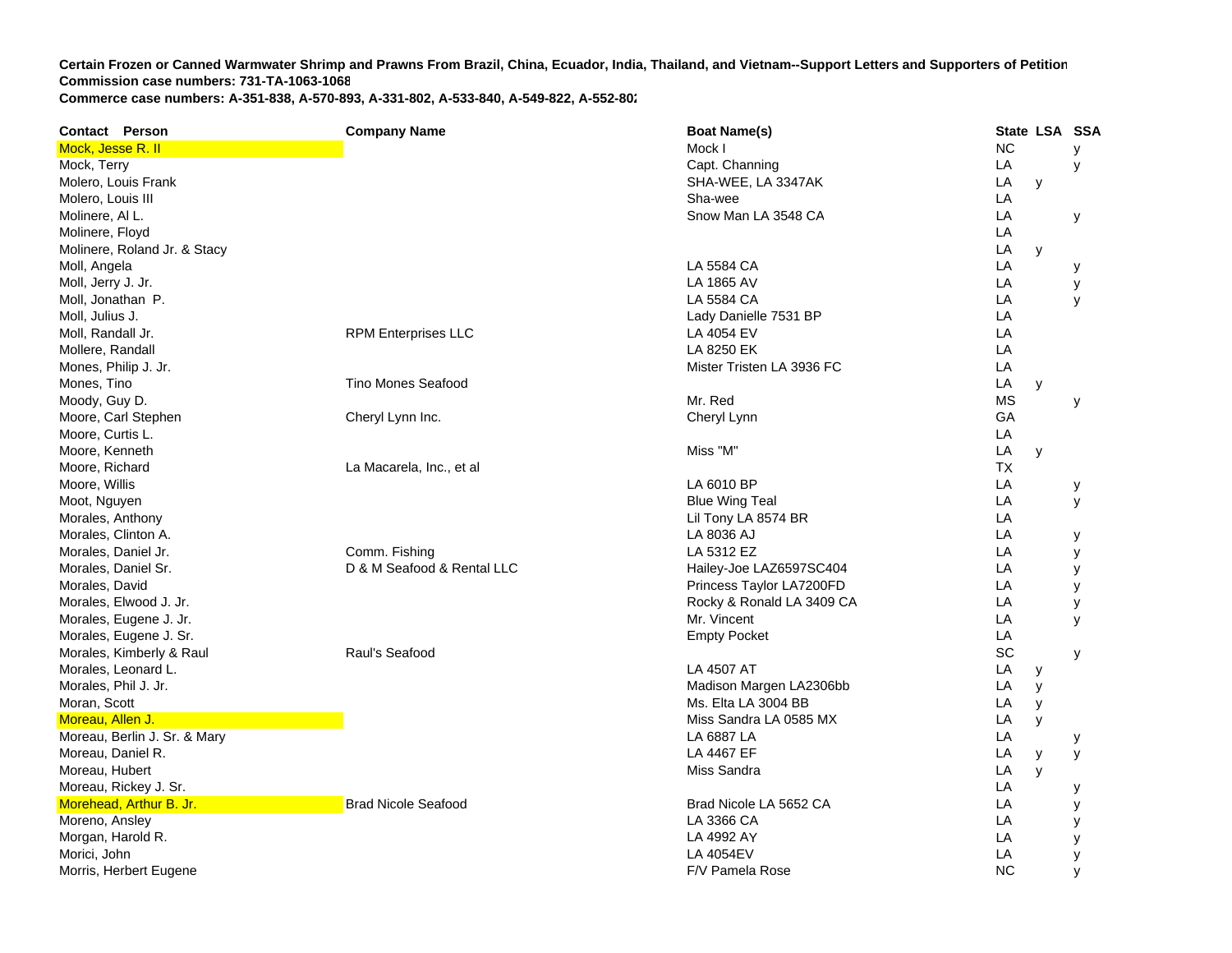**Certain Frozen or Canned Warmwater Shrimp and Prawns From Brazil, China, Ecuador, India, Thailand, and Vietnam--Support Letters and Supporters of Petition**
**Commission case numbers: 731-TA-1063-1068**
**Commerce case numbers: A-351-838, A-570-893, A-331-802, A-533-840, A-549-822, A-552-802**

| Contact Person | Company Name | Boat Name(s) | State | LSA | SSA |
|---|---|---|---|---|---|
| Mock, Jesse R. II | | Mock I | NC | | y |
| Mock, Terry | | Capt. Channing | LA | | y |
| Molero, Louis Frank | | SHA-WEE, LA 3347AK | LA | y | |
| Molero, Louis III | | Sha-wee | LA | | |
| Molinere, Al L. | | Snow Man LA 3548 CA | LA | | y |
| Molinere, Floyd | | | LA | | |
| Molinere, Roland Jr. & Stacy | | | LA | y | |
| Moll, Angela | | LA 5584 CA | LA | | y |
| Moll, Jerry J. Jr. | | LA 1865 AV | LA | | y |
| Moll, Jonathan P. | | LA 5584 CA | LA | | y |
| Moll, Julius J. | | Lady Danielle 7531 BP | LA | | |
| Moll, Randall Jr. | RPM Enterprises LLC | LA 4054 EV | LA | | |
| Mollere, Randall | | LA 8250 EK | LA | | |
| Mones, Philip J. Jr. | | Mister Tristen LA 3936 FC | LA | | |
| Mones, Tino | Tino Mones Seafood | | LA | y | |
| Moody, Guy D. | | Mr. Red | MS | | y |
| Moore, Carl Stephen | Cheryl Lynn Inc. | Cheryl Lynn | GA | | |
| Moore, Curtis L. | | | LA | | |
| Moore, Kenneth | | Miss "M" | LA | y | |
| Moore, Richard | La Macarela, Inc., et al | | TX | | |
| Moore, Willis | | LA 6010 BP | LA | | y |
| Moot, Nguyen | | Blue Wing Teal | LA | | y |
| Morales, Anthony | | Lil Tony LA 8574 BR | LA | | |
| Morales, Clinton A. | | LA 8036 AJ | LA | | y |
| Morales, Daniel Jr. | Comm. Fishing | LA 5312 EZ | LA | | y |
| Morales, Daniel Sr. | D & M Seafood & Rental LLC | Hailey-Joe LAZ6597SC404 | LA | | y |
| Morales, David | | Princess Taylor LA7200FD | LA | | y |
| Morales, Elwood J. Jr. | | Rocky & Ronald LA 3409 CA | LA | | y |
| Morales, Eugene J. Jr. | | Mr. Vincent | LA | | y |
| Morales, Eugene J. Sr. | | Empty Pocket | LA | | |
| Morales, Kimberly & Raul | Raul's Seafood | | SC | | y |
| Morales, Leonard L. | | LA 4507 AT | LA | y | |
| Morales, Phil J. Jr. | | Madison Margen LA2306bb | LA | y | |
| Moran, Scott | | Ms. Elta LA 3004 BB | LA | y | |
| Moreau, Allen J. | | Miss Sandra LA 0585 MX | LA | y | |
| Moreau, Berlin J. Sr. & Mary | | LA 6887 LA | LA | | y |
| Moreau, Daniel R. | | LA 4467 EF | LA | y | y |
| Moreau, Hubert | | Miss Sandra | LA | y | |
| Moreau, Rickey J. Sr. | | | LA | | y |
| Morehead, Arthur B. Jr. | Brad Nicole Seafood | Brad Nicole LA 5652 CA | LA | | y |
| Moreno, Ansley | | LA 3366 CA | LA | | y |
| Morgan, Harold R. | | LA 4992 AY | LA | | y |
| Morici, John | | LA 4054EV | LA | | y |
| Morris, Herbert Eugene | | F/V Pamela Rose | NC | | y |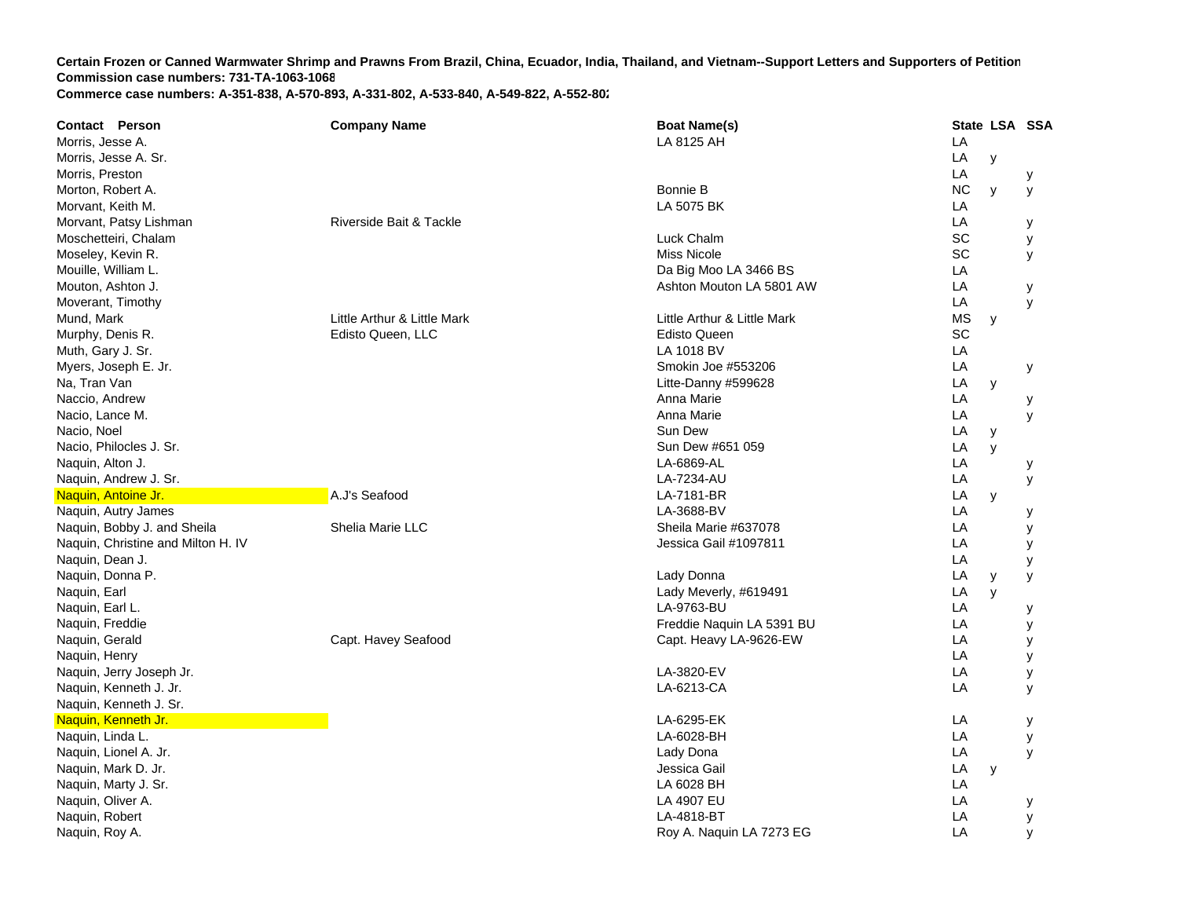**Certain Frozen or Canned Warmwater Shrimp and Prawns From Brazil, China, Ecuador, India, Thailand, and Vietnam--Support Letters and Supporters of Petition**
**Commission case numbers: 731-TA-1063-1068**
**Commerce case numbers: A-351-838, A-570-893, A-331-802, A-533-840, A-549-822, A-552-802**

| Contact Person | Company Name | Boat Name(s) | State | LSA | SSA |
|---|---|---|---|---|---|
| Morris, Jesse A. | | LA 8125 AH | LA | | |
| Morris, Jesse A. Sr. | | | LA | y | |
| Morris, Preston | | | LA | | y |
| Morton, Robert A. | | Bonnie B | NC | y | y |
| Morvant, Keith M. | | LA 5075 BK | LA | | |
| Morvant, Patsy Lishman | Riverside Bait & Tackle | | LA | | y |
| Moschetteiri, Chalam | | Luck Chalm | SC | | y |
| Moseley, Kevin R. | | Miss Nicole | SC | | y |
| Mouille, William L. | | Da Big Moo LA 3466 BS | LA | | |
| Mouton, Ashton J. | | Ashton Mouton LA 5801 AW | LA | | y |
| Moverant, Timothy | | | LA | | y |
| Mund, Mark | Little Arthur & Little Mark | Little Arthur & Little Mark | MS | y | |
| Murphy, Denis R. | Edisto Queen, LLC | Edisto Queen | SC | | |
| Muth, Gary J. Sr. | | LA 1018 BV | LA | | |
| Myers, Joseph E. Jr. | | Smokin Joe #553206 | LA | | y |
| Na, Tran Van | | Litte-Danny #599628 | LA | y | |
| Naccio, Andrew | | Anna Marie | LA | | y |
| Nacio, Lance M. | | Anna Marie | LA | | y |
| Nacio, Noel | | Sun Dew | LA | y | |
| Nacio, Philocles J. Sr. | | Sun Dew #651 059 | LA | y | |
| Naquin, Alton J. | | LA-6869-AL | LA | | y |
| Naquin, Andrew J. Sr. | | LA-7234-AU | LA | | y |
| Naquin, Antoine Jr. | A.J's Seafood | LA-7181-BR | LA | y | |
| Naquin, Autry James | | LA-3688-BV | LA | | y |
| Naquin, Bobby J. and Sheila | Shelia Marie LLC | Sheila Marie #637078 | LA | | y |
| Naquin, Christine and Milton H. IV | | Jessica Gail #1097811 | LA | | y |
| Naquin, Dean J. | | | LA | | y |
| Naquin, Donna P. | | Lady Donna | LA | y | y |
| Naquin, Earl | | Lady Meverly, #619491 | LA | y | |
| Naquin, Earl L. | | LA-9763-BU | LA | | y |
| Naquin, Freddie | | Freddie Naquin LA 5391 BU | LA | | y |
| Naquin, Gerald | Capt. Havey Seafood | Capt. Heavy LA-9626-EW | LA | | y |
| Naquin, Henry | | | LA | | y |
| Naquin, Jerry Joseph Jr. | | LA-3820-EV | LA | | y |
| Naquin, Kenneth J. Jr. | | LA-6213-CA | LA | | y |
| Naquin, Kenneth J. Sr. | | | | | |
| Naquin, Kenneth Jr. | | LA-6295-EK | LA | | y |
| Naquin, Linda L. | | LA-6028-BH | LA | | y |
| Naquin, Lionel A. Jr. | | Lady Dona | LA | | y |
| Naquin, Mark D. Jr. | | Jessica Gail | LA | y | |
| Naquin, Marty J. Sr. | | LA 6028 BH | LA | | |
| Naquin, Oliver A. | | LA 4907 EU | LA | | y |
| Naquin, Robert | | LA-4818-BT | LA | | y |
| Naquin, Roy A. | | Roy A. Naquin LA 7273 EG | LA | | y |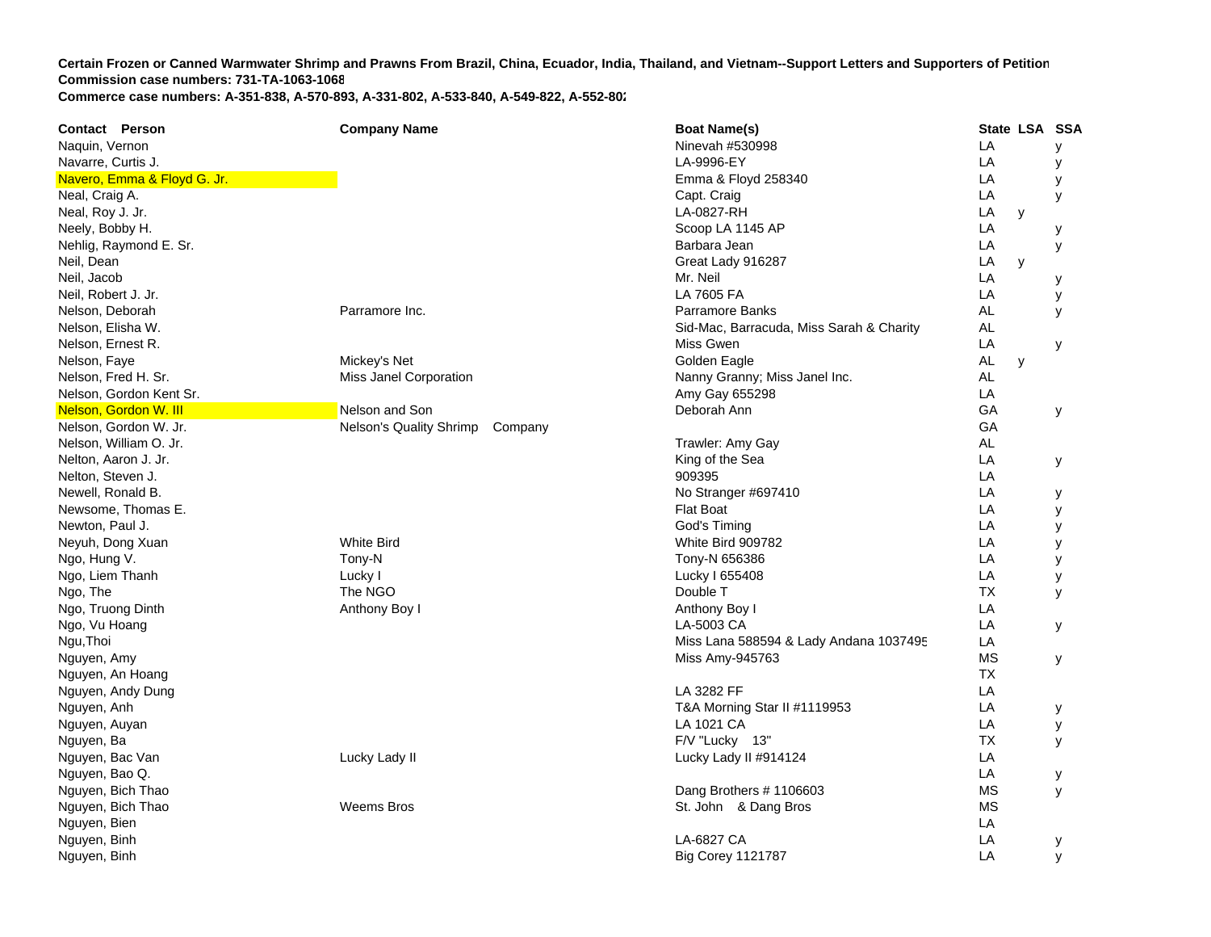**Certain Frozen or Canned Warmwater Shrimp and Prawns From Brazil, China, Ecuador, India, Thailand, and Vietnam--Support Letters and Supporters of Petition**
**Commission case numbers: 731-TA-1063-1068**
**Commerce case numbers: A-351-838, A-570-893, A-331-802, A-533-840, A-549-822, A-552-802**

| Contact Person | Company Name | Boat Name(s) | State | LSA | SSA |
|---|---|---|---|---|---|
| Naquin, Vernon | | Ninevah #530998 | LA | | y |
| Navarre, Curtis J. | | LA-9996-EY | LA | | y |
| Navero, Emma & Floyd G. Jr. | | Emma & Floyd 258340 | LA | | y |
| Neal, Craig A. | | Capt. Craig | LA | | y |
| Neal, Roy J. Jr. | | LA-0827-RH | LA | y | |
| Neely, Bobby H. | | Scoop LA 1145 AP | LA | | y |
| Nehlig, Raymond E. Sr. | | Barbara Jean | LA | | y |
| Neil, Dean | | Great Lady 916287 | LA | y | |
| Neil, Jacob | | Mr. Neil | LA | | y |
| Neil, Robert J. Jr. | | LA 7605 FA | LA | | y |
| Nelson, Deborah | Parramore Inc. | Parramore Banks | AL | | y |
| Nelson, Elisha W. | | Sid-Mac, Barracuda, Miss Sarah & Charity | AL | | |
| Nelson, Ernest R. | | Miss Gwen | LA | | y |
| Nelson, Faye | Mickey's Net | Golden Eagle | AL | y | |
| Nelson, Fred H. Sr. | Miss Janel Corporation | Nanny Granny; Miss Janel Inc. | AL | | |
| Nelson, Gordon Kent Sr. | | Amy Gay 655298 | LA | | |
| Nelson, Gordon W. III | Nelson and Son | Deborah Ann | GA | | y |
| Nelson, Gordon W. Jr. | Nelson's Quality Shrimp Company | | GA | | |
| Nelson, William O. Jr. | | Trawler: Amy Gay | AL | | |
| Nelton, Aaron J. Jr. | | King of the Sea | LA | | y |
| Nelton, Steven J. | | 909395 | LA | | |
| Newell, Ronald B. | | No Stranger #697410 | LA | | y |
| Newsome, Thomas E. | | Flat Boat | LA | | y |
| Newton, Paul J. | | God's Timing | LA | | y |
| Neyuh, Dong Xuan | White Bird | White Bird 909782 | LA | | y |
| Ngo, Hung V. | Tony-N | Tony-N 656386 | LA | | y |
| Ngo, Liem Thanh | Lucky I | Lucky I 655408 | LA | | y |
| Ngo, The | The NGO | Double T | TX | | y |
| Ngo, Truong Dinth | Anthony Boy I | Anthony Boy I | LA | | |
| Ngo, Vu Hoang | | LA-5003 CA | LA | | y |
| Ngu,Thoi | | Miss Lana 588594 & Lady Andana 1037495 | LA | | |
| Nguyen, Amy | | Miss Amy-945763 | MS | | y |
| Nguyen, An Hoang | | | TX | | |
| Nguyen, Andy Dung | | LA 3282 FF | LA | | |
| Nguyen, Anh | | T&A Morning Star II #1119953 | LA | | y |
| Nguyen, Auyan | | LA 1021 CA | LA | | y |
| Nguyen, Ba | | F/V "Lucky 13" | TX | | y |
| Nguyen, Bac Van | Lucky Lady II | Lucky Lady II #914124 | LA | | |
| Nguyen, Bao Q. | | | LA | | y |
| Nguyen, Bich Thao | | Dang Brothers # 1106603 | MS | | y |
| Nguyen, Bich Thao | Weems Bros | St. John & Dang Bros | MS | | |
| Nguyen, Bien | | | LA | | |
| Nguyen, Binh | | LA-6827 CA | LA | | y |
| Nguyen, Binh | | Big Corey 1121787 | LA | | y |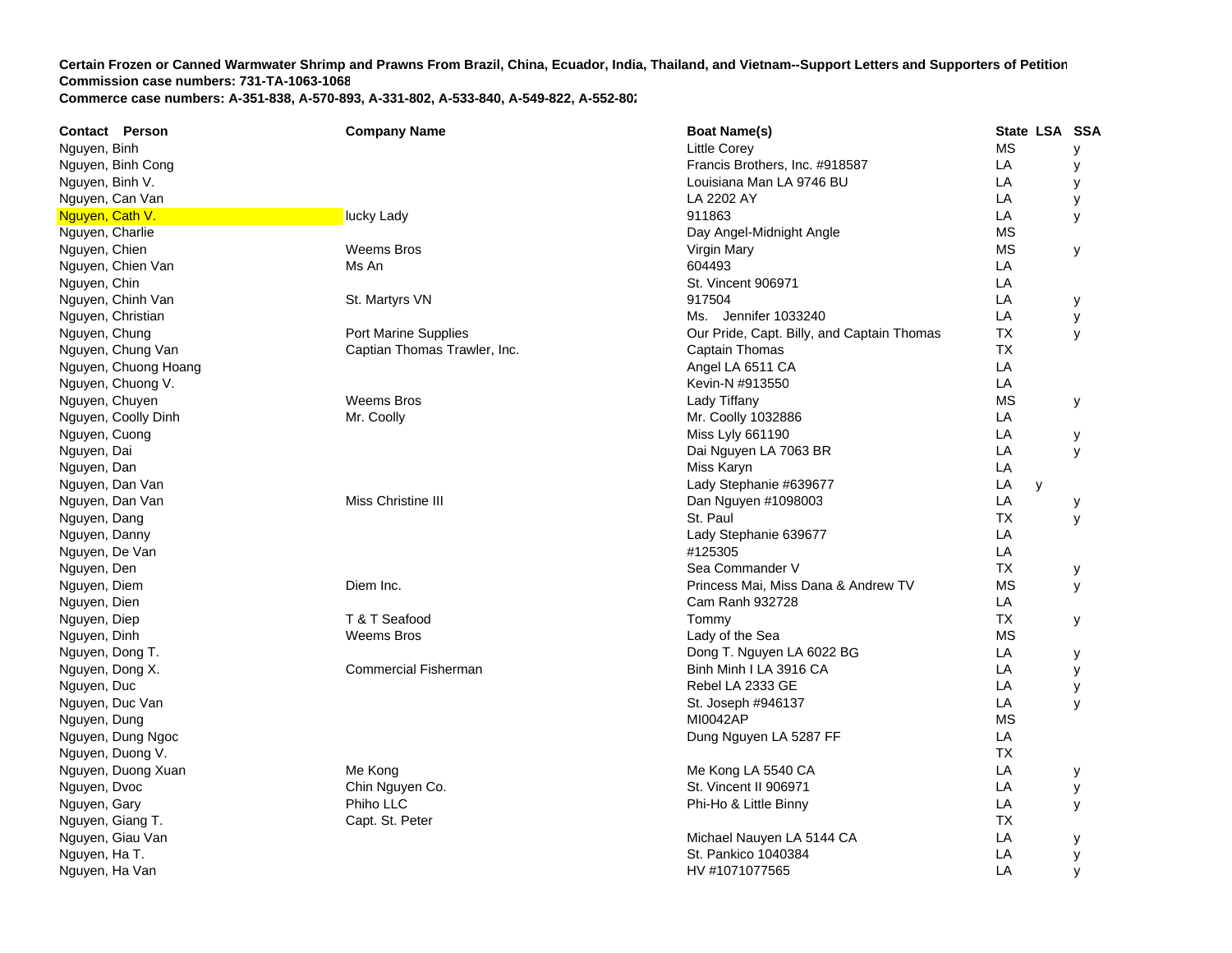**Certain Frozen or Canned Warmwater Shrimp and Prawns From Brazil, China, Ecuador, India, Thailand, and Vietnam--Support Letters and Supporters of Petition**
**Commission case numbers: 731-TA-1063-1068**
**Commerce case numbers: A-351-838, A-570-893, A-331-802, A-533-840, A-549-822, A-552-802**

| Contact Person | Company Name | Boat Name(s) | State | LSA | SSA |
|---|---|---|---|---|---|
| Nguyen, Binh | | Little Corey | MS | | y |
| Nguyen, Binh Cong | | Francis Brothers, Inc. #918587 | LA | | y |
| Nguyen, Binh V. | | Louisiana Man LA 9746 BU | LA | | y |
| Nguyen, Can Van | | LA 2202 AY | LA | | y |
| Nguyen, Cath V. | lucky Lady | 911863 | LA | | y |
| Nguyen, Charlie | | Day Angel-Midnight Angle | MS | | |
| Nguyen, Chien | Weems Bros | Virgin Mary | MS | | y |
| Nguyen, Chien Van | Ms An | 604493 | LA | | |
| Nguyen, Chin | | St. Vincent 906971 | LA | | |
| Nguyen, Chinh Van | St. Martyrs VN | 917504 | LA | | y |
| Nguyen, Christian | | Ms. Jennifer 1033240 | LA | | y |
| Nguyen, Chung | Port Marine Supplies | Our Pride, Capt. Billy, and Captain Thomas | TX | | y |
| Nguyen, Chung Van | Captian Thomas Trawler, Inc. | Captain Thomas | TX | | |
| Nguyen, Chuong Hoang | | Angel LA 6511 CA | LA | | |
| Nguyen, Chuong V. | | Kevin-N #913550 | LA | | |
| Nguyen, Chuyen | Weems Bros | Lady Tiffany | MS | | y |
| Nguyen, Coolly Dinh | Mr. Coolly | Mr. Coolly 1032886 | LA | | |
| Nguyen, Cuong | | Miss Lyly 661190 | LA | | y |
| Nguyen, Dai | | Dai Nguyen LA 7063 BR | LA | | y |
| Nguyen, Dan | | Miss Karyn | LA | | |
| Nguyen, Dan Van | | Lady Stephanie #639677 | LA | y | |
| Nguyen, Dan Van | Miss Christine III | Dan Nguyen #1098003 | LA | | y |
| Nguyen, Dang | | St. Paul | TX | | y |
| Nguyen, Danny | | Lady Stephanie 639677 | LA | | |
| Nguyen, De Van | | #125305 | LA | | |
| Nguyen, Den | | Sea Commander V | TX | | y |
| Nguyen, Diem | Diem Inc. | Princess Mai, Miss Dana & Andrew TV | MS | | y |
| Nguyen, Dien | | Cam Ranh 932728 | LA | | |
| Nguyen, Diep | T & T Seafood | Tommy | TX | | y |
| Nguyen, Dinh | Weems Bros | Lady of the Sea | MS | | |
| Nguyen, Dong T. | | Dong T. Nguyen LA 6022 BG | LA | | y |
| Nguyen, Dong X. | Commercial Fisherman | Binh Minh I LA 3916 CA | LA | | y |
| Nguyen, Duc | | Rebel LA 2333 GE | LA | | y |
| Nguyen, Duc Van | | St. Joseph #946137 | LA | | y |
| Nguyen, Dung | | MI0042AP | MS | | |
| Nguyen, Dung Ngoc | | Dung Nguyen LA 5287 FF | LA | | |
| Nguyen, Duong V. | | | TX | | |
| Nguyen, Duong Xuan | Me Kong | Me Kong LA 5540 CA | LA | | y |
| Nguyen, Dvoc | Chin Nguyen Co. | St. Vincent II 906971 | LA | | y |
| Nguyen, Gary | Phiho LLC | Phi-Ho & Little Binny | LA | | y |
| Nguyen, Giang T. | Capt. St. Peter | | TX | | |
| Nguyen, Giau Van | | Michael Nauyen LA 5144 CA | LA | | y |
| Nguyen, Ha T. | | St. Pankico 1040384 | LA | | y |
| Nguyen, Ha Van | | HV #1071077565 | LA | | y |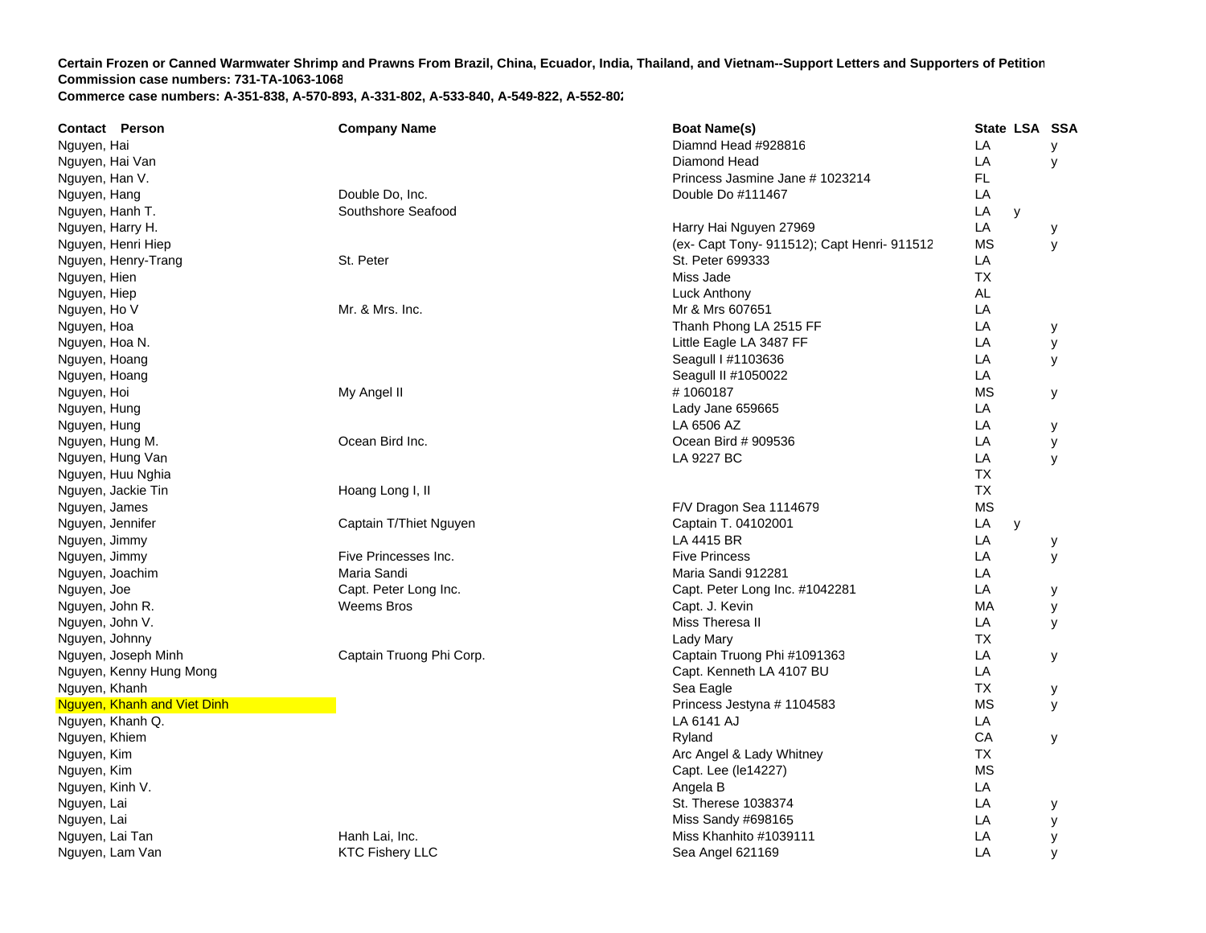**Certain Frozen or Canned Warmwater Shrimp and Prawns From Brazil, China, Ecuador, India, Thailand, and Vietnam--Support Letters and Supporters of Petition**
**Commission case numbers: 731-TA-1063-1068**
**Commerce case numbers: A-351-838, A-570-893, A-331-802, A-533-840, A-549-822, A-552-802**

| Contact Person | Company Name | Boat Name(s) | State | LSA | SSA |
|---|---|---|---|---|---|
| Nguyen, Hai | | Diamnd Head #928816 | LA | | y |
| Nguyen, Hai Van | | Diamond Head | LA | | y |
| Nguyen, Han V. | | Princess Jasmine Jane # 1023214 | FL | | |
| Nguyen, Hang | Double Do, Inc. | Double Do #111467 | LA | | |
| Nguyen, Hanh T. | Southshore Seafood | | LA | y | |
| Nguyen, Harry H. | | Harry Hai Nguyen 27969 | LA | | y |
| Nguyen, Henri Hiep | | (ex- Capt Tony- 911512); Capt Henri- 911512 | MS | | y |
| Nguyen, Henry-Trang | St. Peter | St. Peter 699333 | LA | | |
| Nguyen, Hien | | Miss Jade | TX | | |
| Nguyen, Hiep | | Luck Anthony | AL | | |
| Nguyen, Ho V | Mr. & Mrs. Inc. | Mr & Mrs 607651 | LA | | |
| Nguyen, Hoa | | Thanh Phong LA 2515 FF | LA | | y |
| Nguyen, Hoa N. | | Little Eagle LA 3487 FF | LA | | y |
| Nguyen, Hoang | | Seagull I #1103636 | LA | | y |
| Nguyen, Hoang | | Seagull II #1050022 | LA | | |
| Nguyen, Hoi | My Angel II | # 1060187 | MS | | y |
| Nguyen, Hung | | Lady Jane 659665 | LA | | |
| Nguyen, Hung | | LA 6506 AZ | LA | | y |
| Nguyen, Hung M. | Ocean Bird Inc. | Ocean Bird # 909536 | LA | | y |
| Nguyen, Hung Van | | LA 9227 BC | LA | | y |
| Nguyen, Huu Nghia | | | TX | | |
| Nguyen, Jackie Tin | Hoang Long I, II | | TX | | |
| Nguyen, James | | F/V Dragon Sea 1114679 | MS | | |
| Nguyen, Jennifer | Captain T/Thiet Nguyen | Captain T. 04102001 | LA | y | |
| Nguyen, Jimmy | | LA 4415 BR | LA | | y |
| Nguyen, Jimmy | Five Princesses Inc. | Five Princess | LA | | y |
| Nguyen, Joachim | Maria Sandi | Maria Sandi 912281 | LA | | |
| Nguyen, Joe | Capt. Peter Long Inc. | Capt. Peter Long Inc. #1042281 | LA | | y |
| Nguyen, John R. | Weems Bros | Capt. J. Kevin | MA | | y |
| Nguyen, John V. | | Miss Theresa II | LA | | y |
| Nguyen, Johnny | | Lady Mary | TX | | |
| Nguyen, Joseph Minh | Captain Truong Phi Corp. | Captain Truong Phi #1091363 | LA | | y |
| Nguyen, Kenny Hung Mong | | Capt. Kenneth LA 4107 BU | LA | | |
| Nguyen, Khanh | | Sea Eagle | TX | | y |
| Nguyen, Khanh and Viet Dinh | | Princess Jestyna # 1104583 | MS | | y |
| Nguyen, Khanh Q. | | LA 6141 AJ | LA | | |
| Nguyen, Khiem | | Ryland | CA | | y |
| Nguyen, Kim | | Arc Angel & Lady Whitney | TX | | |
| Nguyen, Kim | | Capt. Lee (le14227) | MS | | |
| Nguyen, Kinh V. | | Angela B | LA | | |
| Nguyen, Lai | | St. Therese 1038374 | LA | | y |
| Nguyen, Lai | | Miss Sandy #698165 | LA | | y |
| Nguyen, Lai Tan | Hanh Lai, Inc. | Miss Khanhito #1039111 | LA | | y |
| Nguyen, Lam Van | KTC Fishery LLC | Sea Angel 621169 | LA | | y |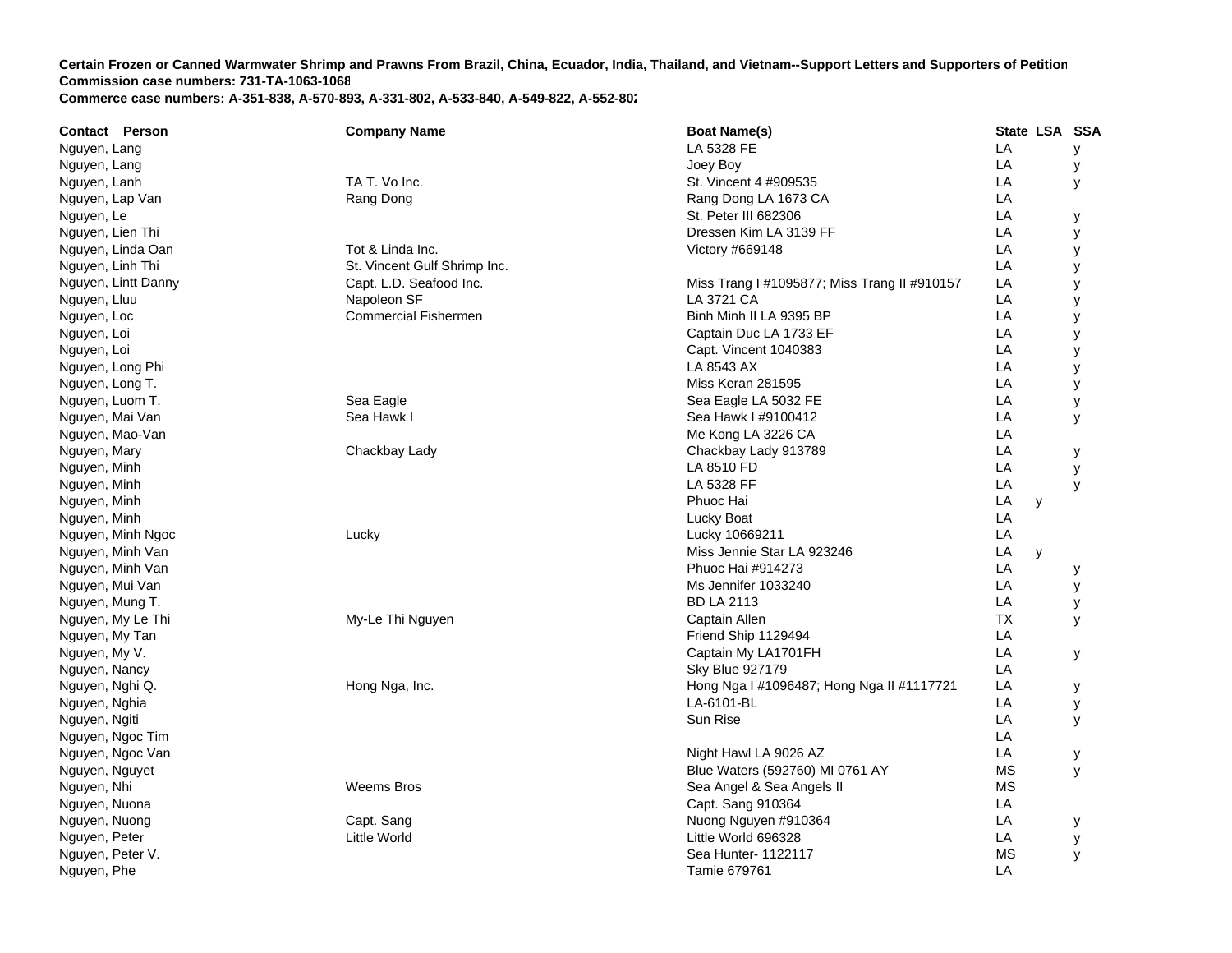**Certain Frozen or Canned Warmwater Shrimp and Prawns From Brazil, China, Ecuador, India, Thailand, and Vietnam--Support Letters and Supporters of Petition**
**Commission case numbers: 731-TA-1063-1068**
**Commerce case numbers: A-351-838, A-570-893, A-331-802, A-533-840, A-549-822, A-552-802**

| Contact Person | Company Name | Boat Name(s) | State | LSA | SSA |
|---|---|---|---|---|---|
| Nguyen, Lang | | LA 5328 FE | LA | | y |
| Nguyen, Lang | | Joey Boy | LA | | y |
| Nguyen, Lanh | TA T. Vo Inc. | St. Vincent 4 #909535 | LA | | y |
| Nguyen, Lap Van | Rang Dong | Rang Dong LA 1673 CA | LA | | |
| Nguyen, Le | | St. Peter III 682306 | LA | | y |
| Nguyen, Lien Thi | | Dressen Kim LA 3139 FF | LA | | y |
| Nguyen, Linda Oan | Tot & Linda Inc. | Victory #669148 | LA | | y |
| Nguyen, Linh Thi | St. Vincent Gulf Shrimp Inc. | | LA | | y |
| Nguyen, Lintt Danny | Capt. L.D. Seafood Inc. | Miss Trang I #1095877; Miss Trang II #910157 | LA | | y |
| Nguyen, Lluu | Napoleon SF | LA 3721 CA | LA | | y |
| Nguyen, Loc | Commercial Fishermen | Binh Minh II LA 9395 BP | LA | | y |
| Nguyen, Loi | | Captain Duc LA 1733 EF | LA | | y |
| Nguyen, Loi | | Capt. Vincent 1040383 | LA | | y |
| Nguyen, Long Phi | | LA 8543 AX | LA | | y |
| Nguyen, Long T. | | Miss Keran 281595 | LA | | y |
| Nguyen, Luom T. | Sea Eagle | Sea Eagle LA 5032 FE | LA | | y |
| Nguyen, Mai Van | Sea Hawk I | Sea Hawk I #9100412 | LA | | y |
| Nguyen, Mao-Van | | Me Kong LA 3226 CA | LA | | |
| Nguyen, Mary | Chackbay Lady | Chackbay Lady 913789 | LA | | y |
| Nguyen, Minh | | LA 8510 FD | LA | | y |
| Nguyen, Minh | | LA 5328 FF | LA | | y |
| Nguyen, Minh | | Phuoc Hai | LA | y | |
| Nguyen, Minh | | Lucky Boat | LA | | |
| Nguyen, Minh Ngoc | Lucky | Lucky 10669211 | LA | | |
| Nguyen, Minh Van | | Miss Jennie Star LA 923246 | LA | y | |
| Nguyen, Minh Van | | Phuoc Hai #914273 | LA | | y |
| Nguyen, Mui Van | | Ms Jennifer 1033240 | LA | | y |
| Nguyen, Mung T. | | BD LA 2113 | LA | | y |
| Nguyen, My Le Thi | My-Le Thi Nguyen | Captain Allen | TX | | y |
| Nguyen, My Tan | | Friend Ship 1129494 | LA | | |
| Nguyen, My V. | | Captain My LA1701FH | LA | | y |
| Nguyen, Nancy | | Sky Blue 927179 | LA | | |
| Nguyen, Nghi Q. | Hong Nga, Inc. | Hong Nga I #1096487; Hong Nga II #1117721 | LA | | y |
| Nguyen, Nghia | | LA-6101-BL | LA | | y |
| Nguyen, Ngiti | | Sun Rise | LA | | y |
| Nguyen, Ngoc Tim | | | LA | | |
| Nguyen, Ngoc Van | | Night Hawl LA 9026 AZ | LA | | y |
| Nguyen, Nguyet | | Blue Waters (592760) MI 0761 AY | MS | | y |
| Nguyen, Nhi | Weems Bros | Sea Angel & Sea Angels II | MS | | |
| Nguyen, Nuona | | Capt. Sang 910364 | LA | | |
| Nguyen, Nuong | Capt. Sang | Nuong Nguyen #910364 | LA | | y |
| Nguyen, Peter | Little World | Little World 696328 | LA | | y |
| Nguyen, Peter V. | | Sea Hunter- 1122117 | MS | | y |
| Nguyen, Phe | | Tamie 679761 | LA | | |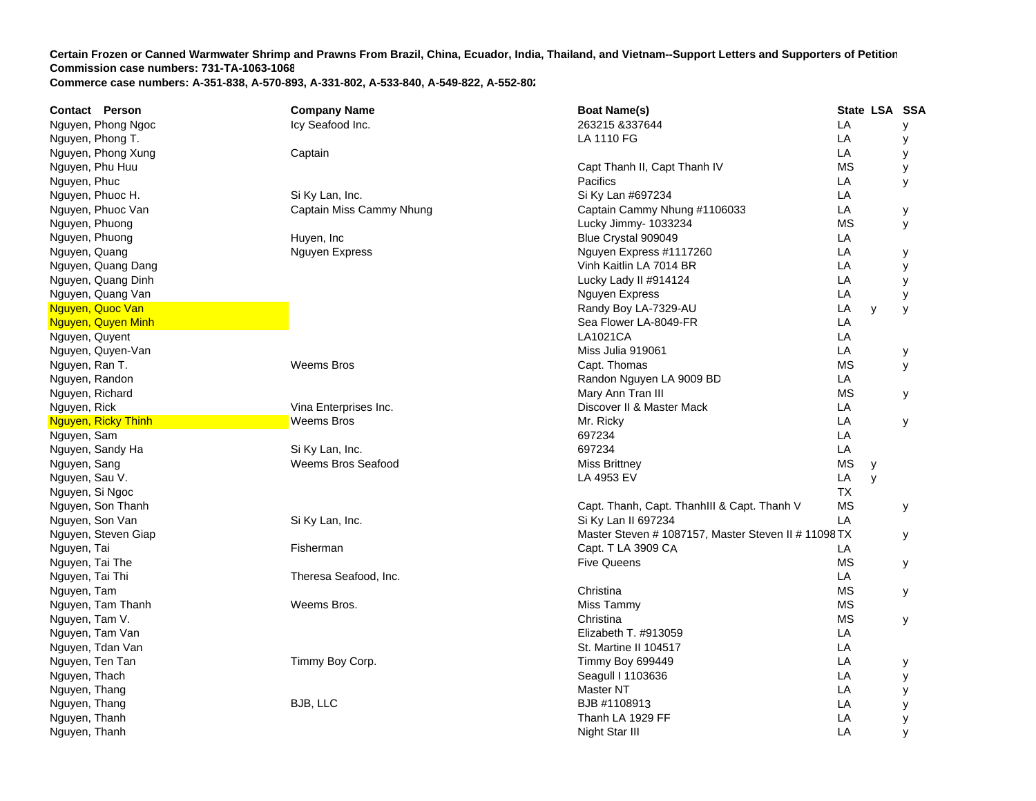**Certain Frozen or Canned Warmwater Shrimp and Prawns From Brazil, China, Ecuador, India, Thailand, and Vietnam--Support Letters and Supporters of Petition**
**Commission case numbers: 731-TA-1063-1068**
**Commerce case numbers: A-351-838, A-570-893, A-331-802, A-533-840, A-549-822, A-552-802**

| Contact Person | Company Name | Boat Name(s) | State | LSA | SSA |
|---|---|---|---|---|---|
| Nguyen, Phong Ngoc | Icy Seafood Inc. | 263215 &337644 | LA | | y |
| Nguyen, Phong T. | | LA 1110 FG | LA | | y |
| Nguyen, Phong Xung | Captain | | LA | | y |
| Nguyen, Phu Huu | | Capt Thanh II, Capt Thanh IV | MS | | y |
| Nguyen, Phuc | | Pacifics | LA | | y |
| Nguyen, Phuoc H. | Si Ky Lan, Inc. | Si Ky Lan #697234 | LA | | |
| Nguyen, Phuoc Van | Captain Miss Cammy Nhung | Captain Cammy Nhung #1106033 | LA | | y |
| Nguyen, Phuong | | Lucky Jimmy- 1033234 | MS | | y |
| Nguyen, Phuong | Huyen, Inc | Blue Crystal 909049 | LA | | |
| Nguyen, Quang | Nguyen Express | Nguyen Express #1117260 | LA | | y |
| Nguyen, Quang Dang | | Vinh Kaitlin LA 7014 BR | LA | | y |
| Nguyen, Quang Dinh | | Lucky Lady II #914124 | LA | | y |
| Nguyen, Quang Van | | Nguyen Express | LA | | y |
| Nguyen, Quoc Van | | Randy Boy LA-7329-AU | LA | y | y |
| Nguyen, Quyen Minh | | Sea Flower LA-8049-FR | LA | | |
| Nguyen, Quyent | | LA1021CA | LA | | |
| Nguyen, Quyen-Van | | Miss Julia 919061 | LA | | y |
| Nguyen, Ran T. | Weems Bros | Capt. Thomas | MS | | y |
| Nguyen, Randon | | Randon Nguyen LA 9009 BD | LA | | |
| Nguyen, Richard | | Mary Ann Tran III | MS | | y |
| Nguyen, Rick | Vina Enterprises Inc. | Discover II & Master Mack | LA | | |
| Nguyen, Ricky Thinh | Weems Bros | Mr. Ricky | LA | | y |
| Nguyen, Sam | | 697234 | LA | | |
| Nguyen, Sandy Ha | Si Ky Lan, Inc. | 697234 | LA | | |
| Nguyen, Sang | Weems Bros Seafood | Miss Brittney | MS | y | |
| Nguyen, Sau V. | | LA 4953 EV | LA | y | |
| Nguyen, Si Ngoc | | | TX | | |
| Nguyen, Son Thanh | | Capt. Thanh, Capt. ThanhIII & Capt. Thanh V | MS | | y |
| Nguyen, Son Van | Si Ky Lan, Inc. | Si Ky Lan II 697234 | LA | | |
| Nguyen, Steven Giap | | Master Steven # 1087157, Master Steven II # 11098 | TX | | y |
| Nguyen, Tai | Fisherman | Capt. T LA 3909 CA | LA | | |
| Nguyen, Tai The | | Five Queens | MS | | y |
| Nguyen, Tai Thi | Theresa Seafood, Inc. | | LA | | |
| Nguyen, Tam | | Christina | MS | | y |
| Nguyen, Tam Thanh | Weems Bros. | Miss Tammy | MS | | |
| Nguyen, Tam V. | | Christina | MS | | y |
| Nguyen, Tam Van | | Elizabeth T. #913059 | LA | | |
| Nguyen, Tdan Van | | St. Martine II 104517 | LA | | |
| Nguyen, Ten Tan | Timmy Boy Corp. | Timmy Boy 699449 | LA | | y |
| Nguyen, Thach | | Seagull I 1103636 | LA | | y |
| Nguyen, Thang | | Master NT | LA | | y |
| Nguyen, Thang | BJB, LLC | BJB #1108913 | LA | | y |
| Nguyen, Thanh | | Thanh LA 1929 FF | LA | | y |
| Nguyen, Thanh | | Night Star III | LA | | y |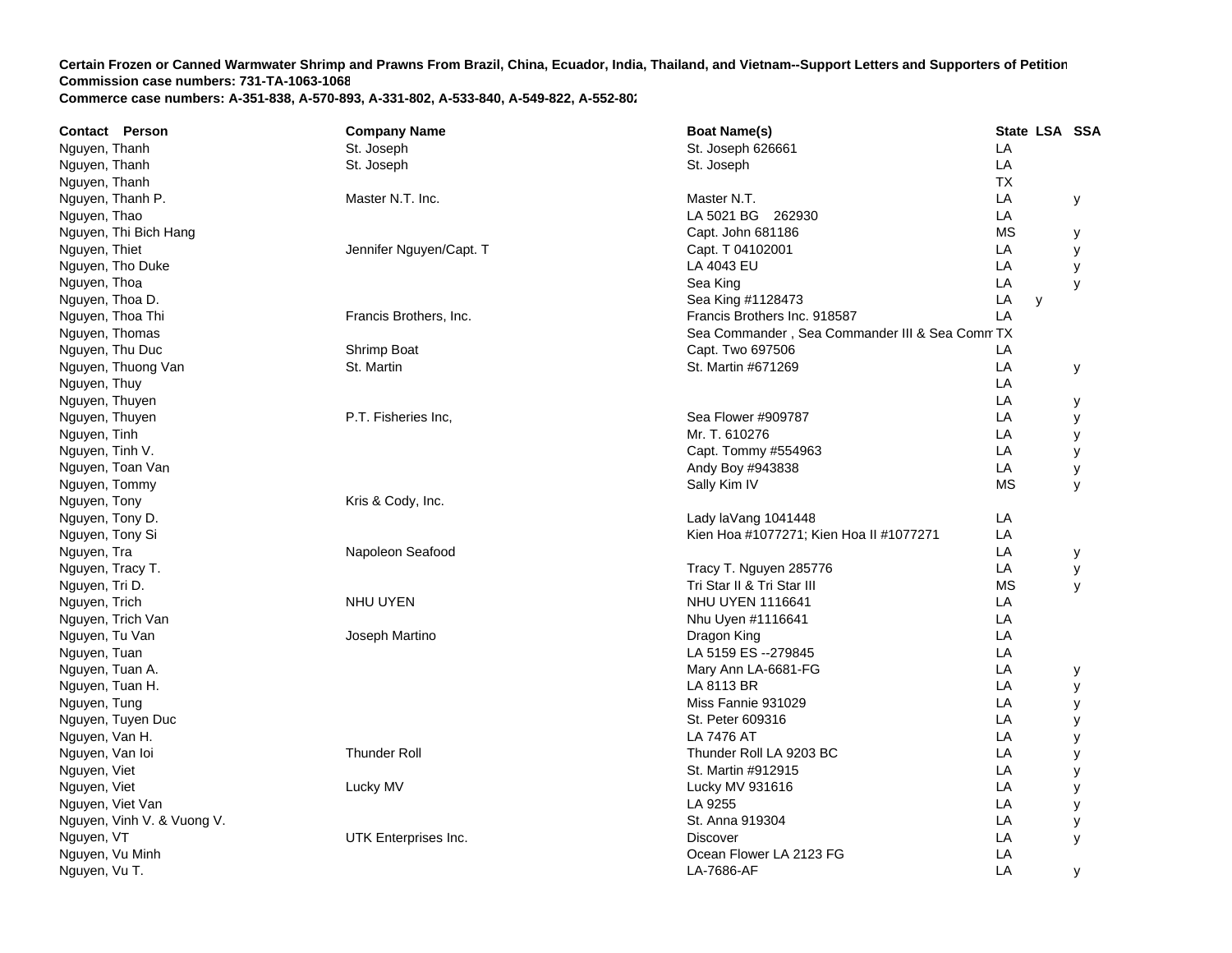**Certain Frozen or Canned Warmwater Shrimp and Prawns From Brazil, China, Ecuador, India, Thailand, and Vietnam--Support Letters and Supporters of Petition**
**Commission case numbers: 731-TA-1063-1068**
**Commerce case numbers: A-351-838, A-570-893, A-331-802, A-533-840, A-549-822, A-552-802**

| Contact Person | Company Name | Boat Name(s) | State | LSA | SSA |
|---|---|---|---|---|---|
| Nguyen, Thanh | St. Joseph | St. Joseph 626661 | LA | | |
| Nguyen, Thanh | St. Joseph | St. Joseph | LA | | |
| Nguyen, Thanh | | | TX | | |
| Nguyen, Thanh P. | Master N.T. Inc. | Master N.T. | LA | | y |
| Nguyen, Thao | | LA 5021 BG 262930 | LA | | |
| Nguyen, Thi Bich Hang | | Capt. John 681186 | MS | | y |
| Nguyen, Thiet | Jennifer Nguyen/Capt. T | Capt. T 04102001 | LA | | y |
| Nguyen, Tho Duke | | LA 4043 EU | LA | | y |
| Nguyen, Thoa | | Sea King | LA | | y |
| Nguyen, Thoa D. | | Sea King #1128473 | LA | y | |
| Nguyen, Thoa Thi | Francis Brothers, Inc. | Francis Brothers Inc. 918587 | LA | | |
| Nguyen, Thomas | | Sea Commander , Sea Commander III & Sea Comm | TX | | |
| Nguyen, Thu Duc | Shrimp Boat | Capt. Two 697506 | LA | | |
| Nguyen, Thuong Van | St. Martin | St. Martin #671269 | LA | | y |
| Nguyen, Thuy | | | LA | | |
| Nguyen, Thuyen | | | LA | | y |
| Nguyen, Thuyen | P.T. Fisheries Inc, | Sea Flower #909787 | LA | | y |
| Nguyen, Tinh | | Mr. T. 610276 | LA | | y |
| Nguyen, Tinh V. | | Capt. Tommy #554963 | LA | | y |
| Nguyen, Toan Van | | Andy Boy #943838 | LA | | y |
| Nguyen, Tommy | | Sally Kim IV | MS | | y |
| Nguyen, Tony | Kris & Cody, Inc. | | | | |
| Nguyen, Tony D. | | Lady laVang 1041448 | LA | | |
| Nguyen, Tony Si | | Kien Hoa #1077271; Kien Hoa II #1077271 | LA | | |
| Nguyen, Tra | Napoleon Seafood | | LA | | y |
| Nguyen, Tracy T. | | Tracy T. Nguyen 285776 | LA | | y |
| Nguyen, Tri D. | | Tri Star II & Tri Star III | MS | | y |
| Nguyen, Trich | NHU UYEN | NHU UYEN 1116641 | LA | | |
| Nguyen, Trich Van | | Nhu Uyen #1116641 | LA | | |
| Nguyen, Tu Van | Joseph Martino | Dragon King | LA | | |
| Nguyen, Tuan | | LA 5159 ES --279845 | LA | | |
| Nguyen, Tuan A. | | Mary Ann LA-6681-FG | LA | | y |
| Nguyen, Tuan H. | | LA 8113 BR | LA | | y |
| Nguyen, Tung | | Miss Fannie 931029 | LA | | y |
| Nguyen, Tuyen Duc | | St. Peter 609316 | LA | | y |
| Nguyen, Van H. | | LA 7476 AT | LA | | y |
| Nguyen, Van Ioi | Thunder Roll | Thunder Roll LA 9203 BC | LA | | y |
| Nguyen, Viet | | St. Martin #912915 | LA | | y |
| Nguyen, Viet | Lucky MV | Lucky MV 931616 | LA | | y |
| Nguyen, Viet Van | | LA 9255 | LA | | y |
| Nguyen, Vinh V. & Vuong V. | | St. Anna 919304 | LA | | y |
| Nguyen, VT | UTK Enterprises Inc. | Discover | LA | | y |
| Nguyen, Vu Minh | | Ocean Flower LA 2123 FG | LA | | |
| Nguyen, Vu T. | | LA-7686-AF | LA | | y |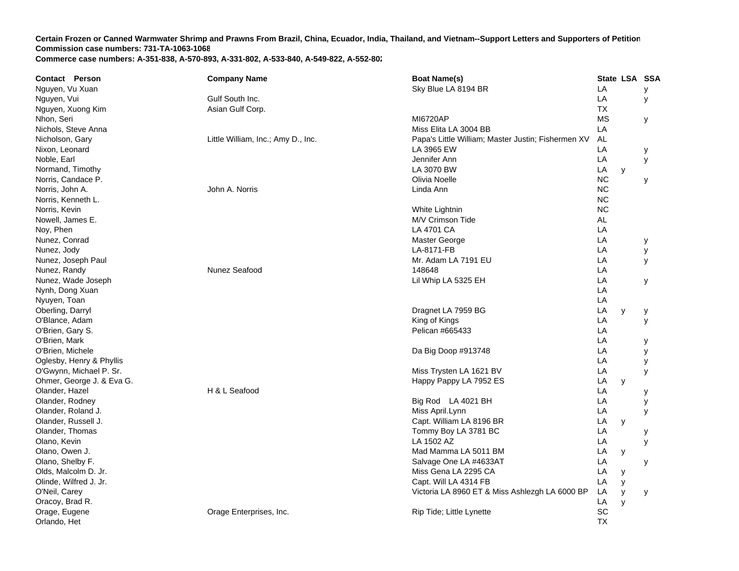**Certain Frozen or Canned Warmwater Shrimp and Prawns From Brazil, China, Ecuador, India, Thailand, and Vietnam--Support Letters and Supporters of Petition**
**Commission case numbers: 731-TA-1063-1068**
**Commerce case numbers: A-351-838, A-570-893, A-331-802, A-533-840, A-549-822, A-552-802**

| Contact Person | Company Name | Boat Name(s) | State | LSA | SSA |
|---|---|---|---|---|---|
| Nguyen, Vu Xuan | | Sky Blue LA 8194 BR | LA | | y |
| Nguyen, Vui | Gulf South Inc. | | LA | | y |
| Nguyen, Xuong Kim | Asian Gulf Corp. | | TX | | |
| Nhon, Seri | | MI6720AP | MS | | y |
| Nichols, Steve Anna | | Miss Elita LA 3004 BB | LA | | |
| Nicholson, Gary | Little William, Inc.; Amy D., Inc. | Papa's Little William; Master Justin; Fishermen XV | AL | | |
| Nixon, Leonard | | LA 3965 EW | LA | | y |
| Noble, Earl | | Jennifer Ann | LA | | y |
| Normand, Timothy | | LA 3070 BW | LA | y | |
| Norris, Candace P. | | Olivia Noelle | NC | | y |
| Norris, John A. | John A. Norris | Linda Ann | NC | | |
| Norris, Kenneth L. | | | NC | | |
| Norris, Kevin | | White Lightnin | NC | | |
| Nowell, James E. | | M/V Crimson Tide | AL | | |
| Noy, Phen | | LA 4701 CA | LA | | |
| Nunez, Conrad | | Master George | LA | | y |
| Nunez, Jody | | LA-8171-FB | LA | | y |
| Nunez, Joseph Paul | | Mr. Adam LA 7191 EU | LA | | y |
| Nunez, Randy | Nunez Seafood | 148648 | LA | | |
| Nunez, Wade Joseph | | Lil Whip LA 5325 EH | LA | | y |
| Nynh, Dong Xuan | | | LA | | |
| Nyuyen, Toan | | | LA | | |
| Oberling, Darryl | | Dragnet LA 7959 BG | LA | y | y |
| O'Blance, Adam | | King of Kings | LA | | y |
| O'Brien, Gary S. | | Pelican #665433 | LA | | |
| O'Brien, Mark | | | LA | | y |
| O'Brien, Michele | | Da Big Doop #913748 | LA | | y |
| Oglesby, Henry & Phyllis | | | LA | | y |
| O'Gwynn, Michael P. Sr. | | Miss Trysten LA 1621 BV | LA | | y |
| Ohmer, George J. & Eva G. | | Happy Pappy LA 7952 ES | LA | y | |
| Olander, Hazel | H & L Seafood | | LA | | y |
| Olander, Rodney | | Big Rod LA 4021 BH | LA | | y |
| Olander, Roland J. | | Miss April.Lynn | LA | | y |
| Olander, Russell J. | | Capt. William LA 8196 BR | LA | y | |
| Olander, Thomas | | Tommy Boy LA 3781 BC | LA | | y |
| Olano, Kevin | | LA 1502 AZ | LA | | y |
| Olano, Owen J. | | Mad Mamma LA 5011 BM | LA | y | |
| Olano, Shelby F. | | Salvage One LA #4633AT | LA | | y |
| Olds, Malcolm D. Jr. | | Miss Gena LA 2295 CA | LA | y | |
| Olinde, Wilfred J. Jr. | | Capt. Will LA 4314 FB | LA | y | |
| O'Neil, Carey | | Victoria LA 8960 ET & Miss Ashlezgh LA 6000 BP | LA | y | y |
| Oracoy, Brad R. | | | LA | y | |
| Orage, Eugene | Orage Enterprises, Inc. | Rip Tide; Little Lynette | SC | | |
| Orlando, Het | | | TX | | |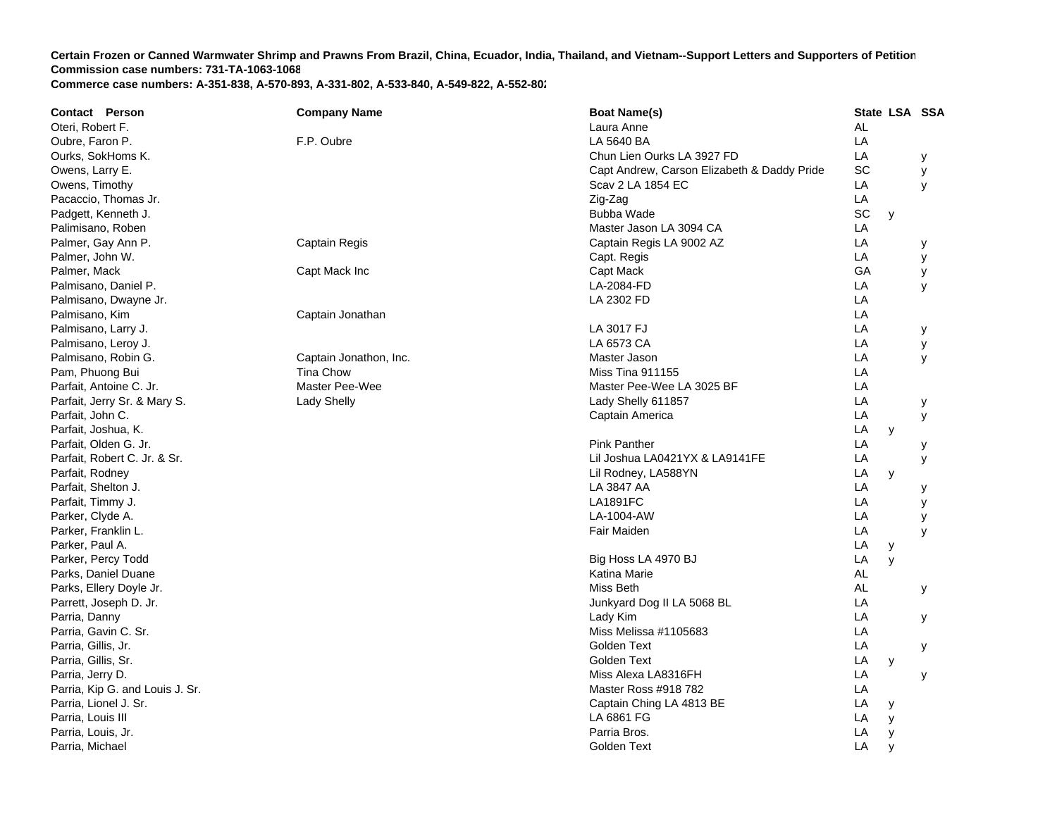**Certain Frozen or Canned Warmwater Shrimp and Prawns From Brazil, China, Ecuador, India, Thailand, and Vietnam--Support Letters and Supporters of Petition**
**Commission case numbers: 731-TA-1063-1068**
**Commerce case numbers: A-351-838, A-570-893, A-331-802, A-533-840, A-549-822, A-552-802**

| Contact Person | Company Name | Boat Name(s) | State | LSA | SSA |
|---|---|---|---|---|---|
| Oteri, Robert F. | | Laura Anne | AL | | |
| Oubre, Faron P. | F.P. Oubre | LA 5640 BA | LA | | |
| Ourks, SokHoms K. | | Chun Lien Ourks LA 3927 FD | LA | | y |
| Owens, Larry E. | | Capt Andrew, Carson Elizabeth & Daddy Pride | SC | | y |
| Owens, Timothy | | Scav 2 LA 1854 EC | LA | | y |
| Pacaccio, Thomas Jr. | | Zig-Zag | LA | | |
| Padgett, Kenneth J. | | Bubba Wade | SC | y | |
| Palimisano, Roben | | Master Jason LA 3094 CA | LA | | |
| Palmer, Gay Ann P. | Captain Regis | Captain Regis LA 9002 AZ | LA | | y |
| Palmer, John W. | | Capt. Regis | LA | | y |
| Palmer, Mack | Capt Mack Inc | Capt Mack | GA | | y |
| Palmisano, Daniel P. | | LA-2084-FD | LA | | y |
| Palmisano, Dwayne Jr. | | LA 2302 FD | LA | | |
| Palmisano, Kim | Captain Jonathan | | LA | | |
| Palmisano, Larry J. | | LA 3017 FJ | LA | | y |
| Palmisano, Leroy J. | | LA 6573 CA | LA | | y |
| Palmisano, Robin G. | Captain Jonathon, Inc. | Master Jason | LA | | y |
| Pam, Phuong Bui | Tina Chow | Miss Tina 911155 | LA | | |
| Parfait, Antoine C. Jr. | Master Pee-Wee | Master Pee-Wee LA 3025 BF | LA | | |
| Parfait, Jerry Sr. & Mary S. | Lady Shelly | Lady Shelly 611857 | LA | | y |
| Parfait, John C. | | Captain America | LA | | y |
| Parfait, Joshua, K. | | | LA | y | |
| Parfait, Olden G. Jr. | | Pink Panther | LA | | y |
| Parfait, Robert C. Jr. & Sr. | | Lil Joshua LA0421YX & LA9141FE | LA | | y |
| Parfait, Rodney | | Lil Rodney, LA588YN | LA | y | |
| Parfait, Shelton J. | | LA 3847 AA | LA | | y |
| Parfait, Timmy J. | | LA1891FC | LA | | y |
| Parker, Clyde A. | | LA-1004-AW | LA | | y |
| Parker, Franklin L. | | Fair Maiden | LA | | y |
| Parker, Paul A. | | | LA | y | |
| Parker, Percy Todd | | Big Hoss LA 4970 BJ | LA | y | |
| Parks, Daniel Duane | | Katina Marie | AL | | |
| Parks, Ellery Doyle Jr. | | Miss Beth | AL | | y |
| Parrett, Joseph D. Jr. | | Junkyard Dog II LA 5068 BL | LA | | |
| Parria, Danny | | Lady Kim | LA | | y |
| Parria, Gavin C. Sr. | | Miss Melissa #1105683 | LA | | |
| Parria, Gillis, Jr. | | Golden Text | LA | | y |
| Parria, Gillis, Sr. | | Golden Text | LA | y | |
| Parria, Jerry D. | | Miss Alexa LA8316FH | LA | | y |
| Parria, Kip G. and Louis J. Sr. | | Master Ross #918 782 | LA | | |
| Parria, Lionel J. Sr. | | Captain Ching LA 4813 BE | LA | y | |
| Parria, Louis III | | LA 6861 FG | LA | y | |
| Parria, Louis, Jr. | | Parria Bros. | LA | y | |
| Parria, Michael | | Golden Text | LA | y | |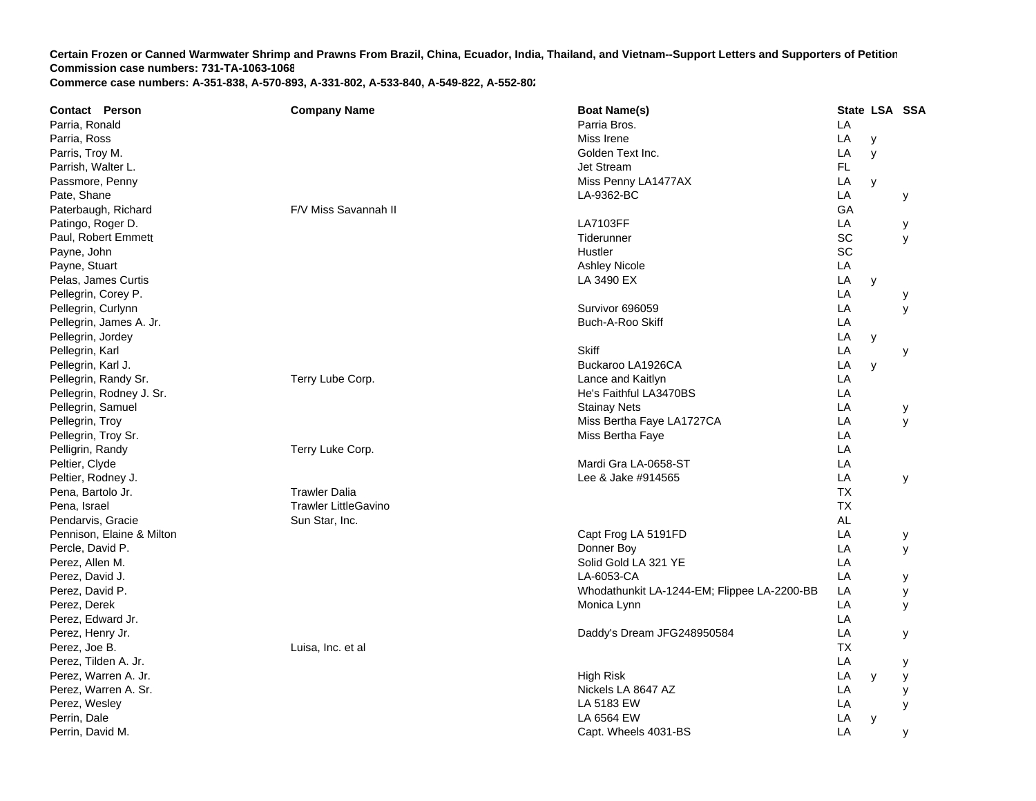**Certain Frozen or Canned Warmwater Shrimp and Prawns From Brazil, China, Ecuador, India, Thailand, and Vietnam--Support Letters and Supporters of Petition**
**Commission case numbers: 731-TA-1063-1068**
**Commerce case numbers: A-351-838, A-570-893, A-331-802, A-533-840, A-549-822, A-552-802**

| Contact Person | Company Name | Boat Name(s) | State | LSA | SSA |
|---|---|---|---|---|---|
| Parria, Ronald | | Parria Bros. | LA | | |
| Parria, Ross | | Miss Irene | LA | y | |
| Parris, Troy M. | | Golden Text Inc. | LA | y | |
| Parrish, Walter L. | | Jet Stream | FL | | |
| Passmore, Penny | | Miss Penny LA1477AX | LA | y | |
| Pate, Shane | | LA-9362-BC | LA | | y |
| Paterbaugh, Richard | F/V Miss Savannah II | | GA | | |
| Patingo, Roger D. | | LA7103FF | LA | | y |
| Paul, Robert Emmett | | Tiderunner | SC | | y |
| Payne, John | | Hustler | SC | | |
| Payne, Stuart | | Ashley Nicole | LA | | |
| Pelas, James Curtis | | LA 3490 EX | LA | y | |
| Pellegrin, Corey P. | | | LA | | y |
| Pellegrin, Curlynn | | Survivor 696059 | LA | | y |
| Pellegrin, James A. Jr. | | Buch-A-Roo Skiff | LA | | |
| Pellegrin, Jordey | | | LA | y | |
| Pellegrin, Karl | | Skiff | LA | | y |
| Pellegrin, Karl J. | | Buckaroo LA1926CA | LA | y | |
| Pellegrin, Randy Sr. | Terry Lube Corp. | Lance and Kaitlyn | LA | | |
| Pellegrin, Rodney J. Sr. | | He's Faithful LA3470BS | LA | | |
| Pellegrin, Samuel | | Stainay Nets | LA | | y |
| Pellegrin, Troy | | Miss Bertha Faye LA1727CA | LA | | y |
| Pellegrin, Troy Sr. | | Miss Bertha Faye | LA | | |
| Pelligrin, Randy | Terry Luke Corp. | | LA | | |
| Peltier, Clyde | | Mardi Gra LA-0658-ST | LA | | |
| Peltier, Rodney J. | | Lee & Jake #914565 | LA | | y |
| Pena, Bartolo Jr. | Trawler Dalia | | TX | | |
| Pena, Israel | Trawler LittleGavino | | TX | | |
| Pendarvis, Gracie | Sun Star, Inc. | | AL | | |
| Pennison, Elaine & Milton | | Capt Frog LA 5191FD | LA | | y |
| Percle, David P. | | Donner Boy | LA | | y |
| Perez, Allen M. | | Solid Gold LA 321 YE | LA | | |
| Perez, David J. | | LA-6053-CA | LA | | y |
| Perez, David P. | | Whodathunkit LA-1244-EM; Flippee LA-2200-BB | LA | | y |
| Perez, Derek | | Monica Lynn | LA | | y |
| Perez, Edward Jr. | | | LA | | |
| Perez, Henry Jr. | | Daddy's Dream JFG248950584 | LA | | y |
| Perez, Joe B. | Luisa, Inc. et al | | TX | | |
| Perez, Tilden A. Jr. | | | LA | | y |
| Perez, Warren A. Jr. | | High Risk | LA | y | y |
| Perez, Warren A. Sr. | | Nickels LA 8647 AZ | LA | | y |
| Perez, Wesley | | LA 5183 EW | LA | | y |
| Perrin, Dale | | LA 6564 EW | LA | y | |
| Perrin, David M. | | Capt. Wheels 4031-BS | LA | | y |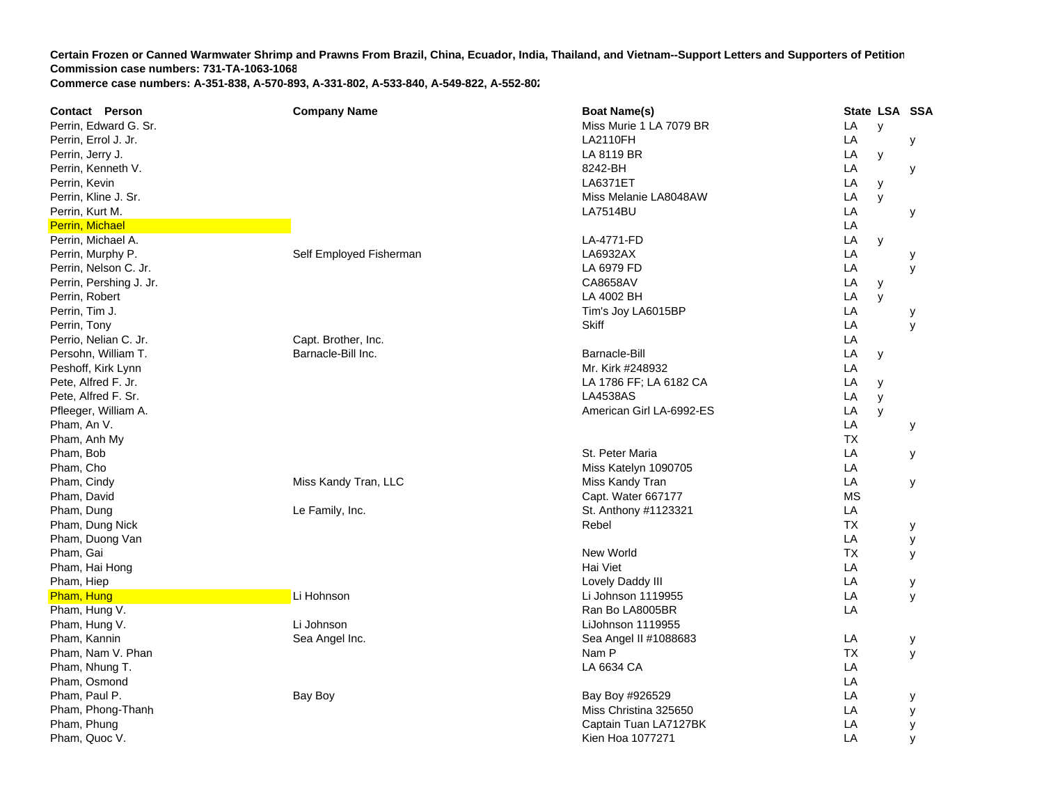**Certain Frozen or Canned Warmwater Shrimp and Prawns From Brazil, China, Ecuador, India, Thailand, and Vietnam--Support Letters and Supporters of Petition**
**Commission case numbers: 731-TA-1063-1068**
**Commerce case numbers: A-351-838, A-570-893, A-331-802, A-533-840, A-549-822, A-552-802**

| Contact Person | Company Name | Boat Name(s) | State | LSA | SSA |
|---|---|---|---|---|---|
| Perrin, Edward G. Sr. | | Miss Murie 1 LA 7079 BR | LA | y | |
| Perrin, Errol J. Jr. | | LA2110FH | LA | | y |
| Perrin, Jerry J. | | LA 8119 BR | LA | y | |
| Perrin, Kenneth V. | | 8242-BH | LA | | y |
| Perrin, Kevin | | LA6371ET | LA | y | |
| Perrin, Kline J. Sr. | | Miss Melanie LA8048AW | LA | y | |
| Perrin, Kurt M. | | LA7514BU | LA | | y |
| Perrin, Michael | | | LA | | |
| Perrin, Michael A. | | LA-4771-FD | LA | y | |
| Perrin, Murphy P. | Self Employed Fisherman | LA6932AX | LA | | y |
| Perrin, Nelson C. Jr. | | LA 6979 FD | LA | | y |
| Perrin, Pershing J. Jr. | | CA8658AV | LA | y | |
| Perrin, Robert | | LA 4002 BH | LA | y | |
| Perrin, Tim J. | | Tim's Joy LA6015BP | LA | | y |
| Perrin, Tony | | Skiff | LA | | y |
| Perrio, Nelian C. Jr. | Capt. Brother, Inc. | | LA | | |
| Persohn, William T. | Barnacle-Bill Inc. | Barnacle-Bill | LA | y | |
| Peshoff, Kirk Lynn | | Mr. Kirk #248932 | LA | | |
| Pete, Alfred F. Jr. | | LA 1786 FF; LA 6182 CA | LA | y | |
| Pete, Alfred F. Sr. | | LA4538AS | LA | y | |
| Pfleeger, William A. | | American Girl LA-6992-ES | LA | y | |
| Pham, An V. | | | LA | | y |
| Pham, Anh My | | | TX | | |
| Pham, Bob | | St. Peter Maria | LA | | y |
| Pham, Cho | | Miss Katelyn 1090705 | LA | | |
| Pham, Cindy | Miss Kandy Tran, LLC | Miss Kandy Tran | LA | | y |
| Pham, David | | Capt. Water 667177 | MS | | |
| Pham, Dung | Le Family, Inc. | St. Anthony #1123321 | LA | | |
| Pham, Dung Nick | | Rebel | TX | | y |
| Pham, Duong Van | | | LA | | y |
| Pham, Gai | | New World | TX | | y |
| Pham, Hai Hong | | Hai Viet | LA | | |
| Pham, Hiep | | Lovely Daddy III | LA | | y |
| Pham, Hung | Li Hohnson | Li Johnson 1119955 | LA | | y |
| Pham, Hung V. | | Ran Bo LA8005BR | LA | | |
| Pham, Hung V. | Li Johnson | LiJohnson 1119955 | | | |
| Pham, Kannin | Sea Angel Inc. | Sea Angel II #1088683 | LA | | y |
| Pham, Nam V. Phan | | Nam P | TX | | y |
| Pham, Nhung T. | | LA 6634 CA | LA | | |
| Pham, Osmond | | | LA | | |
| Pham, Paul P. | Bay Boy | Bay Boy #926529 | LA | | y |
| Pham, Phong-Thanh | | Miss Christina 325650 | LA | | y |
| Pham, Phung | | Captain Tuan LA7127BK | LA | | y |
| Pham, Quoc V. | | Kien Hoa 1077271 | LA | | y |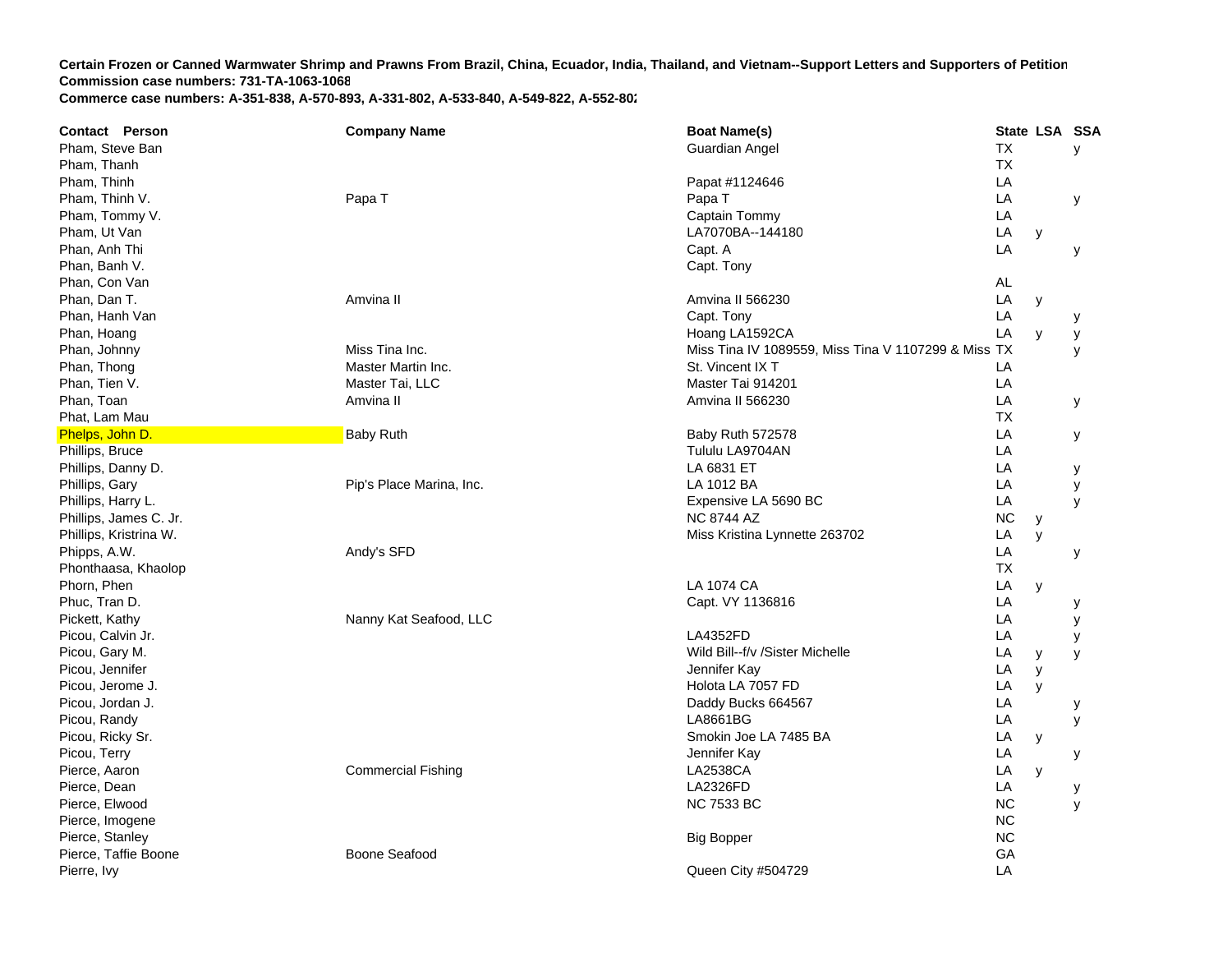**Certain Frozen or Canned Warmwater Shrimp and Prawns From Brazil, China, Ecuador, India, Thailand, and Vietnam--Support Letters and Supporters of Petition**
**Commission case numbers: 731-TA-1063-1068**
**Commerce case numbers: A-351-838, A-570-893, A-331-802, A-533-840, A-549-822, A-552-802**

| Contact Person | Company Name | Boat Name(s) | State | LSA | SSA |
|---|---|---|---|---|---|
| Pham, Steve Ban | | Guardian Angel | TX | | y |
| Pham, Thanh | | | TX | | |
| Pham, Thinh | | Papat #1124646 | LA | | |
| Pham, Thinh V. | Papa T | Papa T | LA | | y |
| Pham, Tommy V. | | Captain Tommy | LA | | |
| Pham, Ut Van | | LA7070BA--144180 | LA | y | |
| Phan, Anh Thi | | Capt. A | LA | | y |
| Phan, Banh V. | | Capt. Tony | | | |
| Phan, Con Van | | | AL | | |
| Phan, Dan T. | Amvina II | Amvina II 566230 | LA | y | |
| Phan, Hanh Van | | Capt. Tony | LA | | y |
| Phan, Hoang | | Hoang LA1592CA | LA | y | y |
| Phan, Johnny | Miss Tina Inc. | Miss Tina IV 1089559, Miss Tina V 1107299 & Miss | TX | | y |
| Phan, Thong | Master Martin Inc. | St. Vincent IX T | LA | | |
| Phan, Tien V. | Master Tai, LLC | Master Tai 914201 | LA | | |
| Phan, Toan | Amvina II | Amvina II 566230 | LA | | y |
| Phat, Lam Mau | | | TX | | |
| Phelps, John D. | Baby Ruth | Baby Ruth 572578 | LA | | y |
| Phillips, Bruce | | Tululu LA9704AN | LA | | |
| Phillips, Danny D. | | LA 6831 ET | LA | | y |
| Phillips, Gary | Pip's Place Marina, Inc. | LA 1012 BA | LA | | y |
| Phillips, Harry L. | | Expensive LA 5690 BC | LA | | y |
| Phillips, James C. Jr. | | NC 8744 AZ | NC | y | |
| Phillips, Kristrina W. | | Miss Kristina Lynnette 263702 | LA | y | |
| Phipps, A.W. | Andy's SFD | | LA | | y |
| Phonthaasa, Khaolop | | | TX | | |
| Phorn, Phen | | LA 1074 CA | LA | y | |
| Phuc, Tran D. | | Capt. VY 1136816 | LA | | y |
| Pickett, Kathy | Nanny Kat Seafood, LLC | | LA | | y |
| Picou, Calvin Jr. | | LA4352FD | LA | | y |
| Picou, Gary M. | | Wild Bill--f/v /Sister Michelle | LA | y | y |
| Picou, Jennifer | | Jennifer Kay | LA | y | |
| Picou, Jerome J. | | Holota LA 7057 FD | LA | y | |
| Picou, Jordan J. | | Daddy Bucks 664567 | LA | | y |
| Picou, Randy | | LA8661BG | LA | | y |
| Picou, Ricky Sr. | | Smokin Joe LA 7485 BA | LA | y | |
| Picou, Terry | | Jennifer Kay | LA | | y |
| Pierce, Aaron | Commercial Fishing | LA2538CA | LA | y | |
| Pierce, Dean | | LA2326FD | LA | | y |
| Pierce, Elwood | | NC 7533 BC | NC | | y |
| Pierce, Imogene | | | NC | | |
| Pierce, Stanley | | Big Bopper | NC | | |
| Pierce, Taffie Boone | Boone Seafood | | GA | | |
| Pierre, Ivy | | Queen City #504729 | LA | | |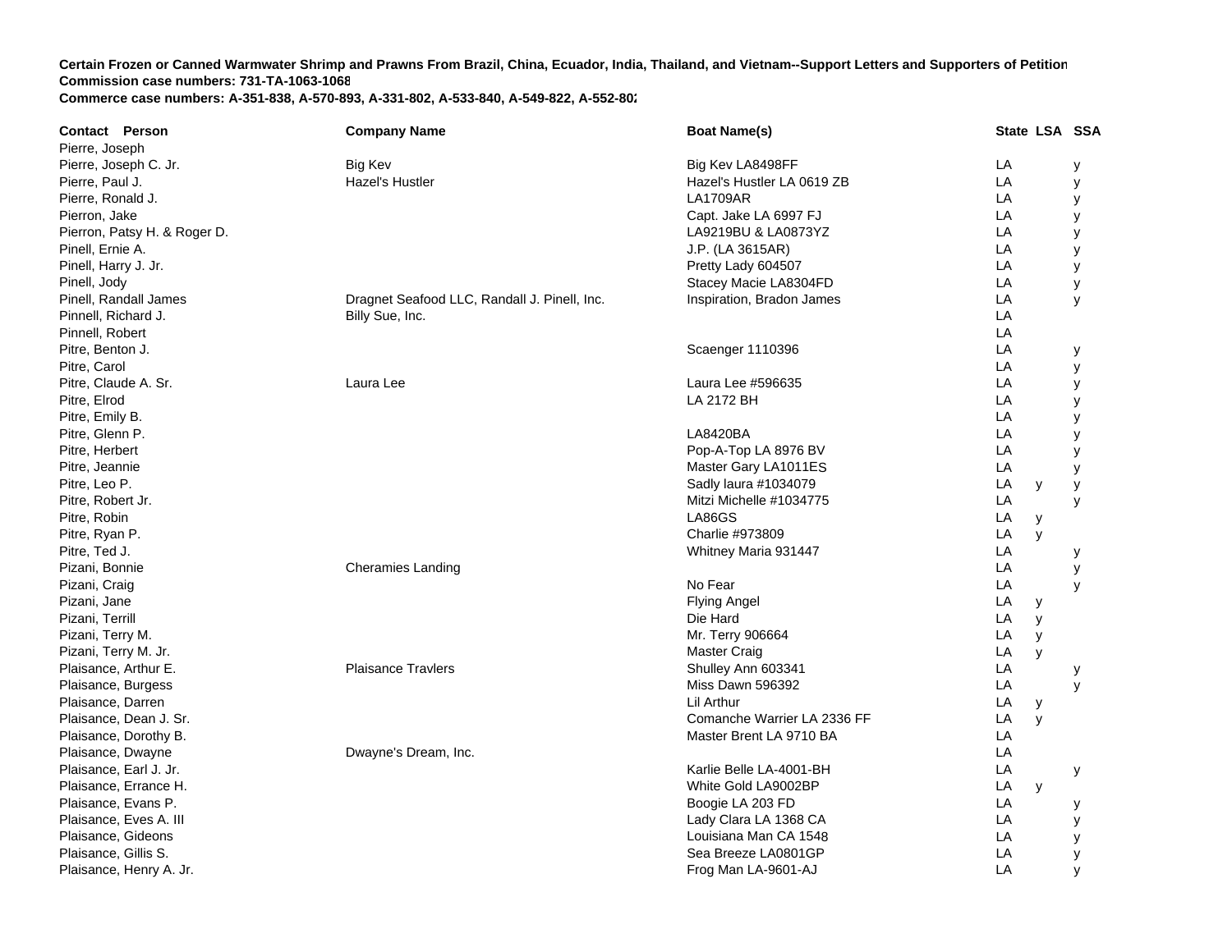**Certain Frozen or Canned Warmwater Shrimp and Prawns From Brazil, China, Ecuador, India, Thailand, and Vietnam--Support Letters and Supporters of Petition**
**Commission case numbers: 731-TA-1063-1068**
**Commerce case numbers: A-351-838, A-570-893, A-331-802, A-533-840, A-549-822, A-552-802**

| Contact Person | Company Name | Boat Name(s) | State | LSA | SSA |
|---|---|---|---|---|---|
| Pierre, Joseph | | | | | |
| Pierre, Joseph C. Jr. | Big Kev | Big Kev LA8498FF | LA | | y |
| Pierre, Paul J. | Hazel's Hustler | Hazel's Hustler LA 0619 ZB | LA | | y |
| Pierre, Ronald J. | | LA1709AR | LA | | y |
| Pierron, Jake | | Capt. Jake LA 6997 FJ | LA | | y |
| Pierron, Patsy H. & Roger D. | | LA9219BU & LA0873YZ | LA | | y |
| Pinell, Ernie A. | | J.P. (LA 3615AR) | LA | | y |
| Pinell, Harry J. Jr. | | Pretty Lady 604507 | LA | | y |
| Pinell, Jody | | Stacey Macie LA8304FD | LA | | y |
| Pinell, Randall James | Dragnet Seafood LLC, Randall J. Pinell, Inc. | Inspiration, Bradon James | LA | | y |
| Pinnell, Richard J. | Billy Sue, Inc. | | LA | | |
| Pinnell, Robert | | | LA | | |
| Pitre, Benton J. | | Scaenger 1110396 | LA | | y |
| Pitre, Carol | | | LA | | y |
| Pitre, Claude A. Sr. | Laura Lee | Laura Lee #596635 | LA | | y |
| Pitre, Elrod | | LA 2172 BH | LA | | y |
| Pitre, Emily B. | | | LA | | y |
| Pitre, Glenn P. | | LA8420BA | LA | | y |
| Pitre, Herbert | | Pop-A-Top LA 8976 BV | LA | | y |
| Pitre, Jeannie | | Master Gary LA1011ES | LA | | y |
| Pitre, Leo P. | | Sadly laura #1034079 | LA | y | y |
| Pitre, Robert Jr. | | Mitzi Michelle #1034775 | LA | | y |
| Pitre, Robin | | LA86GS | LA | y | |
| Pitre, Ryan P. | | Charlie #973809 | LA | y | |
| Pitre, Ted J. | | Whitney Maria 931447 | LA | | y |
| Pizani, Bonnie | Cheramies Landing | | LA | | y |
| Pizani, Craig | | No Fear | LA | | y |
| Pizani, Jane | | Flying Angel | LA | y | |
| Pizani, Terrill | | Die Hard | LA | y | |
| Pizani, Terry M. | | Mr. Terry 906664 | LA | y | |
| Pizani, Terry M. Jr. | | Master Craig | LA | y | |
| Plaisance, Arthur E. | Plaisance Travlers | Shulley Ann 603341 | LA | | y |
| Plaisance, Burgess | | Miss Dawn 596392 | LA | | y |
| Plaisance, Darren | | Lil Arthur | LA | y | |
| Plaisance, Dean J. Sr. | | Comanche Warrier LA 2336 FF | LA | y | |
| Plaisance, Dorothy B. | | Master Brent LA 9710 BA | LA | | |
| Plaisance, Dwayne | Dwayne's Dream, Inc. | | LA | | |
| Plaisance, Earl J. Jr. | | Karlie Belle LA-4001-BH | LA | | y |
| Plaisance, Errance H. | | White Gold LA9002BP | LA | y | |
| Plaisance, Evans P. | | Boogie LA 203 FD | LA | | y |
| Plaisance, Eves A. III | | Lady Clara LA 1368 CA | LA | | y |
| Plaisance, Gideons | | Louisiana Man CA 1548 | LA | | y |
| Plaisance, Gillis S. | | Sea Breeze LA0801GP | LA | | y |
| Plaisance, Henry A. Jr. | | Frog Man LA-9601-AJ | LA | | y |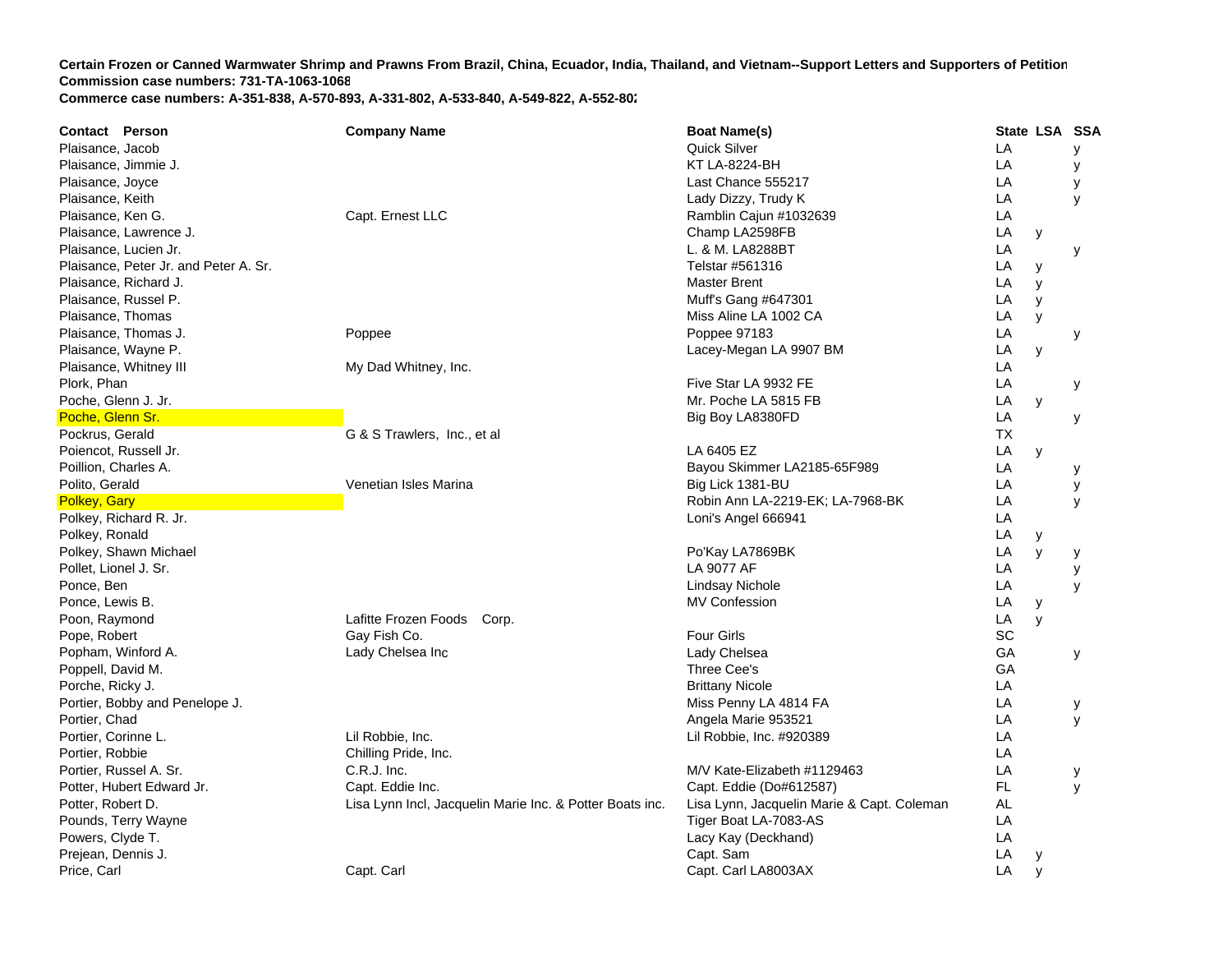**Certain Frozen or Canned Warmwater Shrimp and Prawns From Brazil, China, Ecuador, India, Thailand, and Vietnam--Support Letters and Supporters of Petition**
**Commission case numbers: 731-TA-1063-1068**
**Commerce case numbers: A-351-838, A-570-893, A-331-802, A-533-840, A-549-822, A-552-802**

| Contact Person | Company Name | Boat Name(s) | State | LSA | SSA |
|---|---|---|---|---|---|
| Plaisance, Jacob | | Quick Silver | LA | | y |
| Plaisance, Jimmie J. | | KT LA-8224-BH | LA | | y |
| Plaisance, Joyce | | Last Chance 555217 | LA | | y |
| Plaisance, Keith | | Lady Dizzy, Trudy K | LA | | y |
| Plaisance, Ken G. | Capt. Ernest LLC | Ramblin Cajun #1032639 | LA | | |
| Plaisance, Lawrence J. | | Champ LA2598FB | LA | y | |
| Plaisance, Lucien Jr. | | L. & M. LA8288BT | LA | | y |
| Plaisance, Peter Jr. and Peter A. Sr. | | Telstar #561316 | LA | y | |
| Plaisance, Richard J. | | Master Brent | LA | y | |
| Plaisance, Russel P. | | Muff's Gang #647301 | LA | y | |
| Plaisance, Thomas | | Miss Aline LA 1002 CA | LA | y | |
| Plaisance, Thomas J. | Poppee | Poppee 97183 | LA | | y |
| Plaisance, Wayne P. | | Lacey-Megan LA 9907 BM | LA | y | |
| Plaisance, Whitney III | My Dad Whitney, Inc. | | LA | | |
| Plork, Phan | | Five Star LA 9932 FE | LA | | y |
| Poche, Glenn J. Jr. | | Mr. Poche LA 5815 FB | LA | y | |
| Poche, Glenn Sr. | | Big Boy LA8380FD | LA | | y |
| Pockrus, Gerald | G & S Trawlers, Inc., et al | | TX | | |
| Poiencot, Russell Jr. | | LA 6405 EZ | LA | y | |
| Poillion, Charles A. | | Bayou Skimmer LA2185-65F989 | LA | | y |
| Polito, Gerald | Venetian Isles Marina | Big Lick 1381-BU | LA | | y |
| Polkey, Gary | | Robin Ann LA-2219-EK; LA-7968-BK | LA | | y |
| Polkey, Richard R. Jr. | | Loni's Angel 666941 | LA | | |
| Polkey, Ronald | | | LA | y | |
| Polkey, Shawn Michael | | Po'Kay LA7869BK | LA | y | y |
| Pollet, Lionel J. Sr. | | LA 9077 AF | LA | | y |
| Ponce, Ben | | Lindsay Nichole | LA | | y |
| Ponce, Lewis B. | | MV Confession | LA | y | |
| Poon, Raymond | Lafitte Frozen Foods Corp. | | LA | y | |
| Pope, Robert | Gay Fish Co. | Four Girls | SC | | |
| Popham, Winford A. | Lady Chelsea Inc | Lady Chelsea | GA | | y |
| Poppell, David M. | | Three Cee's | GA | | |
| Porche, Ricky J. | | Brittany Nicole | LA | | |
| Portier, Bobby and Penelope J. | | Miss Penny LA 4814 FA | LA | | y |
| Portier, Chad | | Angela Marie 953521 | LA | | y |
| Portier, Corinne L. | Lil Robbie, Inc. | Lil Robbie, Inc. #920389 | LA | | |
| Portier, Robbie | Chilling Pride, Inc. | | LA | | |
| Portier, Russel A. Sr. | C.R.J. Inc. | M/V Kate-Elizabeth #1129463 | LA | | y |
| Potter, Hubert Edward Jr. | Capt. Eddie Inc. | Capt. Eddie (Do#612587) | FL | | y |
| Potter, Robert D. | Lisa Lynn Incl, Jacquelin Marie Inc. & Potter Boats inc. | Lisa Lynn, Jacquelin Marie & Capt. Coleman | AL | | |
| Pounds, Terry Wayne | | Tiger Boat LA-7083-AS | LA | | |
| Powers, Clyde T. | | Lacy Kay (Deckhand) | LA | | |
| Prejean, Dennis J. | | Capt. Sam | LA | y | |
| Price, Carl | Capt. Carl | Capt. Carl LA8003AX | LA | y | |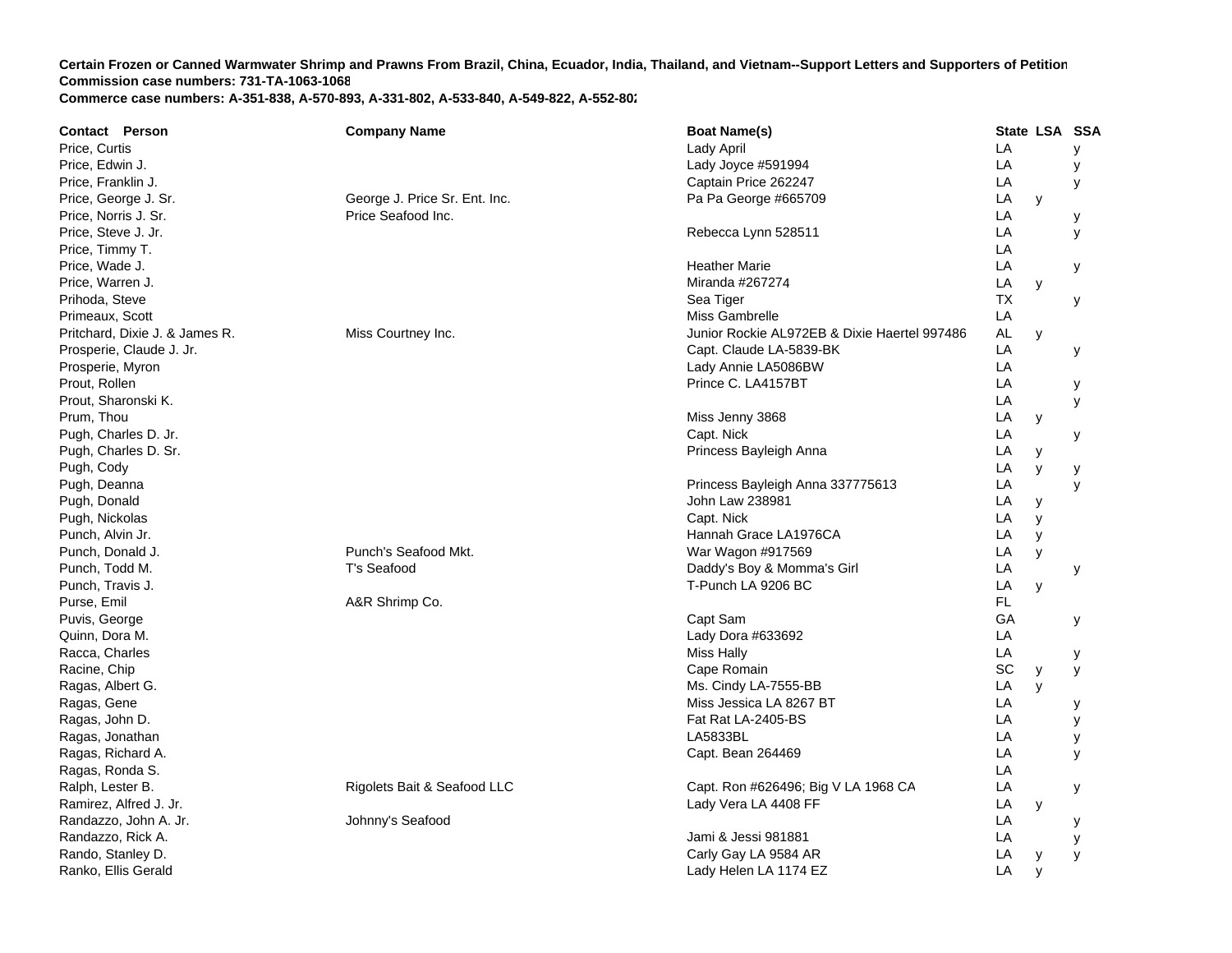**Certain Frozen or Canned Warmwater Shrimp and Prawns From Brazil, China, Ecuador, India, Thailand, and Vietnam--Support Letters and Supporters of Petition**
**Commission case numbers: 731-TA-1063-1068**
**Commerce case numbers: A-351-838, A-570-893, A-331-802, A-533-840, A-549-822, A-552-802**

| Contact Person | Company Name | Boat Name(s) | State | LSA | SSA |
|---|---|---|---|---|---|
| Price, Curtis | | Lady April | LA | | y |
| Price, Edwin J. | | Lady Joyce #591994 | LA | | y |
| Price, Franklin J. | | Captain Price 262247 | LA | | y |
| Price, George J. Sr. | George J. Price Sr. Ent. Inc. | Pa Pa George #665709 | LA | y | |
| Price, Norris J. Sr. | Price Seafood Inc. | | LA | | y |
| Price, Steve J. Jr. | | Rebecca Lynn 528511 | LA | | y |
| Price, Timmy T. | | | LA | | |
| Price, Wade J. | | Heather Marie | LA | | y |
| Price, Warren J. | | Miranda #267274 | LA | y | |
| Prihoda, Steve | | Sea Tiger | TX | | y |
| Primeaux, Scott | | Miss Gambrelle | LA | | |
| Pritchard, Dixie J. & James R. | Miss Courtney Inc. | Junior Rockie AL972EB & Dixie Haertel 997486 | AL | y | |
| Prosperie, Claude J. Jr. | | Capt. Claude LA-5839-BK | LA | | y |
| Prosperie, Myron | | Lady Annie LA5086BW | LA | | |
| Prout, Rollen | | Prince C. LA4157BT | LA | | y |
| Prout, Sharonski K. | | | LA | | y |
| Prum, Thou | | Miss Jenny 3868 | LA | y | |
| Pugh, Charles D. Jr. | | Capt. Nick | LA | | y |
| Pugh, Charles D. Sr. | | Princess Bayleigh Anna | LA | y | |
| Pugh, Cody | | | LA | y | y |
| Pugh, Deanna | | Princess Bayleigh Anna 337775613 | LA | | y |
| Pugh, Donald | | John Law 238981 | LA | y | |
| Pugh, Nickolas | | Capt. Nick | LA | y | |
| Punch, Alvin Jr. | | Hannah Grace LA1976CA | LA | y | |
| Punch, Donald J. | Punch's Seafood Mkt. | War Wagon #917569 | LA | y | |
| Punch, Todd M. | T's Seafood | Daddy's Boy & Momma's Girl | LA | | y |
| Punch, Travis J. | | T-Punch LA 9206 BC | LA | y | |
| Purse, Emil | A&R Shrimp Co. | | FL | | |
| Puvis, George | | Capt Sam | GA | | y |
| Quinn, Dora M. | | Lady Dora #633692 | LA | | |
| Racca, Charles | | Miss Hally | LA | | y |
| Racine, Chip | | Cape Romain | SC | y | y |
| Ragas, Albert G. | | Ms. Cindy LA-7555-BB | LA | y | |
| Ragas, Gene | | Miss Jessica LA 8267 BT | LA | | y |
| Ragas, John D. | | Fat Rat LA-2405-BS | LA | | y |
| Ragas, Jonathan | | LA5833BL | LA | | y |
| Ragas, Richard A. | | Capt. Bean 264469 | LA | | y |
| Ragas, Ronda S. | | | LA | | |
| Ralph, Lester B. | Rigolets Bait & Seafood LLC | Capt. Ron #626496; Big V LA 1968 CA | LA | | y |
| Ramirez, Alfred J. Jr. | | Lady Vera LA 4408 FF | LA | y | |
| Randazzo, John A. Jr. | Johnny's Seafood | | LA | | y |
| Randazzo, Rick A. | | Jami & Jessi 981881 | LA | | y |
| Rando, Stanley D. | | Carly Gay LA 9584 AR | LA | y | y |
| Ranko, Ellis Gerald | | Lady Helen LA 1174 EZ | LA | y | |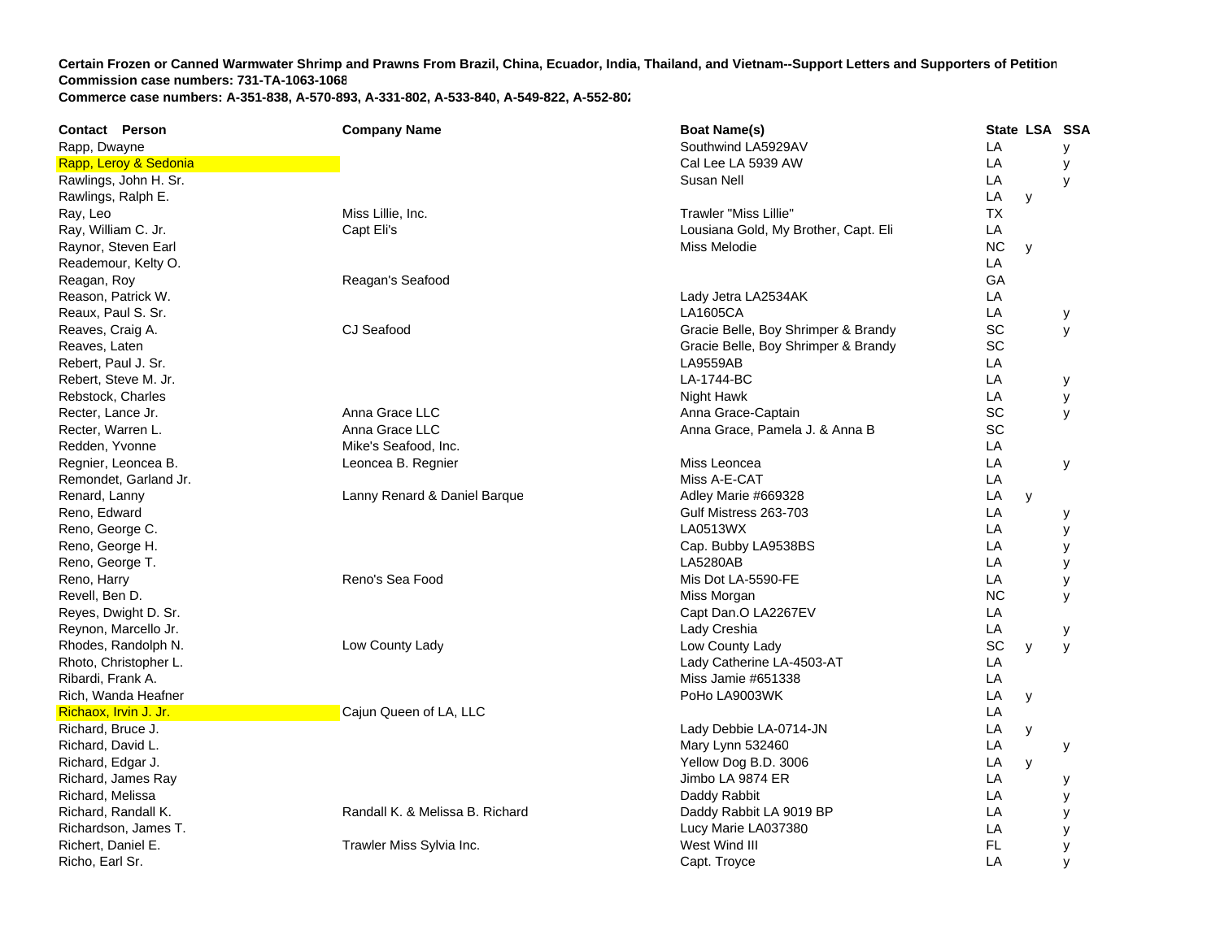**Certain Frozen or Canned Warmwater Shrimp and Prawns From Brazil, China, Ecuador, India, Thailand, and Vietnam--Support Letters and Supporters of Petition**
**Commission case numbers: 731-TA-1063-1068**
**Commerce case numbers: A-351-838, A-570-893, A-331-802, A-533-840, A-549-822, A-552-802**

| Contact Person | Company Name | Boat Name(s) | State | LSA | SSA |
|---|---|---|---|---|---|
| Rapp, Dwayne | | Southwind LA5929AV | LA | | y |
| Rapp, Leroy & Sedonia | | Cal Lee LA 5939 AW | LA | | y |
| Rawlings, John H. Sr. | | Susan Nell | LA | | y |
| Rawlings, Ralph E. | | | LA | y | |
| Ray, Leo | Miss Lillie, Inc. | Trawler "Miss Lillie" | TX | | |
| Ray, William C. Jr. | Capt Eli's | Lousiana Gold, My Brother, Capt. Eli | LA | | |
| Raynor, Steven Earl | | Miss Melodie | NC | y | |
| Reademour, Kelty O. | | | LA | | |
| Reagan, Roy | Reagan's Seafood | | GA | | |
| Reason, Patrick W. | | Lady Jetra LA2534AK | LA | | |
| Reaux, Paul S. Sr. | | LA1605CA | LA | | y |
| Reaves, Craig A. | CJ Seafood | Gracie Belle, Boy Shrimper & Brandy | SC | | y |
| Reaves, Laten | | Gracie Belle, Boy Shrimper & Brandy | SC | | |
| Rebert, Paul J. Sr. | | LA9559AB | LA | | |
| Rebert, Steve M. Jr. | | LA-1744-BC | LA | | y |
| Rebstock, Charles | | Night Hawk | LA | | y |
| Recter, Lance Jr. | Anna Grace LLC | Anna Grace-Captain | SC | | y |
| Recter, Warren L. | Anna Grace LLC | Anna Grace, Pamela J. & Anna B | SC | | |
| Redden, Yvonne | Mike's Seafood, Inc. | | LA | | |
| Regnier, Leoncea B. | Leoncea B. Regnier | Miss Leoncea | LA | | y |
| Remondet, Garland Jr. | | Miss A-E-CAT | LA | | |
| Renard, Lanny | Lanny Renard & Daniel Barque | Adley Marie #669328 | LA | y | |
| Reno, Edward | | Gulf Mistress 263-703 | LA | | y |
| Reno, George C. | | LA0513WX | LA | | y |
| Reno, George H. | | Cap. Bubby LA9538BS | LA | | y |
| Reno, George T. | | LA5280AB | LA | | y |
| Reno, Harry | Reno's Sea Food | Mis Dot LA-5590-FE | LA | | y |
| Revell, Ben D. | | Miss Morgan | NC | | y |
| Reyes, Dwight D. Sr. | | Capt Dan.O LA2267EV | LA | | |
| Reynon, Marcello Jr. | | Lady Creshia | LA | | y |
| Rhodes, Randolph N. | Low County Lady | Low County Lady | SC | y | y |
| Rhoto, Christopher L. | | Lady Catherine LA-4503-AT | LA | | |
| Ribardi, Frank A. | | Miss Jamie #651338 | LA | | |
| Rich, Wanda Heafner | | PoHo LA9003WK | LA | y | |
| Richaox, Irvin J. Jr. | Cajun Queen of LA, LLC | | LA | | |
| Richard, Bruce J. | | Lady Debbie LA-0714-JN | LA | y | |
| Richard, David L. | | Mary Lynn 532460 | LA | | y |
| Richard, Edgar J. | | Yellow Dog B.D. 3006 | LA | y | |
| Richard, James Ray | | Jimbo LA 9874 ER | LA | | y |
| Richard, Melissa | | Daddy Rabbit | LA | | y |
| Richard, Randall K. | Randall K. & Melissa B. Richard | Daddy Rabbit LA 9019 BP | LA | | y |
| Richardson, James T. | | Lucy Marie LA037380 | LA | | y |
| Richert, Daniel E. | Trawler Miss Sylvia Inc. | West Wind III | FL | | y |
| Richo, Earl Sr. | | Capt. Troyce | LA | | y |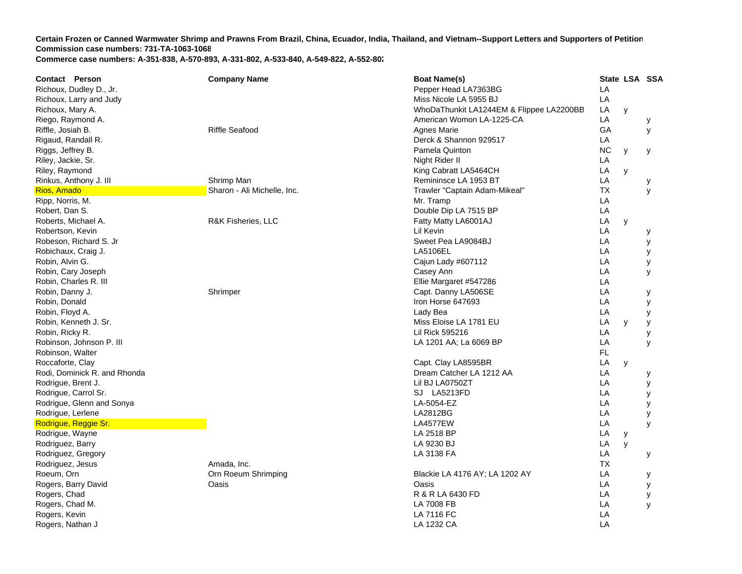**Certain Frozen or Canned Warmwater Shrimp and Prawns From Brazil, China, Ecuador, India, Thailand, and Vietnam--Support Letters and Supporters of Petition**
**Commission case numbers: 731-TA-1063-1068**
**Commerce case numbers: A-351-838, A-570-893, A-331-802, A-533-840, A-549-822, A-552-802**

| Contact Person | Company Name | Boat Name(s) | State | LSA | SSA |
|---|---|---|---|---|---|
| Richoux, Dudley D., Jr. | | Pepper Head LA7363BG | LA | | |
| Richoux, Larry and Judy | | Miss Nicole LA 5955 BJ | LA | | |
| Richoux, Mary A. | | WhoDaThunkit LA1244EM & Flippee LA2200BB | LA | y | |
| Riego, Raymond A. | | American Womon LA-1225-CA | LA | | y |
| Riffle, Josiah B. | Riffle Seafood | Agnes Marie | GA | | y |
| Rigaud, Randall R. | | Derck & Shannon 929517 | LA | | |
| Riggs, Jeffrey B. | | Pamela Quinton | NC | y | y |
| Riley, Jackie, Sr. | | Night Rider II | LA | | |
| Riley, Raymond | | King Cabratt LA5464CH | LA | y | |
| Rinkus, Anthony J. III | Shrimp Man | Reminsce LA 1953 BT | LA | | y |
| Rios, Amado | Sharon - Ali Michelle, Inc. | Trawler "Captain Adam-Mikeal" | TX | | y |
| Ripp, Norris, M. | | Mr. Tramp | LA | | |
| Robert, Dan S. | | Double Dip LA 7515 BP | LA | | |
| Roberts, Michael A. | R&K Fisheries, LLC | Fatty Matty LA6001AJ | LA | y | |
| Robertson, Kevin | | Lil Kevin | LA | | y |
| Robeson, Richard S. Jr | | Sweet Pea LA9084BJ | LA | | y |
| Robichaux, Craig J. | | LA5106EL | LA | | y |
| Robin, Alvin G. | | Cajun Lady #607112 | LA | | y |
| Robin, Cary Joseph | | Casey Ann | LA | | y |
| Robin, Charles R. III | | Ellie Margaret #547286 | LA | | |
| Robin, Danny J. | Shrimper | Capt. Danny LA506SE | LA | | y |
| Robin, Donald | | Iron Horse 647693 | LA | | y |
| Robin, Floyd A. | | Lady Bea | LA | | y |
| Robin, Kenneth J. Sr. | | Miss Eloise LA 1781 EU | LA | y | y |
| Robin, Ricky R. | | Lil Rick 595216 | LA | | y |
| Robinson, Johnson P. III | | LA 1201 AA; La 6069 BP | LA | | y |
| Robinson, Walter | | | FL | | |
| Roccaforte, Clay | | Capt. Clay LA8595BR | LA | y | |
| Rodi, Dominick R. and Rhonda | | Dream Catcher LA 1212 AA | LA | | y |
| Rodrigue, Brent J. | | Lil BJ LA0750ZT | LA | | y |
| Rodrigue, Carrol Sr. | | SJ LA5213FD | LA | | y |
| Rodrigue, Glenn and Sonya | | LA-5054-EZ | LA | | y |
| Rodrigue, Lerlene | | LA2812BG | LA | | y |
| Rodrigue, Reggie Sr. | | LA4577EW | LA | | y |
| Rodrigue, Wayne | | LA 2518 BP | LA | y | |
| Rodriguez, Barry | | LA 9230 BJ | LA | y | |
| Rodriguez, Gregory | | LA 3138 FA | LA | | y |
| Rodriguez, Jesus | Amada, Inc. | | TX | | |
| Roeum, Orn | Orn Roeum Shrimping | Blackie LA 4176 AY; LA 1202 AY | LA | | y |
| Rogers, Barry David | Oasis | Oasis | LA | | y |
| Rogers, Chad | | R & R LA 6430 FD | LA | | y |
| Rogers, Chad M. | | LA 7008 FB | LA | | y |
| Rogers, Kevin | | LA 7116 FC | LA | | |
| Rogers, Nathan J | | LA 1232 CA | LA | | |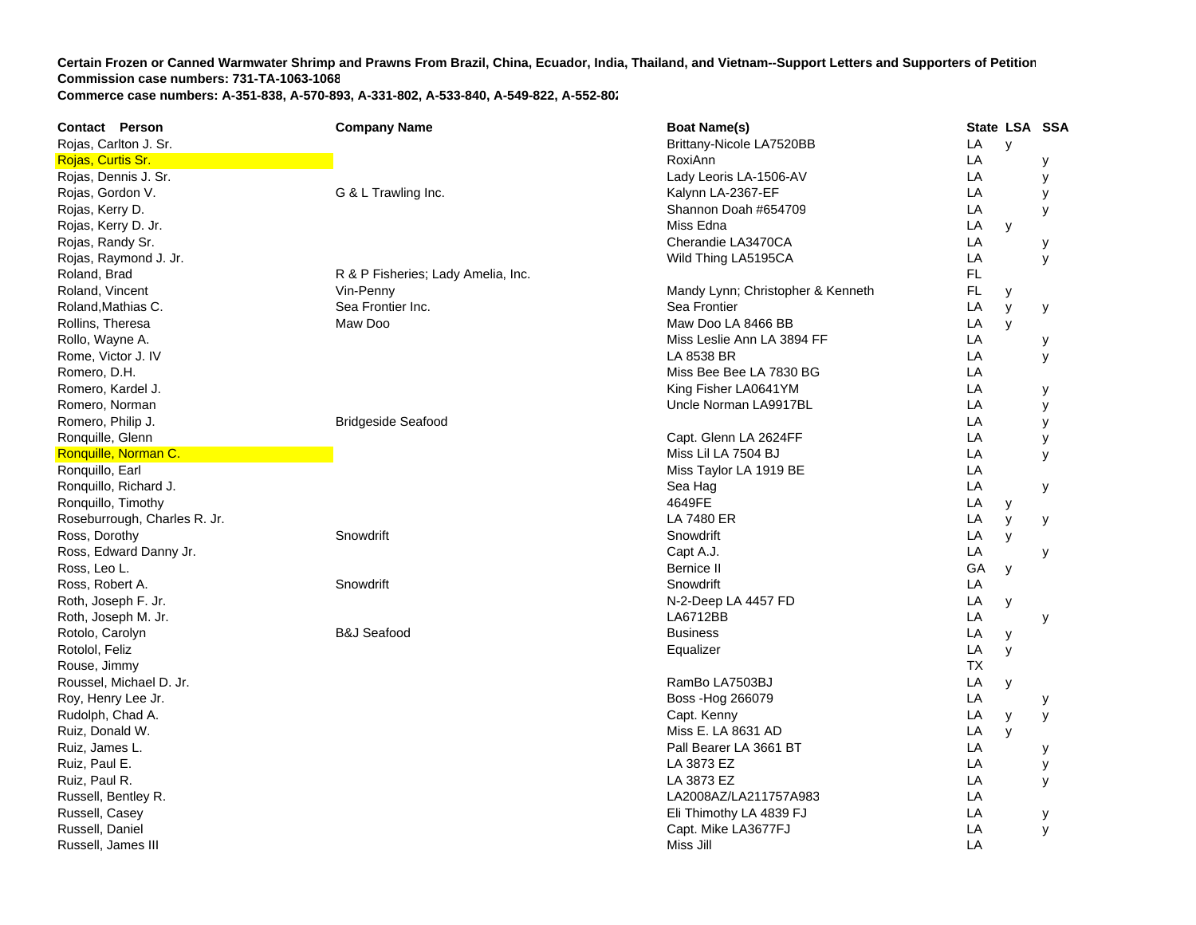**Certain Frozen or Canned Warmwater Shrimp and Prawns From Brazil, China, Ecuador, India, Thailand, and Vietnam--Support Letters and Supporters of Petition**
**Commission case numbers: 731-TA-1063-1068**
**Commerce case numbers: A-351-838, A-570-893, A-331-802, A-533-840, A-549-822, A-552-802**

| Contact Person | Company Name | Boat Name(s) | State | LSA | SSA |
|---|---|---|---|---|---|
| Rojas, Carlton J. Sr. | | Brittany-Nicole LA7520BB | LA | y | |
| Rojas, Curtis Sr. | | RoxiAnn | LA | | y |
| Rojas, Dennis J. Sr. | | Lady Leoris LA-1506-AV | LA | | y |
| Rojas, Gordon V. | G & L Trawling Inc. | Kalynn LA-2367-EF | LA | | y |
| Rojas, Kerry D. | | Shannon Doah #654709 | LA | | y |
| Rojas, Kerry D. Jr. | | Miss Edna | LA | y | |
| Rojas, Randy Sr. | | Cherandie LA3470CA | LA | | y |
| Rojas, Raymond J. Jr. | | Wild Thing LA5195CA | LA | | y |
| Roland, Brad | R & P Fisheries; Lady Amelia, Inc. | | FL | | |
| Roland, Vincent | Vin-Penny | Mandy Lynn; Christopher & Kenneth | FL | y | |
| Roland,Mathias C. | Sea Frontier Inc. | Sea Frontier | LA | y | y |
| Rollins, Theresa | Maw Doo | Maw Doo LA 8466 BB | LA | y | |
| Rollo, Wayne A. | | Miss Leslie Ann LA 3894 FF | LA | | y |
| Rome, Victor J. IV | | LA 8538 BR | LA | | y |
| Romero, D.H. | | Miss Bee Bee LA 7830 BG | LA | | |
| Romero, Kardel J. | | King Fisher LA0641YM | LA | | y |
| Romero, Norman | | Uncle Norman LA9917BL | LA | | y |
| Romero, Philip J. | Bridgeside Seafood | | LA | | y |
| Ronquille, Glenn | | Capt. Glenn LA 2624FF | LA | | y |
| Ronquille, Norman C. | | Miss Lil LA 7504 BJ | LA | | y |
| Ronquillo, Earl | | Miss Taylor LA 1919 BE | LA | | |
| Ronquillo, Richard J. | | Sea Hag | LA | | y |
| Ronquillo, Timothy | | 4649FE | LA | y | |
| Roseburrough, Charles R. Jr. | | LA 7480 ER | LA | y | y |
| Ross, Dorothy | Snowdrift | Snowdrift | LA | y | |
| Ross, Edward Danny Jr. | | Capt A.J. | LA | | y |
| Ross, Leo L. | | Bernice II | GA | y | |
| Ross, Robert A. | Snowdrift | Snowdrift | LA | | |
| Roth, Joseph F. Jr. | | N-2-Deep LA 4457 FD | LA | y | |
| Roth, Joseph M. Jr. | | LA6712BB | LA | | y |
| Rotolo, Carolyn | B&J Seafood | Business | LA | y | |
| Rotolol, Feliz | | Equalizer | LA | y | |
| Rouse, Jimmy | | | TX | | |
| Roussel, Michael D. Jr. | | RamBo LA7503BJ | LA | y | |
| Roy, Henry Lee Jr. | | Boss -Hog 266079 | LA | | y |
| Rudolph, Chad A. | | Capt. Kenny | LA | y | y |
| Ruiz, Donald W. | | Miss E. LA 8631 AD | LA | y | |
| Ruiz, James L. | | Pall Bearer LA 3661 BT | LA | | y |
| Ruiz, Paul E. | | LA 3873 EZ | LA | | y |
| Ruiz, Paul R. | | LA 3873 EZ | LA | | y |
| Russell, Bentley R. | | LA2008AZ/LA211757A983 | LA | | |
| Russell, Casey | | Eli Thimothy LA 4839 FJ | LA | | y |
| Russell, Daniel | | Capt. Mike LA3677FJ | LA | | y |
| Russell, James III | | Miss Jill | LA | | |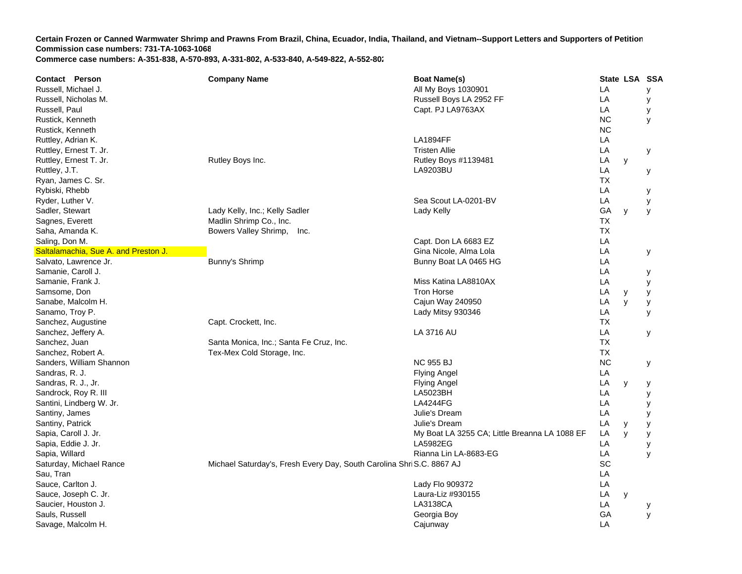**Certain Frozen or Canned Warmwater Shrimp and Prawns From Brazil, China, Ecuador, India, Thailand, and Vietnam--Support Letters and Supporters of Petition**
**Commission case numbers: 731-TA-1063-1068**
**Commerce case numbers: A-351-838, A-570-893, A-331-802, A-533-840, A-549-822, A-552-802**

| Contact Person | Company Name | Boat Name(s) | State | LSA | SSA |
|---|---|---|---|---|---|
| Russell, Michael J. | | All My Boys 1030901 | LA | | y |
| Russell, Nicholas M. | | Russell Boys LA 2952 FF | LA | | y |
| Russell, Paul | | Capt. PJ LA9763AX | LA | | y |
| Rustick, Kenneth | | | NC | | y |
| Rustick, Kenneth | | | NC | | |
| Ruttley, Adrian K. | | LA1894FF | LA | | |
| Ruttley, Ernest T. Jr. | | Tristen Allie | LA | | y |
| Ruttley, Ernest T. Jr. | Rutley Boys Inc. | Rutley Boys #1139481 | LA | y | |
| Ruttley, J.T. | | LA9203BU | LA | | y |
| Ryan, James C. Sr. | | | TX | | |
| Rybiski, Rhebb | | | LA | | y |
| Ryder, Luther V. | | Sea Scout LA-0201-BV | LA | | y |
| Sadler, Stewart | Lady Kelly, Inc.; Kelly Sadler | Lady Kelly | GA | y | y |
| Sagnes, Everett | Madlin Shrimp Co., Inc. | | TX | | |
| Saha, Amanda K. | Bowers Valley Shrimp, Inc. | | TX | | |
| Saling, Don M. | | Capt. Don LA 6683 EZ | LA | | |
| Saltalamachia, Sue A. and Preston J. | | Gina Nicole, Alma Lola | LA | | y |
| Salvato, Lawrence Jr. | Bunny's Shrimp | Bunny Boat LA 0465 HG | LA | | |
| Samanie, Caroll J. | | | LA | | y |
| Samanie, Frank J. | | Miss Katina LA8810AX | LA | | y |
| Samsome, Don | | Tron Horse | LA | y | y |
| Sanabe, Malcolm H. | | Cajun Way 240950 | LA | y | y |
| Sanamo, Troy P. | | Lady Mitsy 930346 | LA | | y |
| Sanchez, Augustine | Capt. Crockett, Inc. | | TX | | |
| Sanchez, Jeffery A. | | LA 3716 AU | LA | | y |
| Sanchez, Juan | Santa Monica, Inc.; Santa Fe Cruz, Inc. | | TX | | |
| Sanchez, Robert A. | Tex-Mex Cold Storage, Inc. | | TX | | |
| Sanders, William Shannon | | NC 955 BJ | NC | | y |
| Sandras, R. J. | | Flying Angel | LA | | |
| Sandras, R. J., Jr. | | Flying Angel | LA | y | y |
| Sandrock, Roy R. III | | LA5023BH | LA | | y |
| Santini, Lindberg W. Jr. | | LA4244FG | LA | | y |
| Santiny, James | | Julie's Dream | LA | | y |
| Santiny, Patrick | | Julie's Dream | LA | y | y |
| Sapia, Caroll J. Jr. | | My Boat LA 3255 CA; Little Breanna LA 1088 EF | LA | y | y |
| Sapia, Eddie J. Jr. | | LA5982EG | LA | | y |
| Sapia, Willard | | Rianna Lin LA-8683-EG | LA | | y |
| Saturday, Michael Rance | Michael Saturday's, Fresh Every Day, South Carolina Shri | S.C. 8867 AJ | SC | | |
| Sau, Tran | | | LA | | |
| Sauce, Carlton J. | | Lady Flo 909372 | LA | | |
| Sauce, Joseph C. Jr. | | Laura-Liz #930155 | LA | y | |
| Saucier, Houston J. | | LA3138CA | LA | | y |
| Sauls, Russell | | Georgia Boy | GA | | y |
| Savage, Malcolm H. | | Cajunway | LA | | |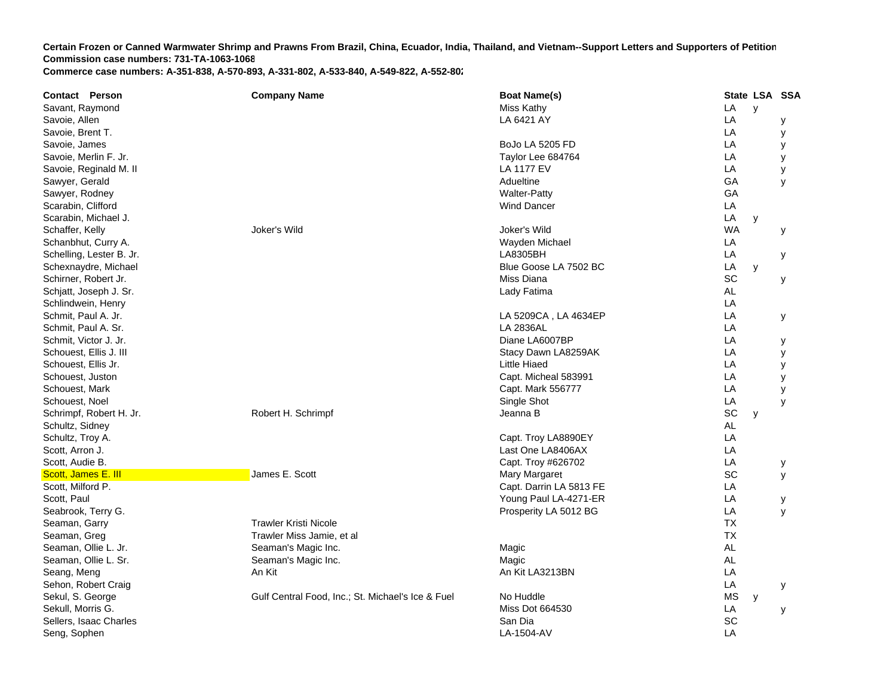**Certain Frozen or Canned Warmwater Shrimp and Prawns From Brazil, China, Ecuador, India, Thailand, and Vietnam--Support Letters and Supporters of Petition**
**Commission case numbers: 731-TA-1063-1068**
**Commerce case numbers: A-351-838, A-570-893, A-331-802, A-533-840, A-549-822, A-552-802**

| Contact Person | Company Name | Boat Name(s) | State | LSA | SSA |
|---|---|---|---|---|---|
| Savant, Raymond | | Miss Kathy | LA | y | |
| Savoie, Allen | | LA 6421 AY | LA | | y |
| Savoie, Brent T. | | | LA | | y |
| Savoie, James | | BoJo LA 5205 FD | LA | | y |
| Savoie, Merlin F. Jr. | | Taylor Lee 684764 | LA | | y |
| Savoie, Reginald M. II | | LA 1177 EV | LA | | y |
| Sawyer, Gerald | | Adueltine | GA | | y |
| Sawyer, Rodney | | Walter-Patty | GA | | |
| Scarabin, Clifford | | Wind Dancer | LA | | |
| Scarabin, Michael J. | | | LA | y | |
| Schaffer, Kelly | Joker's Wild | Joker's Wild | WA | | y |
| Schanbhut, Curry A. | | Wayden Michael | LA | | |
| Schelling, Lester B. Jr. | | LA8305BH | LA | | y |
| Schexnaydre, Michael | | Blue Goose LA 7502 BC | LA | y | |
| Schirner, Robert Jr. | | Miss Diana | SC | | y |
| Schjatt, Joseph J. Sr. | | Lady Fatima | AL | | |
| Schlindwein, Henry | | | LA | | |
| Schmit, Paul A. Jr. | | LA 5209CA , LA 4634EP | LA | | y |
| Schmit, Paul A. Sr. | | LA 2836AL | LA | | |
| Schmit, Victor J. Jr. | | Diane LA6007BP | LA | | y |
| Schouest, Ellis J. III | | Stacy Dawn LA8259AK | LA | | y |
| Schouest, Ellis Jr. | | Little Hiaed | LA | | y |
| Schouest, Juston | | Capt. Micheal 583991 | LA | | y |
| Schouest, Mark | | Capt. Mark 556777 | LA | | y |
| Schouest, Noel | | Single Shot | LA | | y |
| Schrimpf, Robert H. Jr. | Robert H. Schrimpf | Jeanna B | SC | y | |
| Schultz, Sidney | | | AL | | |
| Schultz, Troy A. | | Capt. Troy LA8890EY | LA | | |
| Scott, Arron J. | | Last One LA8406AX | LA | | |
| Scott, Audie B. | | Capt. Troy #626702 | LA | | y |
| Scott, James E. III | James E. Scott | Mary Margaret | SC | | y |
| Scott, Milford P. | | Capt. Darrin LA 5813 FE | LA | | |
| Scott, Paul | | Young Paul LA-4271-ER | LA | | y |
| Seabrook, Terry G. | | Prosperity LA 5012 BG | LA | | y |
| Seaman, Garry | Trawler Kristi Nicole | | TX | | |
| Seaman, Greg | Trawler Miss Jamie, et al | | TX | | |
| Seaman, Ollie L. Jr. | Seaman's Magic Inc. | Magic | AL | | |
| Seaman, Ollie L. Sr. | Seaman's Magic Inc. | Magic | AL | | |
| Seang, Meng | An Kit | An Kit LA3213BN | LA | | |
| Sehon, Robert Craig | | | LA | | y |
| Sekul, S. George | Gulf Central Food, Inc.; St. Michael's Ice & Fuel | No Huddle | MS | y | |
| Sekull, Morris G. | | Miss Dot 664530 | LA | | y |
| Sellers, Isaac Charles | | San Dia | SC | | |
| Seng, Sophen | | LA-1504-AV | LA | | |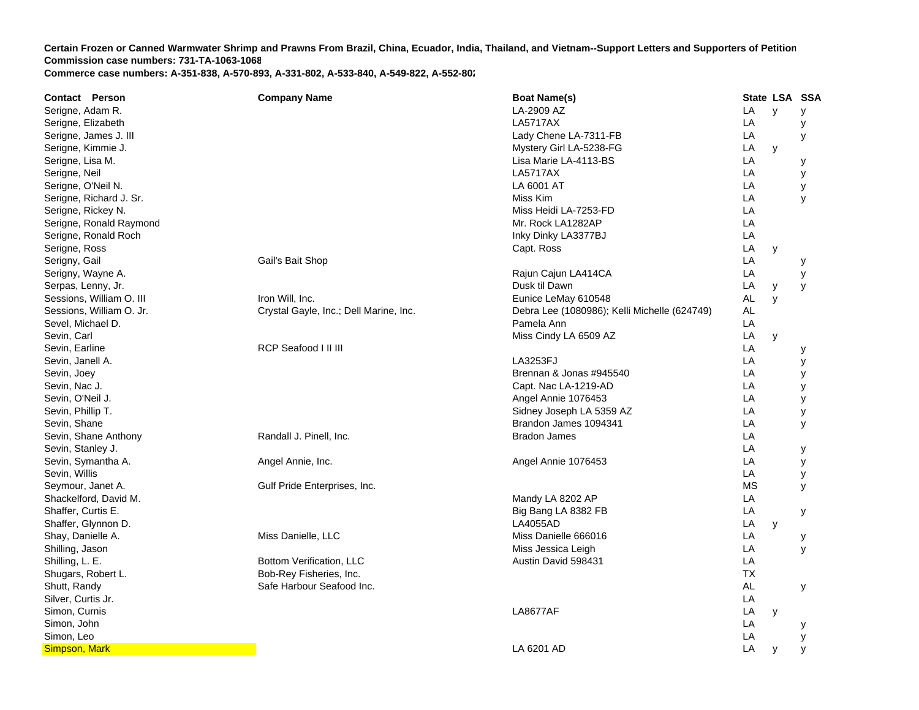**Certain Frozen or Canned Warmwater Shrimp and Prawns From Brazil, China, Ecuador, India, Thailand, and Vietnam--Support Letters and Supporters of Petition**
**Commission case numbers: 731-TA-1063-1068**
**Commerce case numbers: A-351-838, A-570-893, A-331-802, A-533-840, A-549-822, A-552-802**

| Contact Person | Company Name | Boat Name(s) | State | LSA | SSA |
|---|---|---|---|---|---|
| Serigne, Adam R. | | LA-2909 AZ | LA | y | y |
| Serigne, Elizabeth | | LA5717AX | LA | | y |
| Serigne, James J. III | | Lady Chene LA-7311-FB | LA | | y |
| Serigne, Kimmie J. | | Mystery Girl LA-5238-FG | LA | y | |
| Serigne, Lisa M. | | Lisa Marie LA-4113-BS | LA | | y |
| Serigne, Neil | | LA5717AX | LA | | y |
| Serigne, O'Neil N. | | LA 6001 AT | LA | | y |
| Serigne, Richard J. Sr. | | Miss Kim | LA | | y |
| Serigne, Rickey N. | | Miss Heidi LA-7253-FD | LA | | |
| Serigne, Ronald Raymond | | Mr. Rock LA1282AP | LA | | |
| Serigne, Ronald Roch | | Inky Dinky LA3377BJ | LA | | |
| Serigne, Ross | | Capt. Ross | LA | y | |
| Serigny, Gail | Gail's Bait Shop | | LA | | y |
| Serigny, Wayne A. | | Rajun Cajun LA414CA | LA | | y |
| Serpas, Lenny, Jr. | | Dusk til Dawn | LA | y | y |
| Sessions, William O. III | Iron Will, Inc. | Eunice LeMay 610548 | AL | y | |
| Sessions, William O. Jr. | Crystal Gayle, Inc.; Dell Marine, Inc. | Debra Lee (1080986); Kelli Michelle (624749) | AL | | |
| Sevel, Michael D. | | Pamela Ann | LA | | |
| Sevin, Carl | | Miss Cindy LA 6509 AZ | LA | y | |
| Sevin, Earline | RCP Seafood I II III | | LA | | y |
| Sevin, Janell A. | | LA3253FJ | LA | | y |
| Sevin, Joey | | Brennan & Jonas #945540 | LA | | y |
| Sevin, Nac J. | | Capt. Nac LA-1219-AD | LA | | y |
| Sevin, O'Neil J. | | Angel Annie 1076453 | LA | | y |
| Sevin, Phillip T. | | Sidney Joseph LA 5359 AZ | LA | | y |
| Sevin, Shane | | Brandon James 1094341 | LA | | y |
| Sevin, Shane Anthony | Randall J. Pinell, Inc. | Bradon James | LA | | |
| Sevin, Stanley J. | | | LA | | y |
| Sevin, Symantha A. | Angel Annie, Inc. | Angel Annie 1076453 | LA | | y |
| Sevin, Willis | | | LA | | y |
| Seymour, Janet A. | Gulf Pride Enterprises, Inc. | | MS | | y |
| Shackelford, David M. | | Mandy LA 8202 AP | LA | | |
| Shaffer, Curtis E. | | Big Bang LA 8382 FB | LA | | y |
| Shaffer, Glynnon D. | | LA4055AD | LA | y | |
| Shay, Danielle A. | Miss Danielle, LLC | Miss Danielle 666016 | LA | | y |
| Shilling, Jason | | Miss Jessica Leigh | LA | | y |
| Shilling, L. E. | Bottom Verification, LLC | Austin David 598431 | LA | | |
| Shugars, Robert L. | Bob-Rey Fisheries, Inc. | | TX | | |
| Shutt, Randy | Safe Harbour Seafood Inc. | | AL | | y |
| Silver, Curtis Jr. | | | LA | | |
| Simon, Curnis | | LA8677AF | LA | y | |
| Simon, John | | | LA | | y |
| Simon, Leo | | | LA | | y |
| Simpson, Mark | | LA 6201 AD | LA | y | y |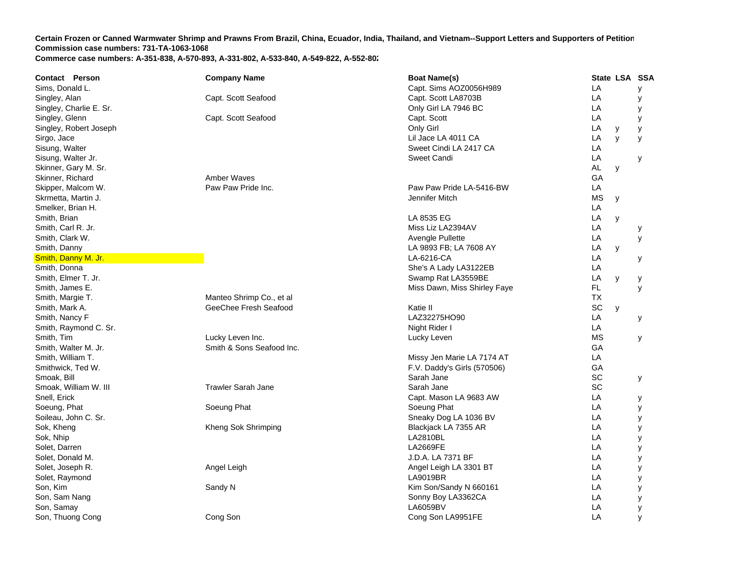**Certain Frozen or Canned Warmwater Shrimp and Prawns From Brazil, China, Ecuador, India, Thailand, and Vietnam--Support Letters and Supporters of Petition**
**Commission case numbers: 731-TA-1063-1068**
**Commerce case numbers: A-351-838, A-570-893, A-331-802, A-533-840, A-549-822, A-552-802**

| Contact Person | Company Name | Boat Name(s) | State | LSA | SSA |
|---|---|---|---|---|---|
| Sims, Donald L. | | Capt. Sims AOZ0056H989 | LA | | y |
| Singley, Alan | Capt. Scott Seafood | Capt. Scott LA8703B | LA | | y |
| Singley, Charlie E. Sr. | | Only Girl LA 7946 BC | LA | | y |
| Singley, Glenn | Capt. Scott Seafood | Capt. Scott | LA | | y |
| Singley, Robert Joseph | | Only Girl | LA | y | y |
| Sirgo, Jace | | Lil Jace LA 4011 CA | LA | y | y |
| Sisung, Walter | | Sweet Cindi LA 2417 CA | LA | | |
| Sisung, Walter Jr. | | Sweet Candi | LA | | y |
| Skinner, Gary M. Sr. | | | AL | y | |
| Skinner, Richard | Amber Waves | | GA | | |
| Skipper, Malcom W. | Paw Paw Pride Inc. | Paw Paw Pride LA-5416-BW | LA | | |
| Skrmetta, Martin J. | | Jennifer Mitch | MS | y | |
| Smelker, Brian H. | | | LA | | |
| Smith, Brian | | LA 8535 EG | LA | y | |
| Smith, Carl R. Jr. | | Miss Liz LA2394AV | LA | | y |
| Smith, Clark W. | | Avengle Pullette | LA | | y |
| Smith, Danny | | LA 9893 FB; LA 7608 AY | LA | y | |
| Smith, Danny M. Jr. | | LA-6216-CA | LA | | y |
| Smith, Donna | | She's A Lady LA3122EB | LA | | |
| Smith, Elmer T. Jr. | | Swamp Rat LA3559BE | LA | y | y |
| Smith, James E. | | Miss Dawn, Miss Shirley Faye | FL | | y |
| Smith, Margie T. | Manteo Shrimp Co., et al | | TX | | |
| Smith, Mark A. | GeeChee Fresh Seafood | Katie II | SC | y | |
| Smith, Nancy F | | LAZ32275HO90 | LA | | y |
| Smith, Raymond C. Sr. | | Night Rider I | LA | | |
| Smith, Tim | Lucky Leven Inc. | Lucky Leven | MS | | y |
| Smith, Walter M. Jr. | Smith & Sons Seafood Inc. | | GA | | |
| Smith, William T. | | Missy Jen Marie LA 7174 AT | LA | | |
| Smithwick, Ted W. | | F.V. Daddy's Girls (570506) | GA | | |
| Smoak, Bill | | Sarah Jane | SC | | y |
| Smoak, William W. III | Trawler Sarah Jane | Sarah Jane | SC | | |
| Snell, Erick | | Capt. Mason LA 9683 AW | LA | | y |
| Soeung, Phat | Soeung Phat | Soeung Phat | LA | | y |
| Soileau, John C. Sr. | | Sneaky Dog LA 1036 BV | LA | | y |
| Sok, Kheng | Kheng Sok Shrimping | Blackjack LA 7355 AR | LA | | y |
| Sok, Nhip | | LA2810BL | LA | | y |
| Solet, Darren | | LA2669FE | LA | | y |
| Solet, Donald M. | | J.D.A. LA 7371 BF | LA | | y |
| Solet, Joseph R. | Angel Leigh | Angel Leigh LA 3301 BT | LA | | y |
| Solet, Raymond | | LA9019BR | LA | | y |
| Son, Kim | Sandy N | Kim Son/Sandy N 660161 | LA | | y |
| Son, Sam Nang | | Sonny Boy LA3362CA | LA | | y |
| Son, Samay | | LA6059BV | LA | | y |
| Son, Thuong Cong | Cong Son | Cong Son LA9951FE | LA | | y |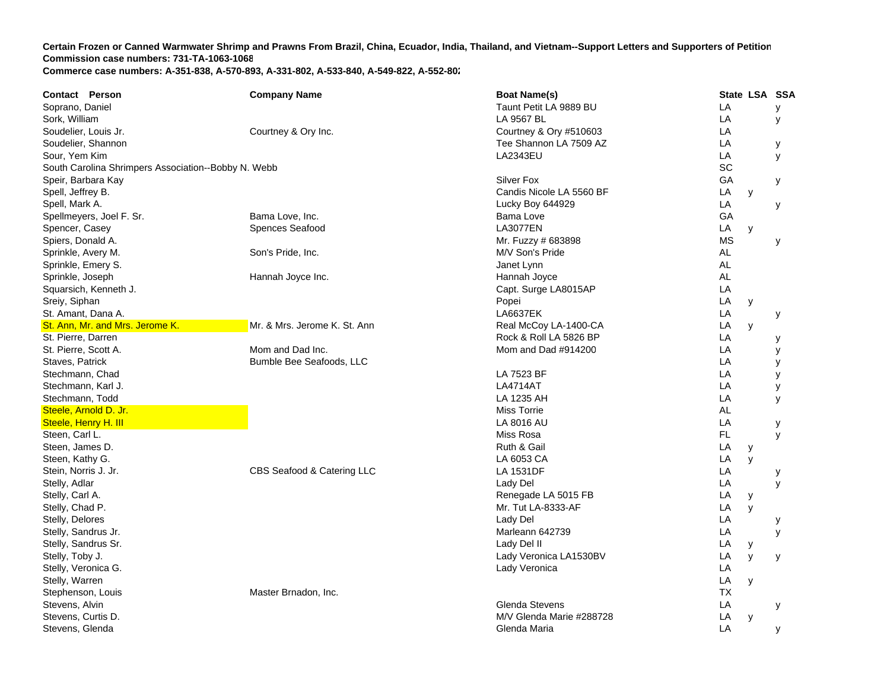**Certain Frozen or Canned Warmwater Shrimp and Prawns From Brazil, China, Ecuador, India, Thailand, and Vietnam--Support Letters and Supporters of Petition**
**Commission case numbers: 731-TA-1063-1068**
**Commerce case numbers: A-351-838, A-570-893, A-331-802, A-533-840, A-549-822, A-552-802**

| Contact Person | Company Name | Boat Name(s) | State | LSA | SSA |
|---|---|---|---|---|---|
| Soprano, Daniel | | Taunt Petit LA 9889 BU | LA | | y |
| Sork, William | | LA 9567 BL | LA | | y |
| Soudelier, Louis Jr. | Courtney & Ory Inc. | Courtney & Ory #510603 | LA | | |
| Soudelier, Shannon | | Tee Shannon LA 7509 AZ | LA | | y |
| Sour, Yem Kim | | LA2343EU | LA | | y |
| South Carolina Shrimpers Association--Bobby N. Webb | | | SC | | |
| Speir, Barbara Kay | | Silver Fox | GA | | y |
| Spell, Jeffrey B. | | Candis Nicole LA 5560 BF | LA | y | |
| Spell, Mark A. | | Lucky Boy 644929 | LA | | y |
| Spellmeyers, Joel F. Sr. | Bama Love, Inc. | Bama Love | GA | | |
| Spencer, Casey | Spences Seafood | LA3077EN | LA | y | |
| Spiers, Donald A. | | Mr. Fuzzy # 683898 | MS | | y |
| Sprinkle, Avery M. | Son's Pride, Inc. | M/V Son's Pride | AL | | |
| Sprinkle, Emery S. | | Janet Lynn | AL | | |
| Sprinkle, Joseph | Hannah Joyce Inc. | Hannah Joyce | AL | | |
| Squarsich, Kenneth J. | | Capt. Surge LA8015AP | LA | | |
| Sreiy, Siphan | | Popei | LA | y | |
| St. Amant, Dana A. | | LA6637EK | LA | | y |
| St. Ann, Mr. and Mrs. Jerome K. | Mr. & Mrs. Jerome K. St. Ann | Real McCoy LA-1400-CA | LA | y | |
| St. Pierre, Darren | | Rock & Roll LA 5826 BP | LA | | y |
| St. Pierre, Scott A. | Mom and Dad Inc. | Mom and Dad #914200 | LA | | y |
| Staves, Patrick | Bumble Bee Seafoods, LLC | | LA | | y |
| Stechmann, Chad | | LA 7523 BF | LA | | y |
| Stechmann, Karl J. | | LA4714AT | LA | | y |
| Stechmann, Todd | | LA 1235 AH | LA | | y |
| Steele, Arnold D. Jr. | | Miss Torrie | AL | | |
| Steele, Henry H. III | | LA 8016 AU | LA | | y |
| Steen, Carl L. | | Miss Rosa | FL | | y |
| Steen, James D. | | Ruth & Gail | LA | y | |
| Steen, Kathy G. | | LA 6053 CA | LA | y | |
| Stein, Norris J. Jr. | CBS Seafood & Catering LLC | LA 1531DF | LA | | y |
| Stelly, Adlar | | Lady Del | LA | | y |
| Stelly, Carl A. | | Renegade LA 5015 FB | LA | y | |
| Stelly, Chad P. | | Mr. Tut LA-8333-AF | LA | y | |
| Stelly, Delores | | Lady Del | LA | | y |
| Stelly, Sandrus Jr. | | Marleann 642739 | LA | | y |
| Stelly, Sandrus Sr. | | Lady Del II | LA | y | |
| Stelly, Toby J. | | Lady Veronica LA1530BV | LA | y | y |
| Stelly, Veronica G. | | Lady Veronica | LA | | |
| Stelly, Warren | | | LA | y | |
| Stephenson, Louis | Master Brnadon, Inc. | | TX | | |
| Stevens, Alvin | | Glenda Stevens | LA | | y |
| Stevens, Curtis D. | | M/V Glenda Marie #288728 | LA | y | |
| Stevens, Glenda | | Glenda Maria | LA | | y |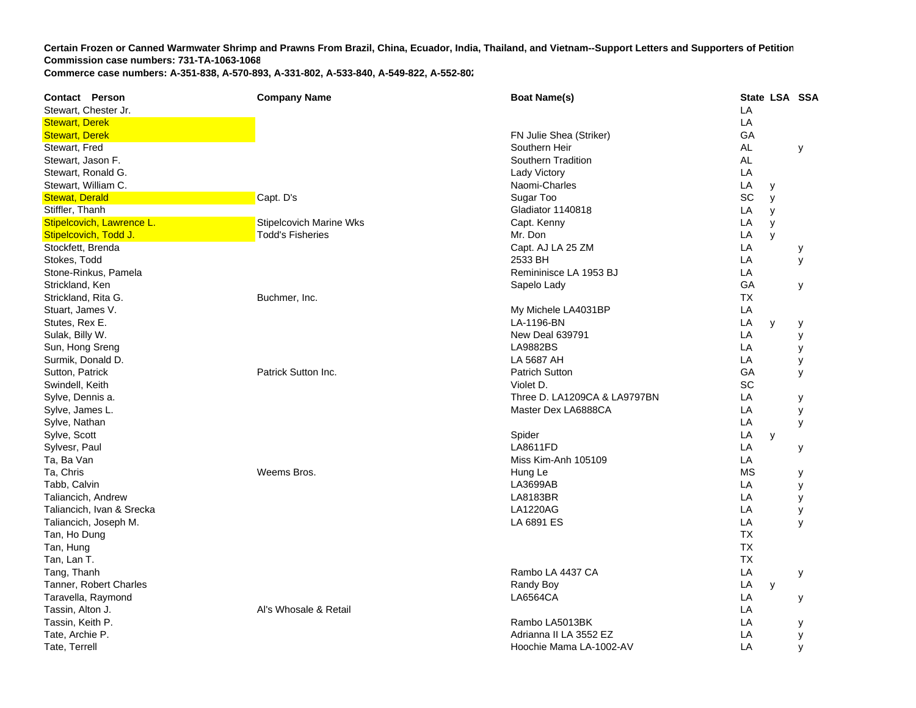**Certain Frozen or Canned Warmwater Shrimp and Prawns From Brazil, China, Ecuador, India, Thailand, and Vietnam--Support Letters and Supporters of Petition**
**Commission case numbers: 731-TA-1063-1068**
**Commerce case numbers: A-351-838, A-570-893, A-331-802, A-533-840, A-549-822, A-552-802**

| Contact Person | Company Name | Boat Name(s) | State | LSA | SSA |
|---|---|---|---|---|---|
| Stewart, Chester Jr. | | | LA | | |
| Stewart, Derek | | | LA | | |
| Stewart, Derek | | FN Julie Shea (Striker) | GA | | |
| Stewart, Fred | | Southern Heir | AL | | y |
| Stewart, Jason F. | | Southern Tradition | AL | | |
| Stewart, Ronald G. | | Lady Victory | LA | | |
| Stewart, William C. | | Naomi-Charles | LA | y | |
| Stewat, Derald | Capt. D's | Sugar Too | SC | y | |
| Stiffler, Thanh | | Gladiator 1140818 | LA | y | |
| Stipelcovich, Lawrence L. | Stipelcovich Marine Wks | Capt. Kenny | LA | y | |
| Stipelcovich, Todd J. | Todd's Fisheries | Mr. Don | LA | y | |
| Stockfett, Brenda | | Capt. AJ LA 25 ZM | LA | | y |
| Stokes, Todd | | 2533 BH | LA | | y |
| Stone-Rinkus, Pamela | | Remininisce LA 1953 BJ | LA | | |
| Strickland, Ken | | Sapelo Lady | GA | | y |
| Strickland, Rita G. | Buchmer, Inc. | | TX | | |
| Stuart, James V. | | My Michele LA4031BP | LA | | |
| Stutes, Rex E. | | LA-1196-BN | LA | y | y |
| Sulak, Billy W. | | New Deal 639791 | LA | | y |
| Sun, Hong Sreng | | LA9882BS | LA | | y |
| Surmik, Donald D. | | LA 5687 AH | LA | | y |
| Sutton, Patrick | Patrick Sutton Inc. | Patrich Sutton | GA | | y |
| Swindell, Keith | | Violet D. | SC | | |
| Sylve, Dennis a. | | Three D. LA1209CA & LA9797BN | LA | | y |
| Sylve, James L. | | Master Dex LA6888CA | LA | | y |
| Sylve, Nathan | | | LA | | y |
| Sylve, Scott | | Spider | LA | y | |
| Sylvesr, Paul | | LA8611FD | LA | | y |
| Ta, Ba Van | | Miss Kim-Anh 105109 | LA | | |
| Ta, Chris | Weems Bros. | Hung Le | MS | | y |
| Tabb, Calvin | | LA3699AB | LA | | y |
| Taliancich, Andrew | | LA8183BR | LA | | y |
| Taliancich, Ivan & Srecka | | LA1220AG | LA | | y |
| Taliancich, Joseph M. | | LA 6891 ES | LA | | y |
| Tan, Ho Dung | | | TX | | |
| Tan, Hung | | | TX | | |
| Tan, Lan T. | | | TX | | |
| Tang, Thanh | | Rambo LA 4437 CA | LA | | y |
| Tanner, Robert Charles | | Randy Boy | LA | y | |
| Taravella, Raymond | | LA6564CA | LA | | y |
| Tassin, Alton J. | Al's Whosale & Retail | | LA | | |
| Tassin, Keith P. | | Rambo LA5013BK | LA | | y |
| Tate, Archie P. | | Adrianna II LA 3552 EZ | LA | | y |
| Tate, Terrell | | Hoochie Mama LA-1002-AV | LA | | y |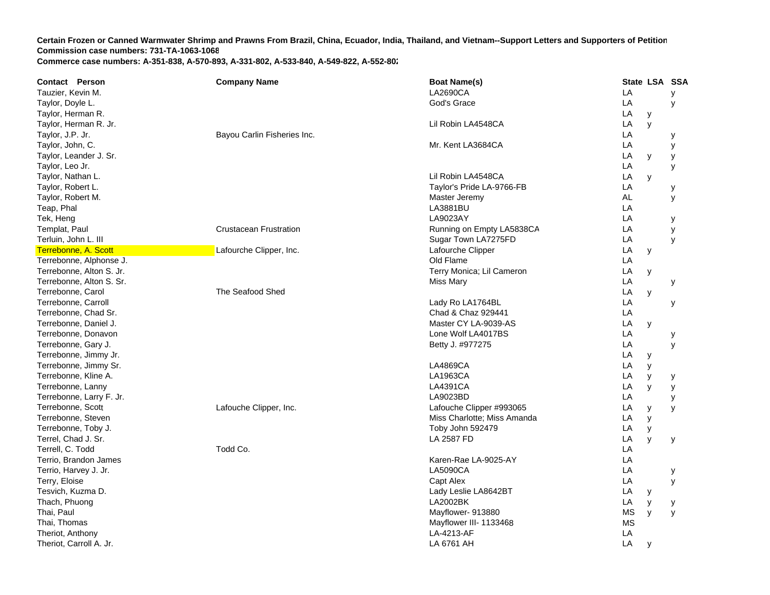**Certain Frozen or Canned Warmwater Shrimp and Prawns From Brazil, China, Ecuador, India, Thailand, and Vietnam--Support Letters and Supporters of Petition**
**Commission case numbers: 731-TA-1063-1068**
**Commerce case numbers: A-351-838, A-570-893, A-331-802, A-533-840, A-549-822, A-552-802**

| Contact Person | Company Name | Boat Name(s) | State | LSA | SSA |
|---|---|---|---|---|---|
| Tauzier, Kevin M. | | LA2690CA | LA | | y |
| Taylor, Doyle L. | | God's Grace | LA | | y |
| Taylor, Herman R. | | | LA | y | |
| Taylor, Herman R. Jr. | | Lil Robin LA4548CA | LA | y | |
| Taylor, J.P. Jr. | Bayou Carlin Fisheries Inc. | | LA | | y |
| Taylor, John, C. | | Mr. Kent LA3684CA | LA | | y |
| Taylor, Leander J. Sr. | | | LA | y | y |
| Taylor, Leo Jr. | | | LA | | y |
| Taylor, Nathan L. | | Lil Robin LA4548CA | LA | y | |
| Taylor, Robert L. | | Taylor's Pride LA-9766-FB | LA | | y |
| Taylor, Robert M. | | Master Jeremy | AL | | y |
| Teap, Phal | | LA3881BU | LA | | |
| Tek, Heng | | LA9023AY | LA | | y |
| Templat, Paul | Crustacean Frustration | Running on Empty LA5838CA | LA | | y |
| Terluin, John L. III | | Sugar Town LA7275FD | LA | | y |
| Terrebonne, A. Scott | Lafourche Clipper, Inc. | Lafourche Clipper | LA | y | |
| Terrebonne, Alphonse J. | | Old Flame | LA | | |
| Terrebonne, Alton S. Jr. | | Terry Monica; Lil Cameron | LA | y | |
| Terrebonne, Alton S. Sr. | | Miss Mary | LA | | y |
| Terrebonne, Carol | The Seafood Shed | | LA | y | |
| Terrebonne, Carroll | | Lady Ro LA1764BL | LA | | y |
| Terrebonne, Chad Sr. | | Chad & Chaz 929441 | LA | | |
| Terrebonne, Daniel J. | | Master CY LA-9039-AS | LA | y | |
| Terrebonne, Donavon | | Lone Wolf LA4017BS | LA | | y |
| Terrebonne, Gary J. | | Betty J. #977275 | LA | | y |
| Terrebonne, Jimmy Jr. | | | LA | y | |
| Terrebonne, Jimmy Sr. | | LA4869CA | LA | y | |
| Terrebonne, Kline A. | | LA1963CA | LA | y | y |
| Terrebonne, Lanny | | LA4391CA | LA | y | y |
| Terrebonne, Larry F. Jr. | | LA9023BD | LA | | y |
| Terrebonne, Scott | Lafouche Clipper, Inc. | Lafouche Clipper #993065 | LA | y | y |
| Terrebonne, Steven | | Miss Charlotte; Miss Amanda | LA | y | |
| Terrebonne, Toby J. | | Toby John 592479 | LA | y | |
| Terrel, Chad J. Sr. | | LA 2587 FD | LA | y | y |
| Terrell, C. Todd | Todd Co. | | LA | | |
| Terrio, Brandon James | | Karen-Rae LA-9025-AY | LA | | |
| Terrio, Harvey J. Jr. | | LA5090CA | LA | | y |
| Terry, Eloise | | Capt Alex | LA | | y |
| Tesvich, Kuzma D. | | Lady Leslie LA8642BT | LA | y | |
| Thach, Phuong | | LA2002BK | LA | y | y |
| Thai, Paul | | Mayflower- 913880 | MS | y | y |
| Thai, Thomas | | Mayflower III- 1133468 | MS | | |
| Theriot, Anthony | | LA-4213-AF | LA | | |
| Theriot, Carroll A. Jr. | | LA 6761 AH | LA | y | |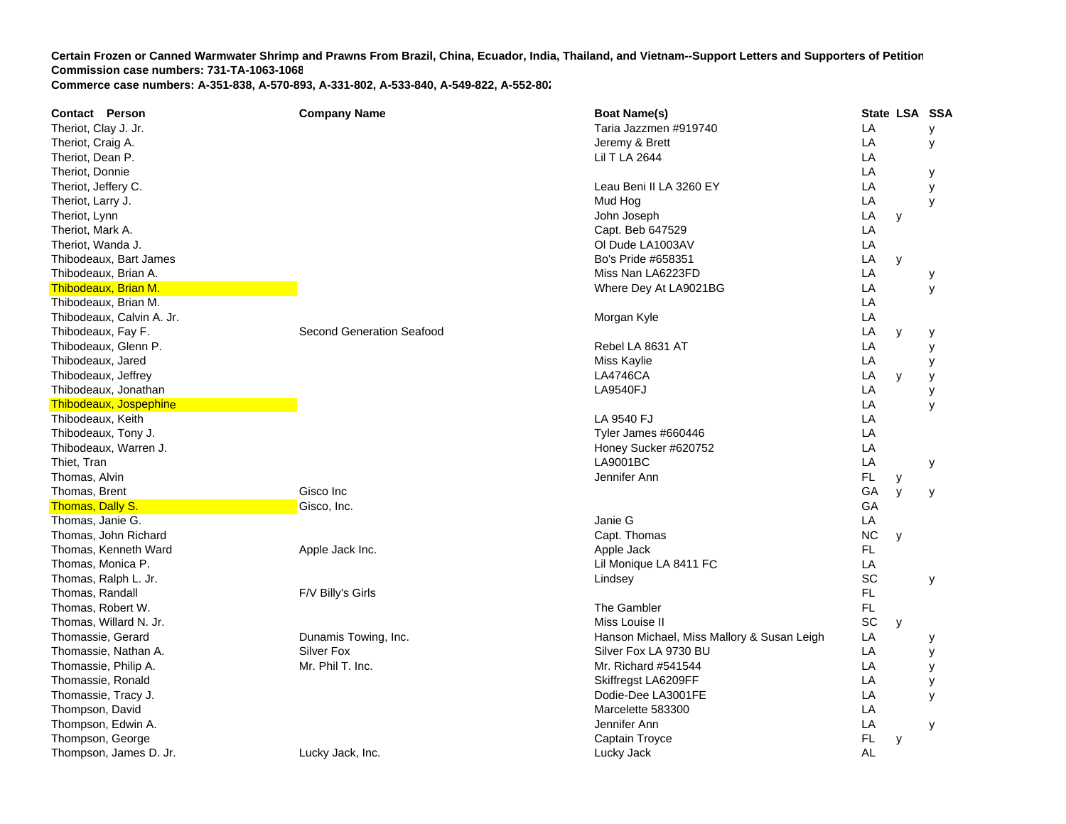**Certain Frozen or Canned Warmwater Shrimp and Prawns From Brazil, China, Ecuador, India, Thailand, and Vietnam--Support Letters and Supporters of Petition**
**Commission case numbers: 731-TA-1063-1068**
**Commerce case numbers: A-351-838, A-570-893, A-331-802, A-533-840, A-549-822, A-552-802**

| Contact Person | Company Name | Boat Name(s) | State | LSA | SSA |
|---|---|---|---|---|---|
| Theriot, Clay J. Jr. | | Taria Jazzmen #919740 | LA | | y |
| Theriot, Craig A. | | Jeremy & Brett | LA | | y |
| Theriot, Dean P. | | Lil T LA 2644 | LA | | |
| Theriot, Donnie | | | LA | | y |
| Theriot, Jeffery C. | | Leau Beni II LA 3260 EY | LA | | y |
| Theriot, Larry J. | | Mud Hog | LA | | y |
| Theriot, Lynn | | John Joseph | LA | y | |
| Theriot, Mark A. | | Capt. Beb 647529 | LA | | |
| Theriot, Wanda J. | | Ol Dude LA1003AV | LA | | |
| Thibodeaux, Bart James | | Bo's Pride #658351 | LA | y | |
| Thibodeaux, Brian A. | | Miss Nan LA6223FD | LA | | y |
| Thibodeaux, Brian M. | | Where Dey At LA9021BG | LA | | y |
| Thibodeaux, Brian M. | | | LA | | |
| Thibodeaux, Calvin A. Jr. | | Morgan Kyle | LA | | |
| Thibodeaux, Fay F. | Second Generation Seafood | | LA | y | y |
| Thibodeaux, Glenn P. | | Rebel LA 8631 AT | LA | | y |
| Thibodeaux, Jared | | Miss Kaylie | LA | | y |
| Thibodeaux, Jeffrey | | LA4746CA | LA | y | y |
| Thibodeaux, Jonathan | | LA9540FJ | LA | | y |
| Thibodeaux, Jospephine | | | LA | | y |
| Thibodeaux, Keith | | LA 9540 FJ | LA | | |
| Thibodeaux, Tony J. | | Tyler James #660446 | LA | | |
| Thibodeaux, Warren J. | | Honey Sucker #620752 | LA | | |
| Thiet, Tran | | LA9001BC | LA | | y |
| Thomas, Alvin | | Jennifer Ann | FL | y | |
| Thomas, Brent | Gisco Inc | | GA | y | y |
| Thomas, Dally S. | Gisco, Inc. | | GA | | |
| Thomas, Janie G. | | Janie G | LA | | |
| Thomas, John Richard | | Capt. Thomas | NC | y | |
| Thomas, Kenneth Ward | Apple Jack Inc. | Apple Jack | FL | | |
| Thomas, Monica P. | | Lil Monique LA 8411 FC | LA | | |
| Thomas, Ralph L. Jr. | | Lindsey | SC | | y |
| Thomas, Randall | F/V Billy's Girls | | FL | | |
| Thomas, Robert W. | | The Gambler | FL | | |
| Thomas, Willard N. Jr. | | Miss Louise II | SC | y | |
| Thomassie, Gerard | Dunamis Towing, Inc. | Hanson Michael, Miss Mallory & Susan Leigh | LA | | y |
| Thomassie, Nathan A. | Silver Fox | Silver Fox LA 9730 BU | LA | | y |
| Thomassie, Philip A. | Mr. Phil T. Inc. | Mr. Richard #541544 | LA | | y |
| Thomassie, Ronald | | Skiffregst LA6209FF | LA | | y |
| Thomassie, Tracy J. | | Dodie-Dee LA3001FE | LA | | y |
| Thompson, David | | Marcelette 583300 | LA | | |
| Thompson, Edwin A. | | Jennifer Ann | LA | | y |
| Thompson, George | | Captain Troyce | FL | y | |
| Thompson, James D. Jr. | Lucky Jack, Inc. | Lucky Jack | AL | | |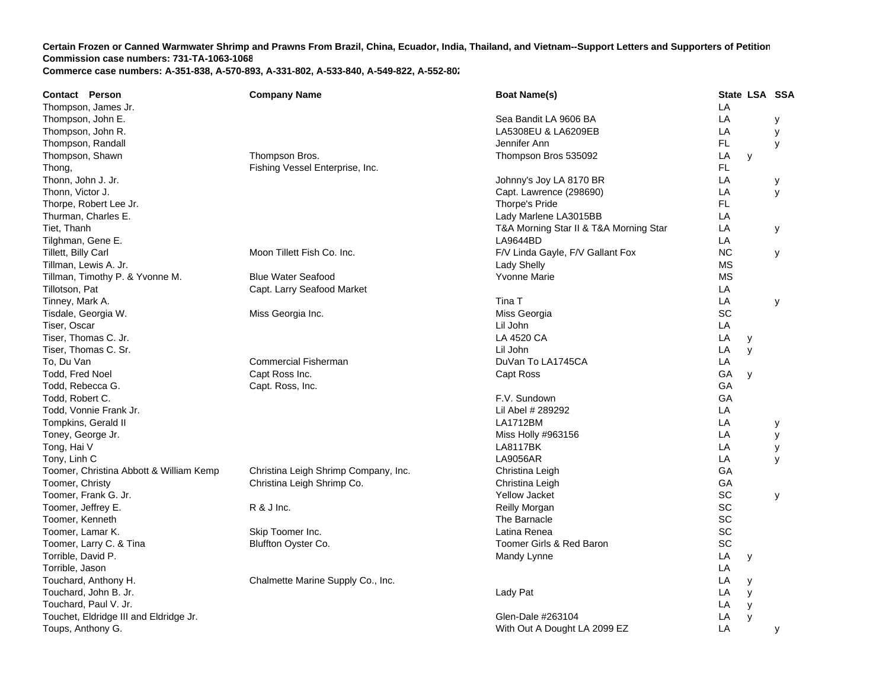**Certain Frozen or Canned Warmwater Shrimp and Prawns From Brazil, China, Ecuador, India, Thailand, and Vietnam--Support Letters and Supporters of Petition**
**Commission case numbers: 731-TA-1063-1068**
**Commerce case numbers: A-351-838, A-570-893, A-331-802, A-533-840, A-549-822, A-552-802**

| Contact Person | Company Name | Boat Name(s) | State | LSA | SSA |
|---|---|---|---|---|---|
| Thompson, James Jr. | | | LA | | |
| Thompson, John E. | | Sea Bandit LA 9606 BA | LA | | y |
| Thompson, John R. | | LA5308EU & LA6209EB | LA | | y |
| Thompson, Randall | | Jennifer Ann | FL | | y |
| Thompson, Shawn | Thompson Bros. | Thompson Bros 535092 | LA | y | |
| Thong, | Fishing Vessel Enterprise, Inc. | | FL | | |
| Thonn, John J. Jr. | | Johnny's Joy LA 8170 BR | LA | | y |
| Thonn, Victor J. | | Capt. Lawrence (298690) | LA | | y |
| Thorpe, Robert Lee Jr. | | Thorpe's Pride | FL | | |
| Thurman, Charles E. | | Lady Marlene LA3015BB | LA | | |
| Tiet, Thanh | | T&A Morning Star II & T&A Morning Star | LA | | y |
| Tilghman, Gene E. | | LA9644BD | LA | | |
| Tillett, Billy Carl | Moon Tillett Fish Co. Inc. | F/V Linda Gayle, F/V Gallant Fox | NC | | y |
| Tillman, Lewis A. Jr. | | Lady Shelly | MS | | |
| Tillman, Timothy P. & Yvonne M. | Blue Water Seafood | Yvonne Marie | MS | | |
| Tillotson, Pat | Capt. Larry Seafood Market | | LA | | |
| Tinney, Mark A. | | Tina T | LA | | y |
| Tisdale, Georgia W. | Miss Georgia Inc. | Miss Georgia | SC | | |
| Tiser, Oscar | | Lil John | LA | | |
| Tiser, Thomas C. Jr. | | LA 4520 CA | LA | y | |
| Tiser, Thomas C. Sr. | | Lil John | LA | y | |
| To, Du Van | Commercial Fisherman | DuVan To LA1745CA | LA | | |
| Todd, Fred Noel | Capt Ross Inc. | Capt Ross | GA | y | |
| Todd, Rebecca G. | Capt. Ross, Inc. | | GA | | |
| Todd, Robert C. | | F.V. Sundown | GA | | |
| Todd, Vonnie Frank Jr. | | Lil Abel # 289292 | LA | | |
| Tompkins, Gerald II | | LA1712BM | LA | | y |
| Toney, George Jr. | | Miss Holly #963156 | LA | | y |
| Tong, Hai V | | LA8117BK | LA | | y |
| Tony, Linh C | | LA9056AR | LA | | y |
| Toomer, Christina Abbott & William Kemp | Christina Leigh Shrimp Company, Inc. | Christina Leigh | GA | | |
| Toomer, Christy | Christina Leigh Shrimp Co. | Christina Leigh | GA | | |
| Toomer, Frank G. Jr. | | Yellow Jacket | SC | | y |
| Toomer, Jeffrey E. | R & J Inc. | Reilly Morgan | SC | | |
| Toomer, Kenneth | | The Barnacle | SC | | |
| Toomer, Lamar K. | Skip Toomer Inc. | Latina Renea | SC | | |
| Toomer, Larry C. & Tina | Bluffton Oyster Co. | Toomer Girls & Red Baron | SC | | |
| Torrible, David P. | | Mandy Lynne | LA | y | |
| Torrible, Jason | | | LA | | |
| Touchard, Anthony H. | Chalmette Marine Supply Co., Inc. | | LA | y | |
| Touchard, John B. Jr. | | Lady Pat | LA | y | |
| Touchard, Paul V. Jr. | | | LA | y | |
| Touchet, Eldridge III and Eldridge Jr. | | Glen-Dale #263104 | LA | y | |
| Toups, Anthony G. | | With Out A Dought LA 2099 EZ | LA | | y |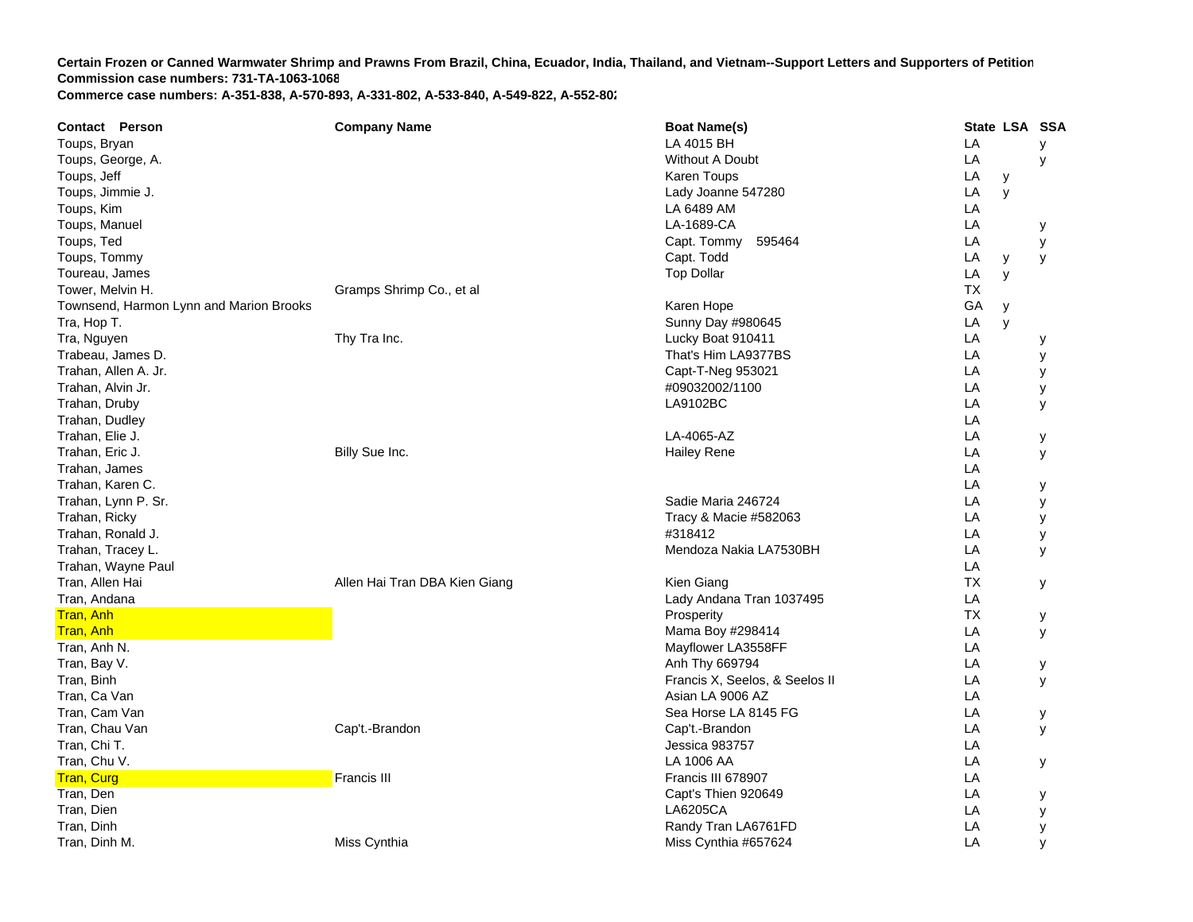**Certain Frozen or Canned Warmwater Shrimp and Prawns From Brazil, China, Ecuador, India, Thailand, and Vietnam--Support Letters and Supporters of Petition**
**Commission case numbers: 731-TA-1063-1068**
**Commerce case numbers: A-351-838, A-570-893, A-331-802, A-533-840, A-549-822, A-552-802**

| Contact Person | Company Name | Boat Name(s) | State | LSA | SSA |
|---|---|---|---|---|---|
| Toups, Bryan | | LA 4015 BH | LA | | y |
| Toups, George, A. | | Without A Doubt | LA | | y |
| Toups, Jeff | | Karen Toups | LA | y | |
| Toups, Jimmie J. | | Lady Joanne 547280 | LA | y | |
| Toups, Kim | | LA 6489 AM | LA | | |
| Toups, Manuel | | LA-1689-CA | LA | | y |
| Toups, Ted | | Capt. Tommy 595464 | LA | | y |
| Toups, Tommy | | Capt. Todd | LA | y | y |
| Toureau, James | | Top Dollar | LA | y | |
| Tower, Melvin H. | Gramps Shrimp Co., et al | | TX | | |
| Townsend, Harmon Lynn and Marion Brooks | | Karen Hope | GA | y | |
| Tra, Hop T. | | Sunny Day #980645 | LA | y | |
| Tra, Nguyen | Thy Tra Inc. | Lucky Boat 910411 | LA | | y |
| Trabeau, James D. | | That's Him LA9377BS | LA | | y |
| Trahan, Allen A. Jr. | | Capt-T-Neg 953021 | LA | | y |
| Trahan, Alvin Jr. | | #09032002/1100 | LA | | y |
| Trahan, Druby | | LA9102BC | LA | | y |
| Trahan, Dudley | | | LA | | |
| Trahan, Elie J. | | LA-4065-AZ | LA | | y |
| Trahan, Eric J. | Billy Sue Inc. | Hailey Rene | LA | | y |
| Trahan, James | | | LA | | |
| Trahan, Karen C. | | | LA | | y |
| Trahan, Lynn P. Sr. | | Sadie Maria 246724 | LA | | y |
| Trahan, Ricky | | Tracy & Macie #582063 | LA | | y |
| Trahan, Ronald J. | | #318412 | LA | | y |
| Trahan, Tracey L. | | Mendoza Nakia LA7530BH | LA | | y |
| Trahan, Wayne Paul | | | LA | | |
| Tran, Allen Hai | Allen Hai Tran DBA Kien Giang | Kien Giang | TX | | y |
| Tran, Andana | | Lady Andana Tran 1037495 | LA | | |
| Tran, Anh | | Prosperity | TX | | y |
| Tran, Anh | | Mama Boy #298414 | LA | | y |
| Tran, Anh N. | | Mayflower LA3558FF | LA | | |
| Tran, Bay V. | | Anh Thy 669794 | LA | | y |
| Tran, Binh | | Francis X, Seelos, & Seelos II | LA | | y |
| Tran, Ca Van | | Asian LA 9006 AZ | LA | | |
| Tran, Cam Van | | Sea Horse LA 8145 FG | LA | | y |
| Tran, Chau Van | Cap't.-Brandon | Cap't.-Brandon | LA | | y |
| Tran, Chi T. | | Jessica 983757 | LA | | |
| Tran, Chu V. | | LA 1006 AA | LA | | y |
| Tran, Curg | Francis III | Francis III 678907 | LA | | |
| Tran, Den | | Capt's Thien 920649 | LA | | y |
| Tran, Dien | | LA6205CA | LA | | y |
| Tran, Dinh | | Randy Tran LA6761FD | LA | | y |
| Tran, Dinh M. | Miss Cynthia | Miss Cynthia #657624 | LA | | y |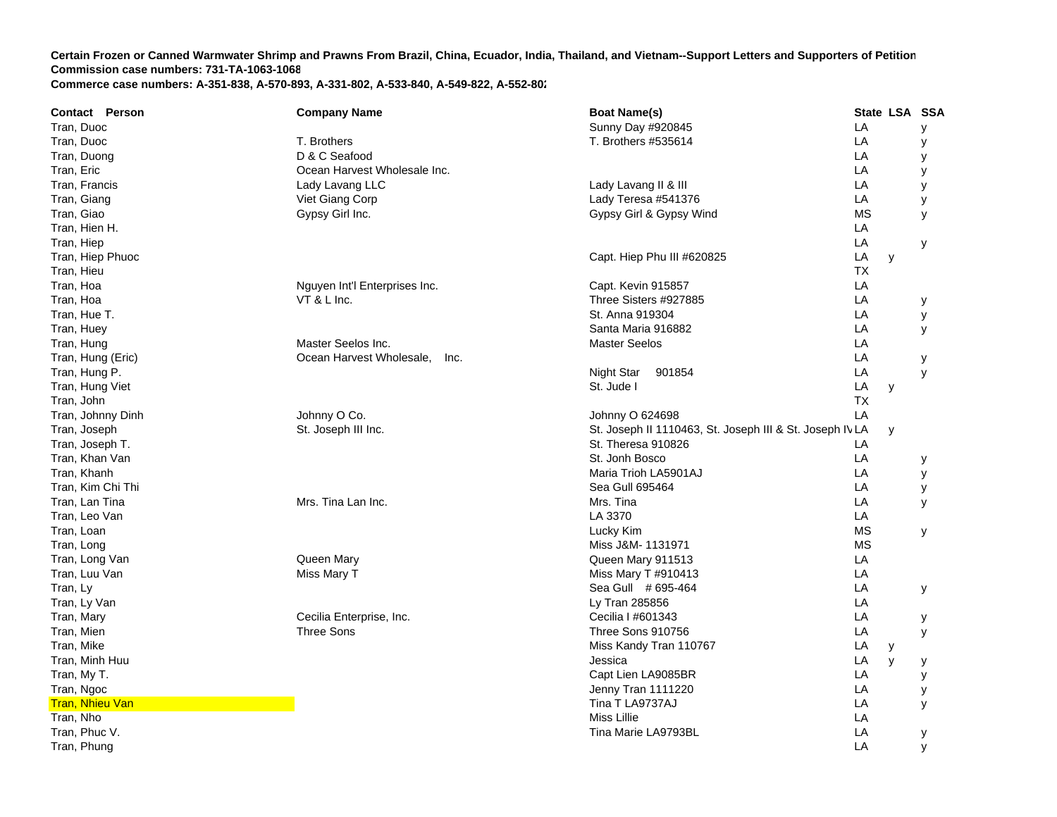**Certain Frozen or Canned Warmwater Shrimp and Prawns From Brazil, China, Ecuador, India, Thailand, and Vietnam--Support Letters and Supporters of Petition**
**Commission case numbers: 731-TA-1063-1068**
**Commerce case numbers: A-351-838, A-570-893, A-331-802, A-533-840, A-549-822, A-552-802**

| Contact Person | Company Name | Boat Name(s) | State | LSA | SSA |
|---|---|---|---|---|---|
| Tran, Duoc | | Sunny Day #920845 | LA | | y |
| Tran, Duoc | T. Brothers | T. Brothers #535614 | LA | | y |
| Tran, Duong | D & C Seafood | | LA | | y |
| Tran, Eric | Ocean Harvest Wholesale Inc. | | LA | | y |
| Tran, Francis | Lady Lavang LLC | Lady Lavang II & III | LA | | y |
| Tran, Giang | Viet Giang Corp | Lady Teresa #541376 | LA | | y |
| Tran, Giao | Gypsy Girl Inc. | Gypsy Girl & Gypsy Wind | MS | | y |
| Tran, Hien H. | | | LA | | |
| Tran, Hiep | | | LA | | y |
| Tran, Hiep Phuoc | | Capt. Hiep Phu III #620825 | LA | y | |
| Tran, Hieu | | | TX | | |
| Tran, Hoa | Nguyen Int'l Enterprises Inc. | Capt. Kevin 915857 | LA | | |
| Tran, Hoa | VT & L Inc. | Three Sisters #927885 | LA | | y |
| Tran, Hue T. | | St. Anna 919304 | LA | | y |
| Tran, Huey | | Santa Maria 916882 | LA | | y |
| Tran, Hung | Master Seelos Inc. | Master Seelos | LA | | |
| Tran, Hung (Eric) | Ocean Harvest Wholesale, Inc. | | LA | | y |
| Tran, Hung P. | | Night Star 901854 | LA | | y |
| Tran, Hung Viet | | St. Jude I | LA | y | |
| Tran, John | | | TX | | |
| Tran, Johnny Dinh | Johnny O Co. | Johnny O 624698 | LA | | |
| Tran, Joseph | St. Joseph III Inc. | St. Joseph II 1110463, St. Joseph III & St. Joseph IV | LA | y | |
| Tran, Joseph T. | | St. Theresa 910826 | LA | | |
| Tran, Khan Van | | St. Jonh Bosco | LA | | y |
| Tran, Khanh | | Maria Trioh LA5901AJ | LA | | y |
| Tran, Kim Chi Thi | | Sea Gull 695464 | LA | | y |
| Tran, Lan Tina | Mrs. Tina Lan Inc. | Mrs. Tina | LA | | y |
| Tran, Leo Van | | LA 3370 | LA | | |
| Tran, Loan | | Lucky Kim | MS | | y |
| Tran, Long | | Miss J&M- 1131971 | MS | | |
| Tran, Long Van | Queen Mary | Queen Mary 911513 | LA | | |
| Tran, Luu Van | Miss Mary T | Miss Mary T #910413 | LA | | |
| Tran, Ly | | Sea Gull # 695-464 | LA | | y |
| Tran, Ly Van | | Ly Tran 285856 | LA | | |
| Tran, Mary | Cecilia Enterprise, Inc. | Cecilia I #601343 | LA | | y |
| Tran, Mien | Three Sons | Three Sons 910756 | LA | | y |
| Tran, Mike | | Miss Kandy Tran 110767 | LA | y | |
| Tran, Minh Huu | | Jessica | LA | y | y |
| Tran, My T. | | Capt Lien LA9085BR | LA | | y |
| Tran, Ngoc | | Jenny Tran 1111220 | LA | | y |
| Tran, Nhieu Van | | Tina T LA9737AJ | LA | | y |
| Tran, Nho | | Miss Lillie | LA | | |
| Tran, Phuc V. | | Tina Marie LA9793BL | LA | | y |
| Tran, Phung | | | LA | | y |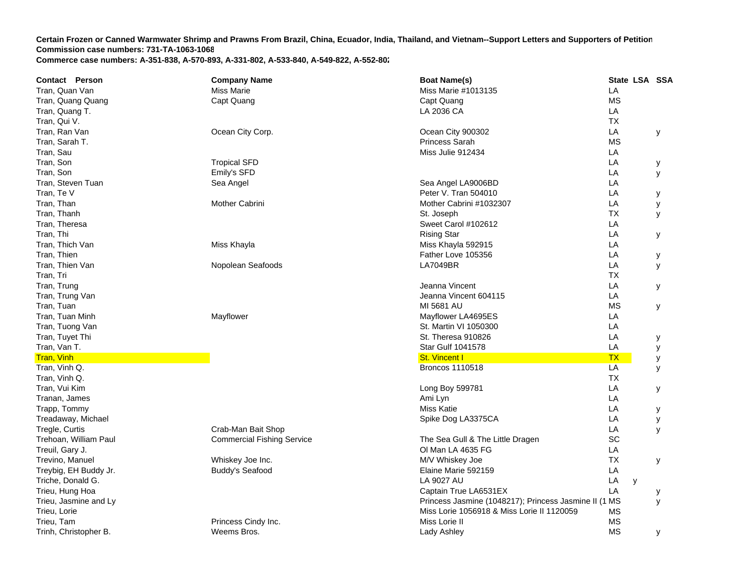**Certain Frozen or Canned Warmwater Shrimp and Prawns From Brazil, China, Ecuador, India, Thailand, and Vietnam--Support Letters and Supporters of Petition**
**Commission case numbers: 731-TA-1063-1068**
**Commerce case numbers: A-351-838, A-570-893, A-331-802, A-533-840, A-549-822, A-552-802**

| Contact Person | Company Name | Boat Name(s) | State | LSA | SSA |
|---|---|---|---|---|---|
| Tran, Quan Van | Miss Marie | Miss Marie #1013135 | LA | | |
| Tran, Quang Quang | Capt Quang | Capt Quang | MS | | |
| Tran, Quang T. | | LA 2036 CA | LA | | |
| Tran, Qui V. | | | TX | | |
| Tran, Ran Van | Ocean City Corp. | Ocean City 900302 | LA | | y |
| Tran, Sarah T. | | Princess Sarah | MS | | |
| Tran, Sau | | Miss Julie 912434 | LA | | |
| Tran, Son | Tropical SFD | | LA | | y |
| Tran, Son | Emily's SFD | | LA | | y |
| Tran, Steven Tuan | Sea Angel | Sea Angel LA9006BD | LA | | |
| Tran, Te V | | Peter V. Tran 504010 | LA | | y |
| Tran, Than | Mother Cabrini | Mother Cabrini #1032307 | LA | | y |
| Tran, Thanh | | St. Joseph | TX | | y |
| Tran, Theresa | | Sweet Carol #102612 | LA | | |
| Tran, Thi | | Rising Star | LA | | y |
| Tran, Thich Van | Miss Khayla | Miss Khayla 592915 | LA | | |
| Tran, Thien | | Father Love 105356 | LA | | y |
| Tran, Thien Van | Nopolean Seafoods | LA7049BR | LA | | y |
| Tran, Tri | | | TX | | |
| Tran, Trung | | Jeanna Vincent | LA | | y |
| Tran, Trung Van | | Jeanna Vincent 604115 | LA | | |
| Tran, Tuan | | MI 5681 AU | MS | | y |
| Tran, Tuan Minh | Mayflower | Mayflower LA4695ES | LA | | |
| Tran, Tuong Van | | St. Martin VI 1050300 | LA | | |
| Tran, Tuyet Thi | | St. Theresa 910826 | LA | | y |
| Tran, Van T. | | Star Gulf 1041578 | LA | | y |
| Tran, Vinh | | St. Vincent I | TX | | y |
| Tran, Vinh Q. | | Broncos 1110518 | LA | | y |
| Tran, Vinh Q. | | | TX | | |
| Tran, Vui Kim | | Long Boy 599781 | LA | | y |
| Tranan, James | | Ami Lyn | LA | | |
| Trapp, Tommy | | Miss Katie | LA | | y |
| Treadaway, Michael | | Spike Dog LA3375CA | LA | | y |
| Tregle, Curtis | Crab-Man Bait Shop | | LA | | y |
| Trehoan, William Paul | Commercial Fishing Service | The Sea Gull & The Little Dragen | SC | | |
| Treuil, Gary J. | | Ol Man LA 4635 FG | LA | | |
| Trevino, Manuel | Whiskey Joe Inc. | M/V Whiskey Joe | TX | | y |
| Treybig, EH Buddy Jr. | Buddy's Seafood | Elaine Marie 592159 | LA | | |
| Triche, Donald G. | | LA 9027 AU | LA | y | |
| Trieu, Hung Hoa | | Captain True LA6531EX | LA | | y |
| Trieu, Jasmine and Ly | | Princess Jasmine (1048217); Princess Jasmine II (1 | MS | | y |
| Trieu, Lorie | | Miss Lorie 1056918 & Miss Lorie II 1120059 | MS | | |
| Trieu, Tam | Princess Cindy Inc. | Miss Lorie II | MS | | |
| Trinh, Christopher B. | Weems Bros. | Lady Ashley | MS | | y |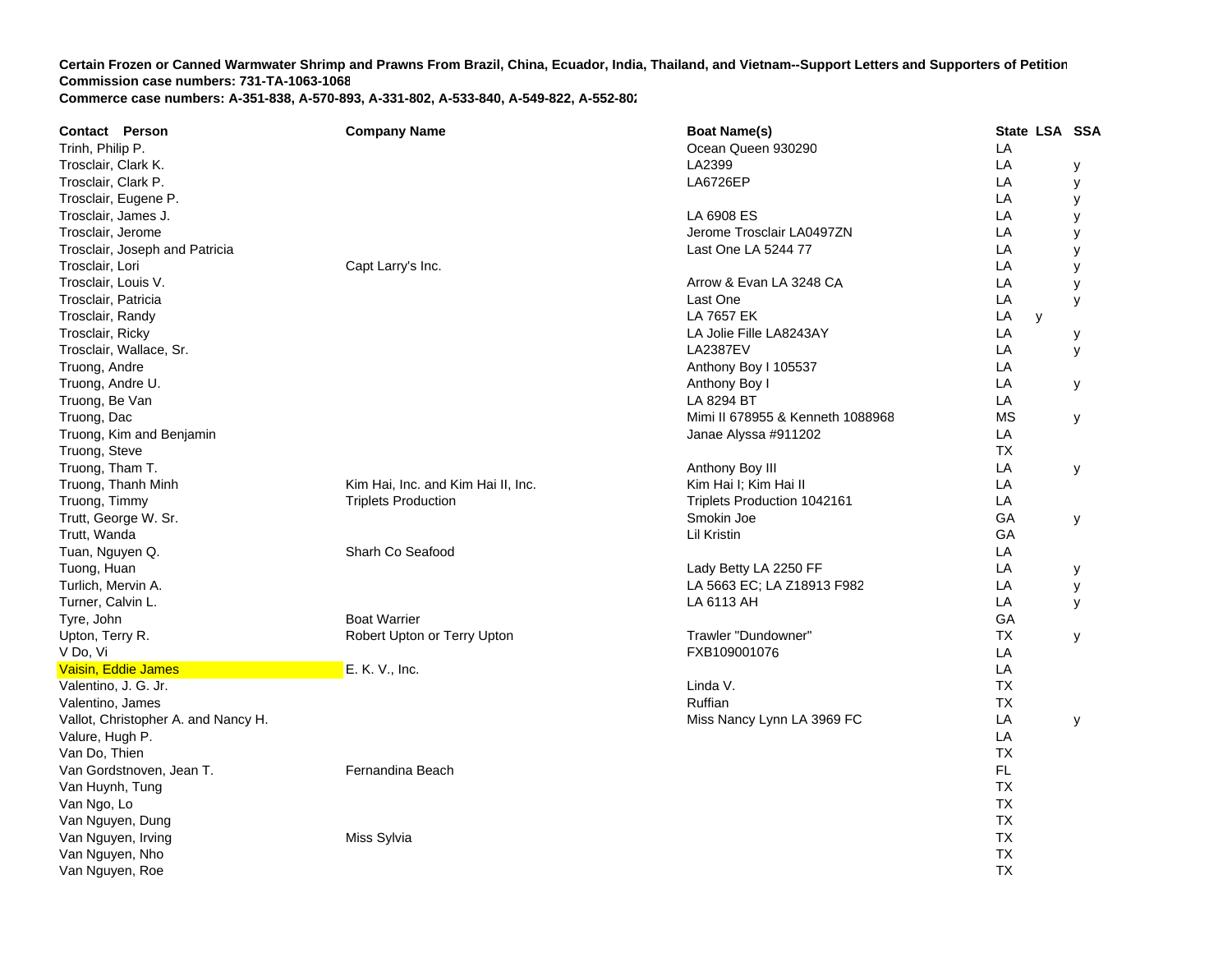**Certain Frozen or Canned Warmwater Shrimp and Prawns From Brazil, China, Ecuador, India, Thailand, and Vietnam--Support Letters and Supporters of Petition**
**Commission case numbers: 731-TA-1063-1068**
**Commerce case numbers: A-351-838, A-570-893, A-331-802, A-533-840, A-549-822, A-552-802**

| Contact Person | Company Name | Boat Name(s) | State | LSA | SSA |
|---|---|---|---|---|---|
| Trinh, Philip P. | | Ocean Queen 930290 | LA | | |
| Trosclair, Clark K. | | LA2399 | LA | | y |
| Trosclair, Clark P. | | LA6726EP | LA | | y |
| Trosclair, Eugene P. | | | LA | | y |
| Trosclair, James J. | | LA 6908 ES | LA | | y |
| Trosclair, Jerome | | Jerome Trosclair LA0497ZN | LA | | y |
| Trosclair, Joseph and Patricia | | Last One LA 5244 77 | LA | | y |
| Trosclair, Lori | Capt Larry's Inc. | | LA | | y |
| Trosclair, Louis V. | | Arrow & Evan LA 3248 CA | LA | | y |
| Trosclair, Patricia | | Last One | LA | | y |
| Trosclair, Randy | | LA 7657 EK | LA | y | |
| Trosclair, Ricky | | LA Jolie Fille LA8243AY | LA | | y |
| Trosclair, Wallace, Sr. | | LA2387EV | LA | | y |
| Truong, Andre | | Anthony Boy I 105537 | LA | | |
| Truong, Andre U. | | Anthony Boy I | LA | | y |
| Truong, Be Van | | LA 8294 BT | LA | | |
| Truong, Dac | | Mimi II 678955 & Kenneth 1088968 | MS | | y |
| Truong, Kim and Benjamin | | Janae Alyssa #911202 | LA | | |
| Truong, Steve | | | TX | | |
| Truong, Tham T. | | Anthony Boy III | LA | | y |
| Truong, Thanh Minh | Kim Hai, Inc. and Kim Hai II, Inc. | Kim Hai I; Kim Hai II | LA | | |
| Truong, Timmy | Triplets Production | Triplets Production 1042161 | LA | | |
| Trutt, George W. Sr. | | Smokin Joe | GA | | y |
| Trutt, Wanda | | Lil Kristin | GA | | |
| Tuan, Nguyen Q. | Sharh Co Seafood | | LA | | |
| Tuong, Huan | | Lady Betty LA 2250 FF | LA | | y |
| Turlich, Mervin A. | | LA 5663 EC; LA Z18913 F982 | LA | | y |
| Turner, Calvin L. | | LA 6113 AH | LA | | y |
| Tyre, John | Boat Warrier | | GA | | |
| Upton, Terry R. | Robert Upton or Terry Upton | Trawler "Dundowner" | TX | | y |
| V Do, Vi | | FXB109001076 | LA | | |
| Vaisin, Eddie James | E. K. V., Inc. | | LA | | |
| Valentino, J. G. Jr. | | Linda V. | TX | | |
| Valentino, James | | Ruffian | TX | | |
| Vallot, Christopher A. and Nancy H. | | Miss Nancy Lynn LA 3969 FC | LA | | y |
| Valure, Hugh P. | | | LA | | |
| Van Do, Thien | | | TX | | |
| Van Gordstnoven, Jean T. | Fernandina Beach | | FL | | |
| Van Huynh, Tung | | | TX | | |
| Van Ngo, Lo | | | TX | | |
| Van Nguyen, Dung | | | TX | | |
| Van Nguyen, Irving | Miss Sylvia | | TX | | |
| Van Nguyen, Nho | | | TX | | |
| Van Nguyen, Roe | | | TX | | |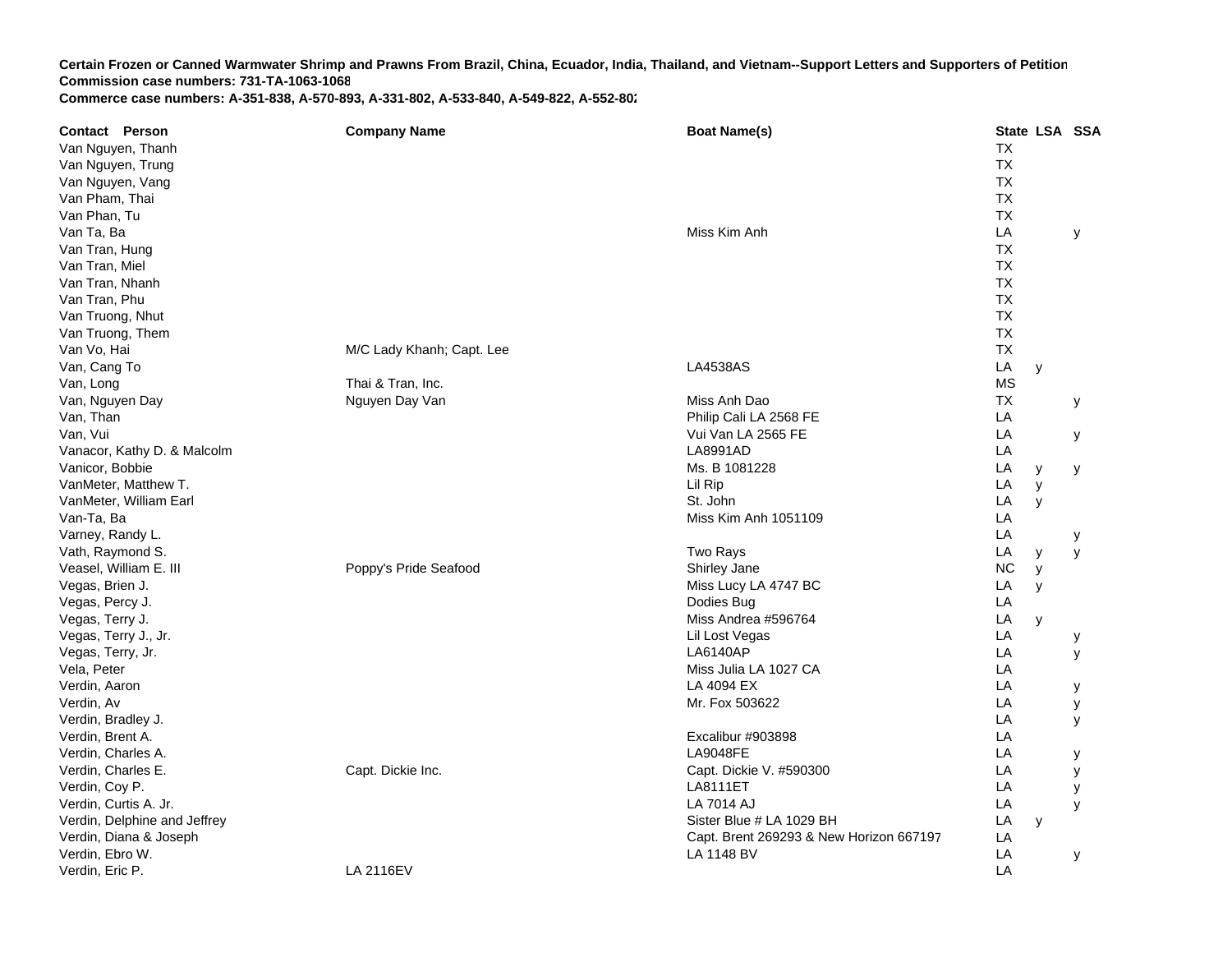**Certain Frozen or Canned Warmwater Shrimp and Prawns From Brazil, China, Ecuador, India, Thailand, and Vietnam--Support Letters and Supporters of Petition**
**Commission case numbers: 731-TA-1063-1068**
**Commerce case numbers: A-351-838, A-570-893, A-331-802, A-533-840, A-549-822, A-552-802**

| Contact Person | Company Name | Boat Name(s) | State | LSA | SSA |
|---|---|---|---|---|---|
| Van Nguyen, Thanh | | | TX | | |
| Van Nguyen, Trung | | | TX | | |
| Van Nguyen, Vang | | | TX | | |
| Van Pham, Thai | | | TX | | |
| Van Phan, Tu | | | TX | | |
| Van Ta, Ba | | Miss Kim Anh | LA | | y |
| Van Tran, Hung | | | TX | | |
| Van Tran, Miel | | | TX | | |
| Van Tran, Nhanh | | | TX | | |
| Van Tran, Phu | | | TX | | |
| Van Truong, Nhut | | | TX | | |
| Van Truong, Them | | | TX | | |
| Van Vo, Hai | M/C Lady Khanh; Capt. Lee | | TX | | |
| Van, Cang To | | LA4538AS | LA | y | |
| Van, Long | Thai & Tran, Inc. | | MS | | |
| Van, Nguyen Day | Nguyen Day Van | Miss Anh Dao | TX | | y |
| Van, Than | | Philip Cali LA 2568 FE | LA | | |
| Van, Vui | | Vui Van LA 2565 FE | LA | | y |
| Vanacor, Kathy D. & Malcolm | | LA8991AD | LA | | |
| Vanicor, Bobbie | | Ms. B 1081228 | LA | y | y |
| VanMeter, Matthew T. | | Lil Rip | LA | y | |
| VanMeter, William Earl | | St. John | LA | y | |
| Van-Ta, Ba | | Miss Kim Anh 1051109 | LA | | |
| Varney, Randy L. | | | LA | | y |
| Vath, Raymond S. | | Two Rays | LA | y | y |
| Veasel, William E. III | Poppy's Pride Seafood | Shirley Jane | NC | y | |
| Vegas, Brien J. | | Miss Lucy LA 4747 BC | LA | y | |
| Vegas, Percy J. | | Dodies Bug | LA | | |
| Vegas, Terry J. | | Miss Andrea #596764 | LA | y | |
| Vegas, Terry J., Jr. | | Lil Lost Vegas | LA | | y |
| Vegas, Terry, Jr. | | LA6140AP | LA | | y |
| Vela, Peter | | Miss Julia LA 1027 CA | LA | | |
| Verdin, Aaron | | LA 4094 EX | LA | | y |
| Verdin, Av | | Mr. Fox 503622 | LA | | y |
| Verdin, Bradley J. | | | LA | | y |
| Verdin, Brent A. | | Excalibur #903898 | LA | | |
| Verdin, Charles A. | | LA9048FE | LA | | y |
| Verdin, Charles E. | Capt. Dickie Inc. | Capt. Dickie V. #590300 | LA | | y |
| Verdin, Coy P. | | LA8111ET | LA | | y |
| Verdin, Curtis A. Jr. | | LA 7014 AJ | LA | | y |
| Verdin, Delphine and Jeffrey | | Sister Blue # LA 1029 BH | LA | y | |
| Verdin, Diana & Joseph | | Capt. Brent 269293 & New Horizon 667197 | LA | | |
| Verdin, Ebro W. | | LA 1148 BV | LA | | y |
| Verdin, Eric P. | LA 2116EV | | LA | | |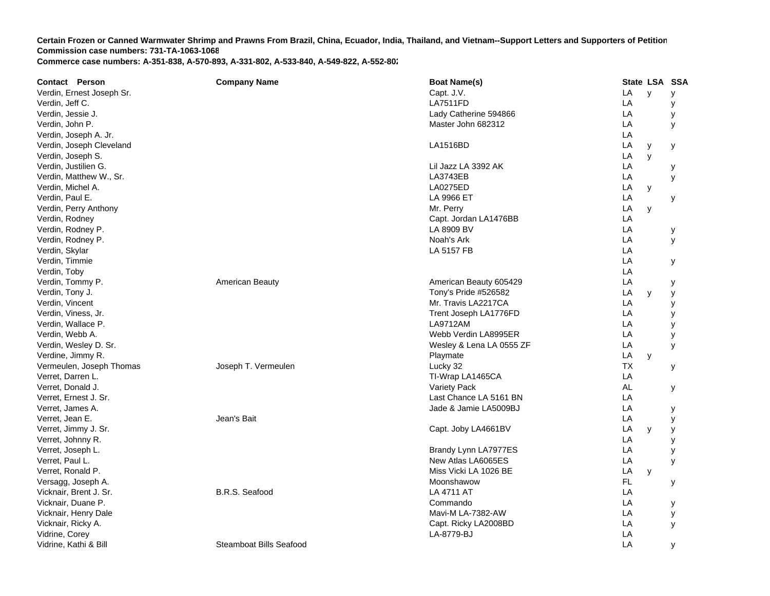**Certain Frozen or Canned Warmwater Shrimp and Prawns From Brazil, China, Ecuador, India, Thailand, and Vietnam--Support Letters and Supporters of Petition**
**Commission case numbers: 731-TA-1063-1068**
**Commerce case numbers: A-351-838, A-570-893, A-331-802, A-533-840, A-549-822, A-552-802**

| Contact Person | Company Name | Boat Name(s) | State | LSA | SSA |
|---|---|---|---|---|---|
| Verdin, Ernest Joseph Sr. | | Capt. J.V. | LA | y | y |
| Verdin, Jeff C. | | LA7511FD | LA | | y |
| Verdin, Jessie J. | | Lady Catherine 594866 | LA | | y |
| Verdin, John P. | | Master John 682312 | LA | | y |
| Verdin, Joseph A. Jr. | | | LA | | |
| Verdin, Joseph Cleveland | | LA1516BD | LA | y | y |
| Verdin, Joseph S. | | | LA | y | |
| Verdin, Justilien G. | | Lil Jazz LA 3392 AK | LA | | y |
| Verdin, Matthew W., Sr. | | LA3743EB | LA | | y |
| Verdin, Michel A. | | LA0275ED | LA | y | |
| Verdin, Paul E. | | LA 9966 ET | LA | | y |
| Verdin, Perry Anthony | | Mr. Perry | LA | y | |
| Verdin, Rodney | | Capt. Jordan LA1476BB | LA | | |
| Verdin, Rodney P. | | LA 8909 BV | LA | | y |
| Verdin, Rodney P. | | Noah's Ark | LA | | y |
| Verdin, Skylar | | LA 5157 FB | LA | | |
| Verdin, Timmie | | | LA | | y |
| Verdin, Toby | | | LA | | |
| Verdin, Tommy P. | American Beauty | American Beauty 605429 | LA | | y |
| Verdin, Tony J. | | Tony's Pride #526582 | LA | y | y |
| Verdin, Vincent | | Mr. Travis LA2217CA | LA | | y |
| Verdin, Viness, Jr. | | Trent Joseph LA1776FD | LA | | y |
| Verdin, Wallace P. | | LA9712AM | LA | | y |
| Verdin, Webb A. | | Webb Verdin LA8995ER | LA | | y |
| Verdin, Wesley D. Sr. | | Wesley & Lena LA 0555 ZF | LA | | y |
| Verdine, Jimmy R. | | Playmate | LA | y | |
| Vermeulen, Joseph Thomas | Joseph T. Vermeulen | Lucky 32 | TX | | y |
| Verret, Darren L. | | TI-Wrap LA1465CA | LA | | |
| Verret, Donald J. | | Variety Pack | AL | | y |
| Verret, Ernest J. Sr. | | Last Chance LA 5161 BN | LA | | |
| Verret, James A. | | Jade & Jamie LA5009BJ | LA | | y |
| Verret, Jean E. | Jean's Bait | | LA | | y |
| Verret, Jimmy J. Sr. | | Capt. Joby LA4661BV | LA | y | y |
| Verret, Johnny R. | | | LA | | y |
| Verret, Joseph L. | | Brandy Lynn LA7977ES | LA | | y |
| Verret, Paul L. | | New Atlas LA6065ES | LA | | y |
| Verret, Ronald P. | | Miss Vicki LA 1026 BE | LA | y | |
| Versagg, Joseph A. | | Moonshawow | FL | | y |
| Vicknair, Brent J. Sr. | B.R.S. Seafood | LA 4711 AT | LA | | |
| Vicknair, Duane P. | | Commando | LA | | y |
| Vicknair, Henry Dale | | Mavi-M LA-7382-AW | LA | | y |
| Vicknair, Ricky A. | | Capt. Ricky LA2008BD | LA | | y |
| Vidrine, Corey | | LA-8779-BJ | LA | | |
| Vidrine, Kathi & Bill | Steamboat Bills Seafood | | LA | | y |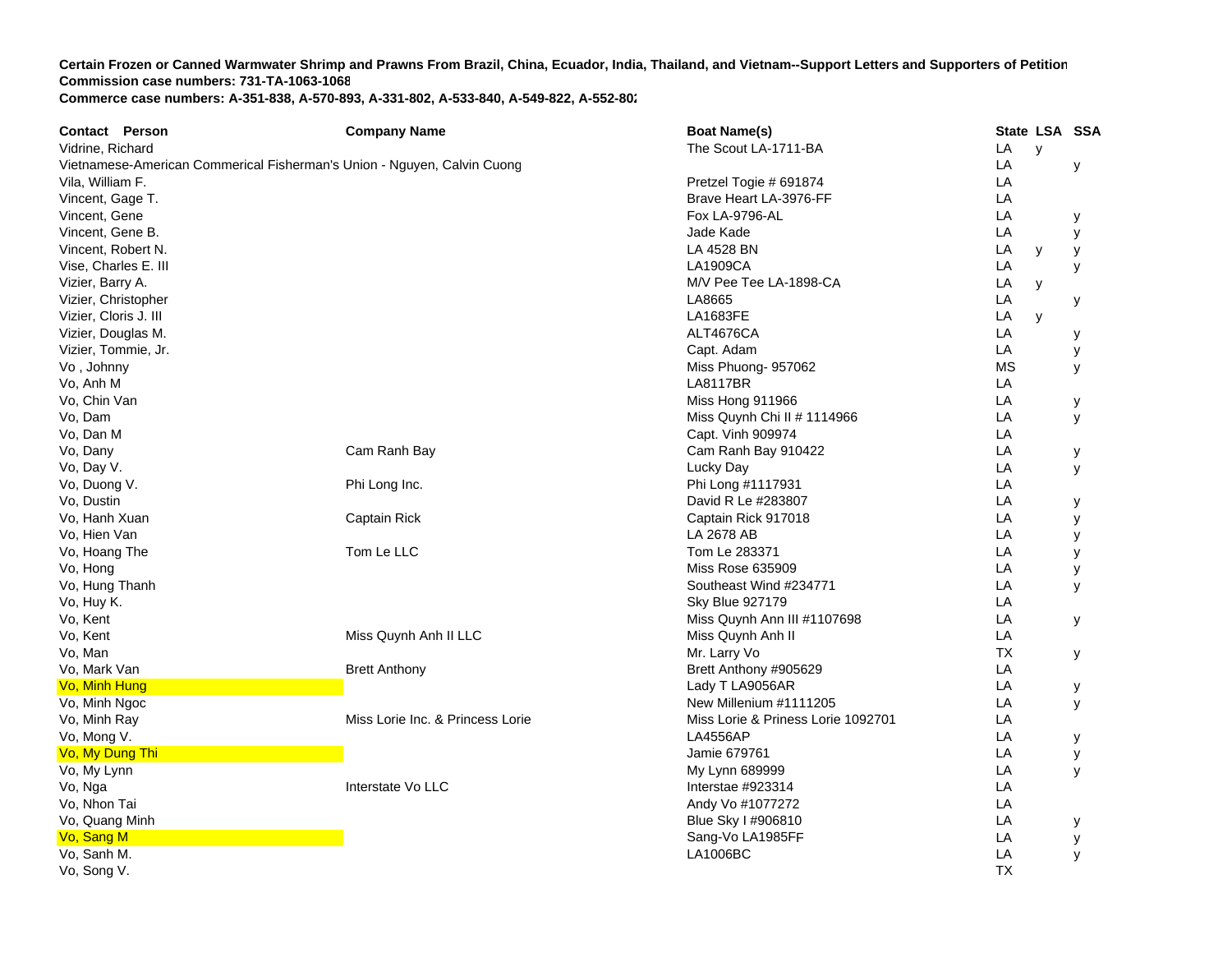**Certain Frozen or Canned Warmwater Shrimp and Prawns From Brazil, China, Ecuador, India, Thailand, and Vietnam--Support Letters and Supporters of Petition**
**Commission case numbers: 731-TA-1063-1068**
**Commerce case numbers: A-351-838, A-570-893, A-331-802, A-533-840, A-549-822, A-552-802**

| Contact Person | Company Name | Boat Name(s) | State | LSA | SSA |
|---|---|---|---|---|---|
| Vidrine, Richard | | The Scout LA-1711-BA | LA | y | |
| Vietnamese-American Commerical Fisherman's Union - Nguyen, Calvin Cuong | | | LA | | y |
| Vila, William F. | | Pretzel Togie # 691874 | LA | | |
| Vincent, Gage T. | | Brave Heart LA-3976-FF | LA | | |
| Vincent, Gene | | Fox LA-9796-AL | LA | | y |
| Vincent, Gene B. | | Jade Kade | LA | | y |
| Vincent, Robert N. | | LA 4528 BN | LA | y | y |
| Vise, Charles E. III | | LA1909CA | LA | | y |
| Vizier, Barry A. | | M/V Pee Tee LA-1898-CA | LA | y | |
| Vizier, Christopher | | LA8665 | LA | | y |
| Vizier, Cloris J. III | | LA1683FE | LA | y | |
| Vizier, Douglas M. | | ALT4676CA | LA | | y |
| Vizier, Tommie, Jr. | | Capt. Adam | LA | | y |
| Vo , Johnny | | Miss Phuong- 957062 | MS | | y |
| Vo, Anh M | | LA8117BR | LA | | |
| Vo, Chin Van | | Miss Hong 911966 | LA | | y |
| Vo, Dam | | Miss Quynh Chi II # 1114966 | LA | | y |
| Vo, Dan M | | Capt. Vinh 909974 | LA | | |
| Vo, Dany | Cam Ranh Bay | Cam Ranh Bay 910422 | LA | | y |
| Vo, Day V. | | Lucky Day | LA | | y |
| Vo, Duong V. | Phi Long Inc. | Phi Long #1117931 | LA | | |
| Vo, Dustin | | David R Le #283807 | LA | | y |
| Vo, Hanh Xuan | Captain Rick | Captain Rick 917018 | LA | | y |
| Vo, Hien Van | | LA 2678 AB | LA | | y |
| Vo, Hoang The | Tom Le LLC | Tom Le 283371 | LA | | y |
| Vo, Hong | | Miss Rose 635909 | LA | | y |
| Vo, Hung Thanh | | Southeast Wind #234771 | LA | | y |
| Vo, Huy K. | | Sky Blue 927179 | LA | | |
| Vo, Kent | | Miss Quynh Ann III #1107698 | LA | | y |
| Vo, Kent | Miss Quynh Anh II LLC | Miss Quynh Anh II | LA | | |
| Vo, Man | | Mr. Larry Vo | TX | | y |
| Vo, Mark Van | Brett Anthony | Brett Anthony #905629 | LA | | |
| Vo, Minh Hung | | Lady T LA9056AR | LA | | y |
| Vo, Minh Ngoc | | New Millenium #1111205 | LA | | y |
| Vo, Minh Ray | Miss Lorie Inc. & Princess Lorie | Miss Lorie & Priness Lorie 1092701 | LA | | |
| Vo, Mong V. | | LA4556AP | LA | | y |
| Vo, My Dung Thi | | Jamie 679761 | LA | | y |
| Vo, My Lynn | | My Lynn 689999 | LA | | y |
| Vo, Nga | Interstate Vo LLC | Interstae #923314 | LA | | |
| Vo, Nhon Tai | | Andy Vo #1077272 | LA | | |
| Vo, Quang Minh | | Blue Sky I #906810 | LA | | y |
| Vo, Sang M | | Sang-Vo LA1985FF | LA | | y |
| Vo, Sanh M. | | LA1006BC | LA | | y |
| Vo, Song V. | | | TX | | |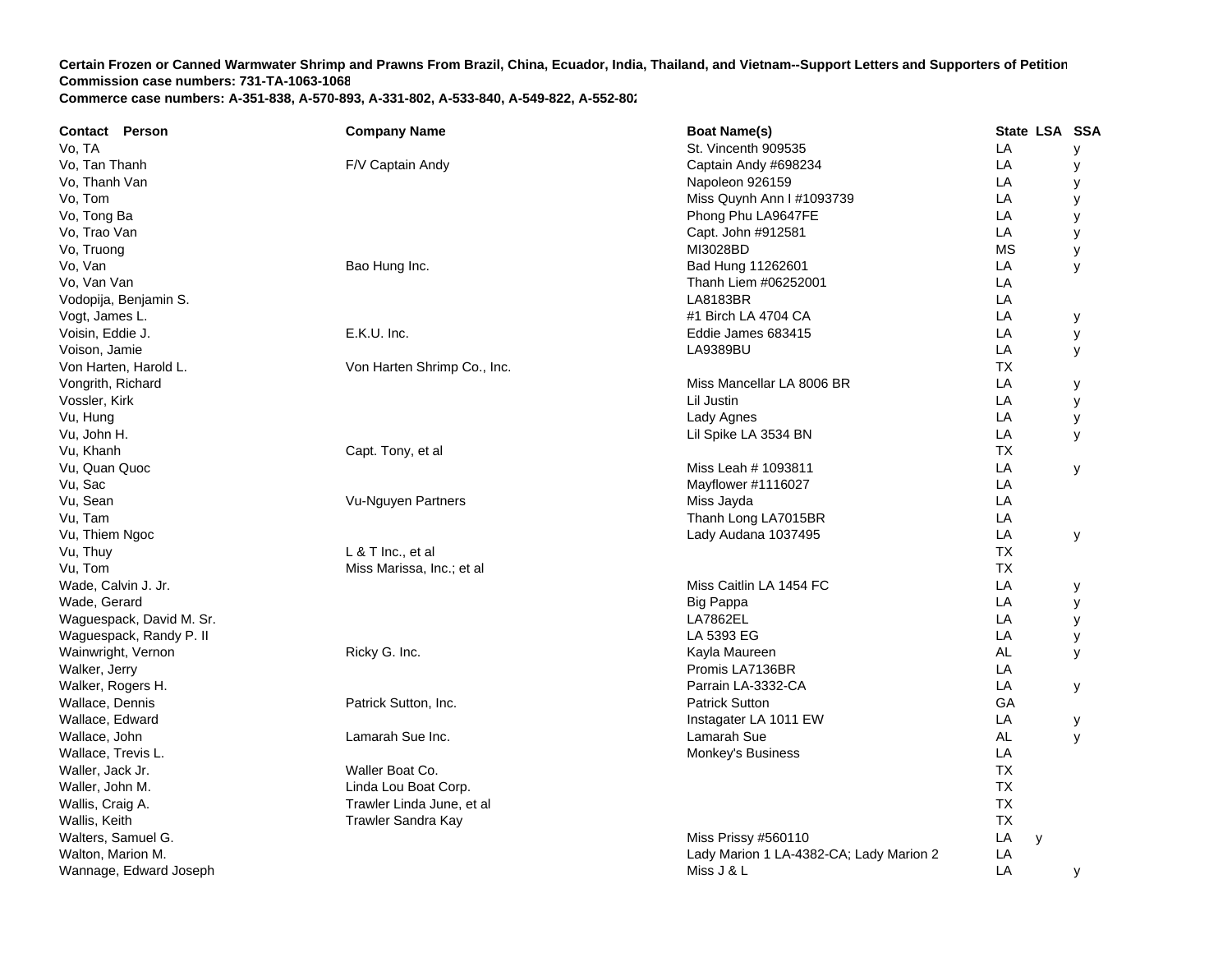**Certain Frozen or Canned Warmwater Shrimp and Prawns From Brazil, China, Ecuador, India, Thailand, and Vietnam--Support Letters and Supporters of Petition**
**Commission case numbers: 731-TA-1063-1068**
**Commerce case numbers: A-351-838, A-570-893, A-331-802, A-533-840, A-549-822, A-552-802**

| Contact Person | Company Name | Boat Name(s) | State | LSA | SSA |
|---|---|---|---|---|---|
| Vo, TA | | St. Vincenth 909535 | LA | | y |
| Vo, Tan Thanh | F/V Captain Andy | Captain Andy #698234 | LA | | y |
| Vo, Thanh Van | | Napoleon 926159 | LA | | y |
| Vo, Tom | | Miss Quynh Ann I #1093739 | LA | | y |
| Vo, Tong Ba | | Phong Phu LA9647FE | LA | | y |
| Vo, Trao Van | | Capt. John #912581 | LA | | y |
| Vo, Truong | | MI3028BD | MS | | y |
| Vo, Van | Bao Hung Inc. | Bad Hung 11262601 | LA | | y |
| Vo, Van Van | | Thanh Liem #06252001 | LA | | |
| Vodopija, Benjamin S. | | LA8183BR | LA | | |
| Vogt, James L. | | #1 Birch LA 4704 CA | LA | | y |
| Voisin, Eddie J. | E.K.U. Inc. | Eddie James 683415 | LA | | y |
| Voison, Jamie | | LA9389BU | LA | | y |
| Von Harten, Harold L. | Von Harten Shrimp Co., Inc. | | TX | | |
| Vongrith, Richard | | Miss Mancellar LA 8006 BR | LA | | y |
| Vossler, Kirk | | Lil Justin | LA | | y |
| Vu, Hung | | Lady Agnes | LA | | y |
| Vu, John H. | | Lil Spike LA 3534 BN | LA | | y |
| Vu, Khanh | Capt. Tony, et al | | TX | | |
| Vu, Quan Quoc | | Miss Leah # 1093811 | LA | | y |
| Vu, Sac | | Mayflower #1116027 | LA | | |
| Vu, Sean | Vu-Nguyen Partners | Miss Jayda | LA | | |
| Vu, Tam | | Thanh Long LA7015BR | LA | | |
| Vu, Thiem Ngoc | | Lady Audana 1037495 | LA | | y |
| Vu, Thuy | L & T Inc., et al | | TX | | |
| Vu, Tom | Miss Marissa, Inc.; et al | | TX | | |
| Wade, Calvin J. Jr. | | Miss Caitlin LA 1454 FC | LA | | y |
| Wade, Gerard | | Big Pappa | LA | | y |
| Waguespack, David M. Sr. | | LA7862EL | LA | | y |
| Waguespack, Randy P. II | | LA 5393 EG | LA | | y |
| Wainwright, Vernon | Ricky G. Inc. | Kayla Maureen | AL | | y |
| Walker, Jerry | | Promis LA7136BR | LA | | |
| Walker, Rogers H. | | Parrain LA-3332-CA | LA | | y |
| Wallace, Dennis | Patrick Sutton, Inc. | Patrick Sutton | GA | | |
| Wallace, Edward | | Instagater LA 1011 EW | LA | | y |
| Wallace, John | Lamarah Sue Inc. | Lamarah Sue | AL | | y |
| Wallace, Trevis L. | | Monkey's Business | LA | | |
| Waller, Jack Jr. | Waller Boat Co. | | TX | | |
| Waller, John M. | Linda Lou Boat Corp. | | TX | | |
| Wallis, Craig A. | Trawler Linda June, et al | | TX | | |
| Wallis, Keith | Trawler Sandra Kay | | TX | | |
| Walters, Samuel G. | | Miss Prissy #560110 | LA | y | |
| Walton, Marion M. | | Lady Marion 1 LA-4382-CA; Lady Marion 2 | LA | | |
| Wannage, Edward Joseph | | Miss J & L | LA | | y |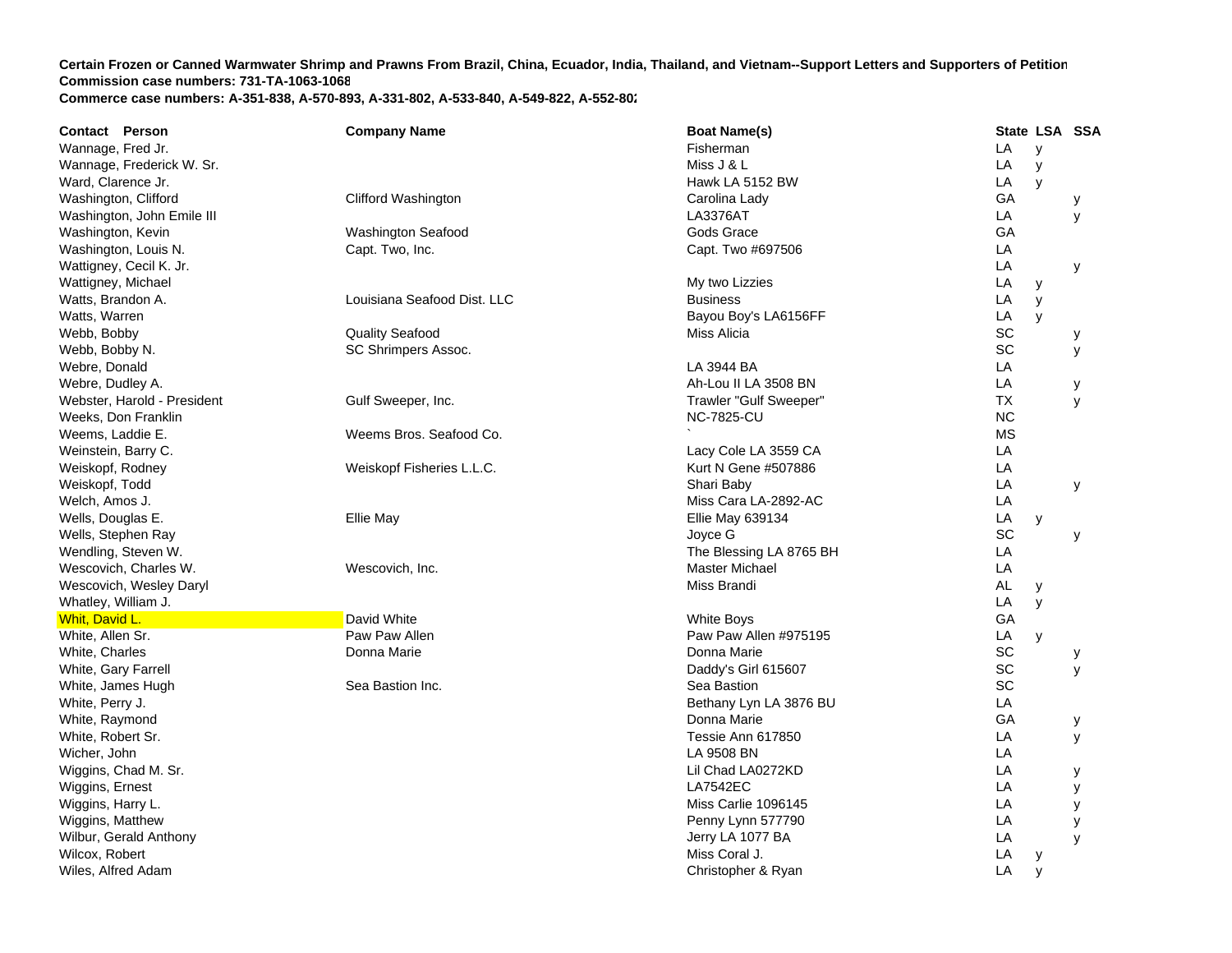**Certain Frozen or Canned Warmwater Shrimp and Prawns From Brazil, China, Ecuador, India, Thailand, and Vietnam--Support Letters and Supporters of Petition**
**Commission case numbers: 731-TA-1063-1068**
**Commerce case numbers: A-351-838, A-570-893, A-331-802, A-533-840, A-549-822, A-552-802**

| Contact Person | Company Name | Boat Name(s) | State | LSA | SSA |
|---|---|---|---|---|---|
| Wannage, Fred Jr. | | Fisherman | LA | y | |
| Wannage, Frederick W. Sr. | | Miss J & L | LA | y | |
| Ward, Clarence Jr. | | Hawk LA 5152 BW | LA | y | |
| Washington, Clifford | Clifford Washington | Carolina Lady | GA | | y |
| Washington, John Emile III | | LA3376AT | LA | | y |
| Washington, Kevin | Washington Seafood | Gods Grace | GA | | |
| Washington, Louis N. | Capt. Two, Inc. | Capt. Two #697506 | LA | | |
| Wattigney, Cecil K. Jr. | | | LA | | y |
| Wattigney, Michael | | My two Lizzies | LA | y | |
| Watts, Brandon A. | Louisiana Seafood Dist. LLC | Business | LA | y | |
| Watts, Warren | | Bayou Boy's LA6156FF | LA | y | |
| Webb, Bobby | Quality Seafood | Miss Alicia | SC | | y |
| Webb, Bobby N. | SC Shrimpers Assoc. | | SC | | y |
| Webre, Donald | | LA 3944 BA | LA | | |
| Webre, Dudley A. | | Ah-Lou II LA 3508 BN | LA | | y |
| Webster, Harold - President | Gulf Sweeper, Inc. | Trawler "Gulf Sweeper" | TX | | y |
| Weeks, Don Franklin | | NC-7825-CU | NC | | |
| Weems, Laddie E. | Weems Bros. Seafood Co. | ` | MS | | |
| Weinstein, Barry C. | | Lacy Cole LA 3559 CA | LA | | |
| Weiskopf, Rodney | Weiskopf Fisheries L.L.C. | Kurt N Gene #507886 | LA | | |
| Weiskopf, Todd | | Shari Baby | LA | | y |
| Welch, Amos J. | | Miss Cara LA-2892-AC | LA | | |
| Wells, Douglas E. | Ellie May | Ellie May 639134 | LA | y | |
| Wells, Stephen Ray | | Joyce G | SC | | y |
| Wendling, Steven W. | | The Blessing LA 8765 BH | LA | | |
| Wescovich, Charles W. | Wescovich, Inc. | Master Michael | LA | | |
| Wescovich, Wesley Daryl | | Miss Brandi | AL | y | |
| Whatley, William J. | | | LA | y | |
| Whit, David L. | David White | White Boys | GA | | |
| White, Allen Sr. | Paw Paw Allen | Paw Paw Allen #975195 | LA | y | |
| White, Charles | Donna Marie | Donna Marie | SC | | y |
| White, Gary Farrell | | Daddy's Girl 615607 | SC | | y |
| White, James Hugh | Sea Bastion Inc. | Sea Bastion | SC | | |
| White, Perry J. | | Bethany Lyn LA 3876 BU | LA | | |
| White, Raymond | | Donna Marie | GA | | y |
| White, Robert Sr. | | Tessie Ann 617850 | LA | | y |
| Wicher, John | | LA 9508 BN | LA | | |
| Wiggins, Chad M. Sr. | | Lil Chad LA0272KD | LA | | y |
| Wiggins, Ernest | | LA7542EC | LA | | y |
| Wiggins, Harry L. | | Miss Carlie 1096145 | LA | | y |
| Wiggins, Matthew | | Penny Lynn 577790 | LA | | y |
| Wilbur, Gerald Anthony | | Jerry LA 1077 BA | LA | | y |
| Wilcox, Robert | | Miss Coral J. | LA | y | |
| Wiles, Alfred Adam | | Christopher & Ryan | LA | y | |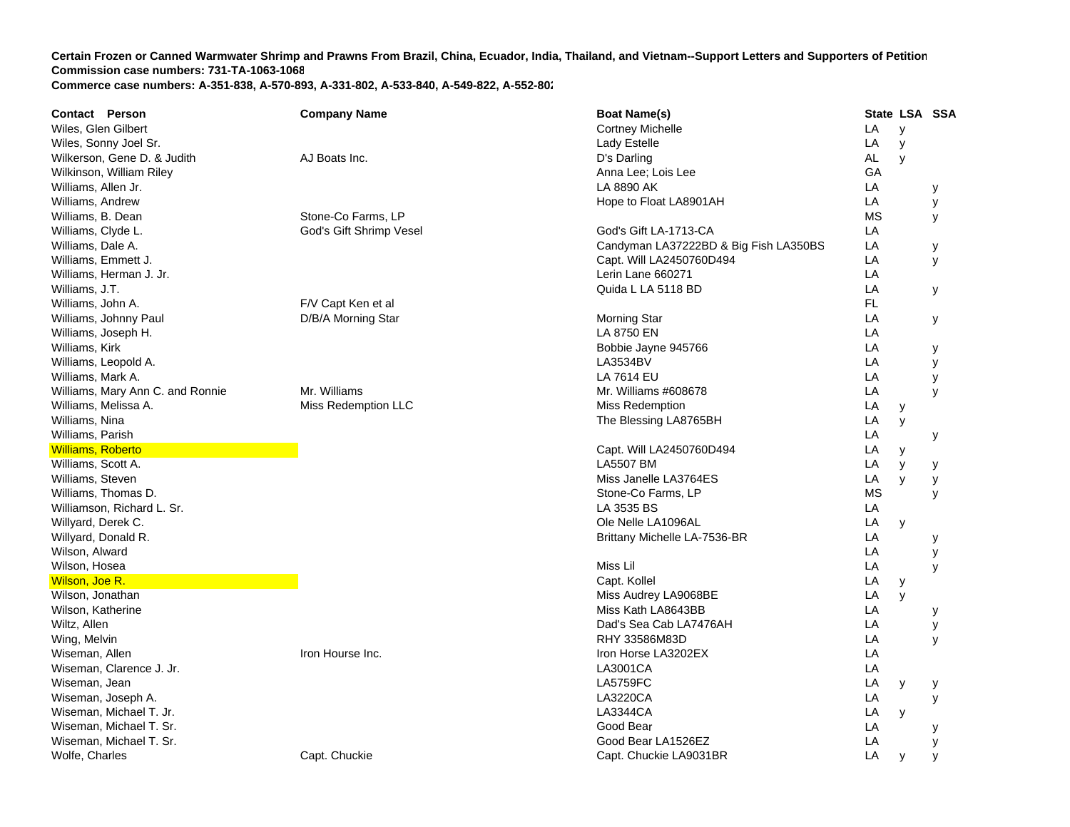**Certain Frozen or Canned Warmwater Shrimp and Prawns From Brazil, China, Ecuador, India, Thailand, and Vietnam--Support Letters and Supporters of Petition**
**Commission case numbers: 731-TA-1063-1068**
**Commerce case numbers: A-351-838, A-570-893, A-331-802, A-533-840, A-549-822, A-552-802**

| Contact Person | Company Name | Boat Name(s) | State | LSA | SSA |
|---|---|---|---|---|---|
| Wiles, Glen Gilbert | | Cortney Michelle | LA | y | |
| Wiles, Sonny Joel Sr. | | Lady Estelle | LA | y | |
| Wilkerson, Gene D. & Judith | AJ Boats Inc. | D's Darling | AL | y | |
| Wilkinson, William Riley | | Anna Lee; Lois Lee | GA | | |
| Williams, Allen Jr. | | LA 8890 AK | LA | | y |
| Williams, Andrew | | Hope to Float LA8901AH | LA | | y |
| Williams, B. Dean | Stone-Co Farms, LP | | MS | | y |
| Williams, Clyde L. | God's Gift Shrimp Vesel | God's Gift LA-1713-CA | LA | | |
| Williams, Dale A. | | Candyman LA37222BD & Big Fish LA350BS | LA | | y |
| Williams, Emmett J. | | Capt. Will LA2450760D494 | LA | | y |
| Williams, Herman J. Jr. | | Lerin Lane 660271 | LA | | |
| Williams, J.T. | | Quida L LA 5118 BD | LA | | y |
| Williams, John A. | F/V Capt Ken et al | | FL | | |
| Williams, Johnny Paul | D/B/A Morning Star | Morning Star | LA | | y |
| Williams, Joseph H. | | LA 8750 EN | LA | | |
| Williams, Kirk | | Bobbie Jayne 945766 | LA | | y |
| Williams, Leopold A. | | LA3534BV | LA | | y |
| Williams, Mark A. | | LA 7614 EU | LA | | y |
| Williams, Mary Ann C. and Ronnie | Mr. Williams | Mr. Williams #608678 | LA | | y |
| Williams, Melissa A. | Miss Redemption LLC | Miss Redemption | LA | y | |
| Williams, Nina | | The Blessing LA8765BH | LA | y | |
| Williams, Parish | | | LA | | y |
| Williams, Roberto | | Capt. Will LA2450760D494 | LA | y | |
| Williams, Scott A. | | LA5507 BM | LA | y | y |
| Williams, Steven | | Miss Janelle LA3764ES | LA | y | y |
| Williams, Thomas D. | | Stone-Co Farms, LP | MS | | y |
| Williamson, Richard L. Sr. | | LA 3535 BS | LA | | |
| Willyard, Derek C. | | Ole Nelle LA1096AL | LA | y | |
| Willyard, Donald R. | | Brittany Michelle LA-7536-BR | LA | | y |
| Wilson, Alward | | | LA | | y |
| Wilson, Hosea | | Miss Lil | LA | | y |
| Wilson, Joe R. | | Capt. Kollel | LA | y | |
| Wilson, Jonathan | | Miss Audrey LA9068BE | LA | y | |
| Wilson, Katherine | | Miss Kath LA8643BB | LA | | y |
| Wiltz, Allen | | Dad's Sea Cab LA7476AH | LA | | y |
| Wing, Melvin | | RHY 33586M83D | LA | | y |
| Wiseman, Allen | Iron Hourse Inc. | Iron Horse LA3202EX | LA | | |
| Wiseman, Clarence J. Jr. | | LA3001CA | LA | | |
| Wiseman, Jean | | LA5759FC | LA | y | y |
| Wiseman, Joseph A. | | LA3220CA | LA | | y |
| Wiseman, Michael T. Jr. | | LA3344CA | LA | y | |
| Wiseman, Michael T. Sr. | | Good Bear | LA | | y |
| Wiseman, Michael T. Sr. | | Good Bear LA1526EZ | LA | | y |
| Wolfe, Charles | Capt. Chuckie | Capt. Chuckie LA9031BR | LA | y | y |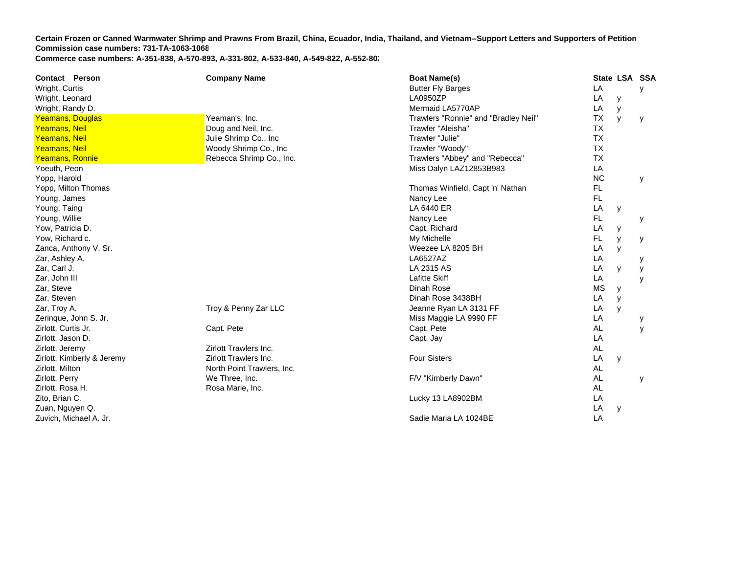**Certain Frozen or Canned Warmwater Shrimp and Prawns From Brazil, China, Ecuador, India, Thailand, and Vietnam--Support Letters and Supporters of Petition**
**Commission case numbers: 731-TA-1063-1068**
**Commerce case numbers: A-351-838, A-570-893, A-331-802, A-533-840, A-549-822, A-552-802**

| Contact Person | Company Name | Boat Name(s) | State | LSA | SSA |
|---|---|---|---|---|---|
| Wright, Curtis | | Butter Fly Barges | LA | | y |
| Wright, Leonard | | LA0950ZP | LA | y | |
| Wright, Randy D. | | Mermaid LA5770AP | LA | y | |
| Yeamans, Douglas | Yeaman's, Inc. | Trawlers "Ronnie" and "Bradley Neil" | TX | y | y |
| Yeamans, Neil | Doug and Neil, Inc. | Trawler "Aleisha" | TX | | |
| Yeamans, Neil | Julie Shrimp Co., Inc | Trawler "Julie" | TX | | |
| Yeamans, Neil | Woody Shrimp Co., Inc | Trawler "Woody" | TX | | |
| Yeamans, Ronnie | Rebecca Shrimp Co., Inc. | Trawlers "Abbey" and "Rebecca" | TX | | |
| Yoeuth, Peon | | Miss Dalyn LAZ12853B983 | LA | | |
| Yopp, Harold | | | NC | | y |
| Yopp, Milton Thomas | | Thomas Winfield, Capt 'n' Nathan | FL | | |
| Young, James | | Nancy Lee | FL | | |
| Young, Taing | | LA 6440 ER | LA | y | |
| Young, Willie | | Nancy Lee | FL | | y |
| Yow, Patricia D. | | Capt. Richard | LA | y | |
| Yow, Richard c. | | My Michelle | FL | y | y |
| Zanca, Anthony V. Sr. | | Weezee LA 8205 BH | LA | y | |
| Zar, Ashley A. | | LA6527AZ | LA | | y |
| Zar, Carl J. | | LA 2315 AS | LA | y | y |
| Zar, John III | | Lafitte Skiff | LA | | y |
| Zar, Steve | | Dinah Rose | MS | y | |
| Zar, Steven | | Dinah Rose 3438BH | LA | y | |
| Zar, Troy A. | Troy & Penny Zar LLC | Jeanne Ryan LA 3131 FF | LA | y | |
| Zerinque, John S. Jr. | | Miss Maggie LA 9990 FF | LA | | y |
| Zirlott, Curtis Jr. | Capt. Pete | Capt. Pete | AL | | y |
| Zirlott, Jason D. | | Capt. Jay | LA | | |
| Zirlott, Jeremy | Zirlott Trawlers Inc. | | AL | | |
| Zirlott, Kimberly & Jeremy | Zirlott Trawlers Inc. | Four Sisters | LA | y | |
| Zirlott, Milton | North Point Trawlers, Inc. | | AL | | |
| Zirlott, Perry | We Three, Inc. | F/V "Kimberly Dawn" | AL | | y |
| Zirlott, Rosa H. | Rosa Marie, Inc. | | AL | | |
| Zito, Brian C. | | Lucky 13 LA8902BM | LA | | |
| Zuan, Nguyen Q. | | | LA | y | |
| Zuvich, Michael A. Jr. | | Sadie Maria LA 1024BE | LA | | |